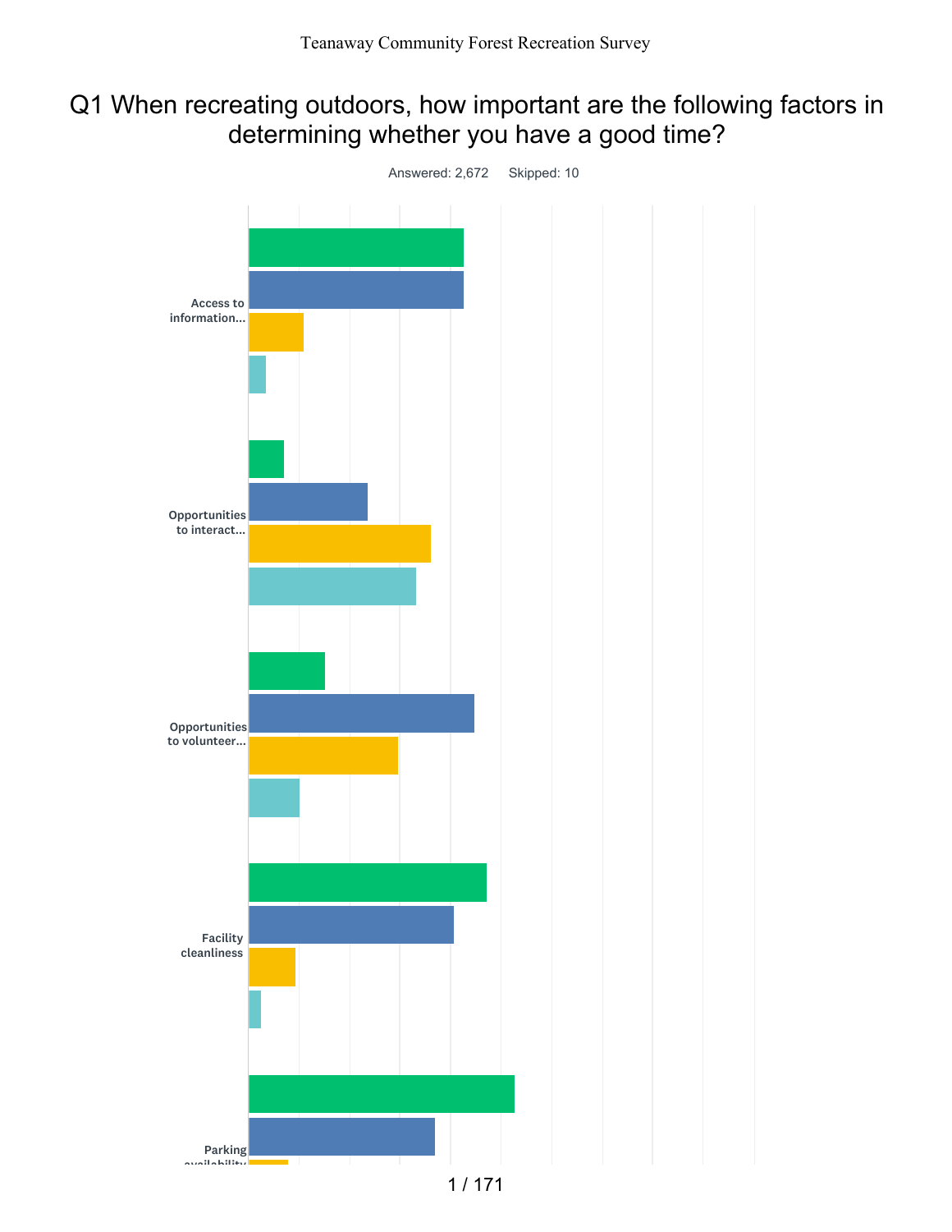# Q1 When recreating outdoors, how important are the following factors in determining whether you have a good time?

Answered: 2,672    Skipped: 10

Access to information...

Opportunities to interact...

Opportunities to volunteer...

Facility cleanliness

Parking availability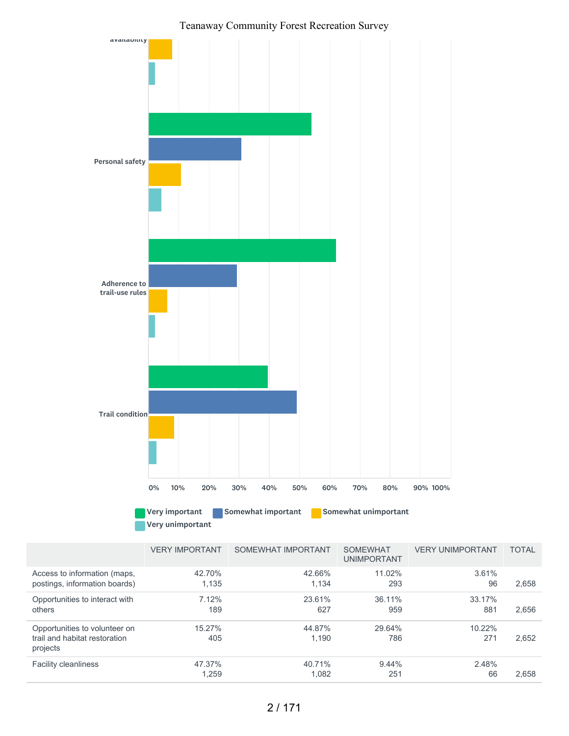| | VERY IMPORTANT | SOMEWHAT IMPORTANT | SOMEWHAT UNIMPORTANT | VERY UNIMPORTANT | TOTAL |
|---|---|---|---|---|---|
| Access to information (maps, postings, information boards) | 42.70%<br>1,135 | 42.66%<br>1,134 | 11.02%<br>293 | 3.61%<br>96 | 2,658 |
| Opportunities to interact with others | 7.12%<br>189 | 23.61%<br>627 | 36.11%<br>959 | 33.17%<br>881 | 2,656 |
| Opportunities to volunteer on trail and habitat restoration projects | 15.27%<br>405 | 44.87%<br>1,190 | 29.64%<br>786 | 10.22%<br>271 | 2,652 |
| Facility cleanliness | 47.37%<br>1,259 | 40.71%<br>1,082 | 9.44%<br>251 | 2.48%<br>66 | 2,658 |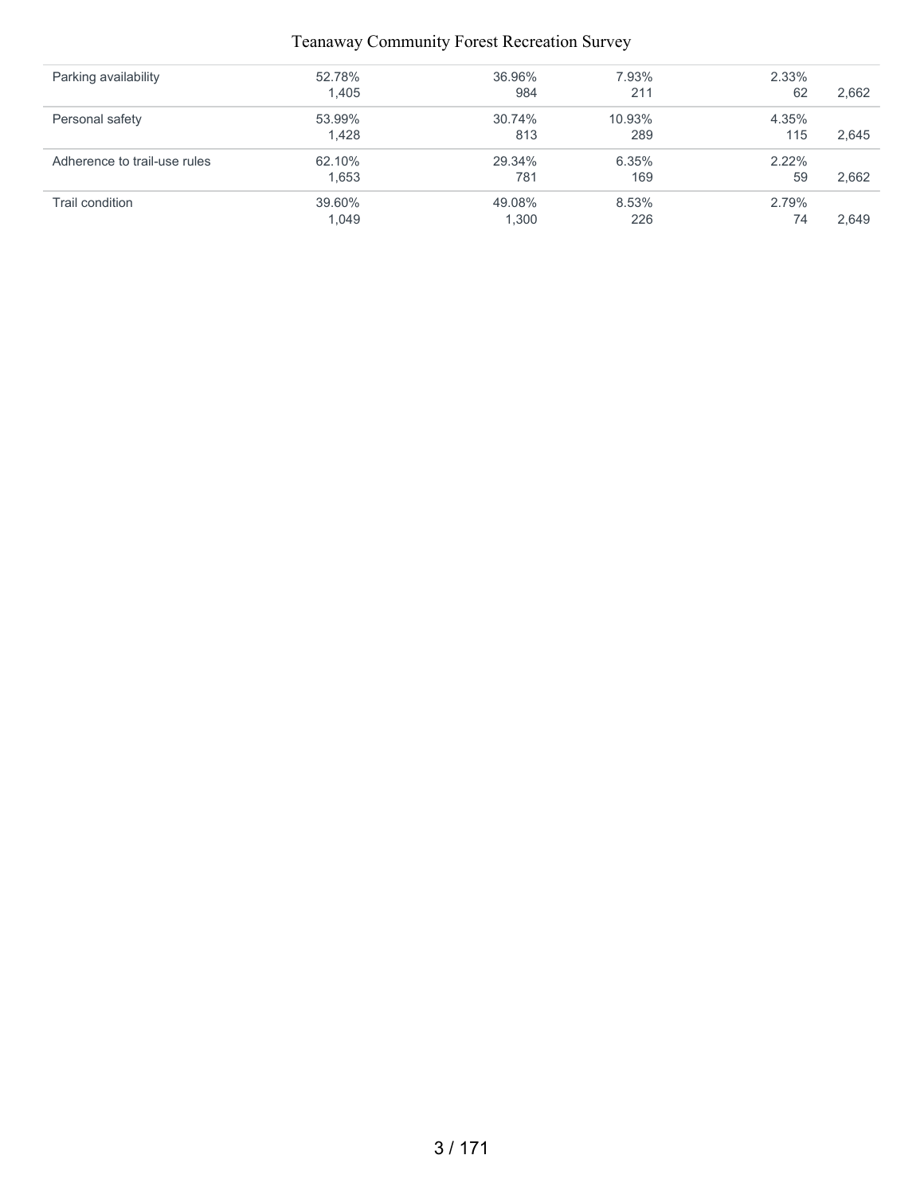| | | | | | |
|---|---|---|---|---|---|
| Parking availability | 52.78%<br>1,405 | 36.96%<br>984 | 7.93%<br>211 | 2.33%<br>62 | 2,662 |
| Personal safety | 53.99%<br>1,428 | 30.74%<br>813 | 10.93%<br>289 | 4.35%<br>115 | 2,645 |
| Adherence to trail-use rules | 62.10%<br>1,653 | 29.34%<br>781 | 6.35%<br>169 | 2.22%<br>59 | 2,662 |
| Trail condition | 39.60%<br>1,049 | 49.08%<br>1,300 | 8.53%<br>226 | 2.79%<br>74 | 2,649 |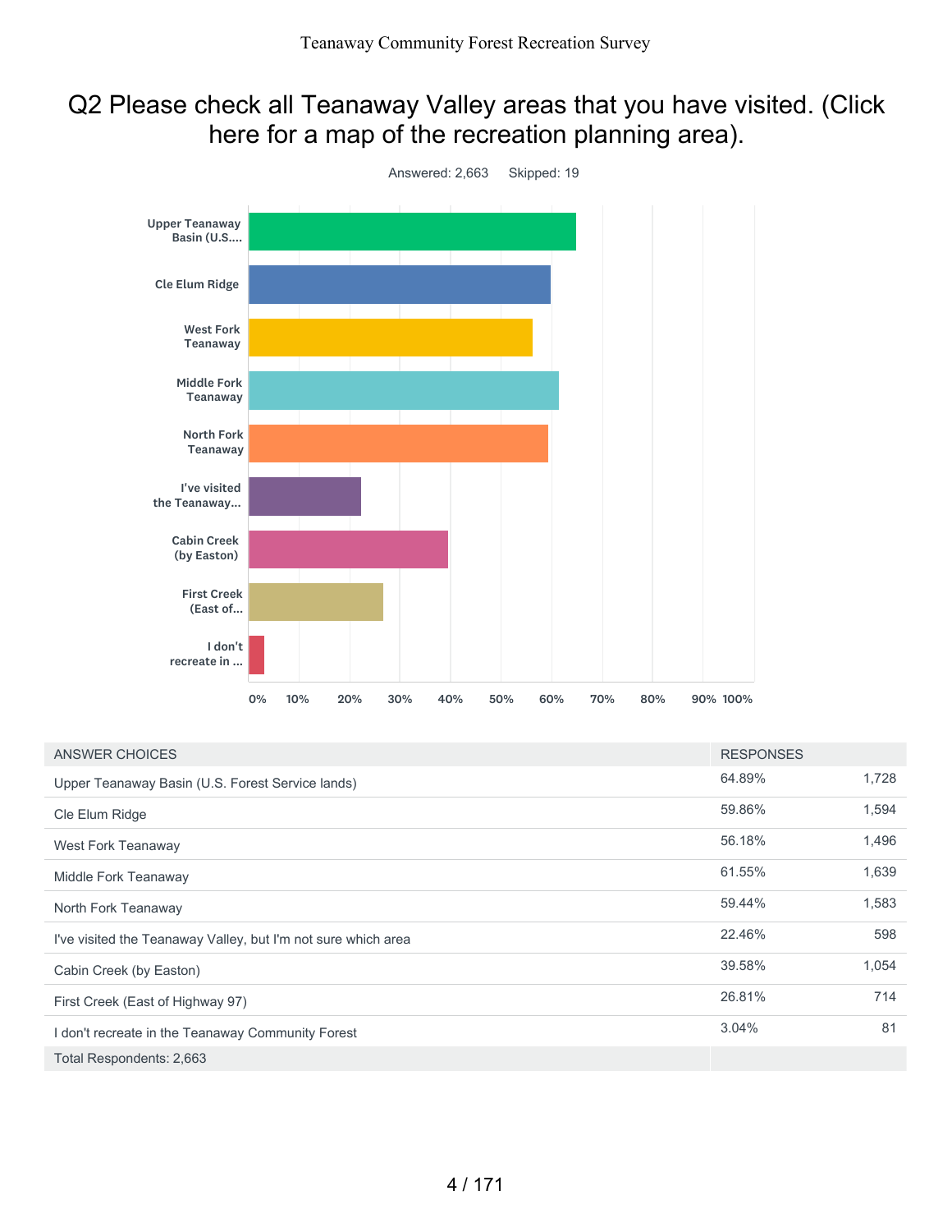## Q2 Please check all Teanaway Valley areas that you have visited. (Click here for a map of the recreation planning area).

Answered: 2,663 Skipped: 19

| ANSWER CHOICES | RESPONSES | |
|---|---|---|
| Upper Teanaway Basin (U.S. Forest Service lands) | 64.89% | 1,728 |
| Cle Elum Ridge | 59.86% | 1,594 |
| West Fork Teanaway | 56.18% | 1,496 |
| Middle Fork Teanaway | 61.55% | 1,639 |
| North Fork Teanaway | 59.44% | 1,583 |
| I've visited the Teanaway Valley, but I'm not sure which area | 22.46% | 598 |
| Cabin Creek (by Easton) | 39.58% | 1,054 |
| First Creek (East of Highway 97) | 26.81% | 714 |
| I don't recreate in the Teanaway Community Forest | 3.04% | 81 |
| Total Respondents: 2,663 | | |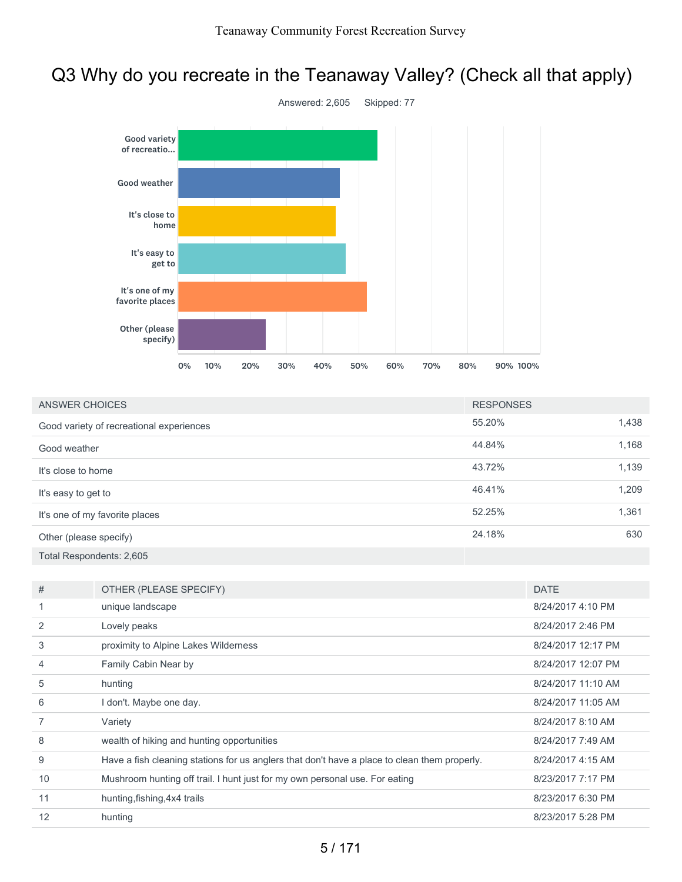# Q3 Why do you recreate in the Teanaway Valley? (Check all that apply)

Answered: 2,605 Skipped: 77

| ANSWER CHOICES | RESPONSES | |
|---|---|---|
| Good variety of recreational experiences | 55.20% | 1,438 |
| Good weather | 44.84% | 1,168 |
| It's close to home | 43.72% | 1,139 |
| It's easy to get to | 46.41% | 1,209 |
| It's one of my favorite places | 52.25% | 1,361 |
| Other (please specify) | 24.18% | 630 |
| Total Respondents: 2,605 | | |

| # | OTHER (PLEASE SPECIFY) | DATE |
|---|---|---|
| 1 | unique landscape | 8/24/2017 4:10 PM |
| 2 | Lovely peaks | 8/24/2017 2:46 PM |
| 3 | proximity to Alpine Lakes Wilderness | 8/24/2017 12:17 PM |
| 4 | Family Cabin Near by | 8/24/2017 12:07 PM |
| 5 | hunting | 8/24/2017 11:10 AM |
| 6 | I don't. Maybe one day. | 8/24/2017 11:05 AM |
| 7 | Variety | 8/24/2017 8:10 AM |
| 8 | wealth of hiking and hunting opportunities | 8/24/2017 7:49 AM |
| 9 | Have a fish cleaning stations for us anglers that don't have a place to clean them properly. | 8/24/2017 4:15 AM |
| 10 | Mushroom hunting off trail. I hunt just for my own personal use. For eating | 8/23/2017 7:17 PM |
| 11 | hunting,fishing,4x4 trails | 8/23/2017 6:30 PM |
| 12 | hunting | 8/23/2017 5:28 PM |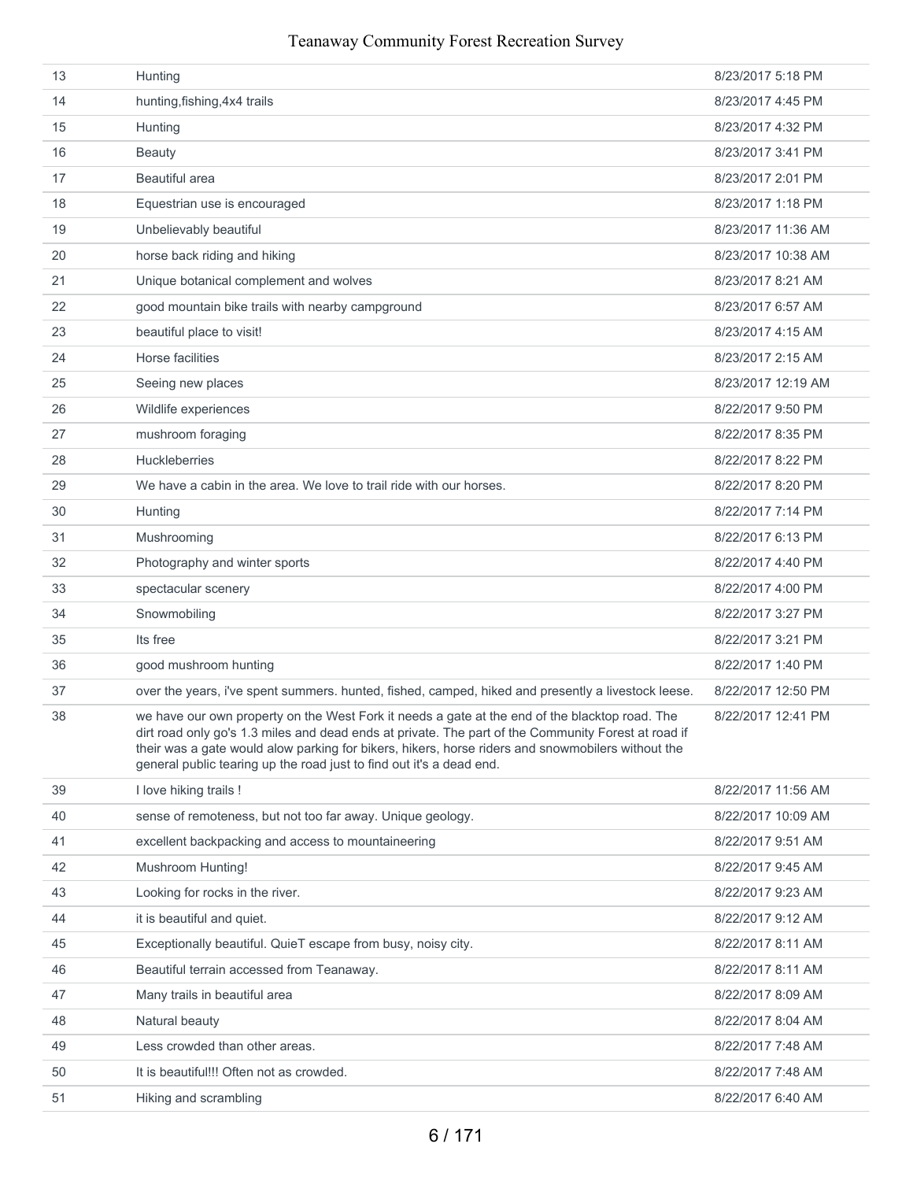| | | |
|---|---|---|
| 13 | Hunting | 8/23/2017 5:18 PM |
| 14 | hunting,fishing,4x4 trails | 8/23/2017 4:45 PM |
| 15 | Hunting | 8/23/2017 4:32 PM |
| 16 | Beauty | 8/23/2017 3:41 PM |
| 17 | Beautiful area | 8/23/2017 2:01 PM |
| 18 | Equestrian use is encouraged | 8/23/2017 1:18 PM |
| 19 | Unbelievably beautiful | 8/23/2017 11:36 AM |
| 20 | horse back riding and hiking | 8/23/2017 10:38 AM |
| 21 | Unique botanical complement and wolves | 8/23/2017 8:21 AM |
| 22 | good mountain bike trails with nearby campground | 8/23/2017 6:57 AM |
| 23 | beautiful place to visit! | 8/23/2017 4:15 AM |
| 24 | Horse facilities | 8/23/2017 2:15 AM |
| 25 | Seeing new places | 8/23/2017 12:19 AM |
| 26 | Wildlife experiences | 8/22/2017 9:50 PM |
| 27 | mushroom foraging | 8/22/2017 8:35 PM |
| 28 | Huckleberries | 8/22/2017 8:22 PM |
| 29 | We have a cabin in the area. We love to trail ride with our horses. | 8/22/2017 8:20 PM |
| 30 | Hunting | 8/22/2017 7:14 PM |
| 31 | Mushrooming | 8/22/2017 6:13 PM |
| 32 | Photography and winter sports | 8/22/2017 4:40 PM |
| 33 | spectacular scenery | 8/22/2017 4:00 PM |
| 34 | Snowmobiling | 8/22/2017 3:27 PM |
| 35 | Its free | 8/22/2017 3:21 PM |
| 36 | good mushroom hunting | 8/22/2017 1:40 PM |
| 37 | over the years, i've spent summers. hunted, fished, camped, hiked and presently a livestock leese. | 8/22/2017 12:50 PM |
| 38 | we have our own property on the West Fork it needs a gate at the end of the blacktop road. The dirt road only go's 1.3 miles and dead ends at private. The part of the Community Forest at road if their was a gate would alow parking for bikers, hikers, horse riders and snowmobilers without the general public tearing up the road just to find out it's a dead end. | 8/22/2017 12:41 PM |
| 39 | I love hiking trails ! | 8/22/2017 11:56 AM |
| 40 | sense of remoteness, but not too far away. Unique geology. | 8/22/2017 10:09 AM |
| 41 | excellent backpacking and access to mountaineering | 8/22/2017 9:51 AM |
| 42 | Mushroom Hunting! | 8/22/2017 9:45 AM |
| 43 | Looking for rocks in the river. | 8/22/2017 9:23 AM |
| 44 | it is beautiful and quiet. | 8/22/2017 9:12 AM |
| 45 | Exceptionally beautiful. QuieT escape from busy, noisy city. | 8/22/2017 8:11 AM |
| 46 | Beautiful terrain accessed from Teanaway. | 8/22/2017 8:11 AM |
| 47 | Many trails in beautiful area | 8/22/2017 8:09 AM |
| 48 | Natural beauty | 8/22/2017 8:04 AM |
| 49 | Less crowded than other areas. | 8/22/2017 7:48 AM |
| 50 | It is beautiful!!! Often not as crowded. | 8/22/2017 7:48 AM |
| 51 | Hiking and scrambling | 8/22/2017 6:40 AM |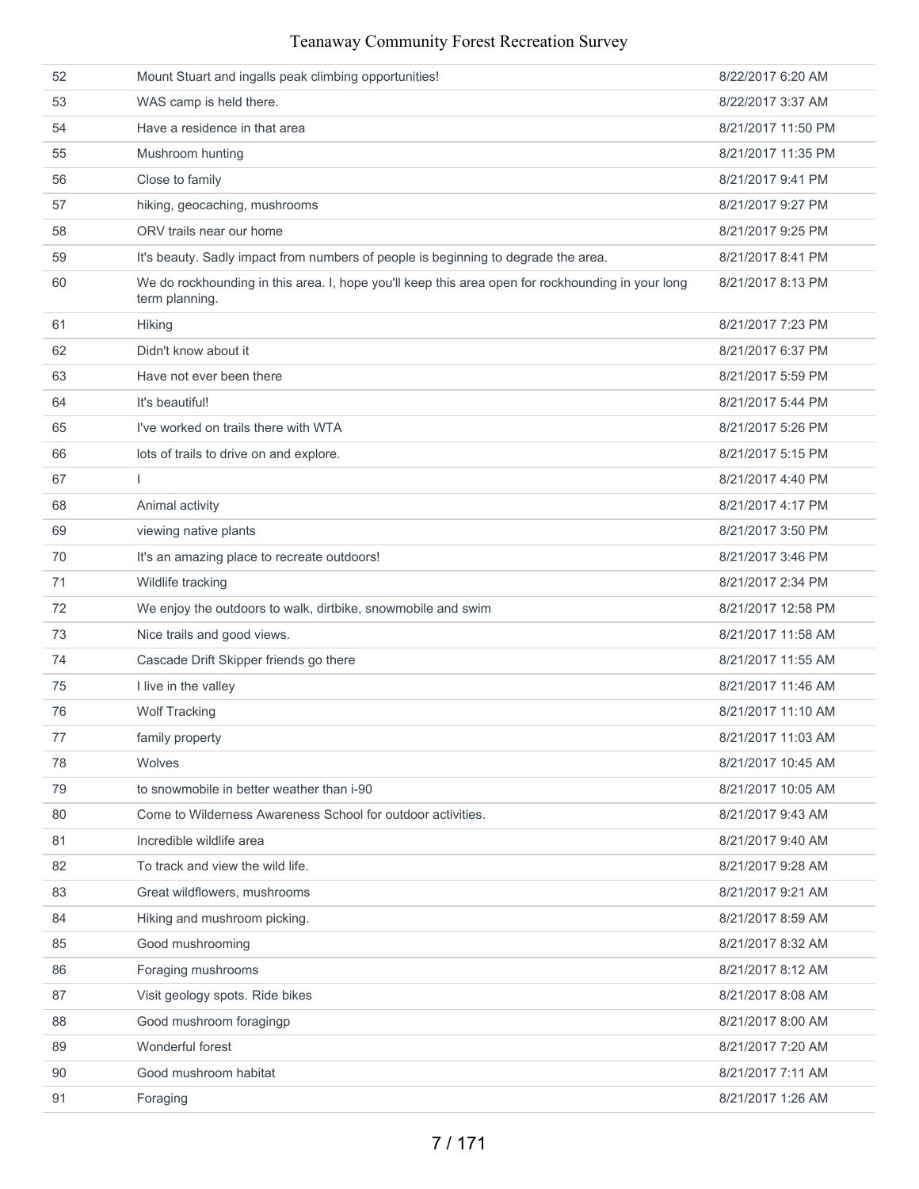| | | |
|---|---|---|
| 52 | Mount Stuart and ingalls peak climbing opportunities! | 8/22/2017 6:20 AM |
| 53 | WAS camp is held there. | 8/22/2017 3:37 AM |
| 54 | Have a residence in that area | 8/21/2017 11:50 PM |
| 55 | Mushroom hunting | 8/21/2017 11:35 PM |
| 56 | Close to family | 8/21/2017 9:41 PM |
| 57 | hiking, geocaching, mushrooms | 8/21/2017 9:27 PM |
| 58 | ORV trails near our home | 8/21/2017 9:25 PM |
| 59 | It's beauty. Sadly impact from numbers of people is beginning to degrade the area. | 8/21/2017 8:41 PM |
| 60 | We do rockhounding in this area. I, hope you'll keep this area open for rockhounding in your long term planning. | 8/21/2017 8:13 PM |
| 61 | Hiking | 8/21/2017 7:23 PM |
| 62 | Didn't know about it | 8/21/2017 6:37 PM |
| 63 | Have not ever been there | 8/21/2017 5:59 PM |
| 64 | It's beautiful! | 8/21/2017 5:44 PM |
| 65 | I've worked on trails there with WTA | 8/21/2017 5:26 PM |
| 66 | lots of trails to drive on and explore. | 8/21/2017 5:15 PM |
| 67 | I | 8/21/2017 4:40 PM |
| 68 | Animal activity | 8/21/2017 4:17 PM |
| 69 | viewing native plants | 8/21/2017 3:50 PM |
| 70 | It's an amazing place to recreate outdoors! | 8/21/2017 3:46 PM |
| 71 | Wildlife tracking | 8/21/2017 2:34 PM |
| 72 | We enjoy the outdoors to walk, dirtbike, snowmobile and swim | 8/21/2017 12:58 PM |
| 73 | Nice trails and good views. | 8/21/2017 11:58 AM |
| 74 | Cascade Drift Skipper friends go there | 8/21/2017 11:55 AM |
| 75 | I live in the valley | 8/21/2017 11:46 AM |
| 76 | Wolf Tracking | 8/21/2017 11:10 AM |
| 77 | family property | 8/21/2017 11:03 AM |
| 78 | Wolves | 8/21/2017 10:45 AM |
| 79 | to snowmobile in better weather than i-90 | 8/21/2017 10:05 AM |
| 80 | Come to Wilderness Awareness School for outdoor activities. | 8/21/2017 9:43 AM |
| 81 | Incredible wildlife area | 8/21/2017 9:40 AM |
| 82 | To track and view the wild life. | 8/21/2017 9:28 AM |
| 83 | Great wildflowers, mushrooms | 8/21/2017 9:21 AM |
| 84 | Hiking and mushroom picking. | 8/21/2017 8:59 AM |
| 85 | Good mushrooming | 8/21/2017 8:32 AM |
| 86 | Foraging mushrooms | 8/21/2017 8:12 AM |
| 87 | Visit geology spots. Ride bikes | 8/21/2017 8:08 AM |
| 88 | Good mushroom foragingp | 8/21/2017 8:00 AM |
| 89 | Wonderful forest | 8/21/2017 7:20 AM |
| 90 | Good mushroom habitat | 8/21/2017 7:11 AM |
| 91 | Foraging | 8/21/2017 1:26 AM |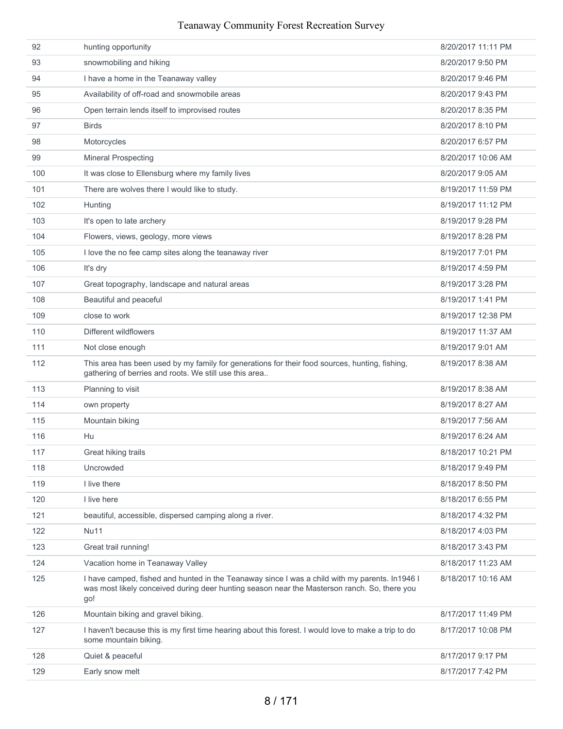| 92 | hunting opportunity | 8/20/2017 11:11 PM |
|---|---|---|
| 93 | snowmobiling and hiking | 8/20/2017 9:50 PM |
| 94 | I have a home in the Teanaway valley | 8/20/2017 9:46 PM |
| 95 | Availability of off-road and snowmobile areas | 8/20/2017 9:43 PM |
| 96 | Open terrain lends itself to improvised routes | 8/20/2017 8:35 PM |
| 97 | Birds | 8/20/2017 8:10 PM |
| 98 | Motorcycles | 8/20/2017 6:57 PM |
| 99 | Mineral Prospecting | 8/20/2017 10:06 AM |
| 100 | It was close to Ellensburg where my family lives | 8/20/2017 9:05 AM |
| 101 | There are wolves there I would like to study. | 8/19/2017 11:59 PM |
| 102 | Hunting | 8/19/2017 11:12 PM |
| 103 | It's open to late archery | 8/19/2017 9:28 PM |
| 104 | Flowers, views, geology, more views | 8/19/2017 8:28 PM |
| 105 | I love the no fee camp sites along the teanaway river | 8/19/2017 7:01 PM |
| 106 | It's dry | 8/19/2017 4:59 PM |
| 107 | Great topography, landscape and natural areas | 8/19/2017 3:28 PM |
| 108 | Beautiful and peaceful | 8/19/2017 1:41 PM |
| 109 | close to work | 8/19/2017 12:38 PM |
| 110 | Different wildflowers | 8/19/2017 11:37 AM |
| 111 | Not close enough | 8/19/2017 9:01 AM |
| 112 | This area has been used by my family for generations for their food sources, hunting, fishing, gathering of berries and roots. We still use this area.. | 8/19/2017 8:38 AM |
| 113 | Planning to visit | 8/19/2017 8:38 AM |
| 114 | own property | 8/19/2017 8:27 AM |
| 115 | Mountain biking | 8/19/2017 7:56 AM |
| 116 | Hu | 8/19/2017 6:24 AM |
| 117 | Great hiking trails | 8/18/2017 10:21 PM |
| 118 | Uncrowded | 8/18/2017 9:49 PM |
| 119 | I live there | 8/18/2017 8:50 PM |
| 120 | I live here | 8/18/2017 6:55 PM |
| 121 | beautiful, accessible, dispersed camping along a river. | 8/18/2017 4:32 PM |
| 122 | Nu11 | 8/18/2017 4:03 PM |
| 123 | Great trail running! | 8/18/2017 3:43 PM |
| 124 | Vacation home in Teanaway Valley | 8/18/2017 11:23 AM |
| 125 | I have camped, fished and hunted in the Teanaway since I was a child with my parents. In1946 I was most likely conceived during deer hunting season near the Masterson ranch. So, there you go! | 8/18/2017 10:16 AM |
| 126 | Mountain biking and gravel biking. | 8/17/2017 11:49 PM |
| 127 | I haven't because this is my first time hearing about this forest. I would love to make a trip to do some mountain biking. | 8/17/2017 10:08 PM |
| 128 | Quiet & peaceful | 8/17/2017 9:17 PM |
| 129 | Early snow melt | 8/17/2017 7:42 PM |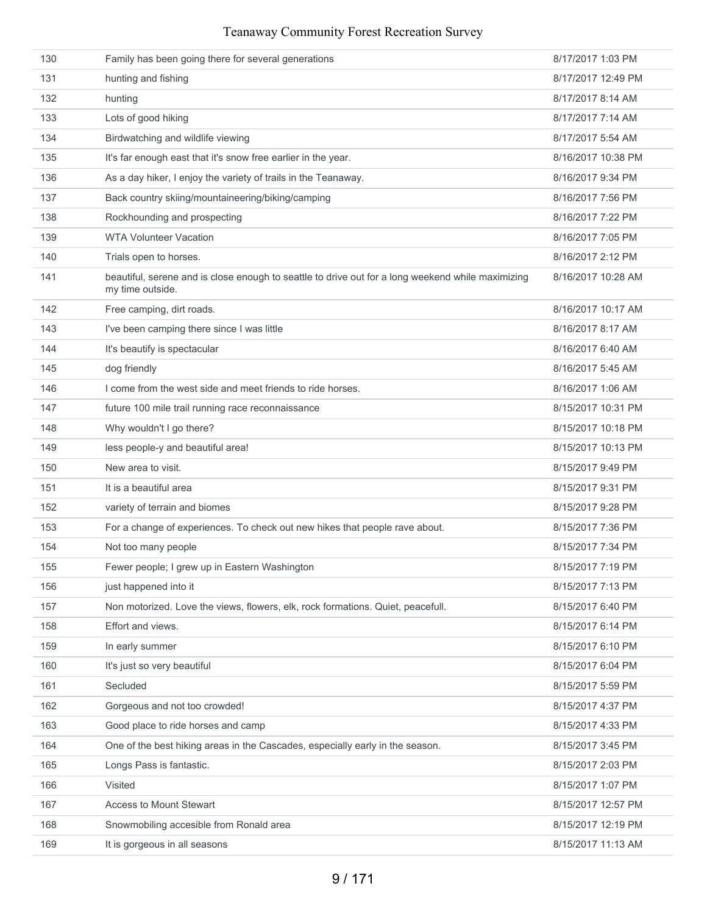| | | |
|---|---|---|
| 130 | Family has been going there for several generations | 8/17/2017 1:03 PM |
| 131 | hunting and fishing | 8/17/2017 12:49 PM |
| 132 | hunting | 8/17/2017 8:14 AM |
| 133 | Lots of good hiking | 8/17/2017 7:14 AM |
| 134 | Birdwatching and wildlife viewing | 8/17/2017 5:54 AM |
| 135 | It's far enough east that it's snow free earlier in the year. | 8/16/2017 10:38 PM |
| 136 | As a day hiker, I enjoy the variety of trails in the Teanaway. | 8/16/2017 9:34 PM |
| 137 | Back country skiing/mountaineering/biking/camping | 8/16/2017 7:56 PM |
| 138 | Rockhounding and prospecting | 8/16/2017 7:22 PM |
| 139 | WTA Volunteer Vacation | 8/16/2017 7:05 PM |
| 140 | Trials open to horses. | 8/16/2017 2:12 PM |
| 141 | beautiful, serene and is close enough to seattle to drive out for a long weekend while maximizing my time outside. | 8/16/2017 10:28 AM |
| 142 | Free camping, dirt roads. | 8/16/2017 10:17 AM |
| 143 | I've been camping there since I was little | 8/16/2017 8:17 AM |
| 144 | It's beautify is spectacular | 8/16/2017 6:40 AM |
| 145 | dog friendly | 8/16/2017 5:45 AM |
| 146 | I come from the west side and meet friends to ride horses. | 8/16/2017 1:06 AM |
| 147 | future 100 mile trail running race reconnaissance | 8/15/2017 10:31 PM |
| 148 | Why wouldn't I go there? | 8/15/2017 10:18 PM |
| 149 | less people-y and beautiful area! | 8/15/2017 10:13 PM |
| 150 | New area to visit. | 8/15/2017 9:49 PM |
| 151 | It is a beautiful area | 8/15/2017 9:31 PM |
| 152 | variety of terrain and biomes | 8/15/2017 9:28 PM |
| 153 | For a change of experiences. To check out new hikes that people rave about. | 8/15/2017 7:36 PM |
| 154 | Not too many people | 8/15/2017 7:34 PM |
| 155 | Fewer people; I grew up in Eastern Washington | 8/15/2017 7:19 PM |
| 156 | just happened into it | 8/15/2017 7:13 PM |
| 157 | Non motorized. Love the views, flowers, elk, rock formations. Quiet, peacefull. | 8/15/2017 6:40 PM |
| 158 | Effort and views. | 8/15/2017 6:14 PM |
| 159 | In early summer | 8/15/2017 6:10 PM |
| 160 | It's just so very beautiful | 8/15/2017 6:04 PM |
| 161 | Secluded | 8/15/2017 5:59 PM |
| 162 | Gorgeous and not too crowded! | 8/15/2017 4:37 PM |
| 163 | Good place to ride horses and camp | 8/15/2017 4:33 PM |
| 164 | One of the best hiking areas in the Cascades, especially early in the season. | 8/15/2017 3:45 PM |
| 165 | Longs Pass is fantastic. | 8/15/2017 2:03 PM |
| 166 | Visited | 8/15/2017 1:07 PM |
| 167 | Access to Mount Stewart | 8/15/2017 12:57 PM |
| 168 | Snowmobiling accesible from Ronald area | 8/15/2017 12:19 PM |
| 169 | It is gorgeous in all seasons | 8/15/2017 11:13 AM |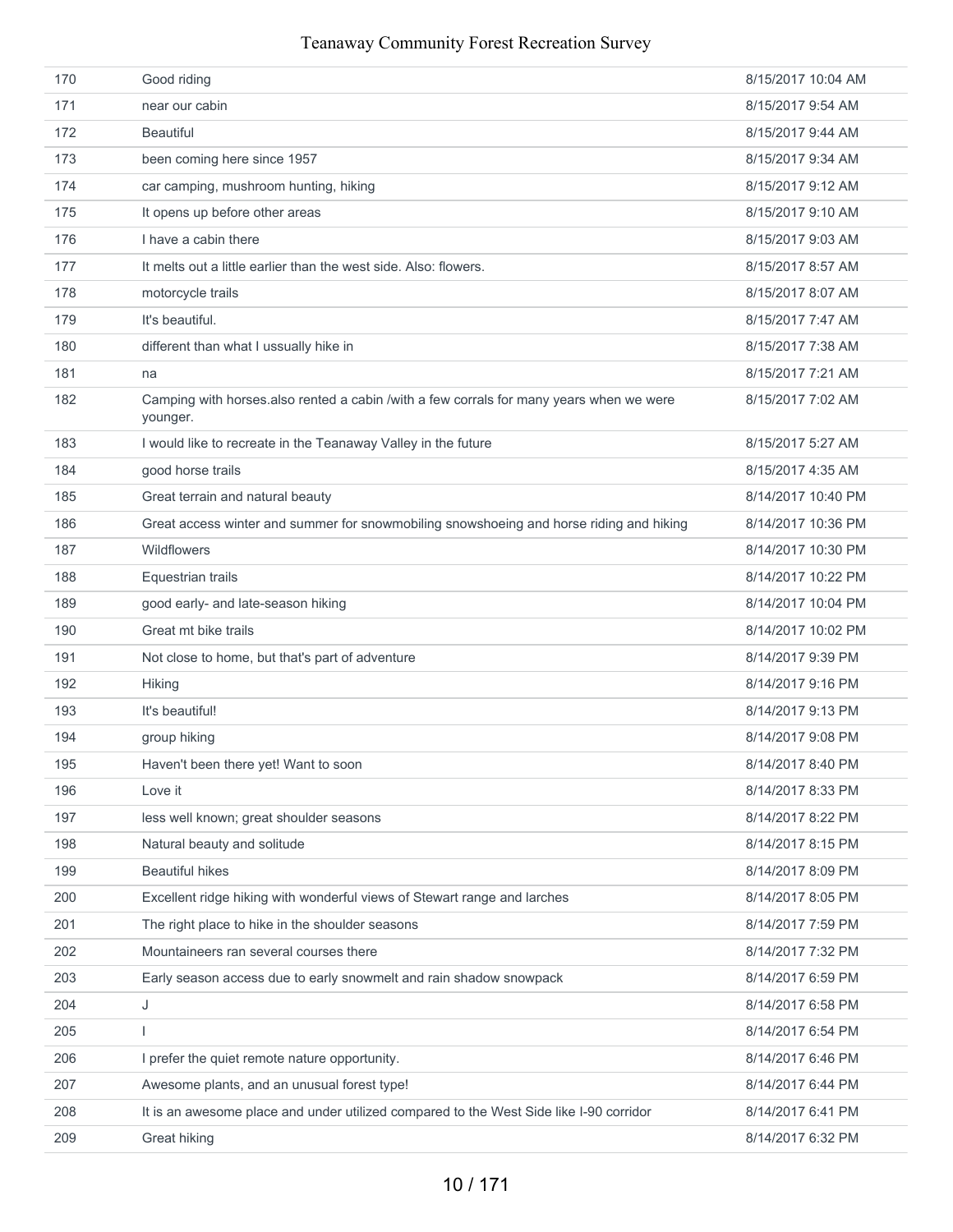| | | |
|---|---|---|
| 170 | Good riding | 8/15/2017 10:04 AM |
| 171 | near our cabin | 8/15/2017 9:54 AM |
| 172 | Beautiful | 8/15/2017 9:44 AM |
| 173 | been coming here since 1957 | 8/15/2017 9:34 AM |
| 174 | car camping, mushroom hunting, hiking | 8/15/2017 9:12 AM |
| 175 | It opens up before other areas | 8/15/2017 9:10 AM |
| 176 | I have a cabin there | 8/15/2017 9:03 AM |
| 177 | It melts out a little earlier than the west side. Also: flowers. | 8/15/2017 8:57 AM |
| 178 | motorcycle trails | 8/15/2017 8:07 AM |
| 179 | It's beautiful. | 8/15/2017 7:47 AM |
| 180 | different than what I ussually hike in | 8/15/2017 7:38 AM |
| 181 | na | 8/15/2017 7:21 AM |
| 182 | Camping with horses.also rented a cabin /with a few corrals for many years when we were younger. | 8/15/2017 7:02 AM |
| 183 | I would like to recreate in the Teanaway Valley in the future | 8/15/2017 5:27 AM |
| 184 | good horse trails | 8/15/2017 4:35 AM |
| 185 | Great terrain and natural beauty | 8/14/2017 10:40 PM |
| 186 | Great access winter and summer for snowmobiling snowshoeing and horse riding and hiking | 8/14/2017 10:36 PM |
| 187 | Wildflowers | 8/14/2017 10:30 PM |
| 188 | Equestrian trails | 8/14/2017 10:22 PM |
| 189 | good early- and late-season hiking | 8/14/2017 10:04 PM |
| 190 | Great mt bike trails | 8/14/2017 10:02 PM |
| 191 | Not close to home, but that's part of adventure | 8/14/2017 9:39 PM |
| 192 | Hiking | 8/14/2017 9:16 PM |
| 193 | It's beautiful! | 8/14/2017 9:13 PM |
| 194 | group hiking | 8/14/2017 9:08 PM |
| 195 | Haven't been there yet! Want to soon | 8/14/2017 8:40 PM |
| 196 | Love it | 8/14/2017 8:33 PM |
| 197 | less well known; great shoulder seasons | 8/14/2017 8:22 PM |
| 198 | Natural beauty and solitude | 8/14/2017 8:15 PM |
| 199 | Beautiful hikes | 8/14/2017 8:09 PM |
| 200 | Excellent ridge hiking with wonderful views of Stewart range and larches | 8/14/2017 8:05 PM |
| 201 | The right place to hike in the shoulder seasons | 8/14/2017 7:59 PM |
| 202 | Mountaineers ran several courses there | 8/14/2017 7:32 PM |
| 203 | Early season access due to early snowmelt and rain shadow snowpack | 8/14/2017 6:59 PM |
| 204 | J | 8/14/2017 6:58 PM |
| 205 | I | 8/14/2017 6:54 PM |
| 206 | I prefer the quiet remote nature opportunity. | 8/14/2017 6:46 PM |
| 207 | Awesome plants, and an unusual forest type! | 8/14/2017 6:44 PM |
| 208 | It is an awesome place and under utilized compared to the West Side like I-90 corridor | 8/14/2017 6:41 PM |
| 209 | Great hiking | 8/14/2017 6:32 PM |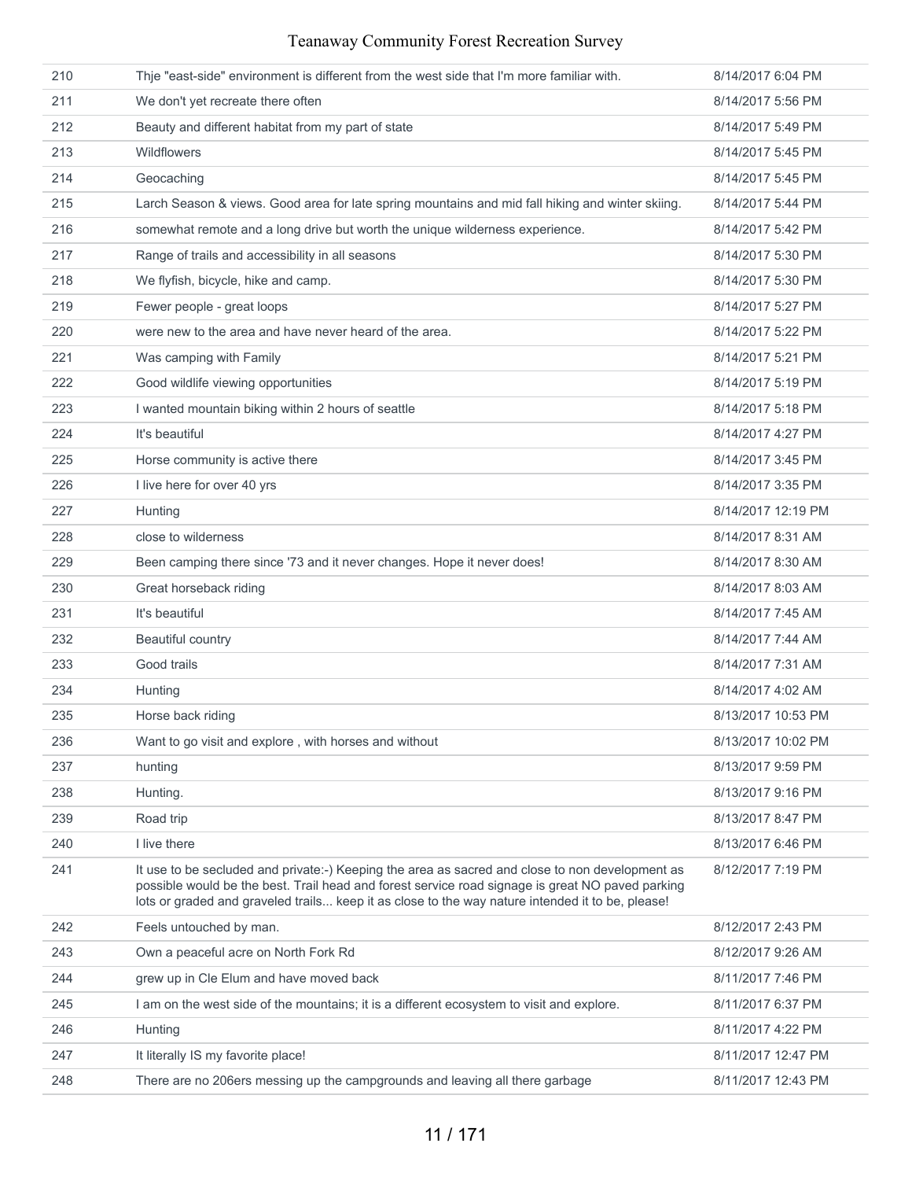| | | |
|---|---|---|
| 210 | Thje "east-side" environment is different from the west side that I'm more familiar with. | 8/14/2017 6:04 PM |
| 211 | We don't yet recreate there often | 8/14/2017 5:56 PM |
| 212 | Beauty and different habitat from my part of state | 8/14/2017 5:49 PM |
| 213 | Wildflowers | 8/14/2017 5:45 PM |
| 214 | Geocaching | 8/14/2017 5:45 PM |
| 215 | Larch Season & views. Good area for late spring mountains and mid fall hiking and winter skiing. | 8/14/2017 5:44 PM |
| 216 | somewhat remote and a long drive but worth the unique wilderness experience. | 8/14/2017 5:42 PM |
| 217 | Range of trails and accessibility in all seasons | 8/14/2017 5:30 PM |
| 218 | We flyfish, bicycle, hike and camp. | 8/14/2017 5:30 PM |
| 219 | Fewer people - great loops | 8/14/2017 5:27 PM |
| 220 | were new to the area and have never heard of the area. | 8/14/2017 5:22 PM |
| 221 | Was camping with Family | 8/14/2017 5:21 PM |
| 222 | Good wildlife viewing opportunities | 8/14/2017 5:19 PM |
| 223 | I wanted mountain biking within 2 hours of seattle | 8/14/2017 5:18 PM |
| 224 | It's beautiful | 8/14/2017 4:27 PM |
| 225 | Horse community is active there | 8/14/2017 3:45 PM |
| 226 | I live here for over 40 yrs | 8/14/2017 3:35 PM |
| 227 | Hunting | 8/14/2017 12:19 PM |
| 228 | close to wilderness | 8/14/2017 8:31 AM |
| 229 | Been camping there since '73 and it never changes. Hope it never does! | 8/14/2017 8:30 AM |
| 230 | Great horseback riding | 8/14/2017 8:03 AM |
| 231 | It's beautiful | 8/14/2017 7:45 AM |
| 232 | Beautiful country | 8/14/2017 7:44 AM |
| 233 | Good trails | 8/14/2017 7:31 AM |
| 234 | Hunting | 8/14/2017 4:02 AM |
| 235 | Horse back riding | 8/13/2017 10:53 PM |
| 236 | Want to go visit and explore , with horses and without | 8/13/2017 10:02 PM |
| 237 | hunting | 8/13/2017 9:59 PM |
| 238 | Hunting. | 8/13/2017 9:16 PM |
| 239 | Road trip | 8/13/2017 8:47 PM |
| 240 | I live there | 8/13/2017 6:46 PM |
| 241 | It use to be secluded and private:-) Keeping the area as sacred and close to non development as possible would be the best. Trail head and forest service road signage is great NO paved parking lots or graded and graveled trails... keep it as close to the way nature intended it to be, please! | 8/12/2017 7:19 PM |
| 242 | Feels untouched by man. | 8/12/2017 2:43 PM |
| 243 | Own a peaceful acre on North Fork Rd | 8/12/2017 9:26 AM |
| 244 | grew up in Cle Elum and have moved back | 8/11/2017 7:46 PM |
| 245 | I am on the west side of the mountains; it is a different ecosystem to visit and explore. | 8/11/2017 6:37 PM |
| 246 | Hunting | 8/11/2017 4:22 PM |
| 247 | It literally IS my favorite place! | 8/11/2017 12:47 PM |
| 248 | There are no 206ers messing up the campgrounds and leaving all there garbage | 8/11/2017 12:43 PM |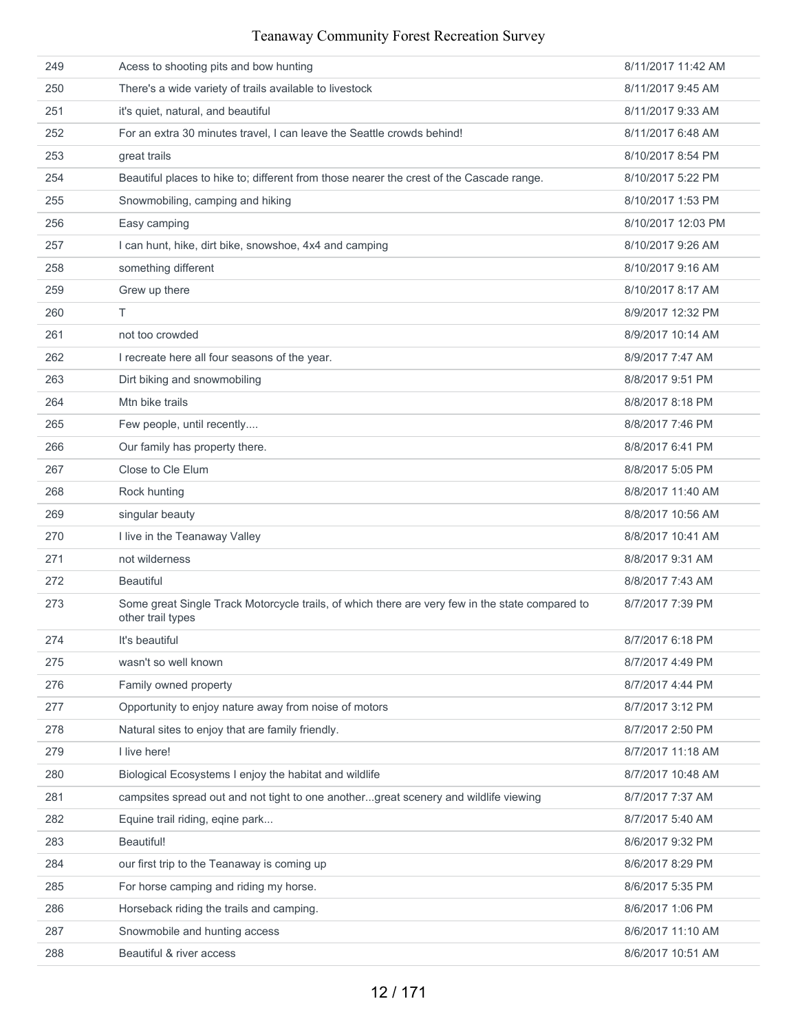| | | |
|---|---|---|
| 249 | Acess to shooting pits and bow hunting | 8/11/2017 11:42 AM |
| 250 | There's a wide variety of trails available to livestock | 8/11/2017 9:45 AM |
| 251 | it's quiet, natural, and beautiful | 8/11/2017 9:33 AM |
| 252 | For an extra 30 minutes travel, I can leave the Seattle crowds behind! | 8/11/2017 6:48 AM |
| 253 | great trails | 8/10/2017 8:54 PM |
| 254 | Beautiful places to hike to; different from those nearer the crest of the Cascade range. | 8/10/2017 5:22 PM |
| 255 | Snowmobiling, camping and hiking | 8/10/2017 1:53 PM |
| 256 | Easy camping | 8/10/2017 12:03 PM |
| 257 | I can hunt, hike, dirt bike, snowshoe, 4x4 and camping | 8/10/2017 9:26 AM |
| 258 | something different | 8/10/2017 9:16 AM |
| 259 | Grew up there | 8/10/2017 8:17 AM |
| 260 | T | 8/9/2017 12:32 PM |
| 261 | not too crowded | 8/9/2017 10:14 AM |
| 262 | I recreate here all four seasons of the year. | 8/9/2017 7:47 AM |
| 263 | Dirt biking and snowmobiling | 8/8/2017 9:51 PM |
| 264 | Mtn bike trails | 8/8/2017 8:18 PM |
| 265 | Few people, until recently.... | 8/8/2017 7:46 PM |
| 266 | Our family has property there. | 8/8/2017 6:41 PM |
| 267 | Close to Cle Elum | 8/8/2017 5:05 PM |
| 268 | Rock hunting | 8/8/2017 11:40 AM |
| 269 | singular beauty | 8/8/2017 10:56 AM |
| 270 | I live in the Teanaway Valley | 8/8/2017 10:41 AM |
| 271 | not wilderness | 8/8/2017 9:31 AM |
| 272 | Beautiful | 8/8/2017 7:43 AM |
| 273 | Some great Single Track Motorcycle trails, of which there are very few in the state compared to other trail types | 8/7/2017 7:39 PM |
| 274 | It's beautiful | 8/7/2017 6:18 PM |
| 275 | wasn't so well known | 8/7/2017 4:49 PM |
| 276 | Family owned property | 8/7/2017 4:44 PM |
| 277 | Opportunity to enjoy nature away from noise of motors | 8/7/2017 3:12 PM |
| 278 | Natural sites to enjoy that are family friendly. | 8/7/2017 2:50 PM |
| 279 | I live here! | 8/7/2017 11:18 AM |
| 280 | Biological Ecosystems I enjoy the habitat and wildlife | 8/7/2017 10:48 AM |
| 281 | campsites spread out and not tight to one another...great scenery and wildlife viewing | 8/7/2017 7:37 AM |
| 282 | Equine trail riding, eqine park... | 8/7/2017 5:40 AM |
| 283 | Beautiful! | 8/6/2017 9:32 PM |
| 284 | our first trip to the Teanaway is coming up | 8/6/2017 8:29 PM |
| 285 | For horse camping and riding my horse. | 8/6/2017 5:35 PM |
| 286 | Horseback riding the trails and camping. | 8/6/2017 1:06 PM |
| 287 | Snowmobile and hunting access | 8/6/2017 11:10 AM |
| 288 | Beautiful & river access | 8/6/2017 10:51 AM |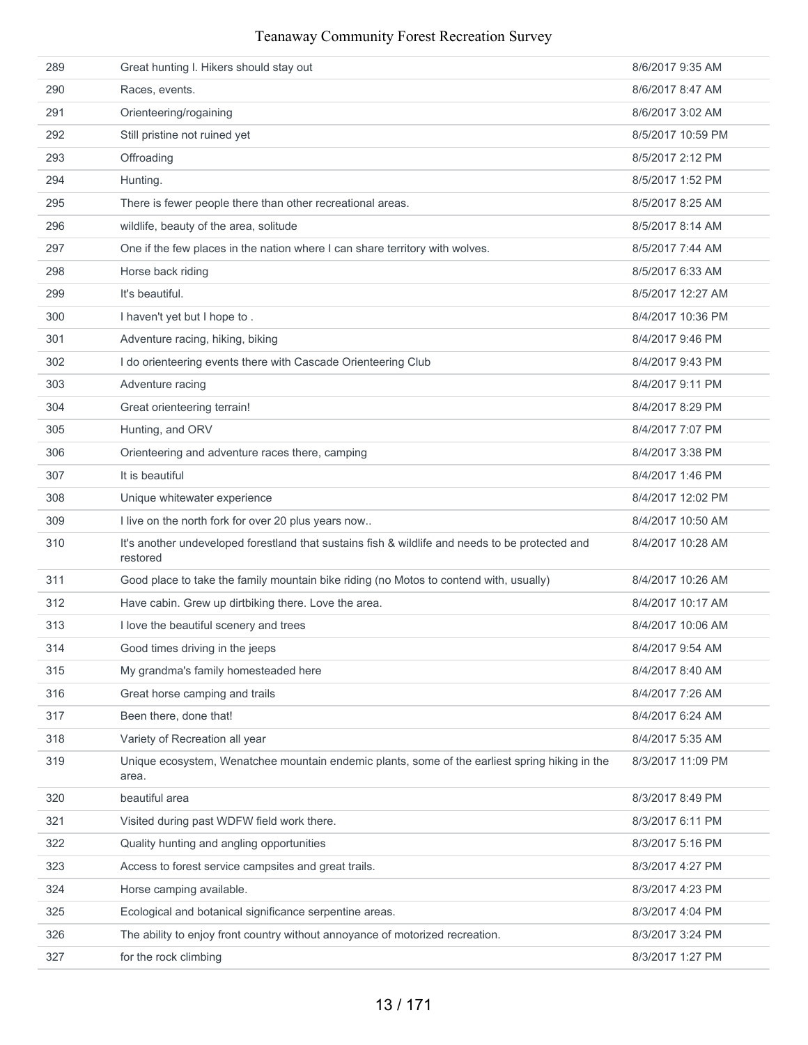| | | |
|---|---|---|
| 289 | Great hunting l. Hikers should stay out | 8/6/2017 9:35 AM |
| 290 | Races, events. | 8/6/2017 8:47 AM |
| 291 | Orienteering/rogaining | 8/6/2017 3:02 AM |
| 292 | Still pristine not ruined yet | 8/5/2017 10:59 PM |
| 293 | Offroading | 8/5/2017 2:12 PM |
| 294 | Hunting. | 8/5/2017 1:52 PM |
| 295 | There is fewer people there than other recreational areas. | 8/5/2017 8:25 AM |
| 296 | wildlife, beauty of the area, solitude | 8/5/2017 8:14 AM |
| 297 | One if the few places in the nation where I can share territory with wolves. | 8/5/2017 7:44 AM |
| 298 | Horse back riding | 8/5/2017 6:33 AM |
| 299 | It's beautiful. | 8/5/2017 12:27 AM |
| 300 | I haven't yet but I hope to . | 8/4/2017 10:36 PM |
| 301 | Adventure racing, hiking, biking | 8/4/2017 9:46 PM |
| 302 | I do orienteering events there with Cascade Orienteering Club | 8/4/2017 9:43 PM |
| 303 | Adventure racing | 8/4/2017 9:11 PM |
| 304 | Great orienteering terrain! | 8/4/2017 8:29 PM |
| 305 | Hunting, and ORV | 8/4/2017 7:07 PM |
| 306 | Orienteering and adventure races there, camping | 8/4/2017 3:38 PM |
| 307 | It is beautiful | 8/4/2017 1:46 PM |
| 308 | Unique whitewater experience | 8/4/2017 12:02 PM |
| 309 | I live on the north fork for over 20 plus years now.. | 8/4/2017 10:50 AM |
| 310 | It's another undeveloped forestland that sustains fish & wildlife and needs to be protected and restored | 8/4/2017 10:28 AM |
| 311 | Good place to take the family mountain bike riding (no Motos to contend with, usually) | 8/4/2017 10:26 AM |
| 312 | Have cabin. Grew up dirtbiking there. Love the area. | 8/4/2017 10:17 AM |
| 313 | I love the beautiful scenery and trees | 8/4/2017 10:06 AM |
| 314 | Good times driving in the jeeps | 8/4/2017 9:54 AM |
| 315 | My grandma's family homesteaded here | 8/4/2017 8:40 AM |
| 316 | Great horse camping and trails | 8/4/2017 7:26 AM |
| 317 | Been there, done that! | 8/4/2017 6:24 AM |
| 318 | Variety of Recreation all year | 8/4/2017 5:35 AM |
| 319 | Unique ecosystem, Wenatchee mountain endemic plants, some of the earliest spring hiking in the area. | 8/3/2017 11:09 PM |
| 320 | beautiful area | 8/3/2017 8:49 PM |
| 321 | Visited during past WDFW field work there. | 8/3/2017 6:11 PM |
| 322 | Quality hunting and angling opportunities | 8/3/2017 5:16 PM |
| 323 | Access to forest service campsites and great trails. | 8/3/2017 4:27 PM |
| 324 | Horse camping available. | 8/3/2017 4:23 PM |
| 325 | Ecological and botanical significance serpentine areas. | 8/3/2017 4:04 PM |
| 326 | The ability to enjoy front country without annoyance of motorized recreation. | 8/3/2017 3:24 PM |
| 327 | for the rock climbing | 8/3/2017 1:27 PM |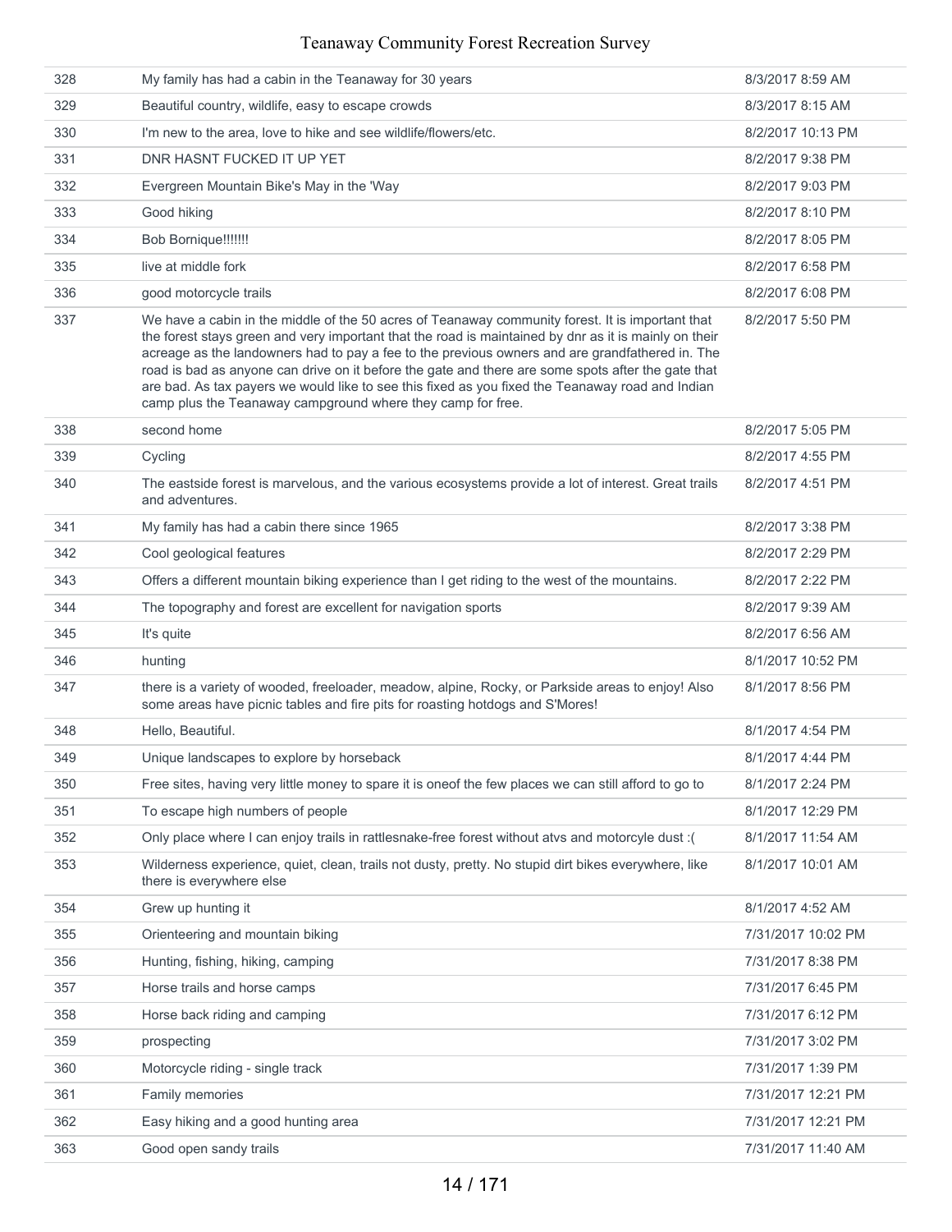| | | |
|---|---|---|
| 328 | My family has had a cabin in the Teanaway for 30 years | 8/3/2017 8:59 AM |
| 329 | Beautiful country, wildlife, easy to escape crowds | 8/3/2017 8:15 AM |
| 330 | I'm new to the area, love to hike and see wildlife/flowers/etc. | 8/2/2017 10:13 PM |
| 331 | DNR HASNT FUCKED IT UP YET | 8/2/2017 9:38 PM |
| 332 | Evergreen Mountain Bike's May in the 'Way | 8/2/2017 9:03 PM |
| 333 | Good hiking | 8/2/2017 8:10 PM |
| 334 | Bob Bornique!!!!!!! | 8/2/2017 8:05 PM |
| 335 | live at middle fork | 8/2/2017 6:58 PM |
| 336 | good motorcycle trails | 8/2/2017 6:08 PM |
| 337 | We have a cabin in the middle of the 50 acres of Teanaway community forest. It is important that the forest stays green and very important that the road is maintained by dnr as it is mainly on their acreage as the landowners had to pay a fee to the previous owners and are grandfathered in. The road is bad as anyone can drive on it before the gate and there are some spots after the gate that are bad. As tax payers we would like to see this fixed as you fixed the Teanaway road and Indian camp plus the Teanaway campground where they camp for free. | 8/2/2017 5:50 PM |
| 338 | second home | 8/2/2017 5:05 PM |
| 339 | Cycling | 8/2/2017 4:55 PM |
| 340 | The eastside forest is marvelous, and the various ecosystems provide a lot of interest. Great trails and adventures. | 8/2/2017 4:51 PM |
| 341 | My family has had a cabin there since 1965 | 8/2/2017 3:38 PM |
| 342 | Cool geological features | 8/2/2017 2:29 PM |
| 343 | Offers a different mountain biking experience than I get riding to the west of the mountains. | 8/2/2017 2:22 PM |
| 344 | The topography and forest are excellent for navigation sports | 8/2/2017 9:39 AM |
| 345 | It's quite | 8/2/2017 6:56 AM |
| 346 | hunting | 8/1/2017 10:52 PM |
| 347 | there is a variety of wooded, freeloader, meadow, alpine, Rocky, or Parkside areas to enjoy! Also some areas have picnic tables and fire pits for roasting hotdogs and S'Mores! | 8/1/2017 8:56 PM |
| 348 | Hello, Beautiful. | 8/1/2017 4:54 PM |
| 349 | Unique landscapes to explore by horseback | 8/1/2017 4:44 PM |
| 350 | Free sites, having very little money to spare it is oneof the few places we can still afford to go to | 8/1/2017 2:24 PM |
| 351 | To escape high numbers of people | 8/1/2017 12:29 PM |
| 352 | Only place where I can enjoy trails in rattlesnake-free forest without atvs and motorcyle dust :( | 8/1/2017 11:54 AM |
| 353 | Wilderness experience, quiet, clean, trails not dusty, pretty. No stupid dirt bikes everywhere, like there is everywhere else | 8/1/2017 10:01 AM |
| 354 | Grew up hunting it | 8/1/2017 4:52 AM |
| 355 | Orienteering and mountain biking | 7/31/2017 10:02 PM |
| 356 | Hunting, fishing, hiking, camping | 7/31/2017 8:38 PM |
| 357 | Horse trails and horse camps | 7/31/2017 6:45 PM |
| 358 | Horse back riding and camping | 7/31/2017 6:12 PM |
| 359 | prospecting | 7/31/2017 3:02 PM |
| 360 | Motorcycle riding - single track | 7/31/2017 1:39 PM |
| 361 | Family memories | 7/31/2017 12:21 PM |
| 362 | Easy hiking and a good hunting area | 7/31/2017 12:21 PM |
| 363 | Good open sandy trails | 7/31/2017 11:40 AM |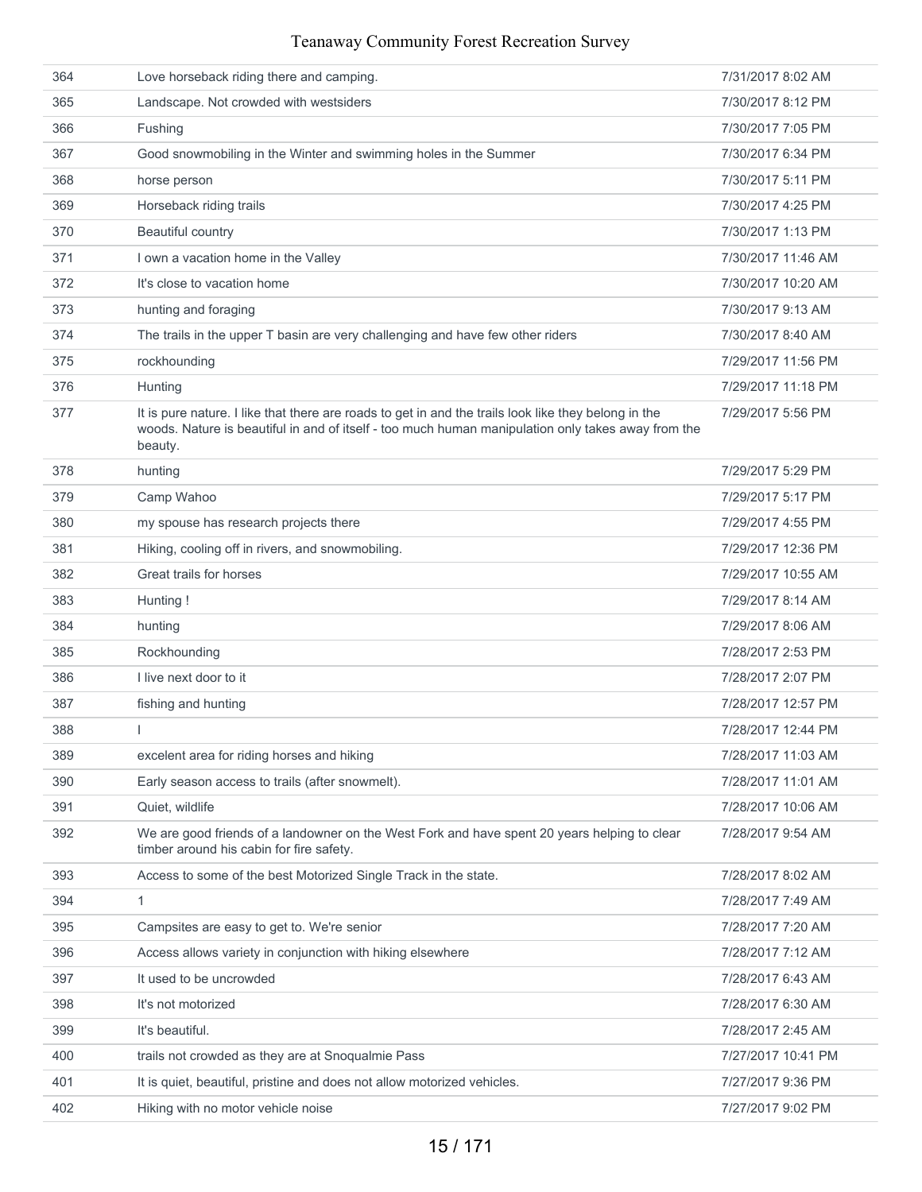| | | |
|---|---|---|
| 364 | Love horseback riding there and camping. | 7/31/2017 8:02 AM |
| 365 | Landscape. Not crowded with westsiders | 7/30/2017 8:12 PM |
| 366 | Fushing | 7/30/2017 7:05 PM |
| 367 | Good snowmobiling in the Winter and swimming holes in the Summer | 7/30/2017 6:34 PM |
| 368 | horse person | 7/30/2017 5:11 PM |
| 369 | Horseback riding trails | 7/30/2017 4:25 PM |
| 370 | Beautiful country | 7/30/2017 1:13 PM |
| 371 | I own a vacation home in the Valley | 7/30/2017 11:46 AM |
| 372 | It's close to vacation home | 7/30/2017 10:20 AM |
| 373 | hunting and foraging | 7/30/2017 9:13 AM |
| 374 | The trails in the upper T basin are very challenging and have few other riders | 7/30/2017 8:40 AM |
| 375 | rockhounding | 7/29/2017 11:56 PM |
| 376 | Hunting | 7/29/2017 11:18 PM |
| 377 | It is pure nature. I like that there are roads to get in and the trails look like they belong in the woods. Nature is beautiful in and of itself - too much human manipulation only takes away from the beauty. | 7/29/2017 5:56 PM |
| 378 | hunting | 7/29/2017 5:29 PM |
| 379 | Camp Wahoo | 7/29/2017 5:17 PM |
| 380 | my spouse has research projects there | 7/29/2017 4:55 PM |
| 381 | Hiking, cooling off in rivers, and snowmobiling. | 7/29/2017 12:36 PM |
| 382 | Great trails for horses | 7/29/2017 10:55 AM |
| 383 | Hunting ! | 7/29/2017 8:14 AM |
| 384 | hunting | 7/29/2017 8:06 AM |
| 385 | Rockhounding | 7/28/2017 2:53 PM |
| 386 | I live next door to it | 7/28/2017 2:07 PM |
| 387 | fishing and hunting | 7/28/2017 12:57 PM |
| 388 | I | 7/28/2017 12:44 PM |
| 389 | excelent area for riding horses and hiking | 7/28/2017 11:03 AM |
| 390 | Early season access to trails (after snowmelt). | 7/28/2017 11:01 AM |
| 391 | Quiet, wildlife | 7/28/2017 10:06 AM |
| 392 | We are good friends of a landowner on the West Fork and have spent 20 years helping to clear timber around his cabin for fire safety. | 7/28/2017 9:54 AM |
| 393 | Access to some of the best Motorized Single Track in the state. | 7/28/2017 8:02 AM |
| 394 | 1 | 7/28/2017 7:49 AM |
| 395 | Campsites are easy to get to. We're senior | 7/28/2017 7:20 AM |
| 396 | Access allows variety in conjunction with hiking elsewhere | 7/28/2017 7:12 AM |
| 397 | It used to be uncrowded | 7/28/2017 6:43 AM |
| 398 | It's not motorized | 7/28/2017 6:30 AM |
| 399 | It's beautiful. | 7/28/2017 2:45 AM |
| 400 | trails not crowded as they are at Snoqualmie Pass | 7/27/2017 10:41 PM |
| 401 | It is quiet, beautiful, pristine and does not allow motorized vehicles. | 7/27/2017 9:36 PM |
| 402 | Hiking with no motor vehicle noise | 7/27/2017 9:02 PM |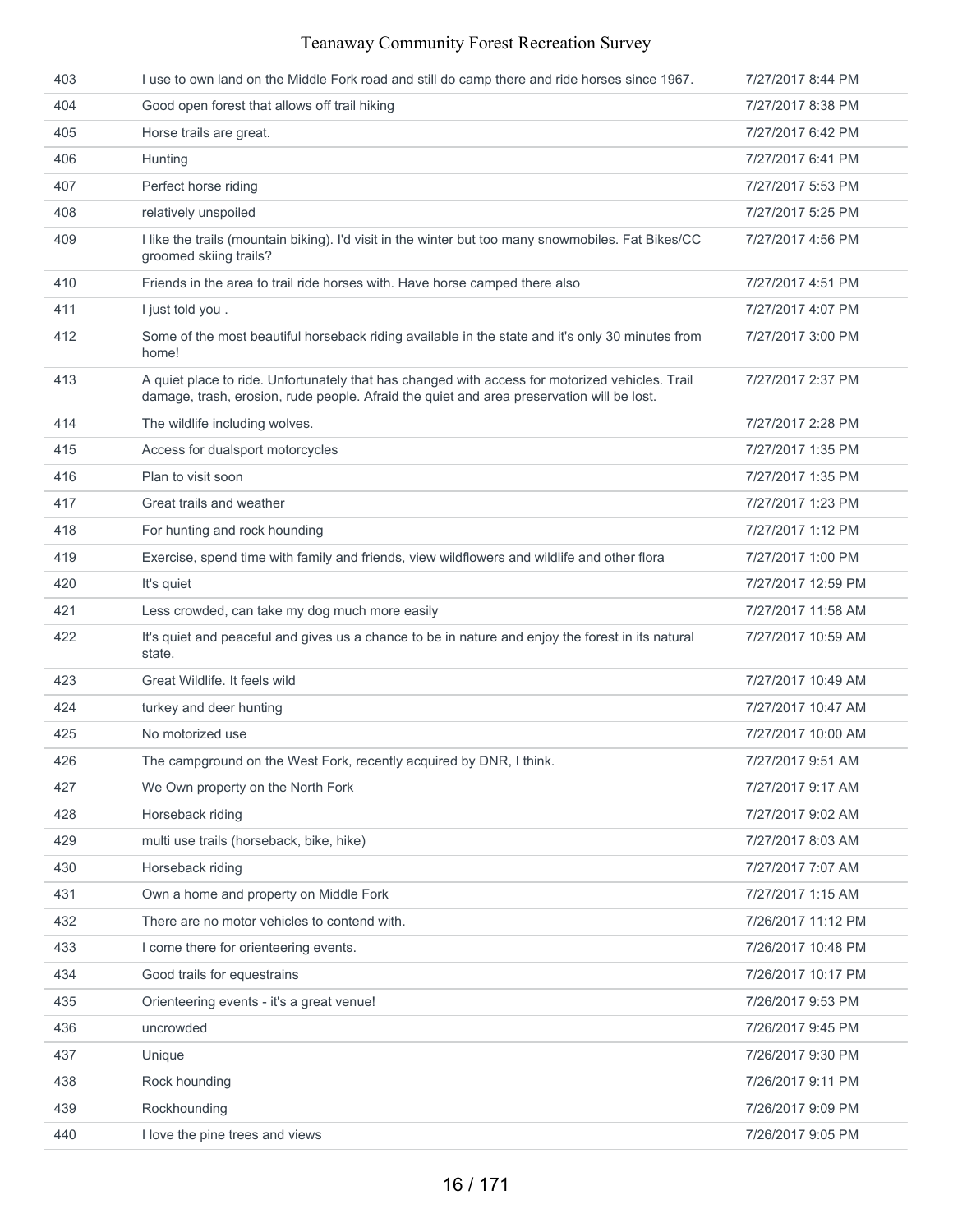| | | |
|---|---|---|
| 403 | I use to own land on the Middle Fork road and still do camp there and ride horses since 1967. | 7/27/2017 8:44 PM |
| 404 | Good open forest that allows off trail hiking | 7/27/2017 8:38 PM |
| 405 | Horse trails are great. | 7/27/2017 6:42 PM |
| 406 | Hunting | 7/27/2017 6:41 PM |
| 407 | Perfect horse riding | 7/27/2017 5:53 PM |
| 408 | relatively unspoiled | 7/27/2017 5:25 PM |
| 409 | I like the trails (mountain biking). I'd visit in the winter but too many snowmobiles. Fat Bikes/CC groomed skiing trails? | 7/27/2017 4:56 PM |
| 410 | Friends in the area to trail ride horses with. Have horse camped there also | 7/27/2017 4:51 PM |
| 411 | I just told you . | 7/27/2017 4:07 PM |
| 412 | Some of the most beautiful horseback riding available in the state and it's only 30 minutes from home! | 7/27/2017 3:00 PM |
| 413 | A quiet place to ride. Unfortunately that has changed with access for motorized vehicles. Trail damage, trash, erosion, rude people. Afraid the quiet and area preservation will be lost. | 7/27/2017 2:37 PM |
| 414 | The wildlife including wolves. | 7/27/2017 2:28 PM |
| 415 | Access for dualsport motorcycles | 7/27/2017 1:35 PM |
| 416 | Plan to visit soon | 7/27/2017 1:35 PM |
| 417 | Great trails and weather | 7/27/2017 1:23 PM |
| 418 | For hunting and rock hounding | 7/27/2017 1:12 PM |
| 419 | Exercise, spend time with family and friends, view wildflowers and wildlife and other flora | 7/27/2017 1:00 PM |
| 420 | It's quiet | 7/27/2017 12:59 PM |
| 421 | Less crowded, can take my dog much more easily | 7/27/2017 11:58 AM |
| 422 | It's quiet and peaceful and gives us a chance to be in nature and enjoy the forest in its natural state. | 7/27/2017 10:59 AM |
| 423 | Great Wildlife. It feels wild | 7/27/2017 10:49 AM |
| 424 | turkey and deer hunting | 7/27/2017 10:47 AM |
| 425 | No motorized use | 7/27/2017 10:00 AM |
| 426 | The campground on the West Fork, recently acquired by DNR, I think. | 7/27/2017 9:51 AM |
| 427 | We Own property on the North Fork | 7/27/2017 9:17 AM |
| 428 | Horseback riding | 7/27/2017 9:02 AM |
| 429 | multi use trails (horseback, bike, hike) | 7/27/2017 8:03 AM |
| 430 | Horseback riding | 7/27/2017 7:07 AM |
| 431 | Own a home and property on Middle Fork | 7/27/2017 1:15 AM |
| 432 | There are no motor vehicles to contend with. | 7/26/2017 11:12 PM |
| 433 | I come there for orienteering events. | 7/26/2017 10:48 PM |
| 434 | Good trails for equestrains | 7/26/2017 10:17 PM |
| 435 | Orienteering events - it's a great venue! | 7/26/2017 9:53 PM |
| 436 | uncrowded | 7/26/2017 9:45 PM |
| 437 | Unique | 7/26/2017 9:30 PM |
| 438 | Rock hounding | 7/26/2017 9:11 PM |
| 439 | Rockhounding | 7/26/2017 9:09 PM |
| 440 | I love the pine trees and views | 7/26/2017 9:05 PM |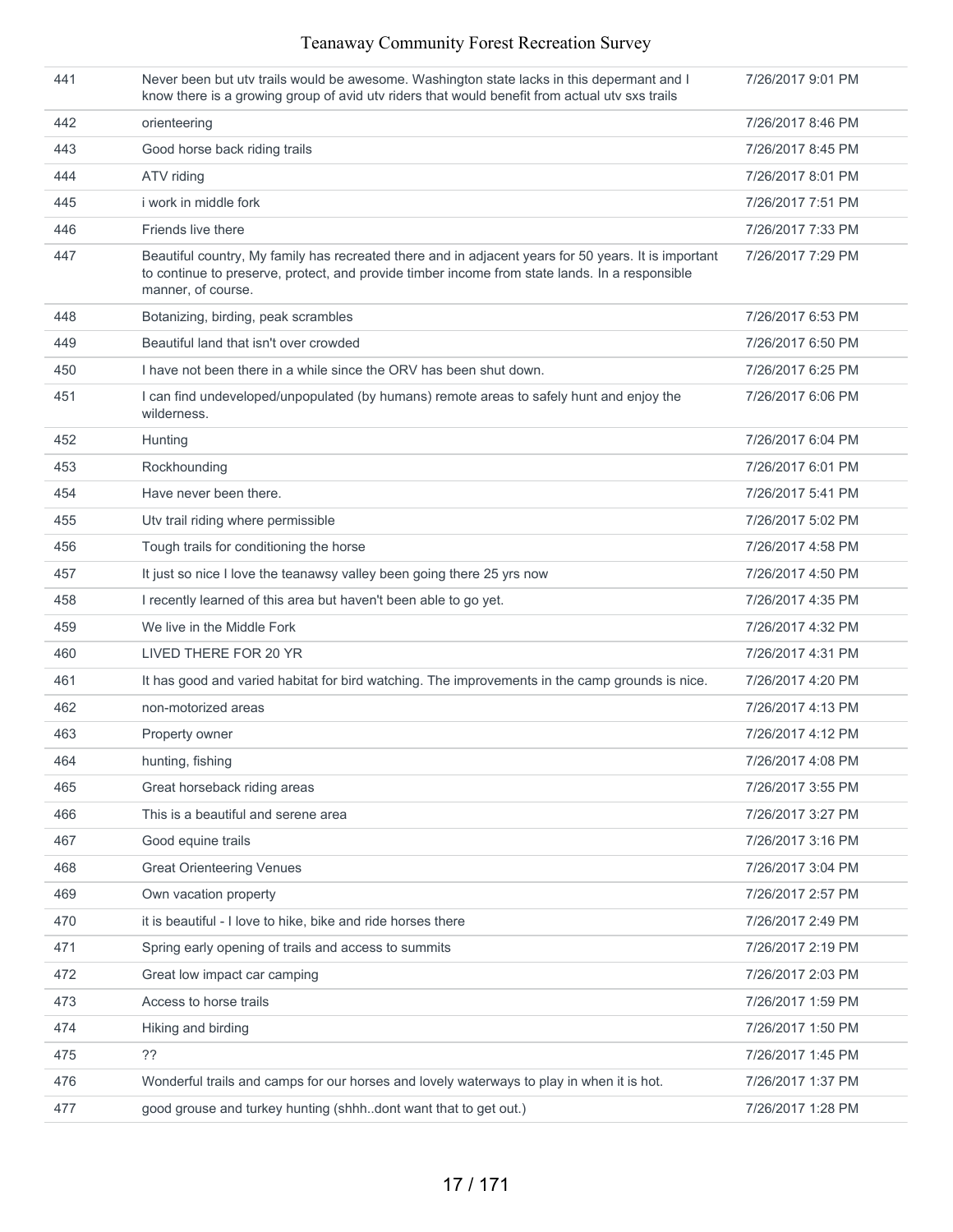| | | |
|---|---|---|
| 441 | Never been but utv trails would be awesome. Washington state lacks in this depermant and I know there is a growing group of avid utv riders that would benefit from actual utv sxs trails | 7/26/2017 9:01 PM |
| 442 | orienteering | 7/26/2017 8:46 PM |
| 443 | Good horse back riding trails | 7/26/2017 8:45 PM |
| 444 | ATV riding | 7/26/2017 8:01 PM |
| 445 | i work in middle fork | 7/26/2017 7:51 PM |
| 446 | Friends live there | 7/26/2017 7:33 PM |
| 447 | Beautiful country, My family has recreated there and in adjacent years for 50 years. It is important to continue to preserve, protect, and provide timber income from state lands. In a responsible manner, of course. | 7/26/2017 7:29 PM |
| 448 | Botanizing, birding, peak scrambles | 7/26/2017 6:53 PM |
| 449 | Beautiful land that isn't over crowded | 7/26/2017 6:50 PM |
| 450 | I have not been there in a while since the ORV has been shut down. | 7/26/2017 6:25 PM |
| 451 | I can find undeveloped/unpopulated (by humans) remote areas to safely hunt and enjoy the wilderness. | 7/26/2017 6:06 PM |
| 452 | Hunting | 7/26/2017 6:04 PM |
| 453 | Rockhounding | 7/26/2017 6:01 PM |
| 454 | Have never been there. | 7/26/2017 5:41 PM |
| 455 | Utv trail riding where permissible | 7/26/2017 5:02 PM |
| 456 | Tough trails for conditioning the horse | 7/26/2017 4:58 PM |
| 457 | It just so nice I love the teanawsy valley been going there 25 yrs now | 7/26/2017 4:50 PM |
| 458 | I recently learned of this area but haven't been able to go yet. | 7/26/2017 4:35 PM |
| 459 | We live in the Middle Fork | 7/26/2017 4:32 PM |
| 460 | LIVED THERE FOR 20 YR | 7/26/2017 4:31 PM |
| 461 | It has good and varied habitat for bird watching. The improvements in the camp grounds is nice. | 7/26/2017 4:20 PM |
| 462 | non-motorized areas | 7/26/2017 4:13 PM |
| 463 | Property owner | 7/26/2017 4:12 PM |
| 464 | hunting, fishing | 7/26/2017 4:08 PM |
| 465 | Great horseback riding areas | 7/26/2017 3:55 PM |
| 466 | This is a beautiful and serene area | 7/26/2017 3:27 PM |
| 467 | Good equine trails | 7/26/2017 3:16 PM |
| 468 | Great Orienteering Venues | 7/26/2017 3:04 PM |
| 469 | Own vacation property | 7/26/2017 2:57 PM |
| 470 | it is beautiful - I love to hike, bike and ride horses there | 7/26/2017 2:49 PM |
| 471 | Spring early opening of trails and access to summits | 7/26/2017 2:19 PM |
| 472 | Great low impact car camping | 7/26/2017 2:03 PM |
| 473 | Access to horse trails | 7/26/2017 1:59 PM |
| 474 | Hiking and birding | 7/26/2017 1:50 PM |
| 475 | ?? | 7/26/2017 1:45 PM |
| 476 | Wonderful trails and camps for our horses and lovely waterways to play in when it is hot. | 7/26/2017 1:37 PM |
| 477 | good grouse and turkey hunting (shhh..dont want that to get out.) | 7/26/2017 1:28 PM |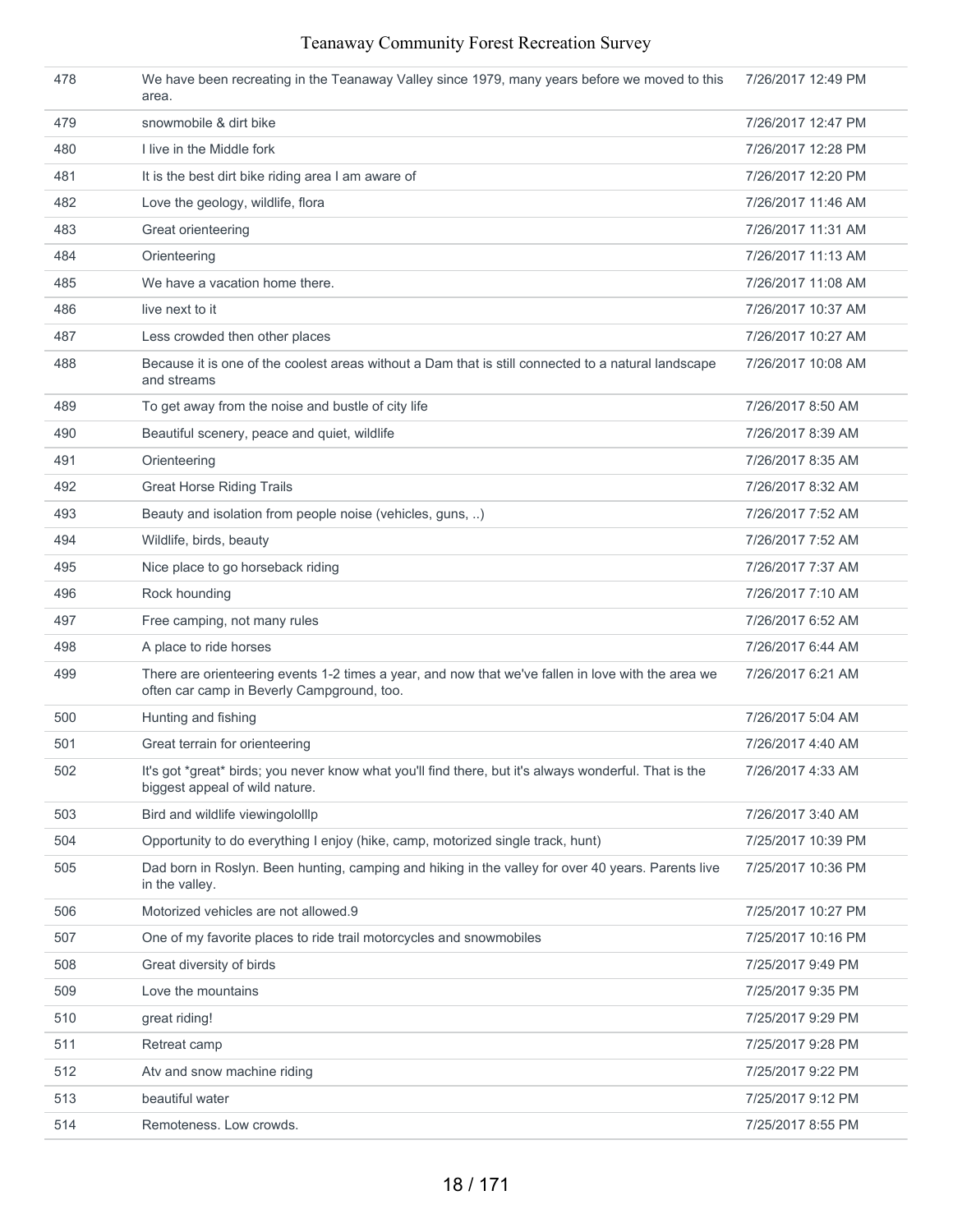| 478 | We have been recreating in the Teanaway Valley since 1979, many years before we moved to this area. | 7/26/2017 12:49 PM |
|---|---|---|
| 479 | snowmobile & dirt bike | 7/26/2017 12:47 PM |
| 480 | I live in the Middle fork | 7/26/2017 12:28 PM |
| 481 | It is the best dirt bike riding area I am aware of | 7/26/2017 12:20 PM |
| 482 | Love the geology, wildlife, flora | 7/26/2017 11:46 AM |
| 483 | Great orienteering | 7/26/2017 11:31 AM |
| 484 | Orienteering | 7/26/2017 11:13 AM |
| 485 | We have a vacation home there. | 7/26/2017 11:08 AM |
| 486 | live next to it | 7/26/2017 10:37 AM |
| 487 | Less crowded then other places | 7/26/2017 10:27 AM |
| 488 | Because it is one of the coolest areas without a Dam that is still connected to a natural landscape and streams | 7/26/2017 10:08 AM |
| 489 | To get away from the noise and bustle of city life | 7/26/2017 8:50 AM |
| 490 | Beautiful scenery, peace and quiet, wildlife | 7/26/2017 8:39 AM |
| 491 | Orienteering | 7/26/2017 8:35 AM |
| 492 | Great Horse Riding Trails | 7/26/2017 8:32 AM |
| 493 | Beauty and isolation from people noise (vehicles, guns, ..) | 7/26/2017 7:52 AM |
| 494 | Wildlife, birds, beauty | 7/26/2017 7:52 AM |
| 495 | Nice place to go horseback riding | 7/26/2017 7:37 AM |
| 496 | Rock hounding | 7/26/2017 7:10 AM |
| 497 | Free camping, not many rules | 7/26/2017 6:52 AM |
| 498 | A place to ride horses | 7/26/2017 6:44 AM |
| 499 | There are orienteering events 1-2 times a year, and now that we've fallen in love with the area we often car camp in Beverly Campground, too. | 7/26/2017 6:21 AM |
| 500 | Hunting and fishing | 7/26/2017 5:04 AM |
| 501 | Great terrain for orienteering | 7/26/2017 4:40 AM |
| 502 | It's got *great* birds; you never know what you'll find there, but it's always wonderful. That is the biggest appeal of wild nature. | 7/26/2017 4:33 AM |
| 503 | Bird and wildlife viewingololllp | 7/26/2017 3:40 AM |
| 504 | Opportunity to do everything I enjoy (hike, camp, motorized single track, hunt) | 7/25/2017 10:39 PM |
| 505 | Dad born in Roslyn. Been hunting, camping and hiking in the valley for over 40 years. Parents live in the valley. | 7/25/2017 10:36 PM |
| 506 | Motorized vehicles are not allowed.9 | 7/25/2017 10:27 PM |
| 507 | One of my favorite places to ride trail motorcycles and snowmobiles | 7/25/2017 10:16 PM |
| 508 | Great diversity of birds | 7/25/2017 9:49 PM |
| 509 | Love the mountains | 7/25/2017 9:35 PM |
| 510 | great riding! | 7/25/2017 9:29 PM |
| 511 | Retreat camp | 7/25/2017 9:28 PM |
| 512 | Atv and snow machine riding | 7/25/2017 9:22 PM |
| 513 | beautiful water | 7/25/2017 9:12 PM |
| 514 | Remoteness. Low crowds. | 7/25/2017 8:55 PM |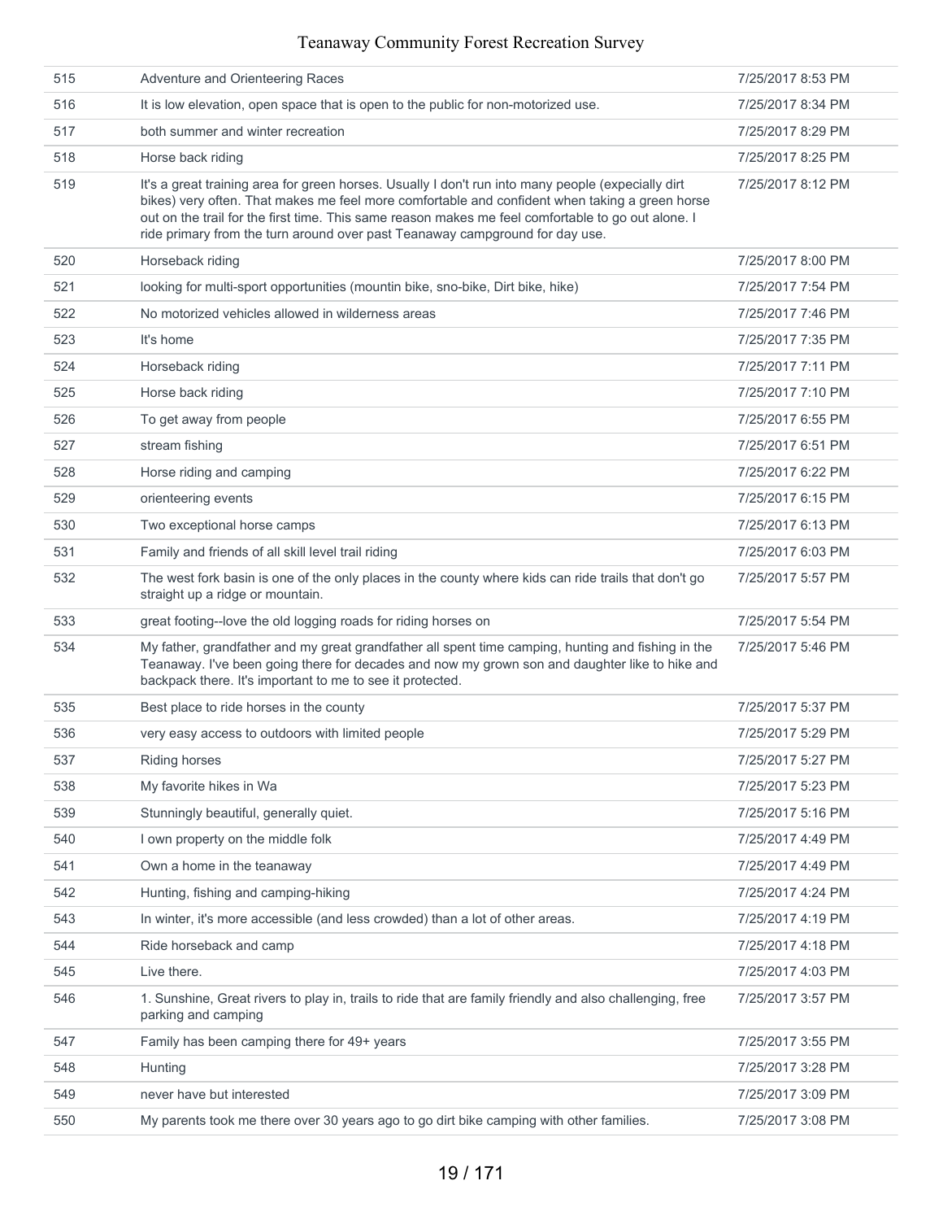| | | |
|---|---|---|
| 515 | Adventure and Orienteering Races | 7/25/2017 8:53 PM |
| 516 | It is low elevation, open space that is open to the public for non-motorized use. | 7/25/2017 8:34 PM |
| 517 | both summer and winter recreation | 7/25/2017 8:29 PM |
| 518 | Horse back riding | 7/25/2017 8:25 PM |
| 519 | It's a great training area for green horses. Usually I don't run into many people (expecially dirt bikes) very often. That makes me feel more comfortable and confident when taking a green horse out on the trail for the first time. This same reason makes me feel comfortable to go out alone. I ride primary from the turn around over past Teanaway campground for day use. | 7/25/2017 8:12 PM |
| 520 | Horseback riding | 7/25/2017 8:00 PM |
| 521 | looking for multi-sport opportunities (mountin bike, sno-bike, Dirt bike, hike) | 7/25/2017 7:54 PM |
| 522 | No motorized vehicles allowed in wilderness areas | 7/25/2017 7:46 PM |
| 523 | It's home | 7/25/2017 7:35 PM |
| 524 | Horseback riding | 7/25/2017 7:11 PM |
| 525 | Horse back riding | 7/25/2017 7:10 PM |
| 526 | To get away from people | 7/25/2017 6:55 PM |
| 527 | stream fishing | 7/25/2017 6:51 PM |
| 528 | Horse riding and camping | 7/25/2017 6:22 PM |
| 529 | orienteering events | 7/25/2017 6:15 PM |
| 530 | Two exceptional horse camps | 7/25/2017 6:13 PM |
| 531 | Family and friends of all skill level trail riding | 7/25/2017 6:03 PM |
| 532 | The west fork basin is one of the only places in the county where kids can ride trails that don't go straight up a ridge or mountain. | 7/25/2017 5:57 PM |
| 533 | great footing--love the old logging roads for riding horses on | 7/25/2017 5:54 PM |
| 534 | My father, grandfather and my great grandfather all spent time camping, hunting and fishing in the Teanaway. I've been going there for decades and now my grown son and daughter like to hike and backpack there. It's important to me to see it protected. | 7/25/2017 5:46 PM |
| 535 | Best place to ride horses in the county | 7/25/2017 5:37 PM |
| 536 | very easy access to outdoors with limited people | 7/25/2017 5:29 PM |
| 537 | Riding horses | 7/25/2017 5:27 PM |
| 538 | My favorite hikes in Wa | 7/25/2017 5:23 PM |
| 539 | Stunningly beautiful, generally quiet. | 7/25/2017 5:16 PM |
| 540 | I own property on the middle folk | 7/25/2017 4:49 PM |
| 541 | Own a home in the teanaway | 7/25/2017 4:49 PM |
| 542 | Hunting, fishing and camping-hiking | 7/25/2017 4:24 PM |
| 543 | In winter, it's more accessible (and less crowded) than a lot of other areas. | 7/25/2017 4:19 PM |
| 544 | Ride horseback and camp | 7/25/2017 4:18 PM |
| 545 | Live there. | 7/25/2017 4:03 PM |
| 546 | 1. Sunshine, Great rivers to play in, trails to ride that are family friendly and also challenging, free parking and camping | 7/25/2017 3:57 PM |
| 547 | Family has been camping there for 49+ years | 7/25/2017 3:55 PM |
| 548 | Hunting | 7/25/2017 3:28 PM |
| 549 | never have but interested | 7/25/2017 3:09 PM |
| 550 | My parents took me there over 30 years ago to go dirt bike camping with other families. | 7/25/2017 3:08 PM |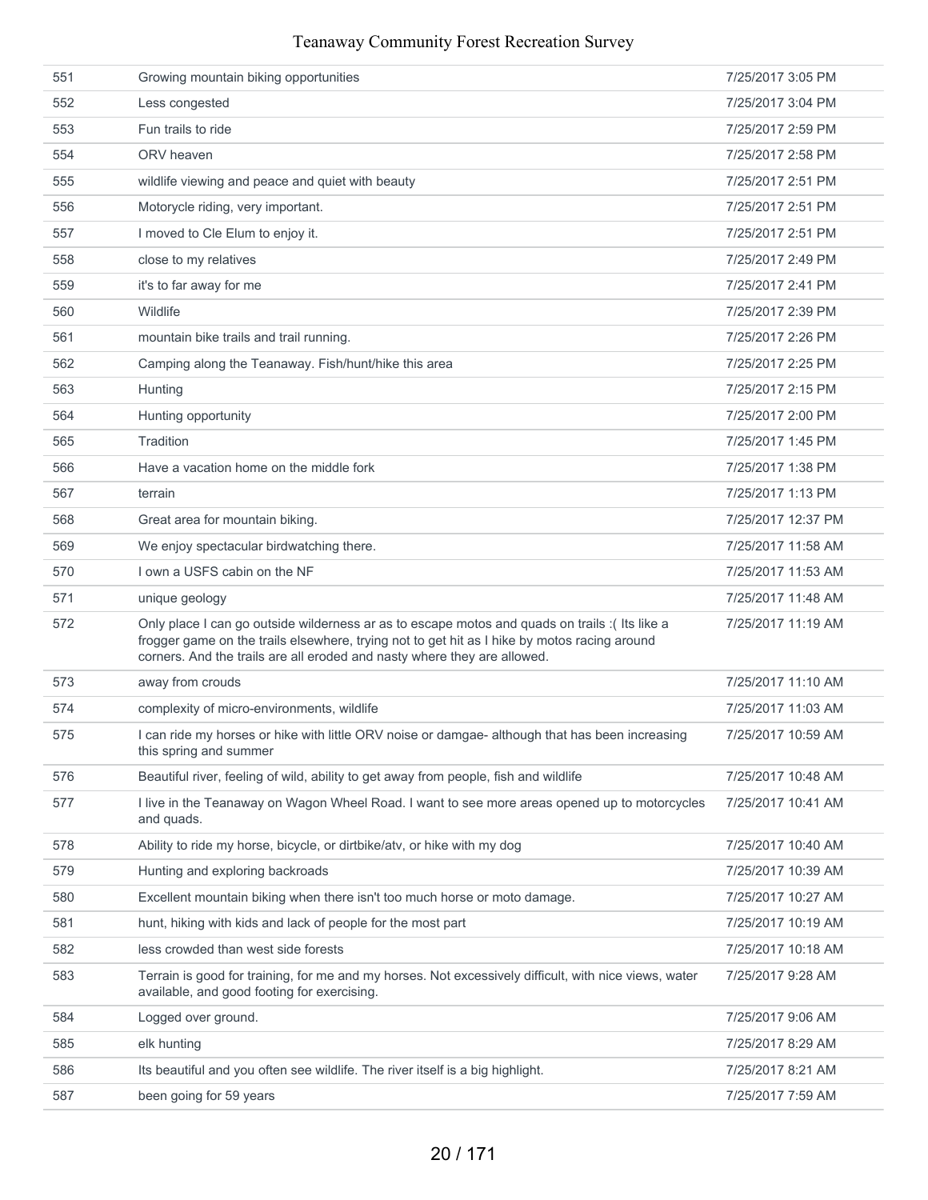| | | |
|---|---|---|
| 551 | Growing mountain biking opportunities | 7/25/2017 3:05 PM |
| 552 | Less congested | 7/25/2017 3:04 PM |
| 553 | Fun trails to ride | 7/25/2017 2:59 PM |
| 554 | ORV heaven | 7/25/2017 2:58 PM |
| 555 | wildlife viewing and peace and quiet with beauty | 7/25/2017 2:51 PM |
| 556 | Motorycle riding, very important. | 7/25/2017 2:51 PM |
| 557 | I moved to Cle Elum to enjoy it. | 7/25/2017 2:51 PM |
| 558 | close to my relatives | 7/25/2017 2:49 PM |
| 559 | it's to far away for me | 7/25/2017 2:41 PM |
| 560 | Wildlife | 7/25/2017 2:39 PM |
| 561 | mountain bike trails and trail running. | 7/25/2017 2:26 PM |
| 562 | Camping along the Teanaway. Fish/hunt/hike this area | 7/25/2017 2:25 PM |
| 563 | Hunting | 7/25/2017 2:15 PM |
| 564 | Hunting opportunity | 7/25/2017 2:00 PM |
| 565 | Tradition | 7/25/2017 1:45 PM |
| 566 | Have a vacation home on the middle fork | 7/25/2017 1:38 PM |
| 567 | terrain | 7/25/2017 1:13 PM |
| 568 | Great area for mountain biking. | 7/25/2017 12:37 PM |
| 569 | We enjoy spectacular birdwatching there. | 7/25/2017 11:58 AM |
| 570 | I own a USFS cabin on the NF | 7/25/2017 11:53 AM |
| 571 | unique geology | 7/25/2017 11:48 AM |
| 572 | Only place I can go outside wilderness ar as to escape motos and quads on trails :( Its like a frogger game on the trails elsewhere, trying not to get hit as I hike by motos racing around corners. And the trails are all eroded and nasty where they are allowed. | 7/25/2017 11:19 AM |
| 573 | away from crouds | 7/25/2017 11:10 AM |
| 574 | complexity of micro-environments, wildlife | 7/25/2017 11:03 AM |
| 575 | I can ride my horses or hike with little ORV noise or damgae- although that has been increasing this spring and summer | 7/25/2017 10:59 AM |
| 576 | Beautiful river, feeling of wild, ability to get away from people, fish and wildlife | 7/25/2017 10:48 AM |
| 577 | I live in the Teanaway on Wagon Wheel Road. I want to see more areas opened up to motorcycles and quads. | 7/25/2017 10:41 AM |
| 578 | Ability to ride my horse, bicycle, or dirtbike/atv, or hike with my dog | 7/25/2017 10:40 AM |
| 579 | Hunting and exploring backroads | 7/25/2017 10:39 AM |
| 580 | Excellent mountain biking when there isn't too much horse or moto damage. | 7/25/2017 10:27 AM |
| 581 | hunt, hiking with kids and lack of people for the most part | 7/25/2017 10:19 AM |
| 582 | less crowded than west side forests | 7/25/2017 10:18 AM |
| 583 | Terrain is good for training, for me and my horses. Not excessively difficult, with nice views, water available, and good footing for exercising. | 7/25/2017 9:28 AM |
| 584 | Logged over ground. | 7/25/2017 9:06 AM |
| 585 | elk hunting | 7/25/2017 8:29 AM |
| 586 | Its beautiful and you often see wildlife. The river itself is a big highlight. | 7/25/2017 8:21 AM |
| 587 | been going for 59 years | 7/25/2017 7:59 AM |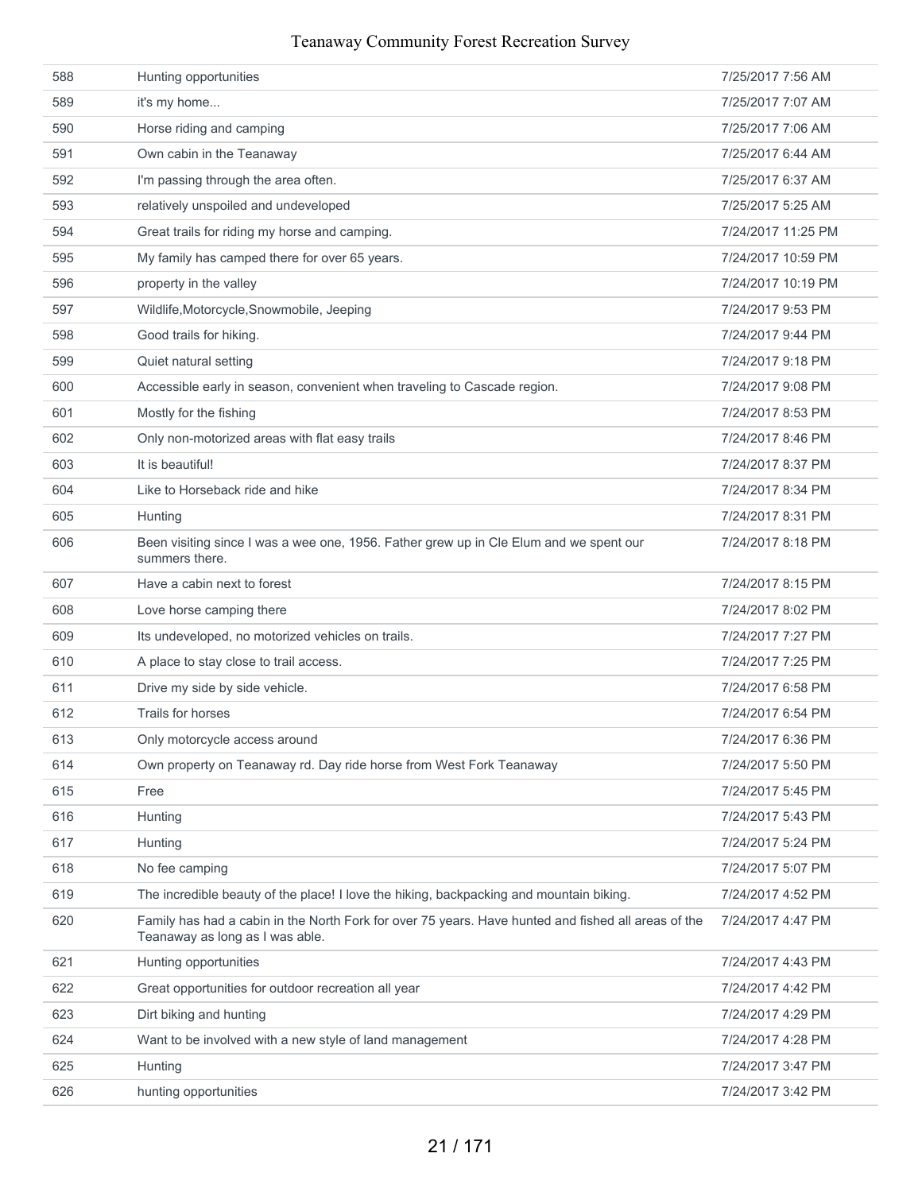| | | |
|---|---|---|
| 588 | Hunting opportunities | 7/25/2017 7:56 AM |
| 589 | it's my home... | 7/25/2017 7:07 AM |
| 590 | Horse riding and camping | 7/25/2017 7:06 AM |
| 591 | Own cabin in the Teanaway | 7/25/2017 6:44 AM |
| 592 | I'm passing through the area often. | 7/25/2017 6:37 AM |
| 593 | relatively unspoiled and undeveloped | 7/25/2017 5:25 AM |
| 594 | Great trails for riding my horse and camping. | 7/24/2017 11:25 PM |
| 595 | My family has camped there for over 65 years. | 7/24/2017 10:59 PM |
| 596 | property in the valley | 7/24/2017 10:19 PM |
| 597 | Wildlife,Motorcycle,Snowmobile, Jeeping | 7/24/2017 9:53 PM |
| 598 | Good trails for hiking. | 7/24/2017 9:44 PM |
| 599 | Quiet natural setting | 7/24/2017 9:18 PM |
| 600 | Accessible early in season, convenient when traveling to Cascade region. | 7/24/2017 9:08 PM |
| 601 | Mostly for the fishing | 7/24/2017 8:53 PM |
| 602 | Only non-motorized areas with flat easy trails | 7/24/2017 8:46 PM |
| 603 | It is beautiful! | 7/24/2017 8:37 PM |
| 604 | Like to Horseback ride and hike | 7/24/2017 8:34 PM |
| 605 | Hunting | 7/24/2017 8:31 PM |
| 606 | Been visiting since I was a wee one, 1956. Father grew up in Cle Elum and we spent our summers there. | 7/24/2017 8:18 PM |
| 607 | Have a cabin next to forest | 7/24/2017 8:15 PM |
| 608 | Love horse camping there | 7/24/2017 8:02 PM |
| 609 | Its undeveloped, no motorized vehicles on trails. | 7/24/2017 7:27 PM |
| 610 | A place to stay close to trail access. | 7/24/2017 7:25 PM |
| 611 | Drive my side by side vehicle. | 7/24/2017 6:58 PM |
| 612 | Trails for horses | 7/24/2017 6:54 PM |
| 613 | Only motorcycle access around | 7/24/2017 6:36 PM |
| 614 | Own property on Teanaway rd. Day ride horse from West Fork Teanaway | 7/24/2017 5:50 PM |
| 615 | Free | 7/24/2017 5:45 PM |
| 616 | Hunting | 7/24/2017 5:43 PM |
| 617 | Hunting | 7/24/2017 5:24 PM |
| 618 | No fee camping | 7/24/2017 5:07 PM |
| 619 | The incredible beauty of the place! I love the hiking, backpacking and mountain biking. | 7/24/2017 4:52 PM |
| 620 | Family has had a cabin in the North Fork for over 75 years. Have hunted and fished all areas of the Teanaway as long as I was able. | 7/24/2017 4:47 PM |
| 621 | Hunting opportunities | 7/24/2017 4:43 PM |
| 622 | Great opportunities for outdoor recreation all year | 7/24/2017 4:42 PM |
| 623 | Dirt biking and hunting | 7/24/2017 4:29 PM |
| 624 | Want to be involved with a new style of land management | 7/24/2017 4:28 PM |
| 625 | Hunting | 7/24/2017 3:47 PM |
| 626 | hunting opportunities | 7/24/2017 3:42 PM |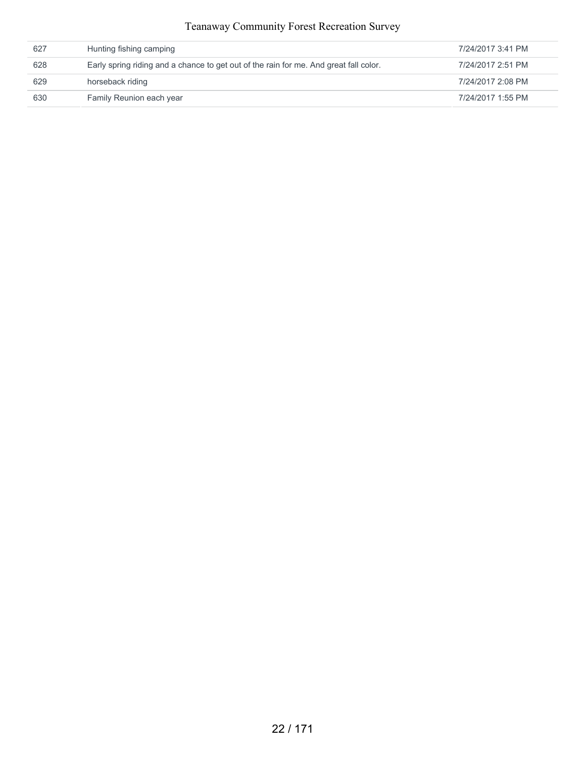| | | |
|---|---|---|
| 627 | Hunting fishing camping | 7/24/2017 3:41 PM |
| 628 | Early spring riding and a chance to get out of the rain for me. And great fall color. | 7/24/2017 2:51 PM |
| 629 | horseback riding | 7/24/2017 2:08 PM |
| 630 | Family Reunion each year | 7/24/2017 1:55 PM |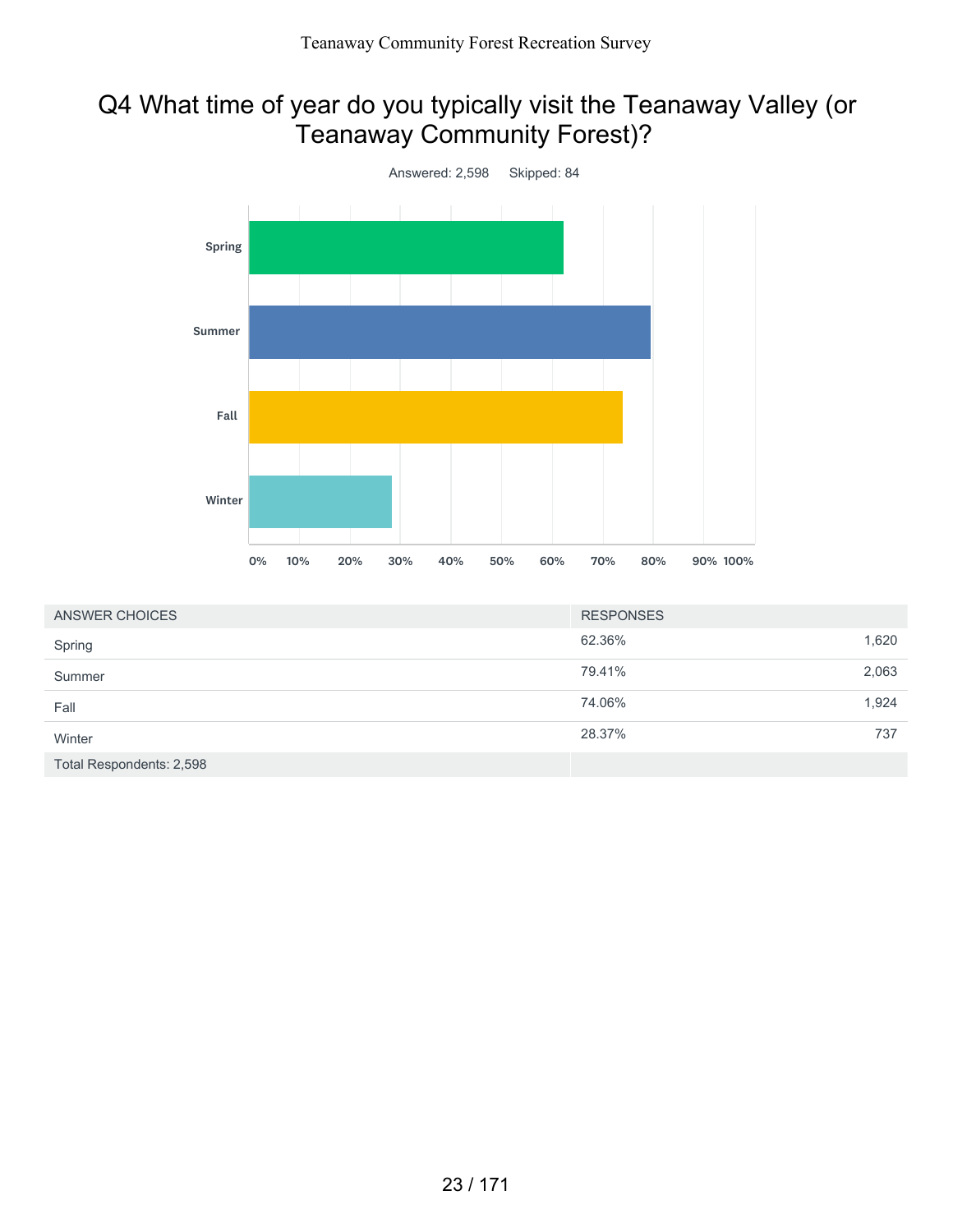# Q4 What time of year do you typically visit the Teanaway Valley (or Teanaway Community Forest)?

Answered: 2,598    Skipped: 84

| ANSWER CHOICES | RESPONSES | |
|---|---|---|
| Spring | 62.36% | 1,620 |
| Summer | 79.41% | 2,063 |
| Fall | 74.06% | 1,924 |
| Winter | 28.37% | 737 |
| Total Respondents: 2,598 | | |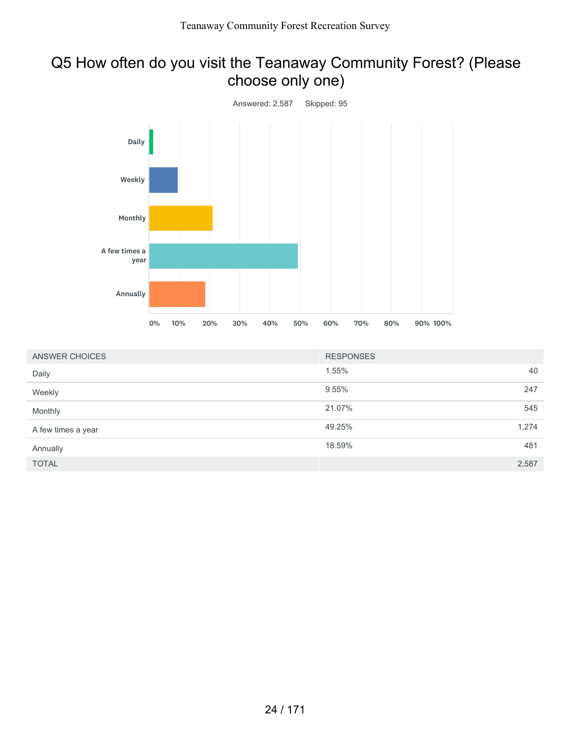## Q5 How often do you visit the Teanaway Community Forest? (Please choose only one)

Answered: 2,587 Skipped: 95

| ANSWER CHOICES | RESPONSES | |
|---|---|---|
| Daily | 1.55% | 40 |
| Weekly | 9.55% | 247 |
| Monthly | 21.07% | 545 |
| A few times a year | 49.25% | 1,274 |
| Annually | 18.59% | 481 |
| TOTAL | | 2,587 |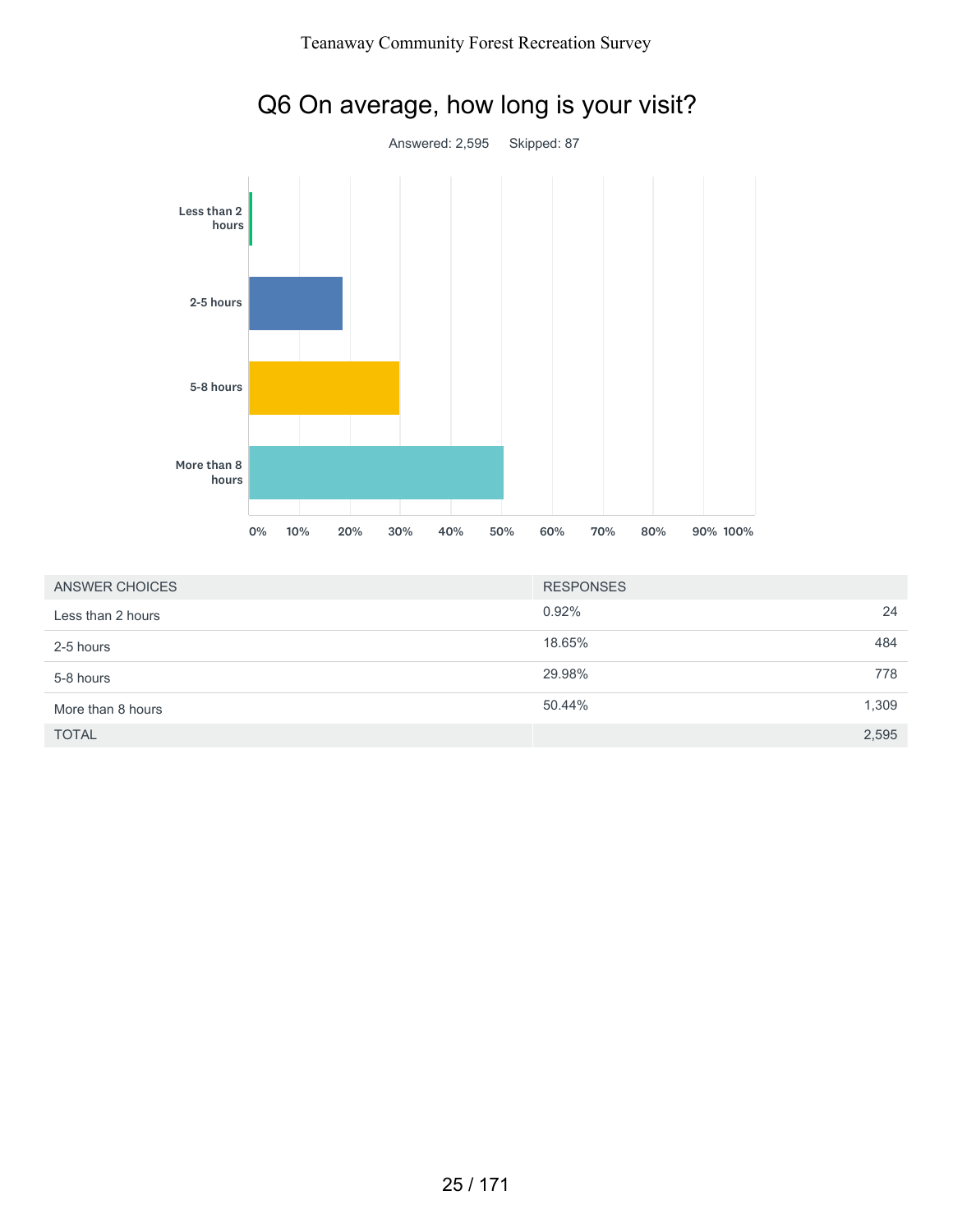# Q6 On average, how long is your visit?

Answered: 2,595 Skipped: 87

| ANSWER CHOICES | RESPONSES | |
|---|---|---|
| Less than 2 hours | 0.92% | 24 |
| 2-5 hours | 18.65% | 484 |
| 5-8 hours | 29.98% | 778 |
| More than 8 hours | 50.44% | 1,309 |
| TOTAL | | 2,595 |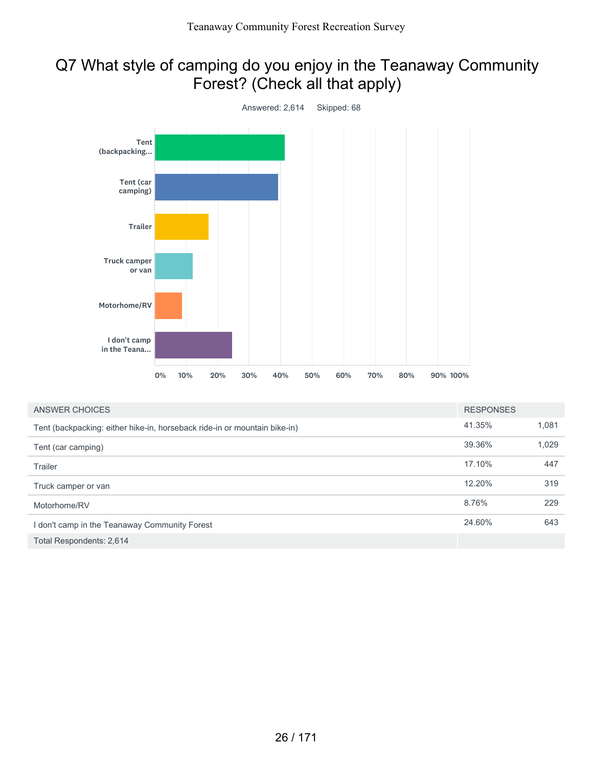# Q7 What style of camping do you enjoy in the Teanaway Community Forest? (Check all that apply)

Answered: 2,614 Skipped: 68

| ANSWER CHOICES | RESPONSES | |
|---|---|---|
| Tent (backpacking: either hike-in, horseback ride-in or mountain bike-in) | 41.35% | 1,081 |
| Tent (car camping) | 39.36% | 1,029 |
| Trailer | 17.10% | 447 |
| Truck camper or van | 12.20% | 319 |
| Motorhome/RV | 8.76% | 229 |
| I don't camp in the Teanaway Community Forest | 24.60% | 643 |
| Total Respondents: 2,614 | | |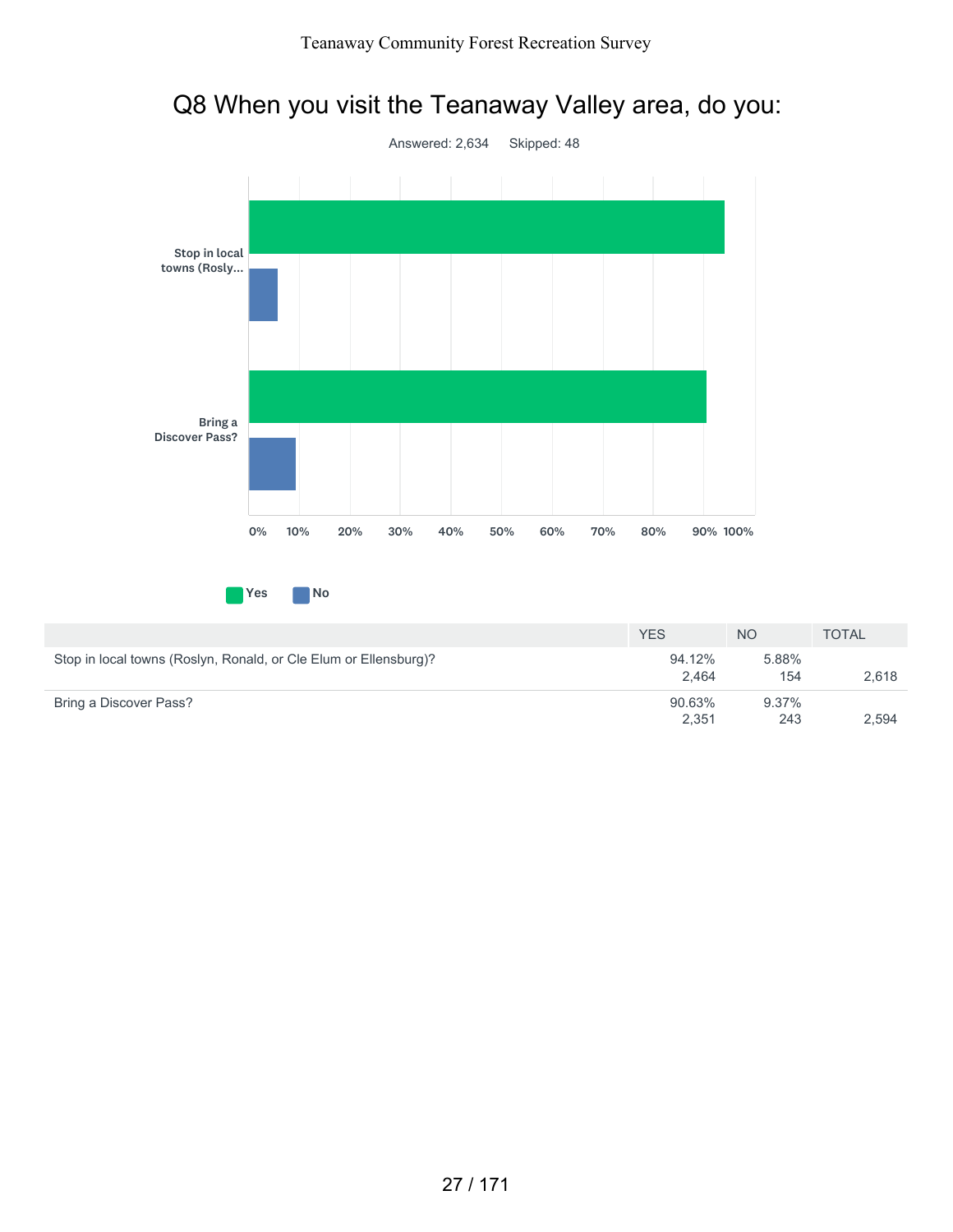# Q8 When you visit the Teanaway Valley area, do you:

Answered: 2,634 Skipped: 48

| | YES | NO | TOTAL |
|---|---|---|---|
| Stop in local towns (Roslyn, Ronald, or Cle Elum or Ellensburg)? | 94.12% 2,464 | 5.88% 154 | 2,618 |
| Bring a Discover Pass? | 90.63% 2,351 | 9.37% 243 | 2,594 |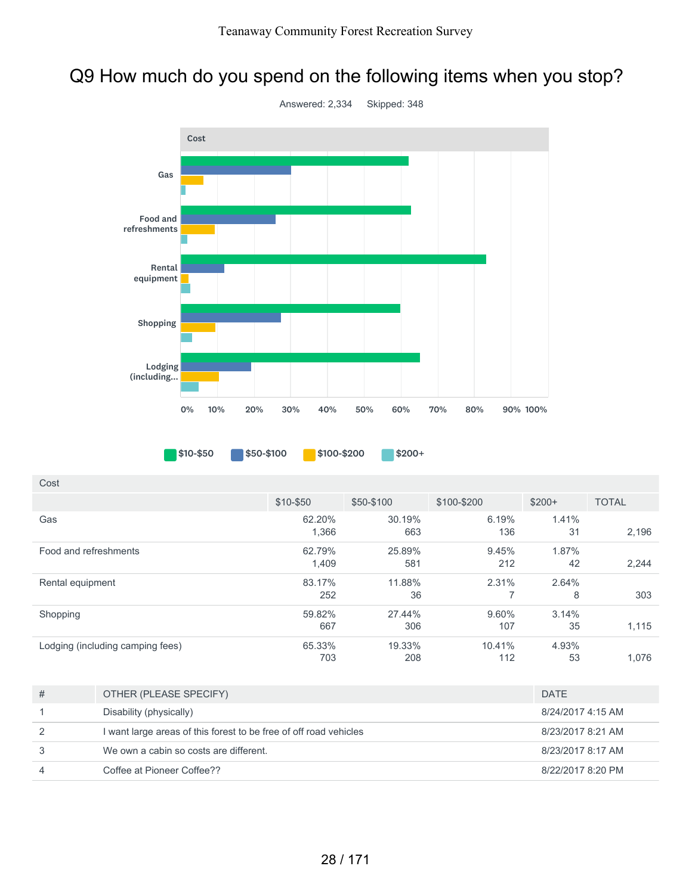# Q9 How much do you spend on the following items when you stop?

Answered: 2,334 Skipped: 348

| Cost | $10-$50 | $50-$100 | $100-$200 | $200+ | TOTAL |
|---|---|---|---|---|---|
| Gas | 62.20%<br>1,366 | 30.19%<br>663 | 6.19%<br>136 | 1.41%<br>31 | 2,196 |
| Food and refreshments | 62.79%<br>1,409 | 25.89%<br>581 | 9.45%<br>212 | 1.87%<br>42 | 2,244 |
| Rental equipment | 83.17%<br>252 | 11.88%<br>36 | 2.31%<br>7 | 2.64%<br>8 | 303 |
| Shopping | 59.82%<br>667 | 27.44%<br>306 | 9.60%<br>107 | 3.14%<br>35 | 1,115 |
| Lodging (including camping fees) | 65.33%<br>703 | 19.33%<br>208 | 10.41%<br>112 | 4.93%<br>53 | 1,076 |

| # | OTHER (PLEASE SPECIFY) | DATE |
|---|---|---|
| 1 | Disability (physically) | 8/24/2017 4:15 AM |
| 2 | I want large areas of this forest to be free of off road vehicles | 8/23/2017 8:21 AM |
| 3 | We own a cabin so costs are different. | 8/23/2017 8:17 AM |
| 4 | Coffee at Pioneer Coffee?? | 8/22/2017 8:20 PM |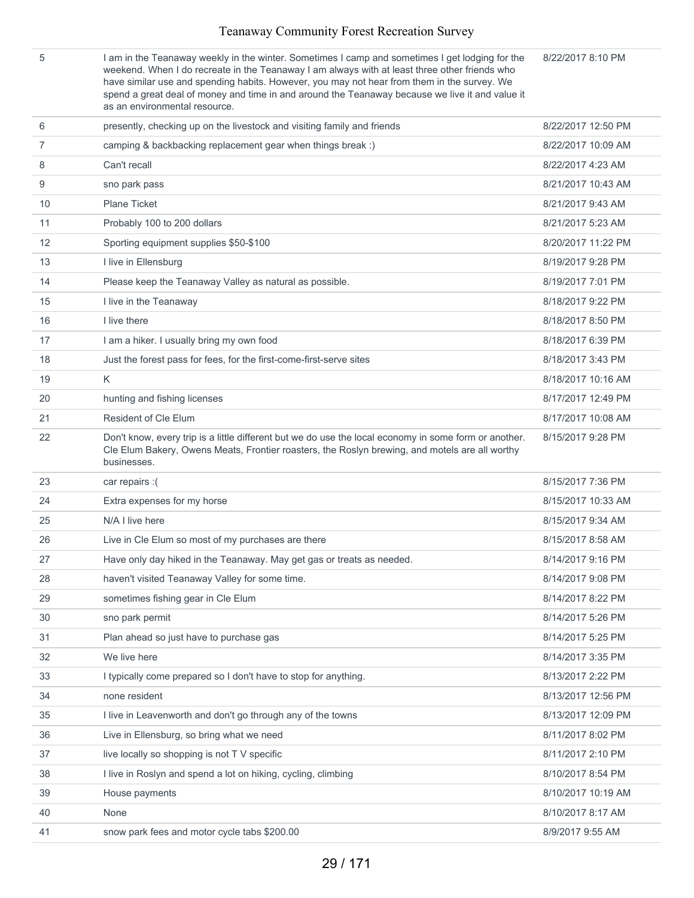| | | |
|---|---|---|
| 5 | I am in the Teanaway weekly in the winter. Sometimes I camp and sometimes I get lodging for the weekend. When I do recreate in the Teanaway I am always with at least three other friends who have similar use and spending habits. However, you may not hear from them in the survey. We spend a great deal of money and time in and around the Teanaway because we live it and value it as an environmental resource. | 8/22/2017 8:10 PM |
| 6 | presently, checking up on the livestock and visiting family and friends | 8/22/2017 12:50 PM |
| 7 | camping & backbacking replacement gear when things break :) | 8/22/2017 10:09 AM |
| 8 | Can't recall | 8/22/2017 4:23 AM |
| 9 | sno park pass | 8/21/2017 10:43 AM |
| 10 | Plane Ticket | 8/21/2017 9:43 AM |
| 11 | Probably 100 to 200 dollars | 8/21/2017 5:23 AM |
| 12 | Sporting equipment supplies $50-$100 | 8/20/2017 11:22 PM |
| 13 | I live in Ellensburg | 8/19/2017 9:28 PM |
| 14 | Please keep the Teanaway Valley as natural as possible. | 8/19/2017 7:01 PM |
| 15 | I live in the Teanaway | 8/18/2017 9:22 PM |
| 16 | I live there | 8/18/2017 8:50 PM |
| 17 | I am a hiker. I usually bring my own food | 8/18/2017 6:39 PM |
| 18 | Just the forest pass for fees, for the first-come-first-serve sites | 8/18/2017 3:43 PM |
| 19 | K | 8/18/2017 10:16 AM |
| 20 | hunting and fishing licenses | 8/17/2017 12:49 PM |
| 21 | Resident of Cle Elum | 8/17/2017 10:08 AM |
| 22 | Don't know, every trip is a little different but we do use the local economy in some form or another. Cle Elum Bakery, Owens Meats, Frontier roasters, the Roslyn brewing, and motels are all worthy businesses. | 8/15/2017 9:28 PM |
| 23 | car repairs :( | 8/15/2017 7:36 PM |
| 24 | Extra expenses for my horse | 8/15/2017 10:33 AM |
| 25 | N/A I live here | 8/15/2017 9:34 AM |
| 26 | Live in Cle Elum so most of my purchases are there | 8/15/2017 8:58 AM |
| 27 | Have only day hiked in the Teanaway. May get gas or treats as needed. | 8/14/2017 9:16 PM |
| 28 | haven't visited Teanaway Valley for some time. | 8/14/2017 9:08 PM |
| 29 | sometimes fishing gear in Cle Elum | 8/14/2017 8:22 PM |
| 30 | sno park permit | 8/14/2017 5:26 PM |
| 31 | Plan ahead so just have to purchase gas | 8/14/2017 5:25 PM |
| 32 | We live here | 8/14/2017 3:35 PM |
| 33 | I typically come prepared so I don't have to stop for anything. | 8/13/2017 2:22 PM |
| 34 | none resident | 8/13/2017 12:56 PM |
| 35 | I live in Leavenworth and don't go through any of the towns | 8/13/2017 12:09 PM |
| 36 | Live in Ellensburg, so bring what we need | 8/11/2017 8:02 PM |
| 37 | live locally so shopping is not T V specific | 8/11/2017 2:10 PM |
| 38 | I live in Roslyn and spend a lot on hiking, cycling, climbing | 8/10/2017 8:54 PM |
| 39 | House payments | 8/10/2017 10:19 AM |
| 40 | None | 8/10/2017 8:17 AM |
| 41 | snow park fees and motor cycle tabs $200.00 | 8/9/2017 9:55 AM |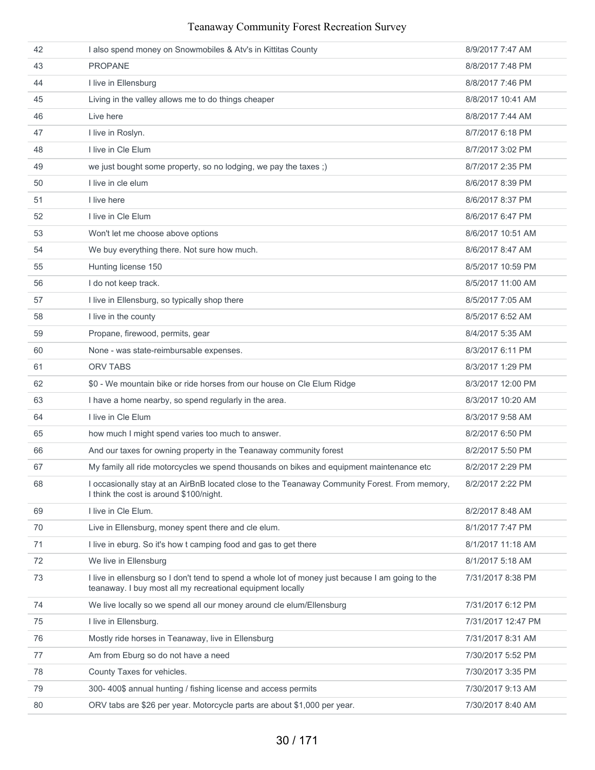| | | |
|---|---|---|
| 42 | I also spend money on Snowmobiles & Atv's in Kittitas County | 8/9/2017 7:47 AM |
| 43 | PROPANE | 8/8/2017 7:48 PM |
| 44 | I live in Ellensburg | 8/8/2017 7:46 PM |
| 45 | Living in the valley allows me to do things cheaper | 8/8/2017 10:41 AM |
| 46 | Live here | 8/8/2017 7:44 AM |
| 47 | I live in Roslyn. | 8/7/2017 6:18 PM |
| 48 | I live in Cle Elum | 8/7/2017 3:02 PM |
| 49 | we just bought some property, so no lodging, we pay the taxes ;) | 8/7/2017 2:35 PM |
| 50 | I live in cle elum | 8/6/2017 8:39 PM |
| 51 | I live here | 8/6/2017 8:37 PM |
| 52 | I live in Cle Elum | 8/6/2017 6:47 PM |
| 53 | Won't let me choose above options | 8/6/2017 10:51 AM |
| 54 | We buy everything there. Not sure how much. | 8/6/2017 8:47 AM |
| 55 | Hunting license 150 | 8/5/2017 10:59 PM |
| 56 | I do not keep track. | 8/5/2017 11:00 AM |
| 57 | I live in Ellensburg, so typically shop there | 8/5/2017 7:05 AM |
| 58 | I live in the county | 8/5/2017 6:52 AM |
| 59 | Propane, firewood, permits, gear | 8/4/2017 5:35 AM |
| 60 | None - was state-reimbursable expenses. | 8/3/2017 6:11 PM |
| 61 | ORV TABS | 8/3/2017 1:29 PM |
| 62 | $0 - We mountain bike or ride horses from our house on Cle Elum Ridge | 8/3/2017 12:00 PM |
| 63 | I have a home nearby, so spend regularly in the area. | 8/3/2017 10:20 AM |
| 64 | I live in Cle Elum | 8/3/2017 9:58 AM |
| 65 | how much I might spend varies too much to answer. | 8/2/2017 6:50 PM |
| 66 | And our taxes for owning property in the Teanaway community forest | 8/2/2017 5:50 PM |
| 67 | My family all ride motorcycles we spend thousands on bikes and equipment maintenance etc | 8/2/2017 2:29 PM |
| 68 | I occasionally stay at an AirBnB located close to the Teanaway Community Forest. From memory, I think the cost is around $100/night. | 8/2/2017 2:22 PM |
| 69 | I live in Cle Elum. | 8/2/2017 8:48 AM |
| 70 | Live in Ellensburg, money spent there and cle elum. | 8/1/2017 7:47 PM |
| 71 | I live in eburg. So it's how t camping food and gas to get there | 8/1/2017 11:18 AM |
| 72 | We live in Ellensburg | 8/1/2017 5:18 AM |
| 73 | I live in ellensburg so I don't tend to spend a whole lot of money just because I am going to the teanaway. I buy most all my recreational equipment locally | 7/31/2017 8:38 PM |
| 74 | We live locally so we spend all our money around cle elum/Ellensburg | 7/31/2017 6:12 PM |
| 75 | I live in Ellensburg. | 7/31/2017 12:47 PM |
| 76 | Mostly ride horses in Teanaway, live in Ellensburg | 7/31/2017 8:31 AM |
| 77 | Am from Eburg so do not have a need | 7/30/2017 5:52 PM |
| 78 | County Taxes for vehicles. | 7/30/2017 3:35 PM |
| 79 | 300- 400$ annual hunting / fishing license and access permits | 7/30/2017 9:13 AM |
| 80 | ORV tabs are $26 per year. Motorcycle parts are about $1,000 per year. | 7/30/2017 8:40 AM |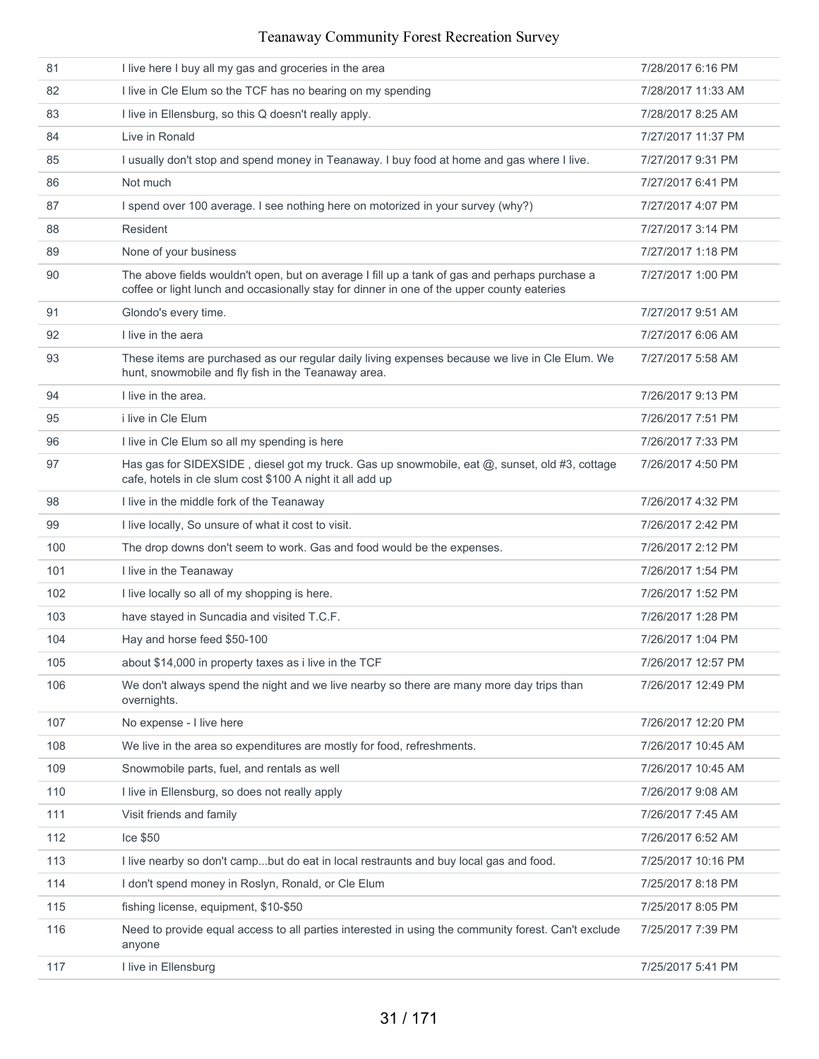| | | |
|---|---|---|
| 81 | I live here I buy all my gas and groceries in the area | 7/28/2017 6:16 PM |
| 82 | I live in Cle Elum so the TCF has no bearing on my spending | 7/28/2017 11:33 AM |
| 83 | I live in Ellensburg, so this Q doesn't really apply. | 7/28/2017 8:25 AM |
| 84 | Live in Ronald | 7/27/2017 11:37 PM |
| 85 | I usually don't stop and spend money in Teanaway. I buy food at home and gas where I live. | 7/27/2017 9:31 PM |
| 86 | Not much | 7/27/2017 6:41 PM |
| 87 | I spend over 100 average. I see nothing here on motorized in your survey (why?) | 7/27/2017 4:07 PM |
| 88 | Resident | 7/27/2017 3:14 PM |
| 89 | None of your business | 7/27/2017 1:18 PM |
| 90 | The above fields wouldn't open, but on average I fill up a tank of gas and perhaps purchase a coffee or light lunch and occasionally stay for dinner in one of the upper county eateries | 7/27/2017 1:00 PM |
| 91 | Glondo's every time. | 7/27/2017 9:51 AM |
| 92 | I live in the aera | 7/27/2017 6:06 AM |
| 93 | These items are purchased as our regular daily living expenses because we live in Cle Elum. We hunt, snowmobile and fly fish in the Teanaway area. | 7/27/2017 5:58 AM |
| 94 | I live in the area. | 7/26/2017 9:13 PM |
| 95 | i live in Cle Elum | 7/26/2017 7:51 PM |
| 96 | I live in Cle Elum so all my spending is here | 7/26/2017 7:33 PM |
| 97 | Has gas for SIDEXSIDE , diesel got my truck. Gas up snowmobile, eat @, sunset, old #3, cottage cafe, hotels in cle slum cost $100 A night it all add up | 7/26/2017 4:50 PM |
| 98 | I live in the middle fork of the Teanaway | 7/26/2017 4:32 PM |
| 99 | I live locally, So unsure of what it cost to visit. | 7/26/2017 2:42 PM |
| 100 | The drop downs don't seem to work. Gas and food would be the expenses. | 7/26/2017 2:12 PM |
| 101 | I live in the Teanaway | 7/26/2017 1:54 PM |
| 102 | I live locally so all of my shopping is here. | 7/26/2017 1:52 PM |
| 103 | have stayed in Suncadia and visited T.C.F. | 7/26/2017 1:28 PM |
| 104 | Hay and horse feed $50-100 | 7/26/2017 1:04 PM |
| 105 | about $14,000 in property taxes as i live in the TCF | 7/26/2017 12:57 PM |
| 106 | We don't always spend the night and we live nearby so there are many more day trips than overnights. | 7/26/2017 12:49 PM |
| 107 | No expense - I live here | 7/26/2017 12:20 PM |
| 108 | We live in the area so expenditures are mostly for food, refreshments. | 7/26/2017 10:45 AM |
| 109 | Snowmobile parts, fuel, and rentals as well | 7/26/2017 10:45 AM |
| 110 | I live in Ellensburg, so does not really apply | 7/26/2017 9:08 AM |
| 111 | Visit friends and family | 7/26/2017 7:45 AM |
| 112 | Ice $50 | 7/26/2017 6:52 AM |
| 113 | I live nearby so don't camp...but do eat in local restraunts and buy local gas and food. | 7/25/2017 10:16 PM |
| 114 | I don't spend money in Roslyn, Ronald, or Cle Elum | 7/25/2017 8:18 PM |
| 115 | fishing license, equipment, $10-$50 | 7/25/2017 8:05 PM |
| 116 | Need to provide equal access to all parties interested in using the community forest. Can't exclude anyone | 7/25/2017 7:39 PM |
| 117 | I live in Ellensburg | 7/25/2017 5:41 PM |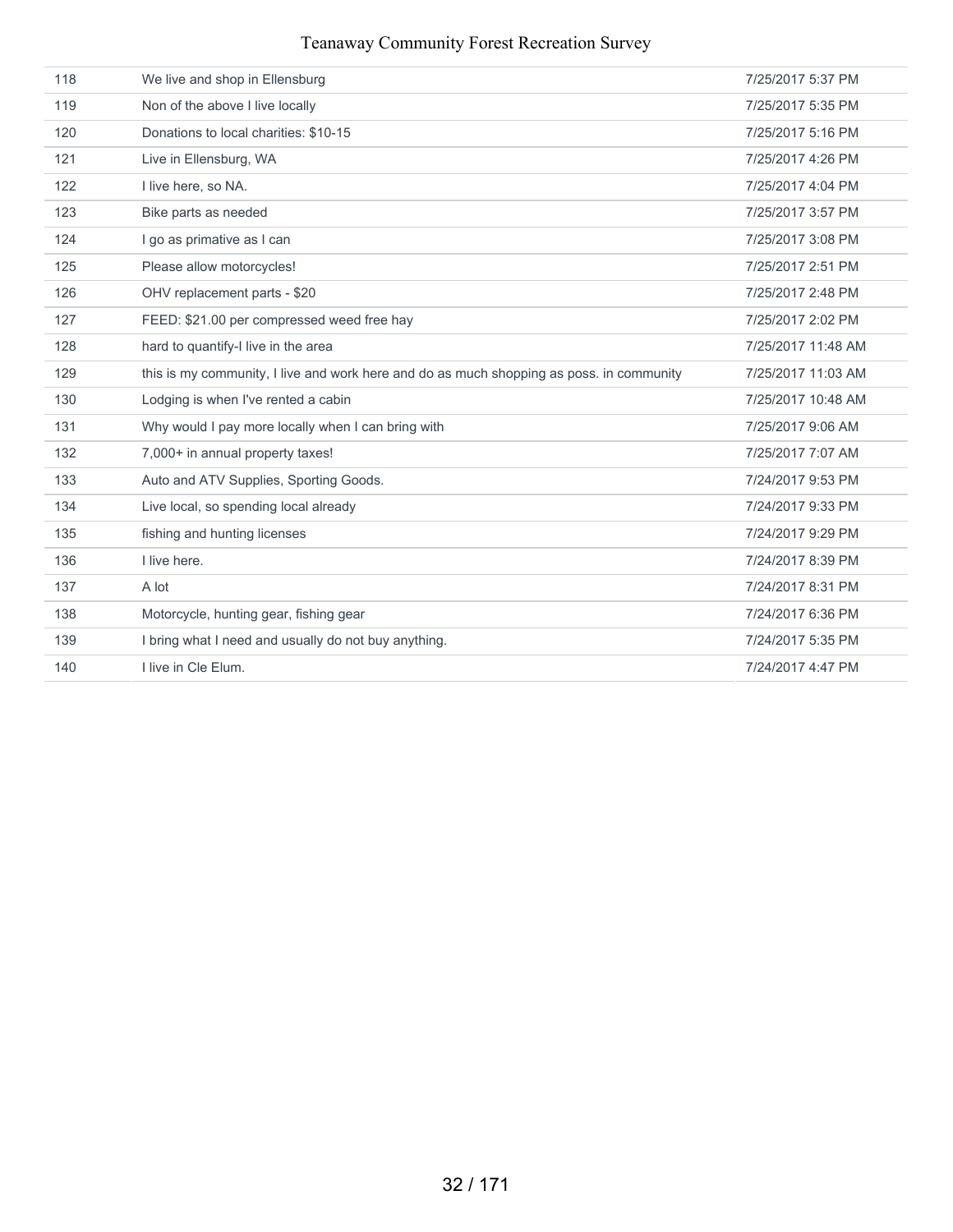| | | |
|---|---|---|
| 118 | We live and shop in Ellensburg | 7/25/2017 5:37 PM |
| 119 | Non of the above I live locally | 7/25/2017 5:35 PM |
| 120 | Donations to local charities: $10-15 | 7/25/2017 5:16 PM |
| 121 | Live in Ellensburg, WA | 7/25/2017 4:26 PM |
| 122 | I live here, so NA. | 7/25/2017 4:04 PM |
| 123 | Bike parts as needed | 7/25/2017 3:57 PM |
| 124 | I go as primative as I can | 7/25/2017 3:08 PM |
| 125 | Please allow motorcycles! | 7/25/2017 2:51 PM |
| 126 | OHV replacement parts - $20 | 7/25/2017 2:48 PM |
| 127 | FEED: $21.00 per compressed weed free hay | 7/25/2017 2:02 PM |
| 128 | hard to quantify-I live in the area | 7/25/2017 11:48 AM |
| 129 | this is my community, I live and work here and do as much shopping as poss. in community | 7/25/2017 11:03 AM |
| 130 | Lodging is when I've rented a cabin | 7/25/2017 10:48 AM |
| 131 | Why would I pay more locally when I can bring with | 7/25/2017 9:06 AM |
| 132 | 7,000+ in annual property taxes! | 7/25/2017 7:07 AM |
| 133 | Auto and ATV Supplies, Sporting Goods. | 7/24/2017 9:53 PM |
| 134 | Live local, so spending local already | 7/24/2017 9:33 PM |
| 135 | fishing and hunting licenses | 7/24/2017 9:29 PM |
| 136 | I live here. | 7/24/2017 8:39 PM |
| 137 | A lot | 7/24/2017 8:31 PM |
| 138 | Motorcycle, hunting gear, fishing gear | 7/24/2017 6:36 PM |
| 139 | I bring what I need and usually do not buy anything. | 7/24/2017 5:35 PM |
| 140 | I live in Cle Elum. | 7/24/2017 4:47 PM |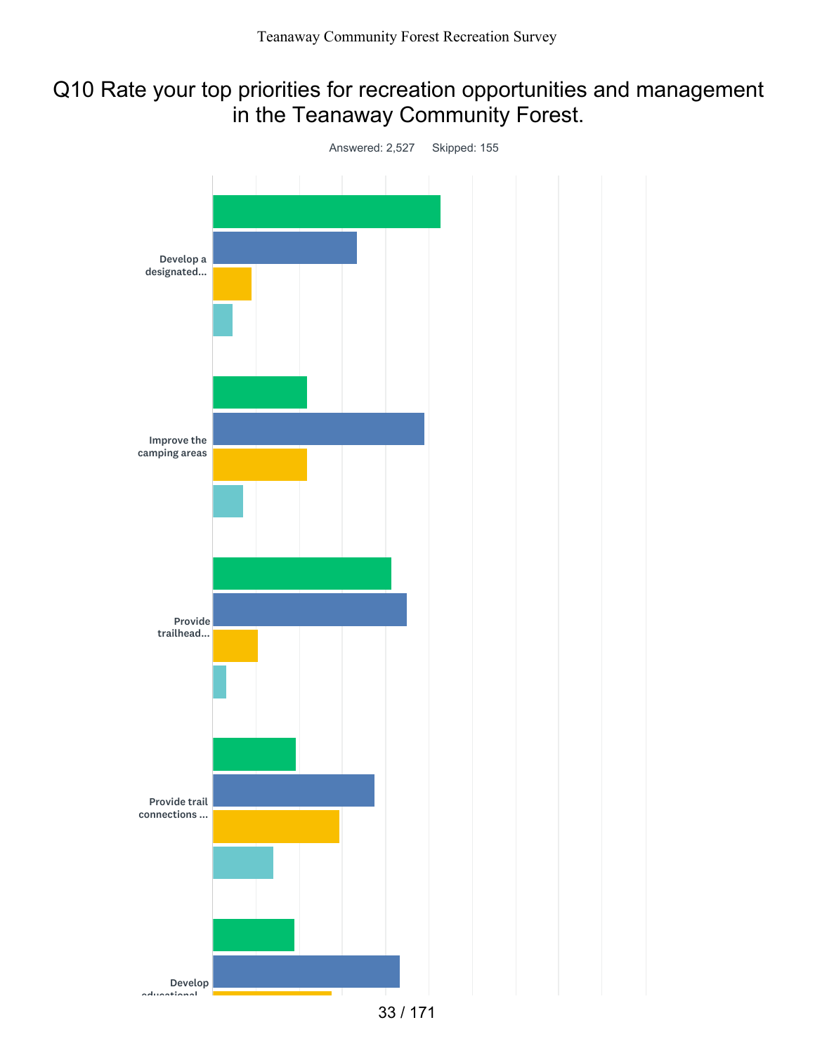# Q10 Rate your top priorities for recreation opportunities and management in the Teanaway Community Forest.

Answered: 2,527 Skipped: 155

Develop a designated...

Improve the camping areas

Provide trailhead...

Provide trail connections ...

Develop educational...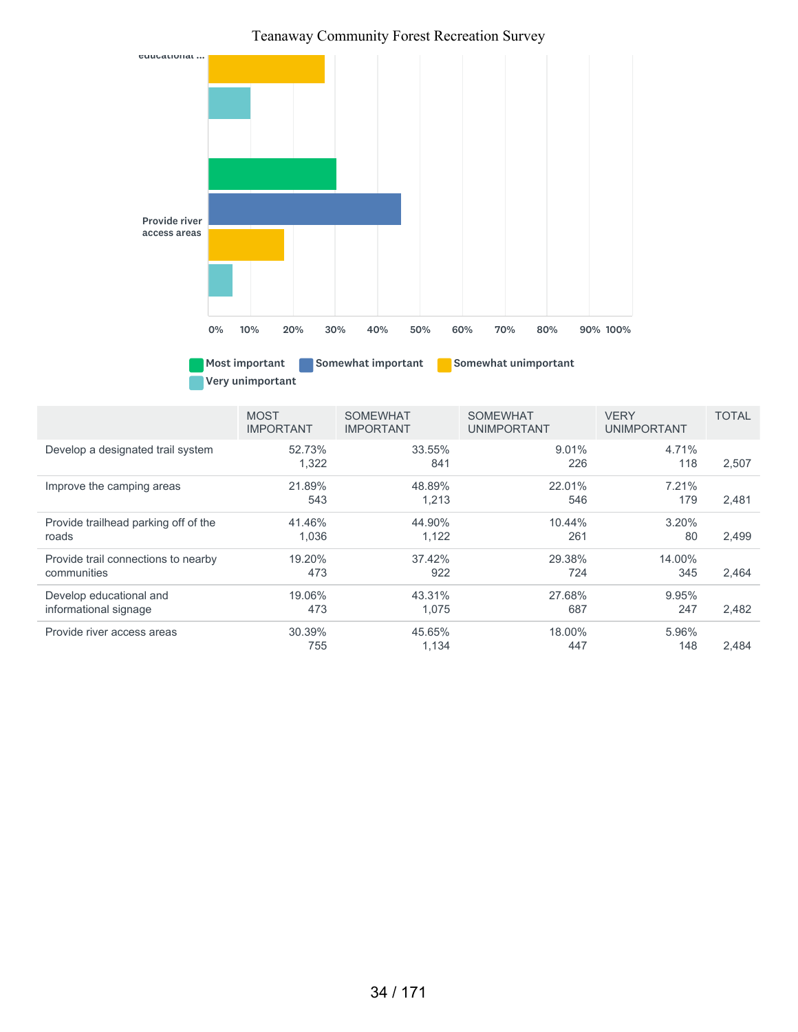educational ...

Provide river access areas

0% 10% 20% 30% 40% 50% 60% 70% 80% 90% 100%

Most important | Somewhat important | Somewhat unimportant | Very unimportant

| | MOST IMPORTANT | SOMEWHAT IMPORTANT | SOMEWHAT UNIMPORTANT | VERY UNIMPORTANT | TOTAL |
|---|---|---|---|---|---|
| Develop a designated trail system | 52.73%<br>1,322 | 33.55%<br>841 | 9.01%<br>226 | 4.71%<br>118 | 2,507 |
| Improve the camping areas | 21.89%<br>543 | 48.89%<br>1,213 | 22.01%<br>546 | 7.21%<br>179 | 2,481 |
| Provide trailhead parking off of the roads | 41.46%<br>1,036 | 44.90%<br>1,122 | 10.44%<br>261 | 3.20%<br>80 | 2,499 |
| Provide trail connections to nearby communities | 19.20%<br>473 | 37.42%<br>922 | 29.38%<br>724 | 14.00%<br>345 | 2,464 |
| Develop educational and informational signage | 19.06%<br>473 | 43.31%<br>1,075 | 27.68%<br>687 | 9.95%<br>247 | 2,482 |
| Provide river access areas | 30.39%<br>755 | 45.65%<br>1,134 | 18.00%<br>447 | 5.96%<br>148 | 2,484 |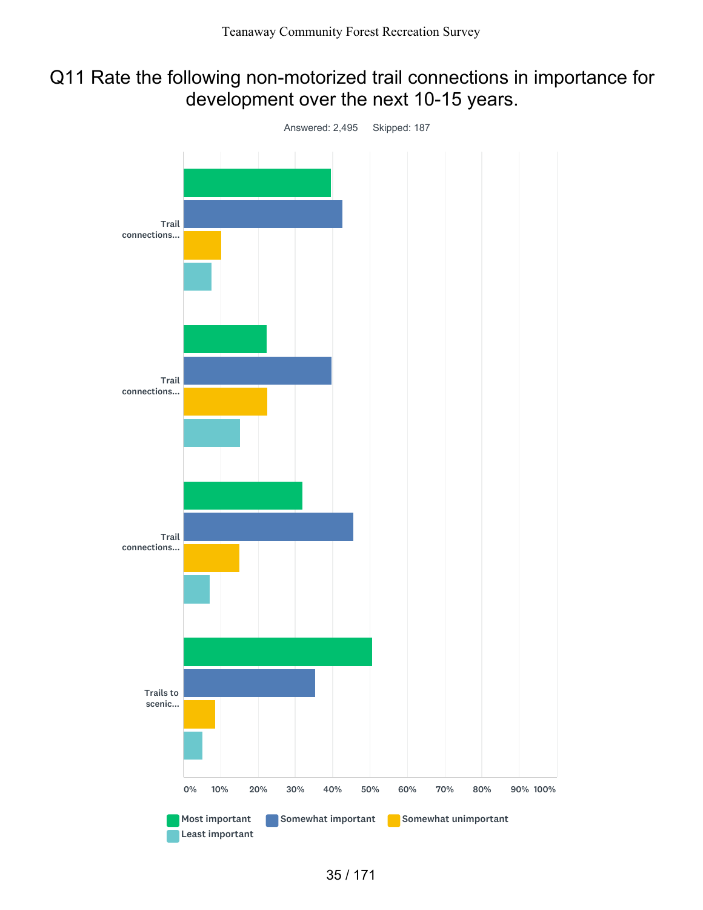# Q11 Rate the following non-motorized trail connections in importance for development over the next 10-15 years.

Answered: 2,495 Skipped: 187

Trail connections...

Trail connections...

Trail connections...

Trails to scenic...

0% 10% 20% 30% 40% 50% 60% 70% 80% 90% 100%

Most important Somewhat important Somewhat unimportant Least important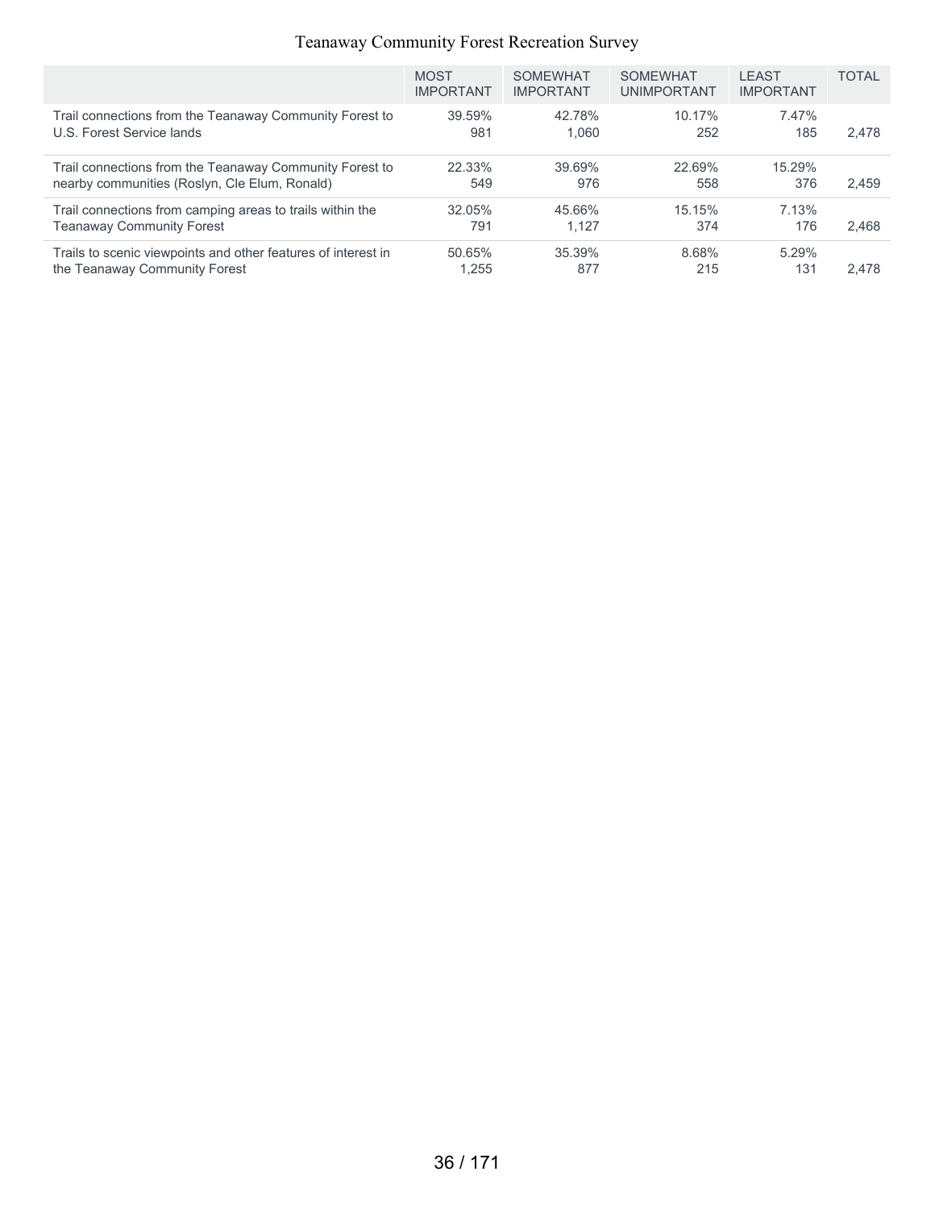|  | MOST IMPORTANT | SOMEWHAT IMPORTANT | SOMEWHAT UNIMPORTANT | LEAST IMPORTANT | TOTAL |
|---|---|---|---|---|---|
| Trail connections from the Teanaway Community Forest to U.S. Forest Service lands | 39.59%<br>981 | 42.78%<br>1,060 | 10.17%<br>252 | 7.47%<br>185 | 2,478 |
| Trail connections from the Teanaway Community Forest to nearby communities (Roslyn, Cle Elum, Ronald) | 22.33%<br>549 | 39.69%<br>976 | 22.69%<br>558 | 15.29%<br>376 | 2,459 |
| Trail connections from camping areas to trails within the Teanaway Community Forest | 32.05%<br>791 | 45.66%<br>1,127 | 15.15%<br>374 | 7.13%<br>176 | 2,468 |
| Trails to scenic viewpoints and other features of interest in the Teanaway Community Forest | 50.65%<br>1,255 | 35.39%<br>877 | 8.68%<br>215 | 5.29%<br>131 | 2,478 |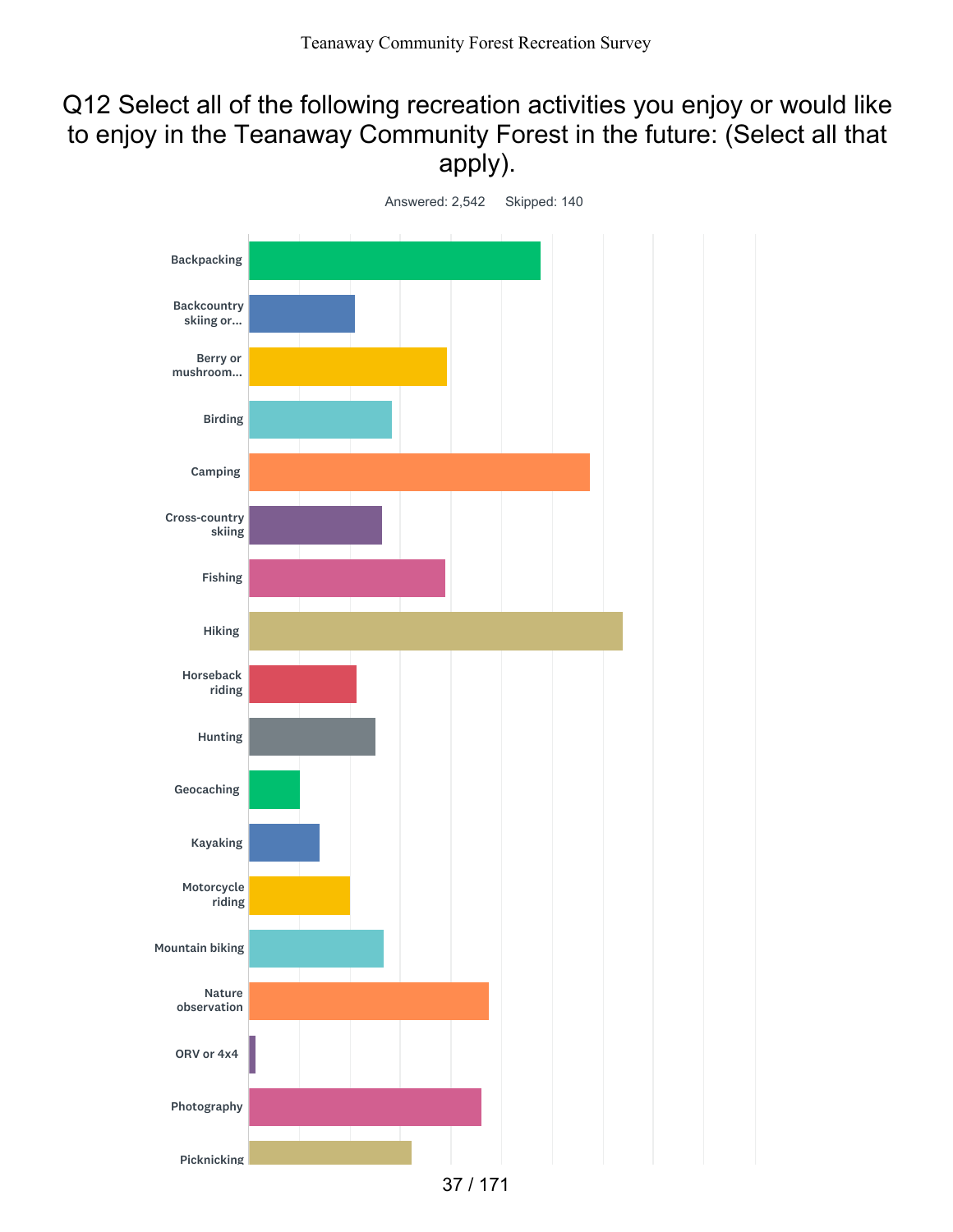## Q12 Select all of the following recreation activities you enjoy or would like to enjoy in the Teanaway Community Forest in the future: (Select all that apply).

Answered: 2,542 Skipped: 140

- Backpacking
- Backcountry skiing or...
- Berry or mushroom...
- Birding
- Camping
- Cross-country skiing
- Fishing
- Hiking
- Horseback riding
- Hunting
- Geocaching
- Kayaking
- Motorcycle riding
- Mountain biking
- Nature observation
- ORV or 4x4
- Photography
- Picknicking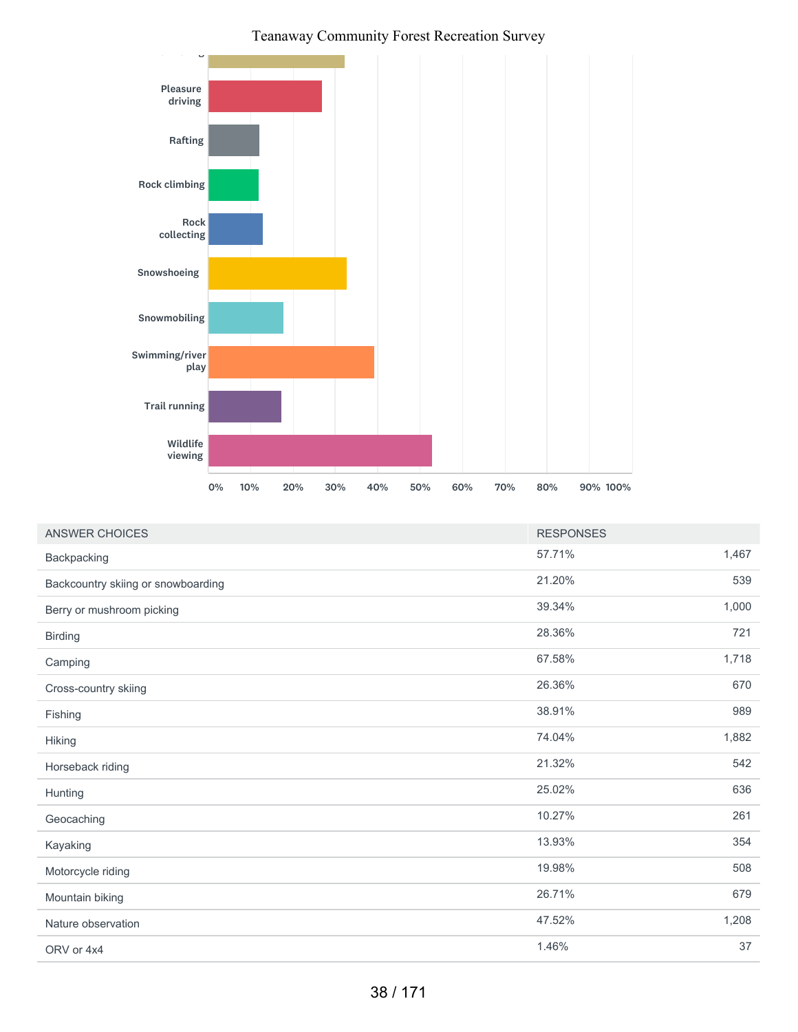Teanaway Community Forest Recreation Survey

| ANSWER CHOICES | RESPONSES | |
|---|---|---|
| Backpacking | 57.71% | 1,467 |
| Backcountry skiing or snowboarding | 21.20% | 539 |
| Berry or mushroom picking | 39.34% | 1,000 |
| Birding | 28.36% | 721 |
| Camping | 67.58% | 1,718 |
| Cross-country skiing | 26.36% | 670 |
| Fishing | 38.91% | 989 |
| Hiking | 74.04% | 1,882 |
| Horseback riding | 21.32% | 542 |
| Hunting | 25.02% | 636 |
| Geocaching | 10.27% | 261 |
| Kayaking | 13.93% | 354 |
| Motorcycle riding | 19.98% | 508 |
| Mountain biking | 26.71% | 679 |
| Nature observation | 47.52% | 1,208 |
| ORV or 4x4 | 1.46% | 37 |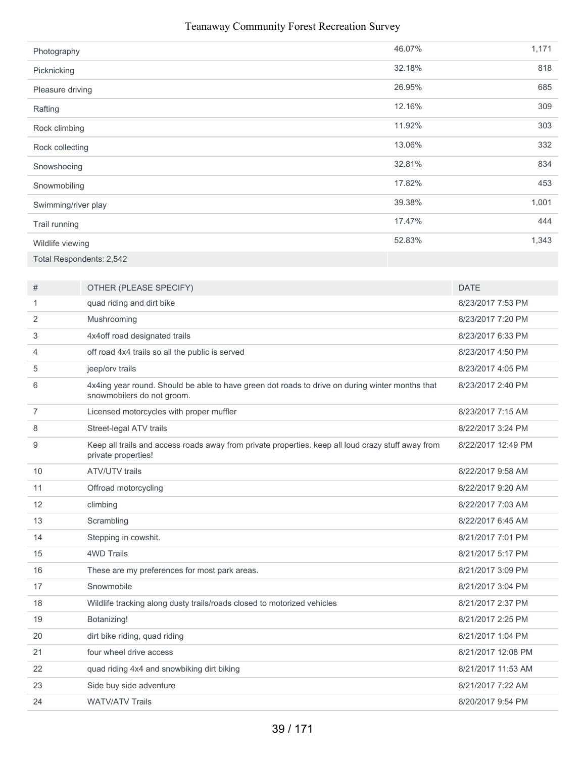| | | |
|---|---|---|
| Photography | 46.07% | 1,171 |
| Picknicking | 32.18% | 818 |
| Pleasure driving | 26.95% | 685 |
| Rafting | 12.16% | 309 |
| Rock climbing | 11.92% | 303 |
| Rock collecting | 13.06% | 332 |
| Snowshoeing | 32.81% | 834 |
| Snowmobiling | 17.82% | 453 |
| Swimming/river play | 39.38% | 1,001 |
| Trail running | 17.47% | 444 |
| Wildlife viewing | 52.83% | 1,343 |
| Total Respondents: 2,542 | | |

| # | OTHER (PLEASE SPECIFY) | DATE |
|---|---|---|
| 1 | quad riding and dirt bike | 8/23/2017 7:53 PM |
| 2 | Mushrooming | 8/23/2017 7:20 PM |
| 3 | 4x4off road designated trails | 8/23/2017 6:33 PM |
| 4 | off road 4x4 trails so all the public is served | 8/23/2017 4:50 PM |
| 5 | jeep/orv trails | 8/23/2017 4:05 PM |
| 6 | 4x4ing year round. Should be able to have green dot roads to drive on during winter months that snowmobilers do not groom. | 8/23/2017 2:40 PM |
| 7 | Licensed motorcycles with proper muffler | 8/23/2017 7:15 AM |
| 8 | Street-legal ATV trails | 8/22/2017 3:24 PM |
| 9 | Keep all trails and access roads away from private properties. keep all loud crazy stuff away from private properties! | 8/22/2017 12:49 PM |
| 10 | ATV/UTV trails | 8/22/2017 9:58 AM |
| 11 | Offroad motorcycling | 8/22/2017 9:20 AM |
| 12 | climbing | 8/22/2017 7:03 AM |
| 13 | Scrambling | 8/22/2017 6:45 AM |
| 14 | Stepping in cowshit. | 8/21/2017 7:01 PM |
| 15 | 4WD Trails | 8/21/2017 5:17 PM |
| 16 | These are my preferences for most park areas. | 8/21/2017 3:09 PM |
| 17 | Snowmobile | 8/21/2017 3:04 PM |
| 18 | Wildlife tracking along dusty trails/roads closed to motorized vehicles | 8/21/2017 2:37 PM |
| 19 | Botanizing! | 8/21/2017 2:25 PM |
| 20 | dirt bike riding, quad riding | 8/21/2017 1:04 PM |
| 21 | four wheel drive access | 8/21/2017 12:08 PM |
| 22 | quad riding 4x4 and snowbiking dirt biking | 8/21/2017 11:53 AM |
| 23 | Side buy side adventure | 8/21/2017 7:22 AM |
| 24 | WATV/ATV Trails | 8/20/2017 9:54 PM |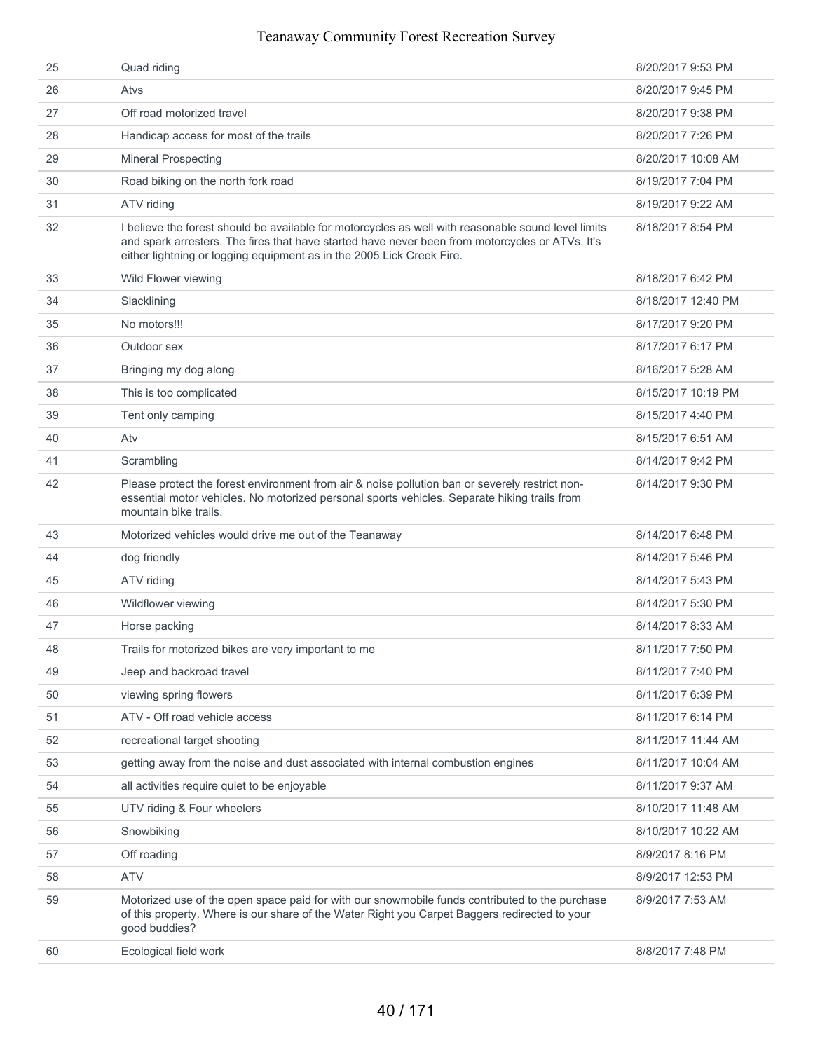| | | |
|---|---|---|
| 25 | Quad riding | 8/20/2017 9:53 PM |
| 26 | Atvs | 8/20/2017 9:45 PM |
| 27 | Off road motorized travel | 8/20/2017 9:38 PM |
| 28 | Handicap access for most of the trails | 8/20/2017 7:26 PM |
| 29 | Mineral Prospecting | 8/20/2017 10:08 AM |
| 30 | Road biking on the north fork road | 8/19/2017 7:04 PM |
| 31 | ATV riding | 8/19/2017 9:22 AM |
| 32 | I believe the forest should be available for motorcycles as well with reasonable sound level limits and spark arresters. The fires that have started have never been from motorcycles or ATVs. It's either lightning or logging equipment as in the 2005 Lick Creek Fire. | 8/18/2017 8:54 PM |
| 33 | Wild Flower viewing | 8/18/2017 6:42 PM |
| 34 | Slacklining | 8/18/2017 12:40 PM |
| 35 | No motors!!! | 8/17/2017 9:20 PM |
| 36 | Outdoor sex | 8/17/2017 6:17 PM |
| 37 | Bringing my dog along | 8/16/2017 5:28 AM |
| 38 | This is too complicated | 8/15/2017 10:19 PM |
| 39 | Tent only camping | 8/15/2017 4:40 PM |
| 40 | Atv | 8/15/2017 6:51 AM |
| 41 | Scrambling | 8/14/2017 9:42 PM |
| 42 | Please protect the forest environment from air & noise pollution ban or severely restrict non-essential motor vehicles. No motorized personal sports vehicles. Separate hiking trails from mountain bike trails. | 8/14/2017 9:30 PM |
| 43 | Motorized vehicles would drive me out of the Teanaway | 8/14/2017 6:48 PM |
| 44 | dog friendly | 8/14/2017 5:46 PM |
| 45 | ATV riding | 8/14/2017 5:43 PM |
| 46 | Wildflower viewing | 8/14/2017 5:30 PM |
| 47 | Horse packing | 8/14/2017 8:33 AM |
| 48 | Trails for motorized bikes are very important to me | 8/11/2017 7:50 PM |
| 49 | Jeep and backroad travel | 8/11/2017 7:40 PM |
| 50 | viewing spring flowers | 8/11/2017 6:39 PM |
| 51 | ATV - Off road vehicle access | 8/11/2017 6:14 PM |
| 52 | recreational target shooting | 8/11/2017 11:44 AM |
| 53 | getting away from the noise and dust associated with internal combustion engines | 8/11/2017 10:04 AM |
| 54 | all activities require quiet to be enjoyable | 8/11/2017 9:37 AM |
| 55 | UTV riding & Four wheelers | 8/10/2017 11:48 AM |
| 56 | Snowbiking | 8/10/2017 10:22 AM |
| 57 | Off roading | 8/9/2017 8:16 PM |
| 58 | ATV | 8/9/2017 12:53 PM |
| 59 | Motorized use of the open space paid for with our snowmobile funds contributed to the purchase of this property. Where is our share of the Water Right you Carpet Baggers redirected to your good buddies? | 8/9/2017 7:53 AM |
| 60 | Ecological field work | 8/8/2017 7:48 PM |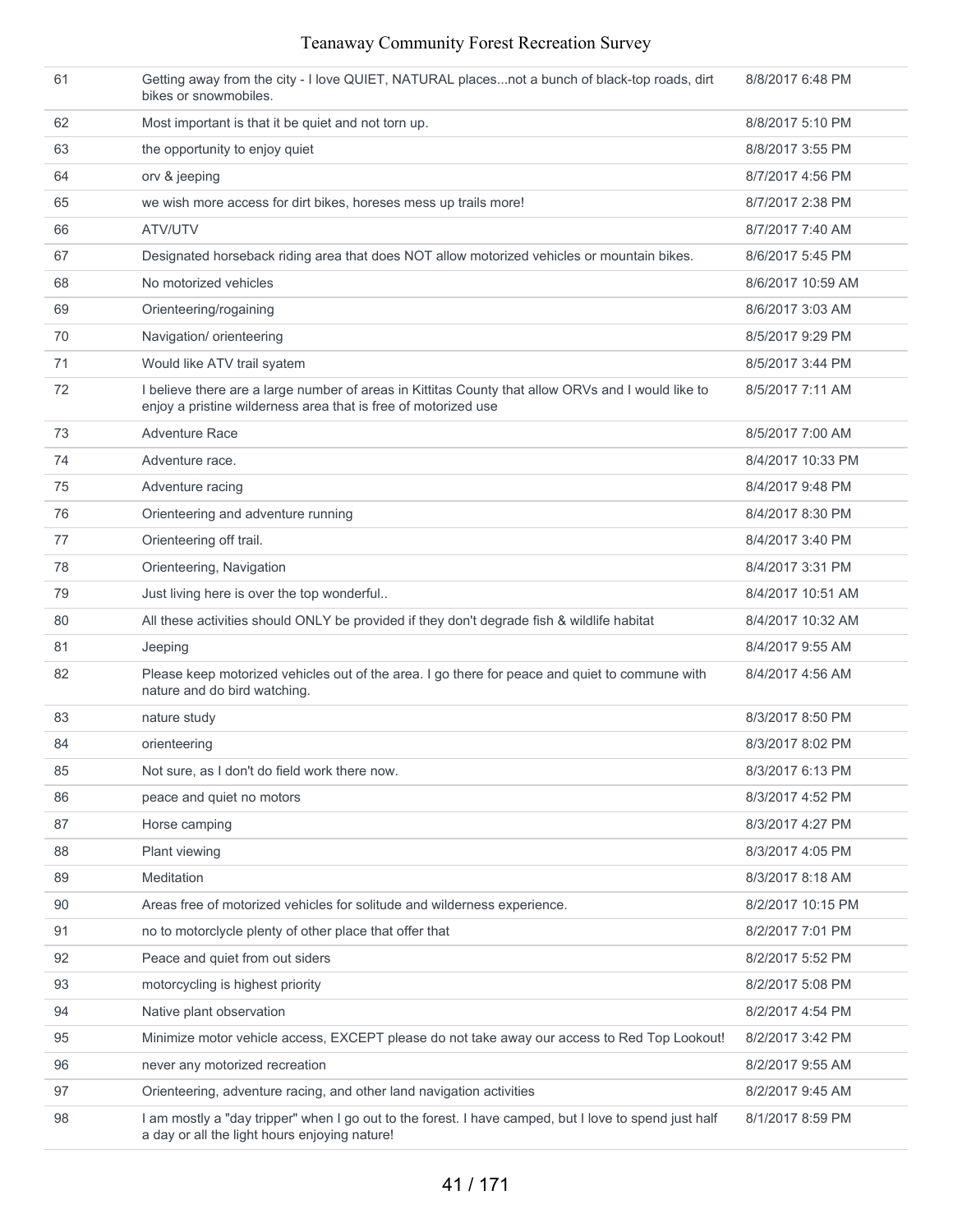| 61 | Getting away from the city - I love QUIET, NATURAL places...not a bunch of black-top roads, dirt bikes or snowmobiles. | 8/8/2017 6:48 PM |
|---|---|---|
| 62 | Most important is that it be quiet and not torn up. | 8/8/2017 5:10 PM |
| 63 | the opportunity to enjoy quiet | 8/8/2017 3:55 PM |
| 64 | orv & jeeping | 8/7/2017 4:56 PM |
| 65 | we wish more access for dirt bikes, horeses mess up trails more! | 8/7/2017 2:38 PM |
| 66 | ATV/UTV | 8/7/2017 7:40 AM |
| 67 | Designated horseback riding area that does NOT allow motorized vehicles or mountain bikes. | 8/6/2017 5:45 PM |
| 68 | No motorized vehicles | 8/6/2017 10:59 AM |
| 69 | Orienteering/rogaining | 8/6/2017 3:03 AM |
| 70 | Navigation/ orienteering | 8/5/2017 9:29 PM |
| 71 | Would like ATV trail syatem | 8/5/2017 3:44 PM |
| 72 | I believe there are a large number of areas in Kittitas County that allow ORVs and I would like to enjoy a pristine wilderness area that is free of motorized use | 8/5/2017 7:11 AM |
| 73 | Adventure Race | 8/5/2017 7:00 AM |
| 74 | Adventure race. | 8/4/2017 10:33 PM |
| 75 | Adventure racing | 8/4/2017 9:48 PM |
| 76 | Orienteering and adventure running | 8/4/2017 8:30 PM |
| 77 | Orienteering off trail. | 8/4/2017 3:40 PM |
| 78 | Orienteering, Navigation | 8/4/2017 3:31 PM |
| 79 | Just living here is over the top wonderful.. | 8/4/2017 10:51 AM |
| 80 | All these activities should ONLY be provided if they don't degrade fish & wildlife habitat | 8/4/2017 10:32 AM |
| 81 | Jeeping | 8/4/2017 9:55 AM |
| 82 | Please keep motorized vehicles out of the area. I go there for peace and quiet to commune with nature and do bird watching. | 8/4/2017 4:56 AM |
| 83 | nature study | 8/3/2017 8:50 PM |
| 84 | orienteering | 8/3/2017 8:02 PM |
| 85 | Not sure, as I don't do field work there now. | 8/3/2017 6:13 PM |
| 86 | peace and quiet no motors | 8/3/2017 4:52 PM |
| 87 | Horse camping | 8/3/2017 4:27 PM |
| 88 | Plant viewing | 8/3/2017 4:05 PM |
| 89 | Meditation | 8/3/2017 8:18 AM |
| 90 | Areas free of motorized vehicles for solitude and wilderness experience. | 8/2/2017 10:15 PM |
| 91 | no to motorclycle plenty of other place that offer that | 8/2/2017 7:01 PM |
| 92 | Peace and quiet from out siders | 8/2/2017 5:52 PM |
| 93 | motorcycling is highest priority | 8/2/2017 5:08 PM |
| 94 | Native plant observation | 8/2/2017 4:54 PM |
| 95 | Minimize motor vehicle access, EXCEPT please do not take away our access to Red Top Lookout! | 8/2/2017 3:42 PM |
| 96 | never any motorized recreation | 8/2/2017 9:55 AM |
| 97 | Orienteering, adventure racing, and other land navigation activities | 8/2/2017 9:45 AM |
| 98 | I am mostly a "day tripper" when I go out to the forest. I have camped, but I love to spend just half a day or all the light hours enjoying nature! | 8/1/2017 8:59 PM |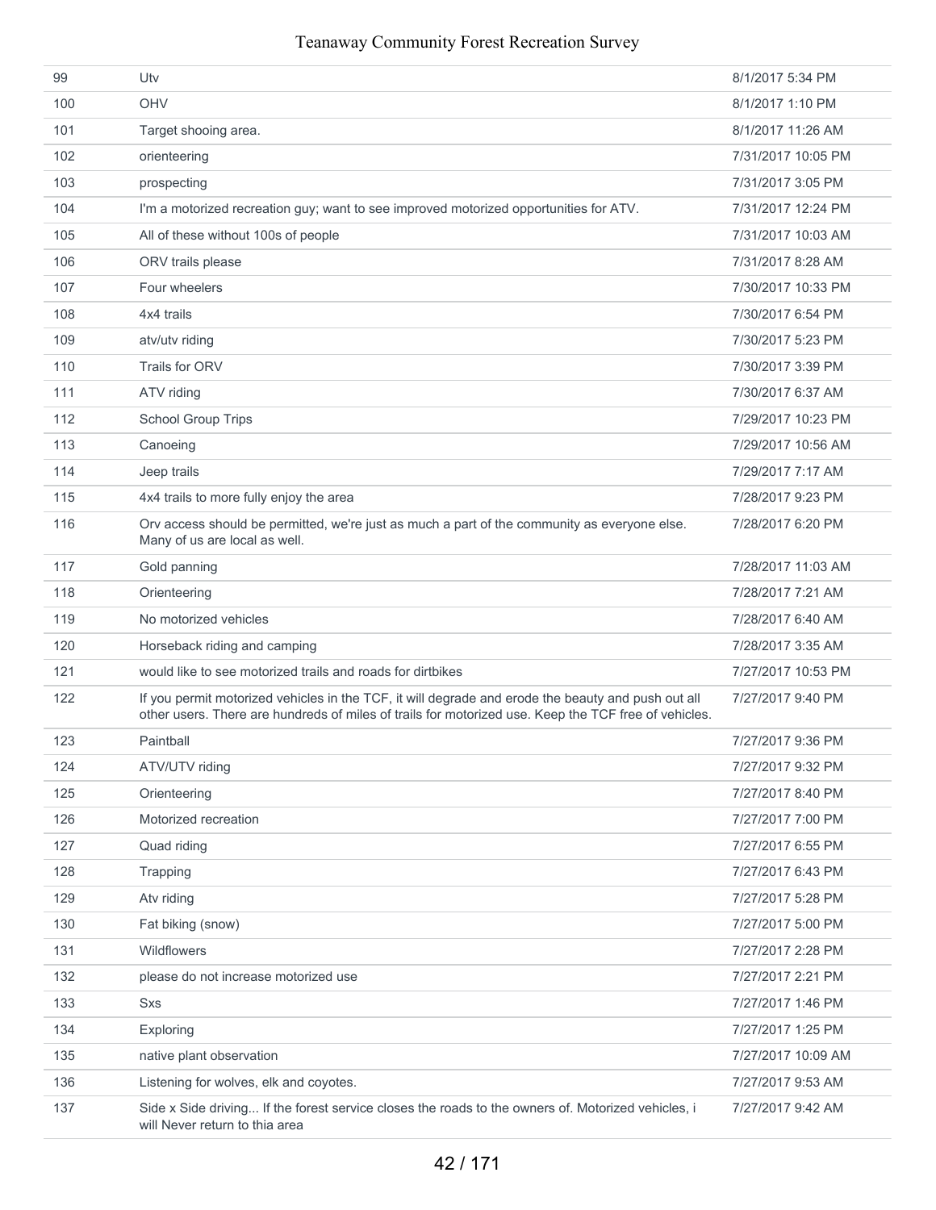| 99 | Utv | 8/1/2017 5:34 PM |
|---|---|---|
| 100 | OHV | 8/1/2017 1:10 PM |
| 101 | Target shooing area. | 8/1/2017 11:26 AM |
| 102 | orienteering | 7/31/2017 10:05 PM |
| 103 | prospecting | 7/31/2017 3:05 PM |
| 104 | I'm a motorized recreation guy; want to see improved motorized opportunities for ATV. | 7/31/2017 12:24 PM |
| 105 | All of these without 100s of people | 7/31/2017 10:03 AM |
| 106 | ORV trails please | 7/31/2017 8:28 AM |
| 107 | Four wheelers | 7/30/2017 10:33 PM |
| 108 | 4x4 trails | 7/30/2017 6:54 PM |
| 109 | atv/utv riding | 7/30/2017 5:23 PM |
| 110 | Trails for ORV | 7/30/2017 3:39 PM |
| 111 | ATV riding | 7/30/2017 6:37 AM |
| 112 | School Group Trips | 7/29/2017 10:23 PM |
| 113 | Canoeing | 7/29/2017 10:56 AM |
| 114 | Jeep trails | 7/29/2017 7:17 AM |
| 115 | 4x4 trails to more fully enjoy the area | 7/28/2017 9:23 PM |
| 116 | Orv access should be permitted, we're just as much a part of the community as everyone else. Many of us are local as well. | 7/28/2017 6:20 PM |
| 117 | Gold panning | 7/28/2017 11:03 AM |
| 118 | Orienteering | 7/28/2017 7:21 AM |
| 119 | No motorized vehicles | 7/28/2017 6:40 AM |
| 120 | Horseback riding and camping | 7/28/2017 3:35 AM |
| 121 | would like to see motorized trails and roads for dirtbikes | 7/27/2017 10:53 PM |
| 122 | If you permit motorized vehicles in the TCF, it will degrade and erode the beauty and push out all other users. There are hundreds of miles of trails for motorized use. Keep the TCF free of vehicles. | 7/27/2017 9:40 PM |
| 123 | Paintball | 7/27/2017 9:36 PM |
| 124 | ATV/UTV riding | 7/27/2017 9:32 PM |
| 125 | Orienteering | 7/27/2017 8:40 PM |
| 126 | Motorized recreation | 7/27/2017 7:00 PM |
| 127 | Quad riding | 7/27/2017 6:55 PM |
| 128 | Trapping | 7/27/2017 6:43 PM |
| 129 | Atv riding | 7/27/2017 5:28 PM |
| 130 | Fat biking (snow) | 7/27/2017 5:00 PM |
| 131 | Wildflowers | 7/27/2017 2:28 PM |
| 132 | please do not increase motorized use | 7/27/2017 2:21 PM |
| 133 | Sxs | 7/27/2017 1:46 PM |
| 134 | Exploring | 7/27/2017 1:25 PM |
| 135 | native plant observation | 7/27/2017 10:09 AM |
| 136 | Listening for wolves, elk and coyotes. | 7/27/2017 9:53 AM |
| 137 | Side x Side driving... If the forest service closes the roads to the owners of. Motorized vehicles, i will Never return to thia area | 7/27/2017 9:42 AM |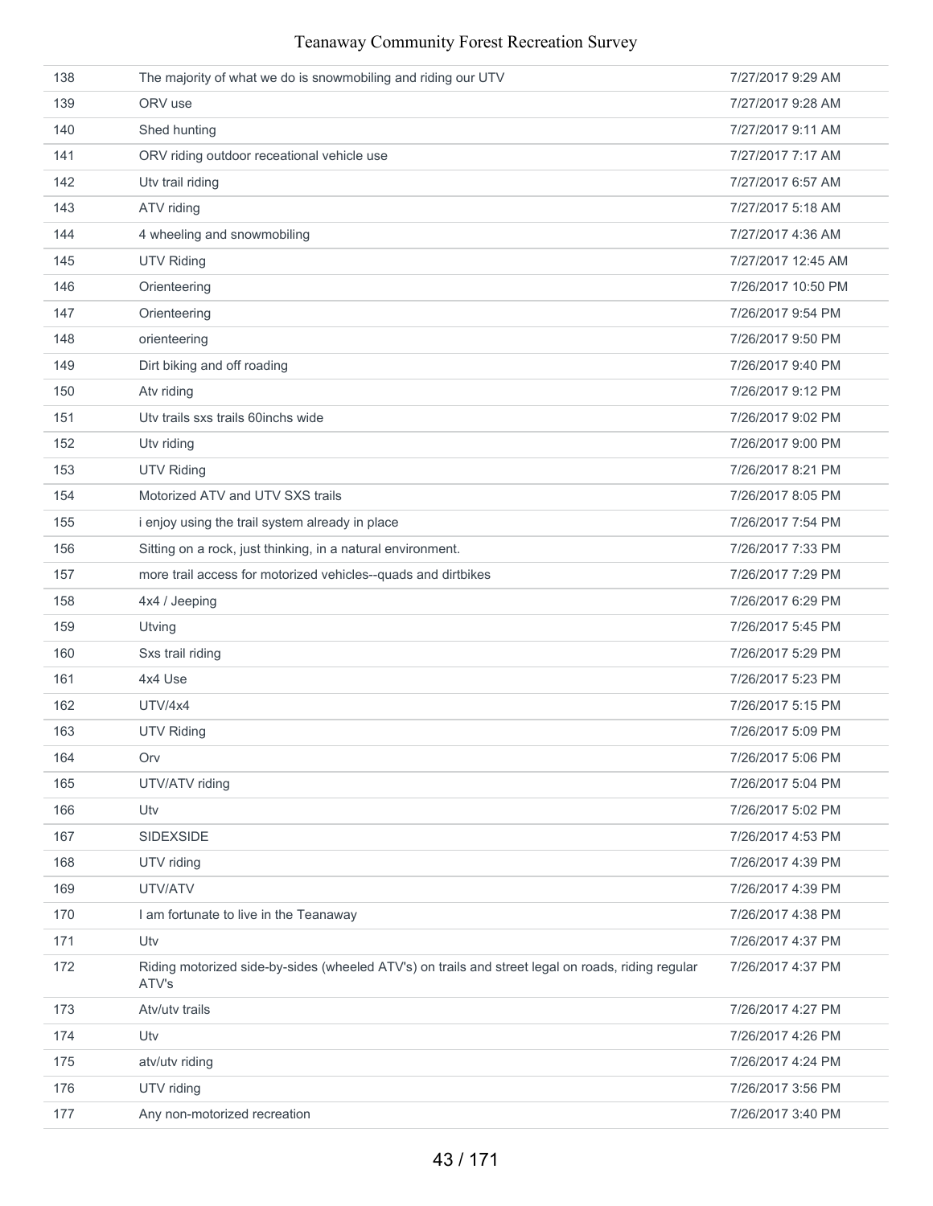| | | |
|---|---|---|
| 138 | The majority of what we do is snowmobiling and riding our UTV | 7/27/2017 9:29 AM |
| 139 | ORV use | 7/27/2017 9:28 AM |
| 140 | Shed hunting | 7/27/2017 9:11 AM |
| 141 | ORV riding outdoor receational vehicle use | 7/27/2017 7:17 AM |
| 142 | Utv trail riding | 7/27/2017 6:57 AM |
| 143 | ATV riding | 7/27/2017 5:18 AM |
| 144 | 4 wheeling and snowmobiling | 7/27/2017 4:36 AM |
| 145 | UTV Riding | 7/27/2017 12:45 AM |
| 146 | Orienteering | 7/26/2017 10:50 PM |
| 147 | Orienteering | 7/26/2017 9:54 PM |
| 148 | orienteering | 7/26/2017 9:50 PM |
| 149 | Dirt biking and off roading | 7/26/2017 9:40 PM |
| 150 | Atv riding | 7/26/2017 9:12 PM |
| 151 | Utv trails sxs trails 60inchs wide | 7/26/2017 9:02 PM |
| 152 | Utv riding | 7/26/2017 9:00 PM |
| 153 | UTV Riding | 7/26/2017 8:21 PM |
| 154 | Motorized ATV and UTV SXS trails | 7/26/2017 8:05 PM |
| 155 | i enjoy using the trail system already in place | 7/26/2017 7:54 PM |
| 156 | Sitting on a rock, just thinking, in a natural environment. | 7/26/2017 7:33 PM |
| 157 | more trail access for motorized vehicles--quads and dirtbikes | 7/26/2017 7:29 PM |
| 158 | 4x4 / Jeeping | 7/26/2017 6:29 PM |
| 159 | Utving | 7/26/2017 5:45 PM |
| 160 | Sxs trail riding | 7/26/2017 5:29 PM |
| 161 | 4x4 Use | 7/26/2017 5:23 PM |
| 162 | UTV/4x4 | 7/26/2017 5:15 PM |
| 163 | UTV Riding | 7/26/2017 5:09 PM |
| 164 | Orv | 7/26/2017 5:06 PM |
| 165 | UTV/ATV riding | 7/26/2017 5:04 PM |
| 166 | Utv | 7/26/2017 5:02 PM |
| 167 | SIDEXSIDE | 7/26/2017 4:53 PM |
| 168 | UTV riding | 7/26/2017 4:39 PM |
| 169 | UTV/ATV | 7/26/2017 4:39 PM |
| 170 | I am fortunate to live in the Teanaway | 7/26/2017 4:38 PM |
| 171 | Utv | 7/26/2017 4:37 PM |
| 172 | Riding motorized side-by-sides (wheeled ATV's) on trails and street legal on roads, riding regular ATV's | 7/26/2017 4:37 PM |
| 173 | Atv/utv trails | 7/26/2017 4:27 PM |
| 174 | Utv | 7/26/2017 4:26 PM |
| 175 | atv/utv riding | 7/26/2017 4:24 PM |
| 176 | UTV riding | 7/26/2017 3:56 PM |
| 177 | Any non-motorized recreation | 7/26/2017 3:40 PM |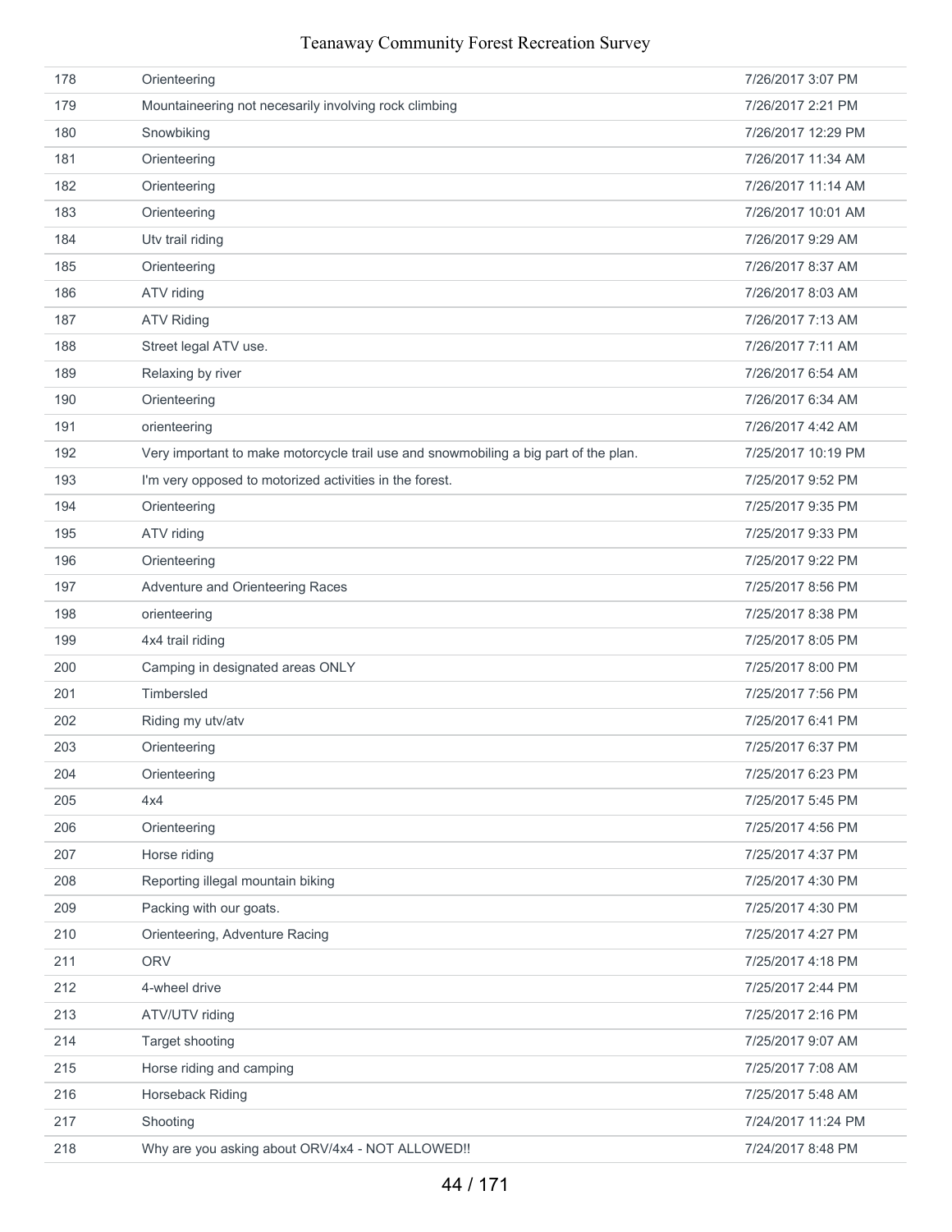| | | |
|---|---|---|
| 178 | Orienteering | 7/26/2017 3:07 PM |
| 179 | Mountaineering not necesarily involving rock climbing | 7/26/2017 2:21 PM |
| 180 | Snowbiking | 7/26/2017 12:29 PM |
| 181 | Orienteering | 7/26/2017 11:34 AM |
| 182 | Orienteering | 7/26/2017 11:14 AM |
| 183 | Orienteering | 7/26/2017 10:01 AM |
| 184 | Utv trail riding | 7/26/2017 9:29 AM |
| 185 | Orienteering | 7/26/2017 8:37 AM |
| 186 | ATV riding | 7/26/2017 8:03 AM |
| 187 | ATV Riding | 7/26/2017 7:13 AM |
| 188 | Street legal ATV use. | 7/26/2017 7:11 AM |
| 189 | Relaxing by river | 7/26/2017 6:54 AM |
| 190 | Orienteering | 7/26/2017 6:34 AM |
| 191 | orienteering | 7/26/2017 4:42 AM |
| 192 | Very important to make motorcycle trail use and snowmobiling a big part of the plan. | 7/25/2017 10:19 PM |
| 193 | I'm very opposed to motorized activities in the forest. | 7/25/2017 9:52 PM |
| 194 | Orienteering | 7/25/2017 9:35 PM |
| 195 | ATV riding | 7/25/2017 9:33 PM |
| 196 | Orienteering | 7/25/2017 9:22 PM |
| 197 | Adventure and Orienteering Races | 7/25/2017 8:56 PM |
| 198 | orienteering | 7/25/2017 8:38 PM |
| 199 | 4x4 trail riding | 7/25/2017 8:05 PM |
| 200 | Camping in designated areas ONLY | 7/25/2017 8:00 PM |
| 201 | Timbersled | 7/25/2017 7:56 PM |
| 202 | Riding my utv/atv | 7/25/2017 6:41 PM |
| 203 | Orienteering | 7/25/2017 6:37 PM |
| 204 | Orienteering | 7/25/2017 6:23 PM |
| 205 | 4x4 | 7/25/2017 5:45 PM |
| 206 | Orienteering | 7/25/2017 4:56 PM |
| 207 | Horse riding | 7/25/2017 4:37 PM |
| 208 | Reporting illegal mountain biking | 7/25/2017 4:30 PM |
| 209 | Packing with our goats. | 7/25/2017 4:30 PM |
| 210 | Orienteering, Adventure Racing | 7/25/2017 4:27 PM |
| 211 | ORV | 7/25/2017 4:18 PM |
| 212 | 4-wheel drive | 7/25/2017 2:44 PM |
| 213 | ATV/UTV riding | 7/25/2017 2:16 PM |
| 214 | Target shooting | 7/25/2017 9:07 AM |
| 215 | Horse riding and camping | 7/25/2017 7:08 AM |
| 216 | Horseback Riding | 7/25/2017 5:48 AM |
| 217 | Shooting | 7/24/2017 11:24 PM |
| 218 | Why are you asking about ORV/4x4 - NOT ALLOWED!! | 7/24/2017 8:48 PM |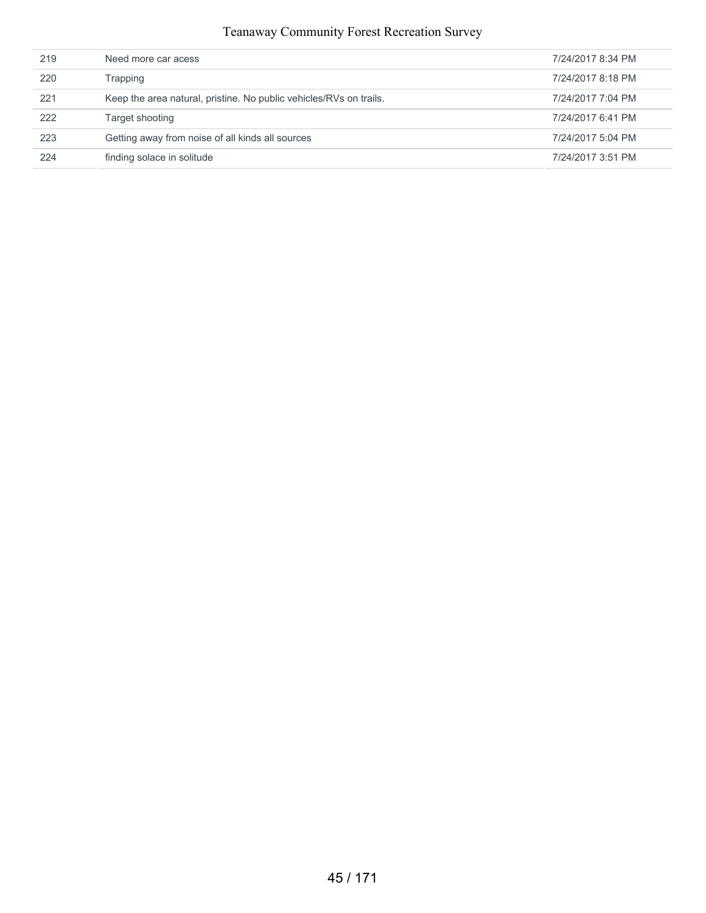| | | |
|---|---|---|
| 219 | Need more car acess | 7/24/2017 8:34 PM |
| 220 | Trapping | 7/24/2017 8:18 PM |
| 221 | Keep the area natural, pristine. No public vehicles/RVs on trails. | 7/24/2017 7:04 PM |
| 222 | Target shooting | 7/24/2017 6:41 PM |
| 223 | Getting away from noise of all kinds all sources | 7/24/2017 5:04 PM |
| 224 | finding solace in solitude | 7/24/2017 3:51 PM |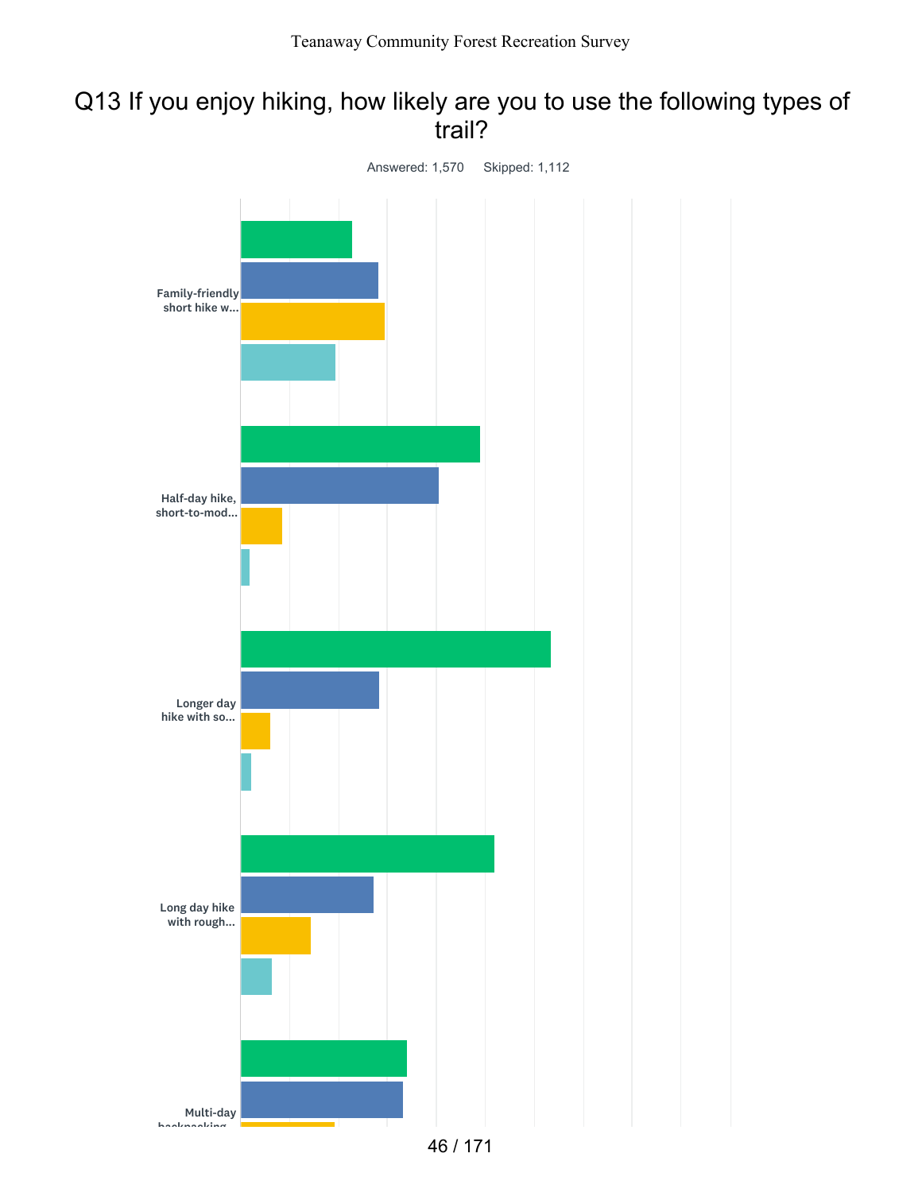## Q13 If you enjoy hiking, how likely are you to use the following types of trail?

Answered: 1,570    Skipped: 1,112

Family-friendly short hike w...

Half-day hike, short-to-mod...

Longer day hike with so...

Long day hike with rough...

Multi-day backpacking...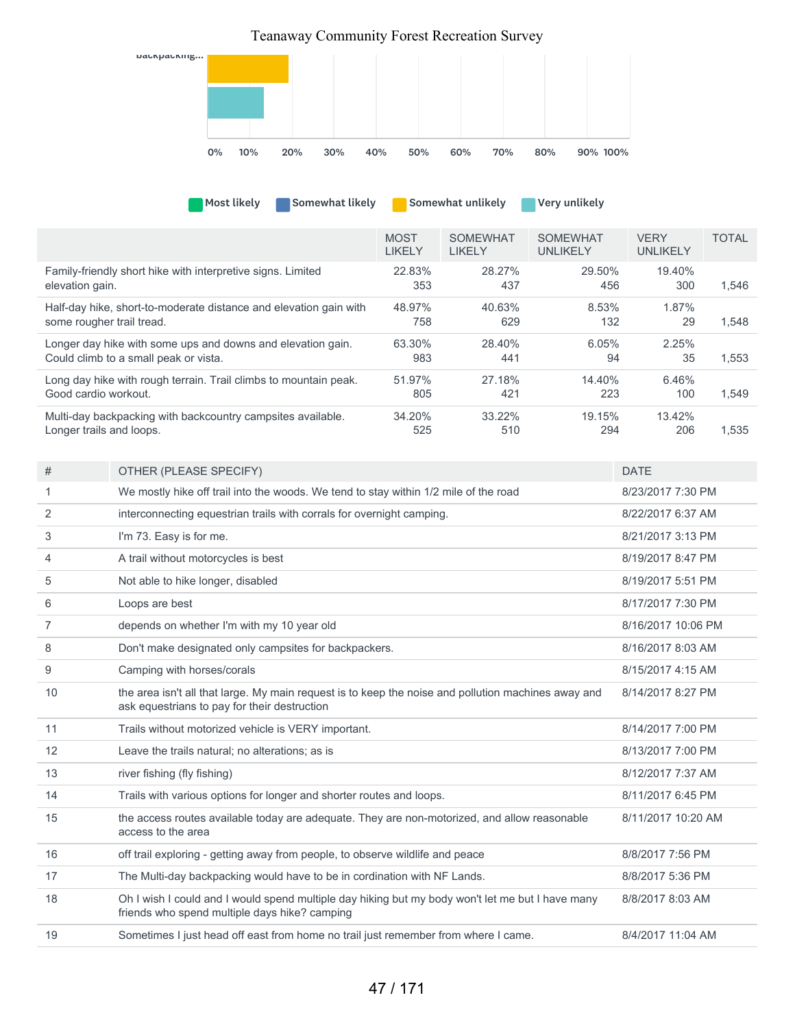backpacking...

0% 10% 20% 30% 40% 50% 60% 70% 80% 90% 100%

Most likely | Somewhat likely | Somewhat unlikely | Very unlikely

| | MOST LIKELY | SOMEWHAT LIKELY | SOMEWHAT UNLIKELY | VERY UNLIKELY | TOTAL |
|---|---|---|---|---|---|
| Family-friendly short hike with interpretive signs. Limited elevation gain. | 22.83% 353 | 28.27% 437 | 29.50% 456 | 19.40% 300 | 1,546 |
| Half-day hike, short-to-moderate distance and elevation gain with some rougher trail tread. | 48.97% 758 | 40.63% 629 | 8.53% 132 | 1.87% 29 | 1,548 |
| Longer day hike with some ups and downs and elevation gain. Could climb to a small peak or vista. | 63.30% 983 | 28.40% 441 | 6.05% 94 | 2.25% 35 | 1,553 |
| Long day hike with rough terrain. Trail climbs to mountain peak. Good cardio workout. | 51.97% 805 | 27.18% 421 | 14.40% 223 | 6.46% 100 | 1,549 |
| Multi-day backpacking with backcountry campsites available. Longer trails and loops. | 34.20% 525 | 33.22% 510 | 19.15% 294 | 13.42% 206 | 1,535 |

| # | OTHER (PLEASE SPECIFY) | DATE |
|---|---|---|
| 1 | We mostly hike off trail into the woods. We tend to stay within 1/2 mile of the road | 8/23/2017 7:30 PM |
| 2 | interconnecting equestrian trails with corrals for overnight camping. | 8/22/2017 6:37 AM |
| 3 | I'm 73. Easy is for me. | 8/21/2017 3:13 PM |
| 4 | A trail without motorcycles is best | 8/19/2017 8:47 PM |
| 5 | Not able to hike longer, disabled | 8/19/2017 5:51 PM |
| 6 | Loops are best | 8/17/2017 7:30 PM |
| 7 | depends on whether I'm with my 10 year old | 8/16/2017 10:06 PM |
| 8 | Don't make designated only campsites for backpackers. | 8/16/2017 8:03 AM |
| 9 | Camping with horses/corals | 8/15/2017 4:15 AM |
| 10 | the area isn't all that large. My main request is to keep the noise and pollution machines away and ask equestrians to pay for their destruction | 8/14/2017 8:27 PM |
| 11 | Trails without motorized vehicle is VERY important. | 8/14/2017 7:00 PM |
| 12 | Leave the trails natural; no alterations; as is | 8/13/2017 7:00 PM |
| 13 | river fishing (fly fishing) | 8/12/2017 7:37 AM |
| 14 | Trails with various options for longer and shorter routes and loops. | 8/11/2017 6:45 PM |
| 15 | the access routes available today are adequate. They are non-motorized, and allow reasonable access to the area | 8/11/2017 10:20 AM |
| 16 | off trail exploring - getting away from people, to observe wildlife and peace | 8/8/2017 7:56 PM |
| 17 | The Multi-day backpacking would have to be in cordination with NF Lands. | 8/8/2017 5:36 PM |
| 18 | Oh I wish I could and I would spend multiple day hiking but my body won't let me but I have many friends who spend multiple days hike? camping | 8/8/2017 8:03 AM |
| 19 | Sometimes I just head off east from home no trail just remember from where I came. | 8/4/2017 11:04 AM |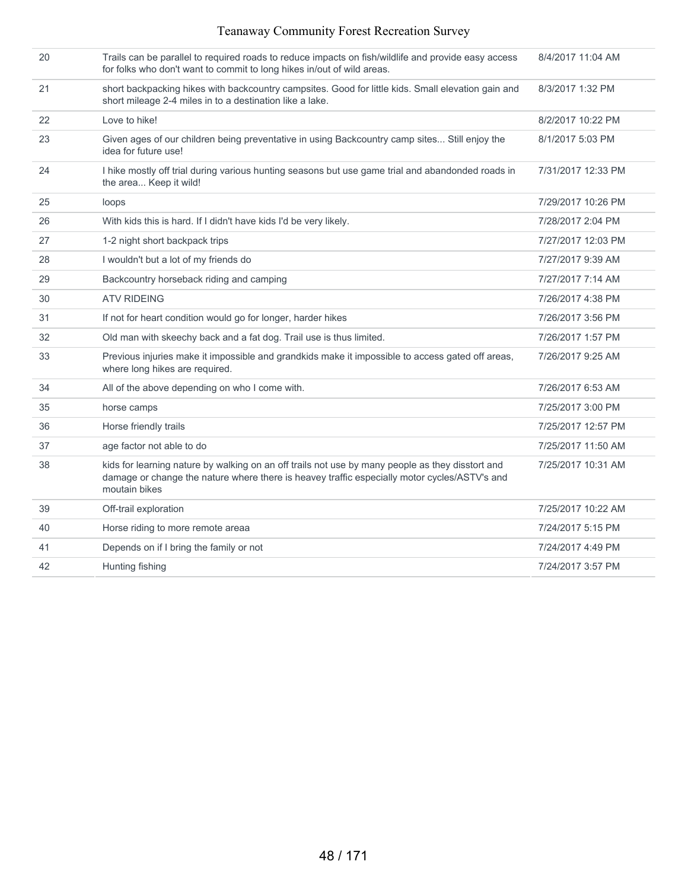| | | |
|---|---|---|
| 20 | Trails can be parallel to required roads to reduce impacts on fish/wildlife and provide easy access for folks who don't want to commit to long hikes in/out of wild areas. | 8/4/2017 11:04 AM |
| 21 | short backpacking hikes with backcountry campsites. Good for little kids. Small elevation gain and short mileage 2-4 miles in to a destination like a lake. | 8/3/2017 1:32 PM |
| 22 | Love to hike! | 8/2/2017 10:22 PM |
| 23 | Given ages of our children being preventative in using Backcountry camp sites... Still enjoy the idea for future use! | 8/1/2017 5:03 PM |
| 24 | I hike mostly off trial during various hunting seasons but use game trial and abandonded roads in the area... Keep it wild! | 7/31/2017 12:33 PM |
| 25 | loops | 7/29/2017 10:26 PM |
| 26 | With kids this is hard. If I didn't have kids I'd be very likely. | 7/28/2017 2:04 PM |
| 27 | 1-2 night short backpack trips | 7/27/2017 12:03 PM |
| 28 | I wouldn't but a lot of my friends do | 7/27/2017 9:39 AM |
| 29 | Backcountry horseback riding and camping | 7/27/2017 7:14 AM |
| 30 | ATV RIDEING | 7/26/2017 4:38 PM |
| 31 | If not for heart condition would go for longer, harder hikes | 7/26/2017 3:56 PM |
| 32 | Old man with skeechy back and a fat dog. Trail use is thus limited. | 7/26/2017 1:57 PM |
| 33 | Previous injuries make it impossible and grandkids make it impossible to access gated off areas, where long hikes are required. | 7/26/2017 9:25 AM |
| 34 | All of the above depending on who I come with. | 7/26/2017 6:53 AM |
| 35 | horse camps | 7/25/2017 3:00 PM |
| 36 | Horse friendly trails | 7/25/2017 12:57 PM |
| 37 | age factor not able to do | 7/25/2017 11:50 AM |
| 38 | kids for learning nature by walking on an off trails not use by many people as they disstort and damage or change the nature where there is heavey traffic especially motor cycles/ASTV's and moutain bikes | 7/25/2017 10:31 AM |
| 39 | Off-trail exploration | 7/25/2017 10:22 AM |
| 40 | Horse riding to more remote areaa | 7/24/2017 5:15 PM |
| 41 | Depends on if I bring the family or not | 7/24/2017 4:49 PM |
| 42 | Hunting fishing | 7/24/2017 3:57 PM |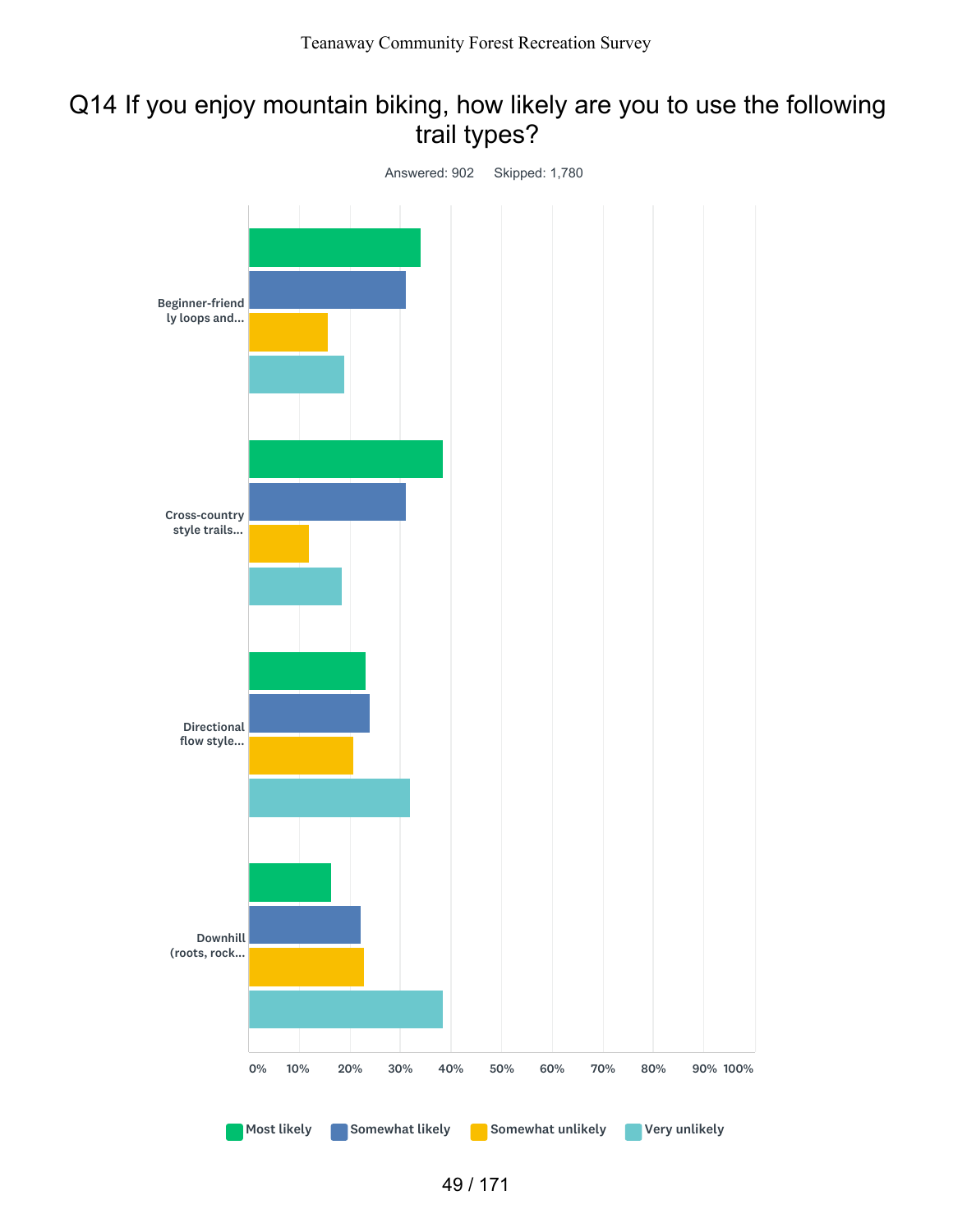## Q14 If you enjoy mountain biking, how likely are you to use the following trail types?

Answered: 902 Skipped: 1,780

Beginner-friendly loops and...

Cross-country style trails...

Directional flow style...

Downhill (roots, rock...

0% 10% 20% 30% 40% 50% 60% 70% 80% 90% 100%

Most likely | Somewhat likely | Somewhat unlikely | Very unlikely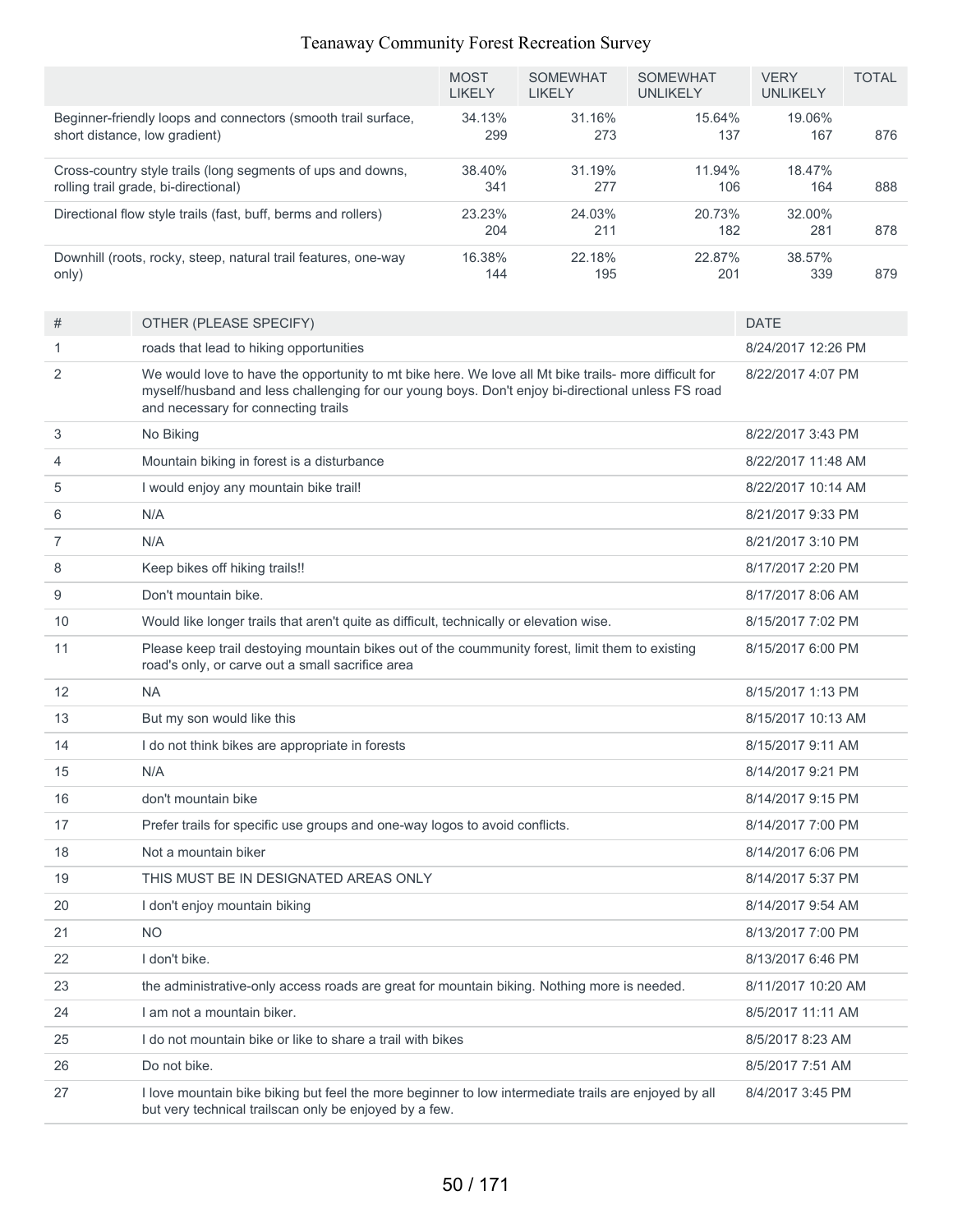| | MOST LIKELY | SOMEWHAT LIKELY | SOMEWHAT UNLIKELY | VERY UNLIKELY | TOTAL |
|---|---|---|---|---|---|
| Beginner-friendly loops and connectors (smooth trail surface, short distance, low gradient) | 34.13% 299 | 31.16% 273 | 15.64% 137 | 19.06% 167 | 876 |
| Cross-country style trails (long segments of ups and downs, rolling trail grade, bi-directional) | 38.40% 341 | 31.19% 277 | 11.94% 106 | 18.47% 164 | 888 |
| Directional flow style trails (fast, buff, berms and rollers) | 23.23% 204 | 24.03% 211 | 20.73% 182 | 32.00% 281 | 878 |
| Downhill (roots, rocky, steep, natural trail features, one-way only) | 16.38% 144 | 22.18% 195 | 22.87% 201 | 38.57% 339 | 879 |

| # | OTHER (PLEASE SPECIFY) | DATE |
|---|---|---|
| 1 | roads that lead to hiking opportunities | 8/24/2017 12:26 PM |
| 2 | We would love to have the opportunity to mt bike here. We love all Mt bike trails- more difficult for myself/husband and less challenging for our young boys. Don't enjoy bi-directional unless FS road and necessary for connecting trails | 8/22/2017 4:07 PM |
| 3 | No Biking | 8/22/2017 3:43 PM |
| 4 | Mountain biking in forest is a disturbance | 8/22/2017 11:48 AM |
| 5 | I would enjoy any mountain bike trail! | 8/22/2017 10:14 AM |
| 6 | N/A | 8/21/2017 9:33 PM |
| 7 | N/A | 8/21/2017 3:10 PM |
| 8 | Keep bikes off hiking trails!! | 8/17/2017 2:20 PM |
| 9 | Don't mountain bike. | 8/17/2017 8:06 AM |
| 10 | Would like longer trails that aren't quite as difficult, technically or elevation wise. | 8/15/2017 7:02 PM |
| 11 | Please keep trail destoying mountain bikes out of the coummunity forest, limit them to existing road's only, or carve out a small sacrifice area | 8/15/2017 6:00 PM |
| 12 | NA | 8/15/2017 1:13 PM |
| 13 | But my son would like this | 8/15/2017 10:13 AM |
| 14 | I do not think bikes are appropriate in forests | 8/15/2017 9:11 AM |
| 15 | N/A | 8/14/2017 9:21 PM |
| 16 | don't mountain bike | 8/14/2017 9:15 PM |
| 17 | Prefer trails for specific use groups and one-way logos to avoid conflicts. | 8/14/2017 7:00 PM |
| 18 | Not a mountain biker | 8/14/2017 6:06 PM |
| 19 | THIS MUST BE IN DESIGNATED AREAS ONLY | 8/14/2017 5:37 PM |
| 20 | I don't enjoy mountain biking | 8/14/2017 9:54 AM |
| 21 | NO | 8/13/2017 7:00 PM |
| 22 | I don't bike. | 8/13/2017 6:46 PM |
| 23 | the administrative-only access roads are great for mountain biking. Nothing more is needed. | 8/11/2017 10:20 AM |
| 24 | I am not a mountain biker. | 8/5/2017 11:11 AM |
| 25 | I do not mountain bike or like to share a trail with bikes | 8/5/2017 8:23 AM |
| 26 | Do not bike. | 8/5/2017 7:51 AM |
| 27 | I love mountain bike biking but feel the more beginner to low intermediate trails are enjoyed by all but very technical trailscan only be enjoyed by a few. | 8/4/2017 3:45 PM |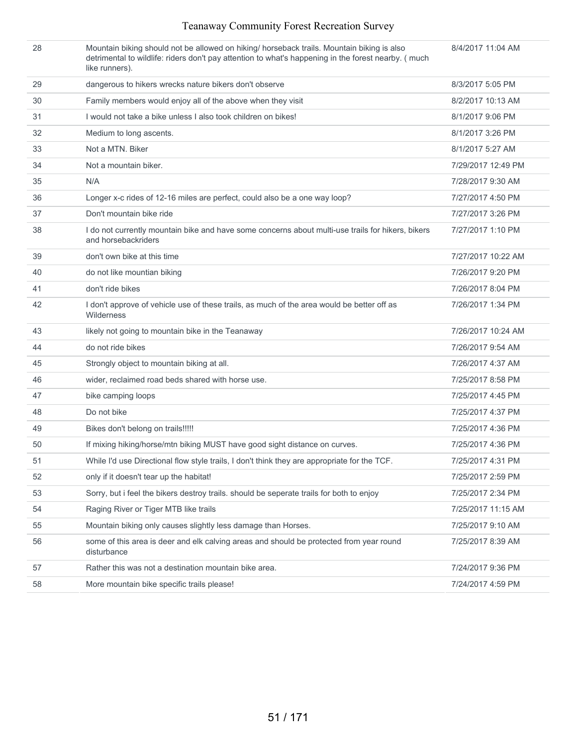| | | |
|---|---|---|
| 28 | Mountain biking should not be allowed on hiking/ horseback trails. Mountain biking is also detrimental to wildlife: riders don't pay attention to what's happening in the forest nearby. ( much like runners). | 8/4/2017 11:04 AM |
| 29 | dangerous to hikers wrecks nature bikers don't observe | 8/3/2017 5:05 PM |
| 30 | Family members would enjoy all of the above when they visit | 8/2/2017 10:13 AM |
| 31 | I would not take a bike unless I also took children on bikes! | 8/1/2017 9:06 PM |
| 32 | Medium to long ascents. | 8/1/2017 3:26 PM |
| 33 | Not a MTN. Biker | 8/1/2017 5:27 AM |
| 34 | Not a mountain biker. | 7/29/2017 12:49 PM |
| 35 | N/A | 7/28/2017 9:30 AM |
| 36 | Longer x-c rides of 12-16 miles are perfect, could also be a one way loop? | 7/27/2017 4:50 PM |
| 37 | Don't mountain bike ride | 7/27/2017 3:26 PM |
| 38 | I do not currently mountain bike and have some concerns about multi-use trails for hikers, bikers and horsebackriders | 7/27/2017 1:10 PM |
| 39 | don't own bike at this time | 7/27/2017 10:22 AM |
| 40 | do not like mountian biking | 7/26/2017 9:20 PM |
| 41 | don't ride bikes | 7/26/2017 8:04 PM |
| 42 | I don't approve of vehicle use of these trails, as much of the area would be better off as Wilderness | 7/26/2017 1:34 PM |
| 43 | likely not going to mountain bike in the Teanaway | 7/26/2017 10:24 AM |
| 44 | do not ride bikes | 7/26/2017 9:54 AM |
| 45 | Strongly object to mountain biking at all. | 7/26/2017 4:37 AM |
| 46 | wider, reclaimed road beds shared with horse use. | 7/25/2017 8:58 PM |
| 47 | bike camping loops | 7/25/2017 4:45 PM |
| 48 | Do not bike | 7/25/2017 4:37 PM |
| 49 | Bikes don't belong on trails!!!!! | 7/25/2017 4:36 PM |
| 50 | If mixing hiking/horse/mtn biking MUST have good sight distance on curves. | 7/25/2017 4:36 PM |
| 51 | While I'd use Directional flow style trails, I don't think they are appropriate for the TCF. | 7/25/2017 4:31 PM |
| 52 | only if it doesn't tear up the habitat! | 7/25/2017 2:59 PM |
| 53 | Sorry, but i feel the bikers destroy trails. should be seperate trails for both to enjoy | 7/25/2017 2:34 PM |
| 54 | Raging River or Tiger MTB like trails | 7/25/2017 11:15 AM |
| 55 | Mountain biking only causes slightly less damage than Horses. | 7/25/2017 9:10 AM |
| 56 | some of this area is deer and elk calving areas and should be protected from year round disturbance | 7/25/2017 8:39 AM |
| 57 | Rather this was not a destination mountain bike area. | 7/24/2017 9:36 PM |
| 58 | More mountain bike specific trails please! | 7/24/2017 4:59 PM |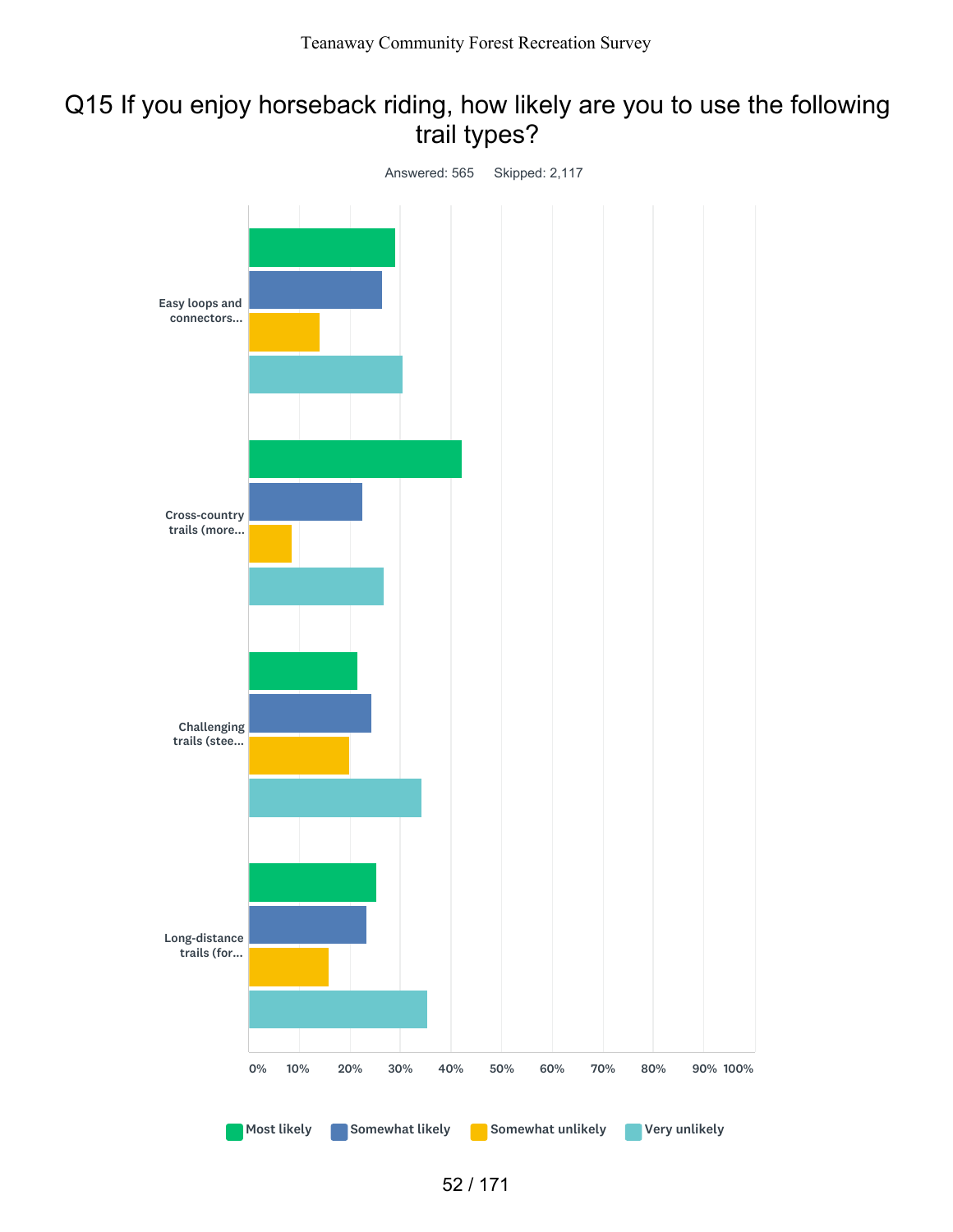# Q15 If you enjoy horseback riding, how likely are you to use the following trail types?

Answered: 565 Skipped: 2,117

Easy loops and connectors...

Cross-country trails (more...

Challenging trails (stee...

Long-distance trails (for...

0% 10% 20% 30% 40% 50% 60% 70% 80% 90% 100%

Most likely | Somewhat likely | Somewhat unlikely | Very unlikely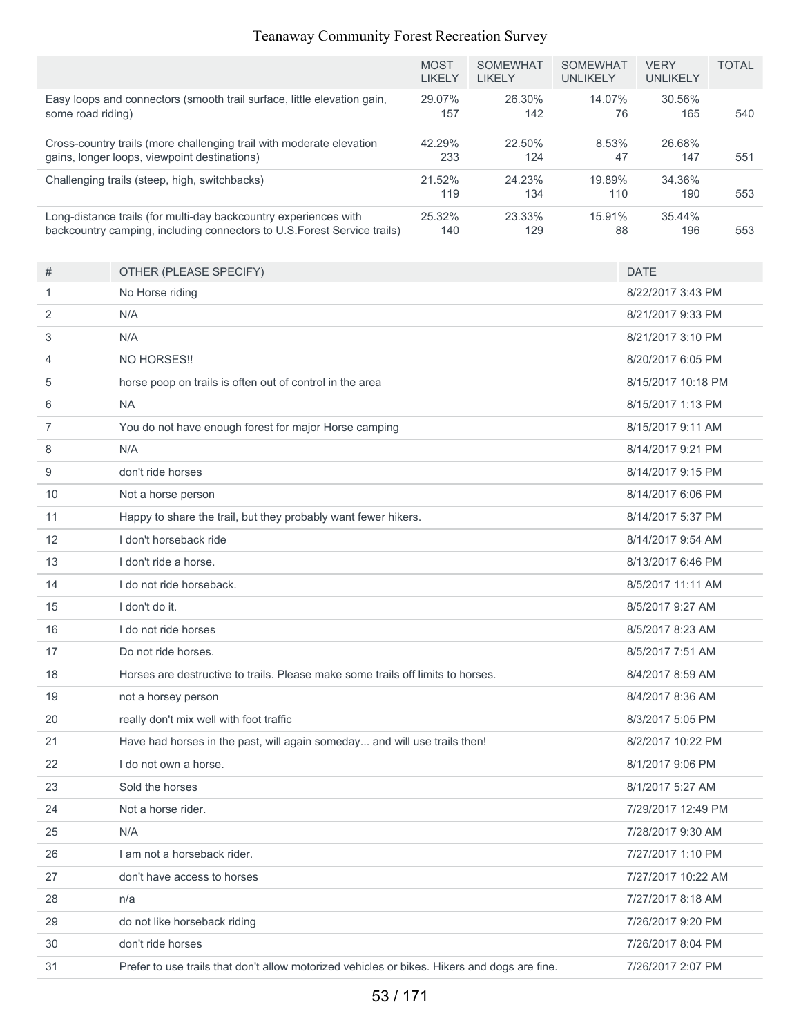| | MOST LIKELY | SOMEWHAT LIKELY | SOMEWHAT UNLIKELY | VERY UNLIKELY | TOTAL |
|---|---|---|---|---|---|
| Easy loops and connectors (smooth trail surface, little elevation gain, some road riding) | 29.07% 157 | 26.30% 142 | 14.07% 76 | 30.56% 165 | 540 |
| Cross-country trails (more challenging trail with moderate elevation gains, longer loops, viewpoint destinations) | 42.29% 233 | 22.50% 124 | 8.53% 47 | 26.68% 147 | 551 |
| Challenging trails (steep, high, switchbacks) | 21.52% 119 | 24.23% 134 | 19.89% 110 | 34.36% 190 | 553 |
| Long-distance trails (for multi-day backcountry experiences with backcountry camping, including connectors to U.S.Forest Service trails) | 25.32% 140 | 23.33% 129 | 15.91% 88 | 35.44% 196 | 553 |

| # | OTHER (PLEASE SPECIFY) | DATE |
|---|---|---|
| 1 | No Horse riding | 8/22/2017 3:43 PM |
| 2 | N/A | 8/21/2017 9:33 PM |
| 3 | N/A | 8/21/2017 3:10 PM |
| 4 | NO HORSES!! | 8/20/2017 6:05 PM |
| 5 | horse poop on trails is often out of control in the area | 8/15/2017 10:18 PM |
| 6 | NA | 8/15/2017 1:13 PM |
| 7 | You do not have enough forest for major Horse camping | 8/15/2017 9:11 AM |
| 8 | N/A | 8/14/2017 9:21 PM |
| 9 | don't ride horses | 8/14/2017 9:15 PM |
| 10 | Not a horse person | 8/14/2017 6:06 PM |
| 11 | Happy to share the trail, but they probably want fewer hikers. | 8/14/2017 5:37 PM |
| 12 | I don't horseback ride | 8/14/2017 9:54 AM |
| 13 | I don't ride a horse. | 8/13/2017 6:46 PM |
| 14 | I do not ride horseback. | 8/5/2017 11:11 AM |
| 15 | I don't do it. | 8/5/2017 9:27 AM |
| 16 | I do not ride horses | 8/5/2017 8:23 AM |
| 17 | Do not ride horses. | 8/5/2017 7:51 AM |
| 18 | Horses are destructive to trails. Please make some trails off limits to horses. | 8/4/2017 8:59 AM |
| 19 | not a horsey person | 8/4/2017 8:36 AM |
| 20 | really don't mix well with foot traffic | 8/3/2017 5:05 PM |
| 21 | Have had horses in the past, will again someday... and will use trails then! | 8/2/2017 10:22 PM |
| 22 | I do not own a horse. | 8/1/2017 9:06 PM |
| 23 | Sold the horses | 8/1/2017 5:27 AM |
| 24 | Not a horse rider. | 7/29/2017 12:49 PM |
| 25 | N/A | 7/28/2017 9:30 AM |
| 26 | I am not a horseback rider. | 7/27/2017 1:10 PM |
| 27 | don't have access to horses | 7/27/2017 10:22 AM |
| 28 | n/a | 7/27/2017 8:18 AM |
| 29 | do not like horseback riding | 7/26/2017 9:20 PM |
| 30 | don't ride horses | 7/26/2017 8:04 PM |
| 31 | Prefer to use trails that don't allow motorized vehicles or bikes. Hikers and dogs are fine. | 7/26/2017 2:07 PM |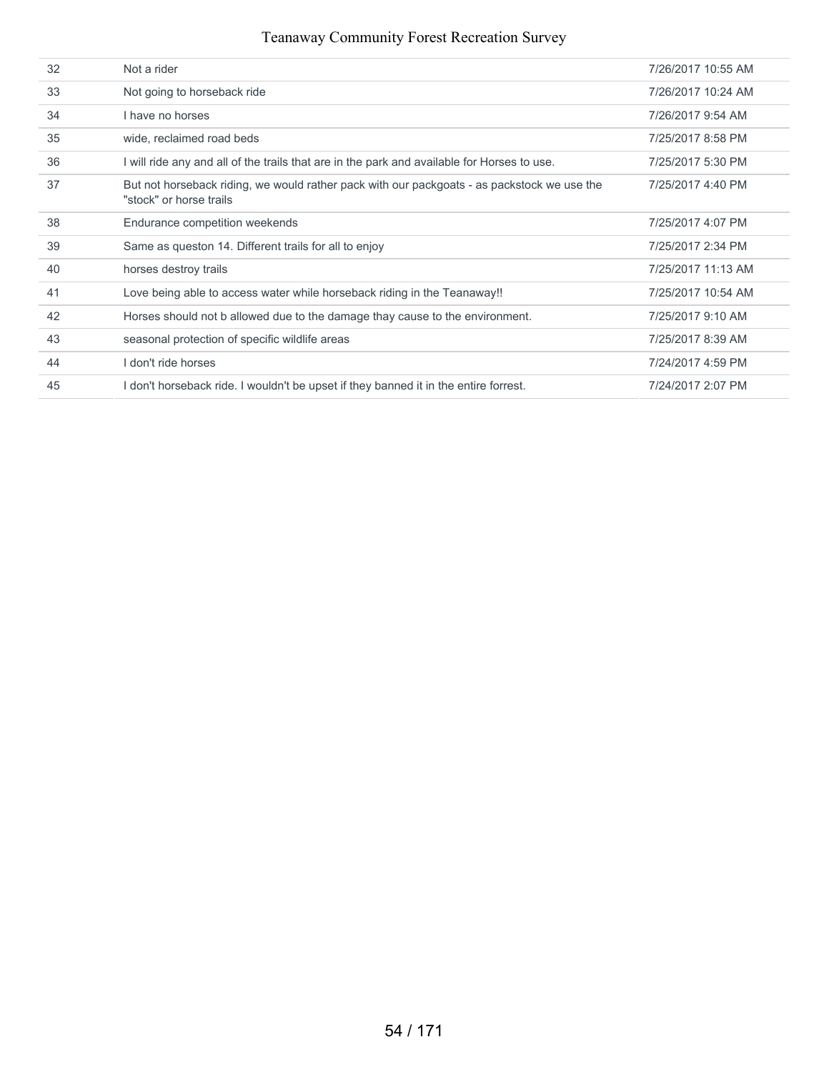| | | |
|---|---|---|
| 32 | Not a rider | 7/26/2017 10:55 AM |
| 33 | Not going to horseback ride | 7/26/2017 10:24 AM |
| 34 | I have no horses | 7/26/2017 9:54 AM |
| 35 | wide, reclaimed road beds | 7/25/2017 8:58 PM |
| 36 | I will ride any and all of the trails that are in the park and available for Horses to use. | 7/25/2017 5:30 PM |
| 37 | But not horseback riding, we would rather pack with our packgoats - as packstock we use the "stock" or horse trails | 7/25/2017 4:40 PM |
| 38 | Endurance competition weekends | 7/25/2017 4:07 PM |
| 39 | Same as queston 14. Different trails for all to enjoy | 7/25/2017 2:34 PM |
| 40 | horses destroy trails | 7/25/2017 11:13 AM |
| 41 | Love being able to access water while horseback riding in the Teanaway!! | 7/25/2017 10:54 AM |
| 42 | Horses should not b allowed due to the damage thay cause to the environment. | 7/25/2017 9:10 AM |
| 43 | seasonal protection of specific wildlife areas | 7/25/2017 8:39 AM |
| 44 | I don't ride horses | 7/24/2017 4:59 PM |
| 45 | I don't horseback ride. I wouldn't be upset if they banned it in the entire forrest. | 7/24/2017 2:07 PM |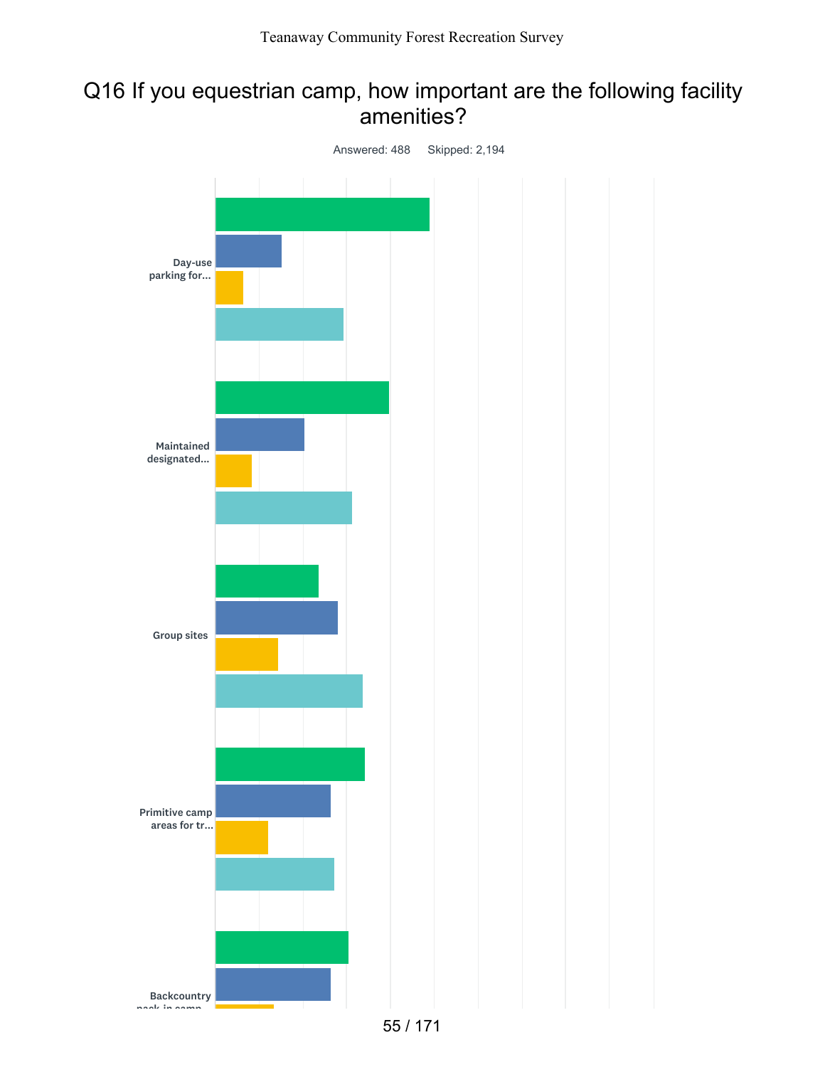# Q16 If you equestrian camp, how important are the following facility amenities?

Answered: 488    Skipped: 2,194

Day-use parking for...

Maintained designated...

Group sites

Primitive camp areas for tr...

Backcountry pack-in camp...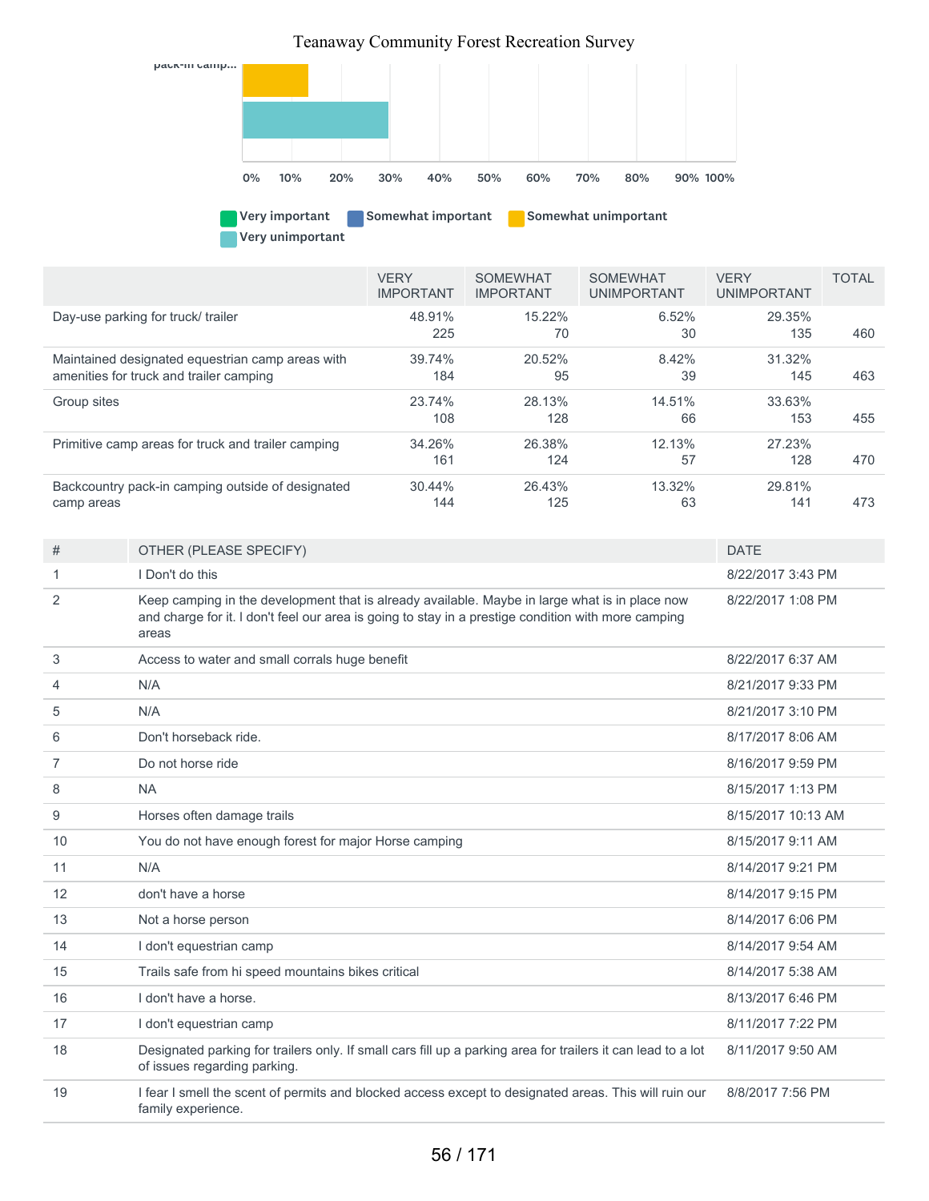pack-in camp...

0% 10% 20% 30% 40% 50% 60% 70% 80% 90% 100%

Very important | Somewhat important | Somewhat unimportant | Very unimportant

| | VERY IMPORTANT | SOMEWHAT IMPORTANT | SOMEWHAT UNIMPORTANT | VERY UNIMPORTANT | TOTAL |
|---|---|---|---|---|---|
| Day-use parking for truck/ trailer | 48.91% 225 | 15.22% 70 | 6.52% 30 | 29.35% 135 | 460 |
| Maintained designated equestrian camp areas with amenities for truck and trailer camping | 39.74% 184 | 20.52% 95 | 8.42% 39 | 31.32% 145 | 463 |
| Group sites | 23.74% 108 | 28.13% 128 | 14.51% 66 | 33.63% 153 | 455 |
| Primitive camp areas for truck and trailer camping | 34.26% 161 | 26.38% 124 | 12.13% 57 | 27.23% 128 | 470 |
| Backcountry pack-in camping outside of designated camp areas | 30.44% 144 | 26.43% 125 | 13.32% 63 | 29.81% 141 | 473 |

| # | OTHER (PLEASE SPECIFY) | DATE |
|---|---|---|
| 1 | I Don't do this | 8/22/2017 3:43 PM |
| 2 | Keep camping in the development that is already available. Maybe in large what is in place now and charge for it. I don't feel our area is going to stay in a prestige condition with more camping areas | 8/22/2017 1:08 PM |
| 3 | Access to water and small corrals huge benefit | 8/22/2017 6:37 AM |
| 4 | N/A | 8/21/2017 9:33 PM |
| 5 | N/A | 8/21/2017 3:10 PM |
| 6 | Don't horseback ride. | 8/17/2017 8:06 AM |
| 7 | Do not horse ride | 8/16/2017 9:59 PM |
| 8 | NA | 8/15/2017 1:13 PM |
| 9 | Horses often damage trails | 8/15/2017 10:13 AM |
| 10 | You do not have enough forest for major Horse camping | 8/15/2017 9:11 AM |
| 11 | N/A | 8/14/2017 9:21 PM |
| 12 | don't have a horse | 8/14/2017 9:15 PM |
| 13 | Not a horse person | 8/14/2017 6:06 PM |
| 14 | I don't equestrian camp | 8/14/2017 9:54 AM |
| 15 | Trails safe from hi speed mountains bikes critical | 8/14/2017 5:38 AM |
| 16 | I don't have a horse. | 8/13/2017 6:46 PM |
| 17 | I don't equestrian camp | 8/11/2017 7:22 PM |
| 18 | Designated parking for trailers only. If small cars fill up a parking area for trailers it can lead to a lot of issues regarding parking. | 8/11/2017 9:50 AM |
| 19 | I fear I smell the scent of permits and blocked access except to designated areas. This will ruin our family experience. | 8/8/2017 7:56 PM |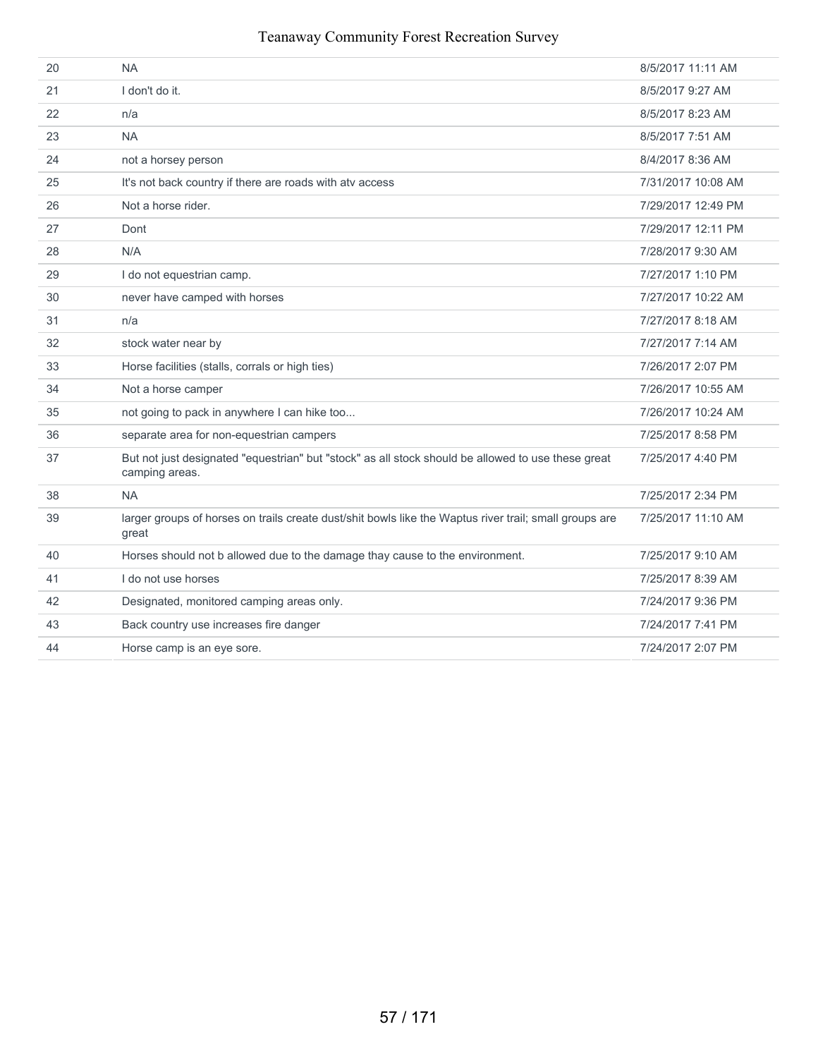| | | |
|---|---|---|
| 20 | NA | 8/5/2017 11:11 AM |
| 21 | I don't do it. | 8/5/2017 9:27 AM |
| 22 | n/a | 8/5/2017 8:23 AM |
| 23 | NA | 8/5/2017 7:51 AM |
| 24 | not a horsey person | 8/4/2017 8:36 AM |
| 25 | It's not back country if there are roads with atv access | 7/31/2017 10:08 AM |
| 26 | Not a horse rider. | 7/29/2017 12:49 PM |
| 27 | Dont | 7/29/2017 12:11 PM |
| 28 | N/A | 7/28/2017 9:30 AM |
| 29 | I do not equestrian camp. | 7/27/2017 1:10 PM |
| 30 | never have camped with horses | 7/27/2017 10:22 AM |
| 31 | n/a | 7/27/2017 8:18 AM |
| 32 | stock water near by | 7/27/2017 7:14 AM |
| 33 | Horse facilities (stalls, corrals or high ties) | 7/26/2017 2:07 PM |
| 34 | Not a horse camper | 7/26/2017 10:55 AM |
| 35 | not going to pack in anywhere I can hike too... | 7/26/2017 10:24 AM |
| 36 | separate area for non-equestrian campers | 7/25/2017 8:58 PM |
| 37 | But not just designated "equestrian" but "stock" as all stock should be allowed to use these great camping areas. | 7/25/2017 4:40 PM |
| 38 | NA | 7/25/2017 2:34 PM |
| 39 | larger groups of horses on trails create dust/shit bowls like the Waptus river trail; small groups are great | 7/25/2017 11:10 AM |
| 40 | Horses should not b allowed due to the damage thay cause to the environment. | 7/25/2017 9:10 AM |
| 41 | I do not use horses | 7/25/2017 8:39 AM |
| 42 | Designated, monitored camping areas only. | 7/24/2017 9:36 PM |
| 43 | Back country use increases fire danger | 7/24/2017 7:41 PM |
| 44 | Horse camp is an eye sore. | 7/24/2017 2:07 PM |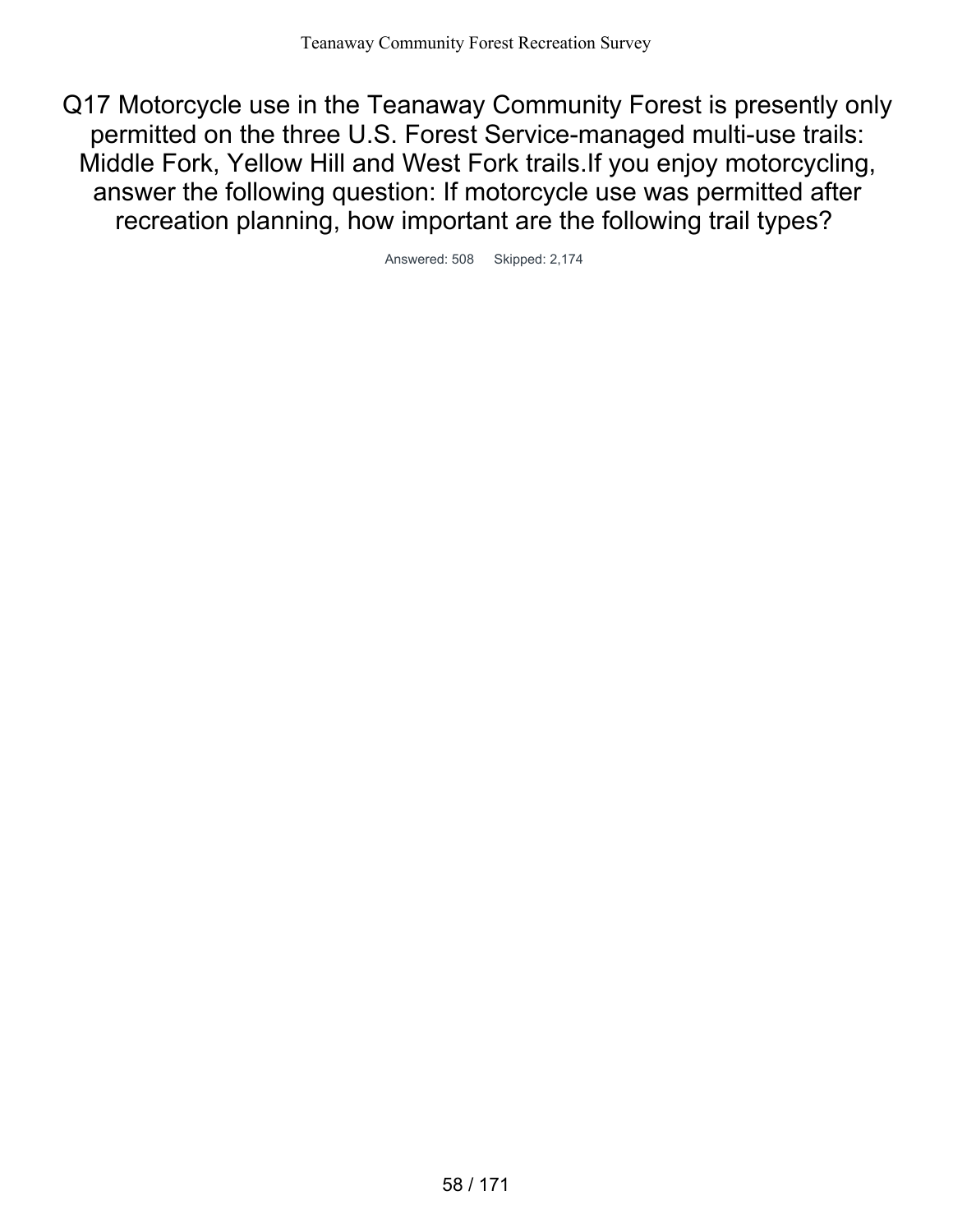# Q17 Motorcycle use in the Teanaway Community Forest is presently only permitted on the three U.S. Forest Service-managed multi-use trails: Middle Fork, Yellow Hill and West Fork trails.If you enjoy motorcycling, answer the following question: If motorcycle use was permitted after recreation planning, how important are the following trail types?

Answered: 508 Skipped: 2,174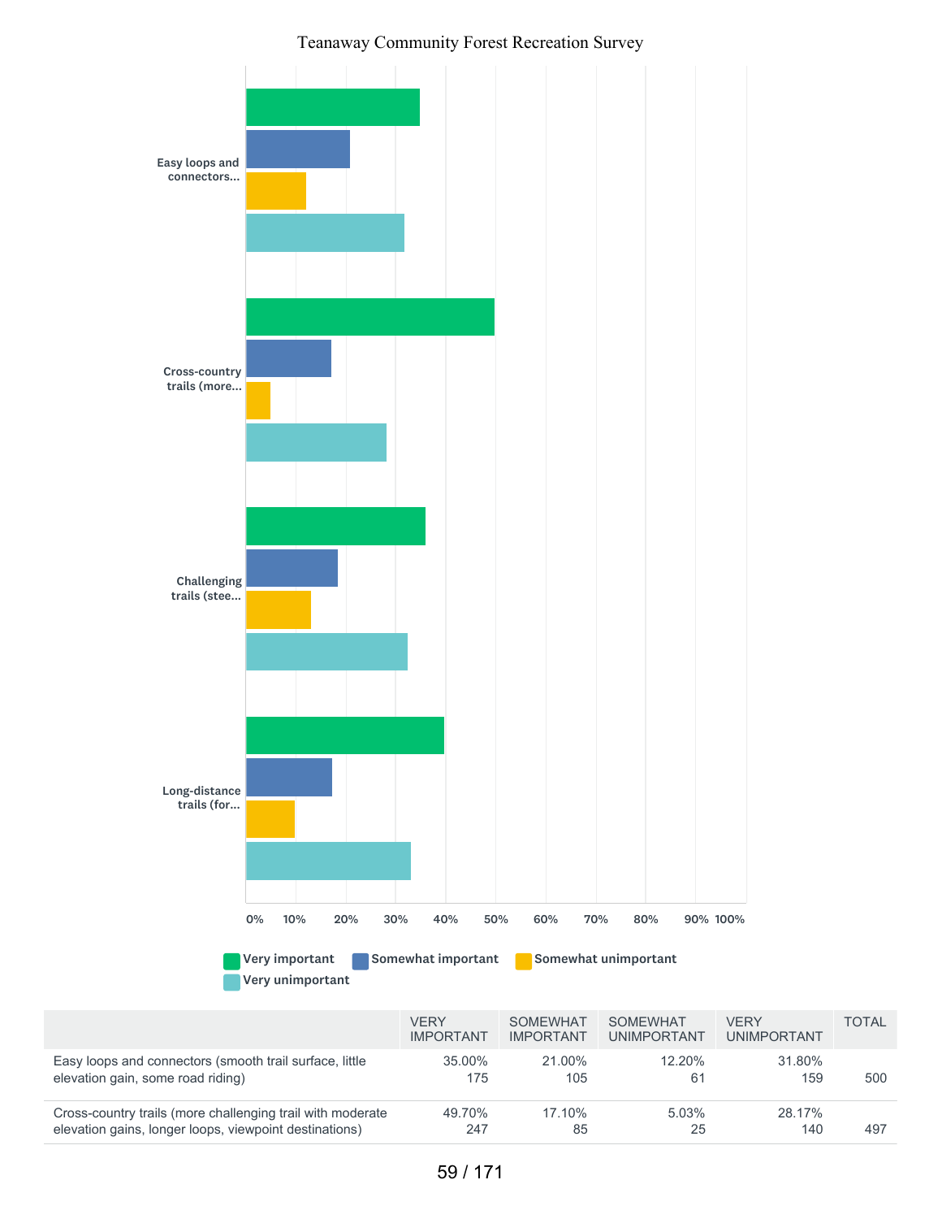# Teanaway Community Forest Recreation Survey

Easy loops and connectors...

Cross-country trails (more...

Challenging trails (stee...

Long-distance trails (for...

0% 10% 20% 30% 40% 50% 60% 70% 80% 90% 100%

Very important | Somewhat important | Somewhat unimportant | Very unimportant

| | VERY IMPORTANT | SOMEWHAT IMPORTANT | SOMEWHAT UNIMPORTANT | VERY UNIMPORTANT | TOTAL |
|---|---|---|---|---|---|
| Easy loops and connectors (smooth trail surface, little elevation gain, some road riding) | 35.00% 175 | 21.00% 105 | 12.20% 61 | 31.80% 159 | 500 |
| Cross-country trails (more challenging trail with moderate elevation gains, longer loops, viewpoint destinations) | 49.70% 247 | 17.10% 85 | 5.03% 25 | 28.17% 140 | 497 |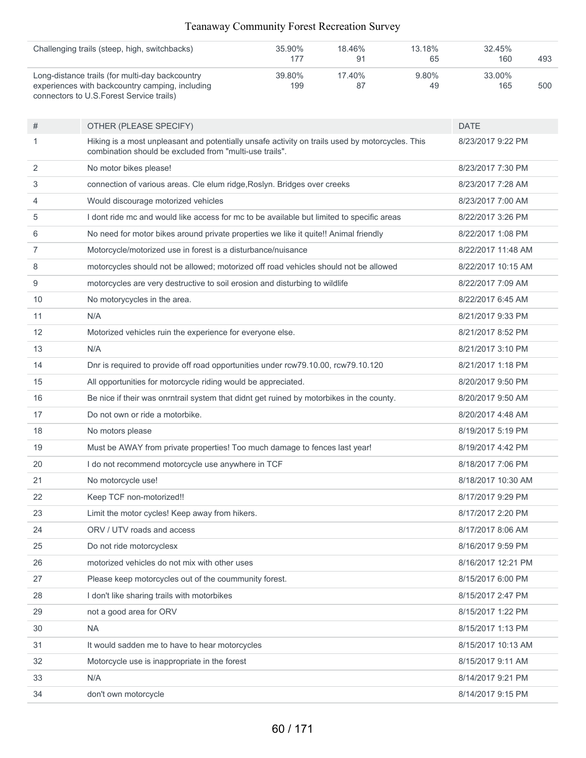| | | | | | |
|---|---|---|---|---|---|
| Challenging trails (steep, high, switchbacks) | 35.90%<br>177 | 18.46%<br>91 | 13.18%<br>65 | 32.45%<br>160 | 493 |
| Long-distance trails (for multi-day backcountry experiences with backcountry camping, including connectors to U.S.Forest Service trails) | 39.80%<br>199 | 17.40%<br>87 | 9.80%<br>49 | 33.00%<br>165 | 500 |

| # | OTHER (PLEASE SPECIFY) | DATE |
|---|---|---|
| 1 | Hiking is a most unpleasant and potentially unsafe activity on trails used by motorcycles. This combination should be excluded from "multi-use trails". | 8/23/2017 9:22 PM |
| 2 | No motor bikes please! | 8/23/2017 7:30 PM |
| 3 | connection of various areas. Cle elum ridge,Roslyn. Bridges over creeks | 8/23/2017 7:28 AM |
| 4 | Would discourage motorized vehicles | 8/23/2017 7:00 AM |
| 5 | I dont ride mc and would like access for mc to be available but limited to specific areas | 8/22/2017 3:26 PM |
| 6 | No need for motor bikes around private properties we like it quite!! Animal friendly | 8/22/2017 1:08 PM |
| 7 | Motorcycle/motorized use in forest is a disturbance/nuisance | 8/22/2017 11:48 AM |
| 8 | motorcycles should not be allowed; motorized off road vehicles should not be allowed | 8/22/2017 10:15 AM |
| 9 | motorcycles are very destructive to soil erosion and disturbing to wildlife | 8/22/2017 7:09 AM |
| 10 | No motorycycles in the area. | 8/22/2017 6:45 AM |
| 11 | N/A | 8/21/2017 9:33 PM |
| 12 | Motorized vehicles ruin the experience for everyone else. | 8/21/2017 8:52 PM |
| 13 | N/A | 8/21/2017 3:10 PM |
| 14 | Dnr is required to provide off road opportunities under rcw79.10.00, rcw79.10.120 | 8/21/2017 1:18 PM |
| 15 | All opportunities for motorcycle riding would be appreciated. | 8/20/2017 9:50 PM |
| 16 | Be nice if their was onrntrail system that didnt get ruined by motorbikes in the county. | 8/20/2017 9:50 AM |
| 17 | Do not own or ride a motorbike. | 8/20/2017 4:48 AM |
| 18 | No motors please | 8/19/2017 5:19 PM |
| 19 | Must be AWAY from private properties! Too much damage to fences last year! | 8/19/2017 4:42 PM |
| 20 | I do not recommend motorcycle use anywhere in TCF | 8/18/2017 7:06 PM |
| 21 | No motorcycle use! | 8/18/2017 10:30 AM |
| 22 | Keep TCF non-motorized!! | 8/17/2017 9:29 PM |
| 23 | Limit the motor cycles! Keep away from hikers. | 8/17/2017 2:20 PM |
| 24 | ORV / UTV roads and access | 8/17/2017 8:06 AM |
| 25 | Do not ride motorcyclesx | 8/16/2017 9:59 PM |
| 26 | motorized vehicles do not mix with other uses | 8/16/2017 12:21 PM |
| 27 | Please keep motorcycles out of the coummunity forest. | 8/15/2017 6:00 PM |
| 28 | I don't like sharing trails with motorbikes | 8/15/2017 2:47 PM |
| 29 | not a good area for ORV | 8/15/2017 1:22 PM |
| 30 | NA | 8/15/2017 1:13 PM |
| 31 | It would sadden me to have to hear motorcycles | 8/15/2017 10:13 AM |
| 32 | Motorcycle use is inappropriate in the forest | 8/15/2017 9:11 AM |
| 33 | N/A | 8/14/2017 9:21 PM |
| 34 | don't own motorcycle | 8/14/2017 9:15 PM |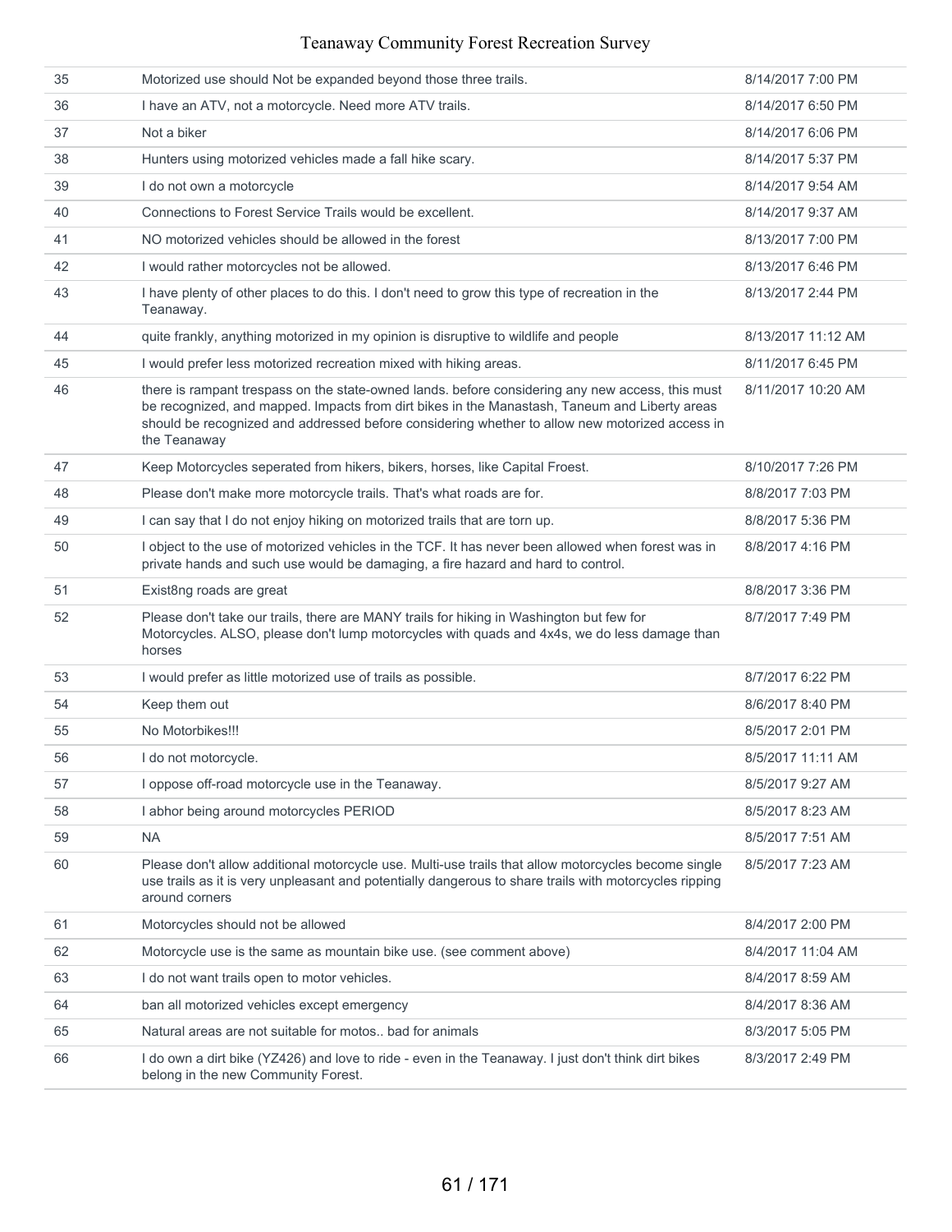| 35 | Motorized use should Not be expanded beyond those three trails. | 8/14/2017 7:00 PM |
|---|---|---|
| 36 | I have an ATV, not a motorcycle. Need more ATV trails. | 8/14/2017 6:50 PM |
| 37 | Not a biker | 8/14/2017 6:06 PM |
| 38 | Hunters using motorized vehicles made a fall hike scary. | 8/14/2017 5:37 PM |
| 39 | I do not own a motorcycle | 8/14/2017 9:54 AM |
| 40 | Connections to Forest Service Trails would be excellent. | 8/14/2017 9:37 AM |
| 41 | NO motorized vehicles should be allowed in the forest | 8/13/2017 7:00 PM |
| 42 | I would rather motorcycles not be allowed. | 8/13/2017 6:46 PM |
| 43 | I have plenty of other places to do this. I don't need to grow this type of recreation in the Teanaway. | 8/13/2017 2:44 PM |
| 44 | quite frankly, anything motorized in my opinion is disruptive to wildlife and people | 8/13/2017 11:12 AM |
| 45 | I would prefer less motorized recreation mixed with hiking areas. | 8/11/2017 6:45 PM |
| 46 | there is rampant trespass on the state-owned lands. before considering any new access, this must be recognized, and mapped. Impacts from dirt bikes in the Manastash, Taneum and Liberty areas should be recognized and addressed before considering whether to allow new motorized access in the Teanaway | 8/11/2017 10:20 AM |
| 47 | Keep Motorcycles seperated from hikers, bikers, horses, like Capital Froest. | 8/10/2017 7:26 PM |
| 48 | Please don't make more motorcycle trails. That's what roads are for. | 8/8/2017 7:03 PM |
| 49 | I can say that I do not enjoy hiking on motorized trails that are torn up. | 8/8/2017 5:36 PM |
| 50 | I object to the use of motorized vehicles in the TCF. It has never been allowed when forest was in private hands and such use would be damaging, a fire hazard and hard to control. | 8/8/2017 4:16 PM |
| 51 | Exist8ng roads are great | 8/8/2017 3:36 PM |
| 52 | Please don't take our trails, there are MANY trails for hiking in Washington but few for Motorcycles. ALSO, please don't lump motorcycles with quads and 4x4s, we do less damage than horses | 8/7/2017 7:49 PM |
| 53 | I would prefer as little motorized use of trails as possible. | 8/7/2017 6:22 PM |
| 54 | Keep them out | 8/6/2017 8:40 PM |
| 55 | No Motorbikes!!! | 8/5/2017 2:01 PM |
| 56 | I do not motorcycle. | 8/5/2017 11:11 AM |
| 57 | I oppose off-road motorcycle use in the Teanaway. | 8/5/2017 9:27 AM |
| 58 | I abhor being around motorcycles PERIOD | 8/5/2017 8:23 AM |
| 59 | NA | 8/5/2017 7:51 AM |
| 60 | Please don't allow additional motorcycle use. Multi-use trails that allow motorcycles become single use trails as it is very unpleasant and potentially dangerous to share trails with motorcycles ripping around corners | 8/5/2017 7:23 AM |
| 61 | Motorcycles should not be allowed | 8/4/2017 2:00 PM |
| 62 | Motorcycle use is the same as mountain bike use. (see comment above) | 8/4/2017 11:04 AM |
| 63 | I do not want trails open to motor vehicles. | 8/4/2017 8:59 AM |
| 64 | ban all motorized vehicles except emergency | 8/4/2017 8:36 AM |
| 65 | Natural areas are not suitable for motos.. bad for animals | 8/3/2017 5:05 PM |
| 66 | I do own a dirt bike (YZ426) and love to ride - even in the Teanaway. I just don't think dirt bikes belong in the new Community Forest. | 8/3/2017 2:49 PM |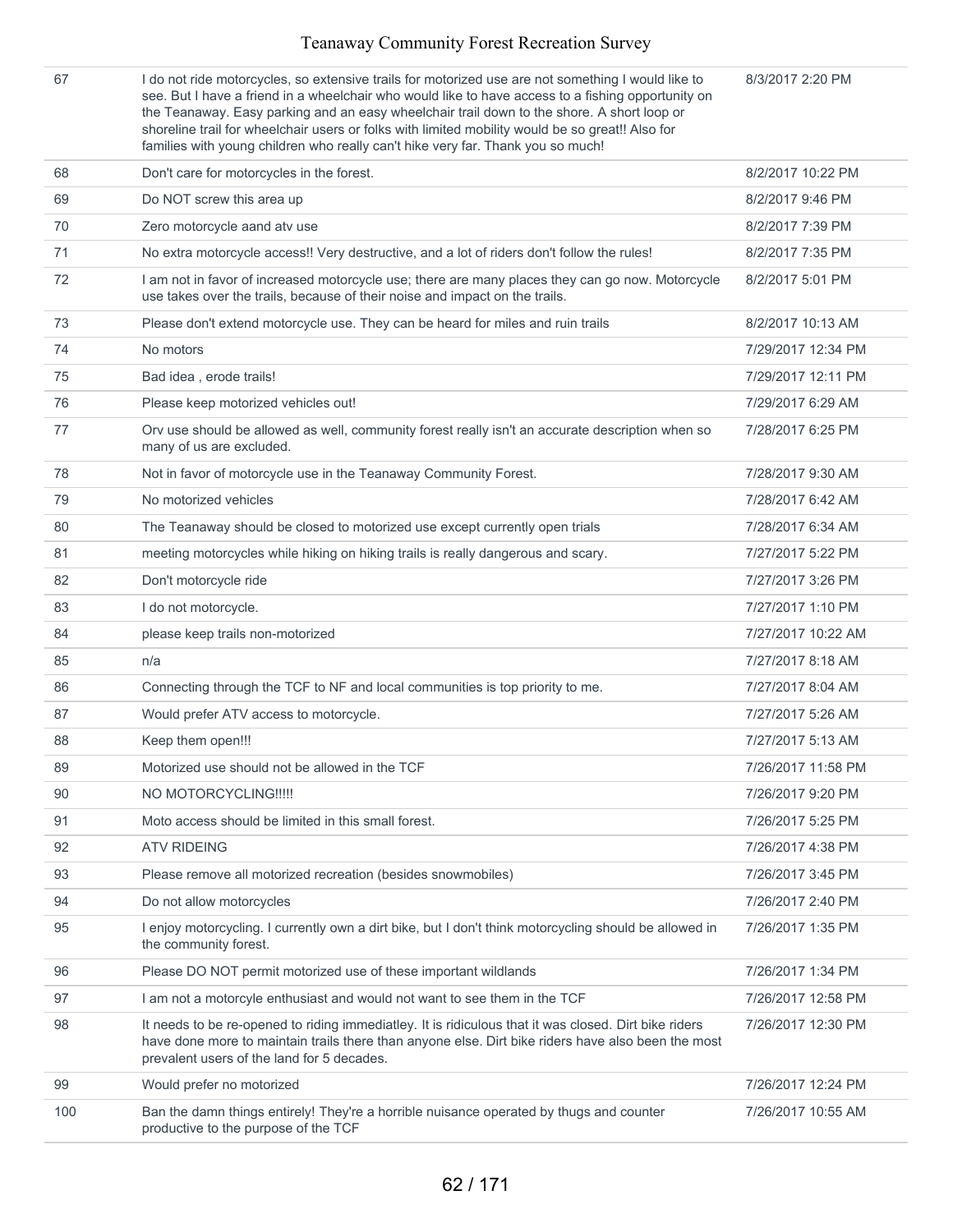| | | |
|---|---|---|
| 67 | I do not ride motorcycles, so extensive trails for motorized use are not something I would like to see. But I have a friend in a wheelchair who would like to have access to a fishing opportunity on the Teanaway. Easy parking and an easy wheelchair trail down to the shore. A short loop or shoreline trail for wheelchair users or folks with limited mobility would be so great!! Also for families with young children who really can't hike very far. Thank you so much! | 8/3/2017 2:20 PM |
| 68 | Don't care for motorcycles in the forest. | 8/2/2017 10:22 PM |
| 69 | Do NOT screw this area up | 8/2/2017 9:46 PM |
| 70 | Zero motorcycle aand atv use | 8/2/2017 7:39 PM |
| 71 | No extra motorcycle access!! Very destructive, and a lot of riders don't follow the rules! | 8/2/2017 7:35 PM |
| 72 | I am not in favor of increased motorcycle use; there are many places they can go now. Motorcycle use takes over the trails, because of their noise and impact on the trails. | 8/2/2017 5:01 PM |
| 73 | Please don't extend motorcycle use. They can be heard for miles and ruin trails | 8/2/2017 10:13 AM |
| 74 | No motors | 7/29/2017 12:34 PM |
| 75 | Bad idea , erode trails! | 7/29/2017 12:11 PM |
| 76 | Please keep motorized vehicles out! | 7/29/2017 6:29 AM |
| 77 | Orv use should be allowed as well, community forest really isn't an accurate description when so many of us are excluded. | 7/28/2017 6:25 PM |
| 78 | Not in favor of motorcycle use in the Teanaway Community Forest. | 7/28/2017 9:30 AM |
| 79 | No motorized vehicles | 7/28/2017 6:42 AM |
| 80 | The Teanaway should be closed to motorized use except currently open trials | 7/28/2017 6:34 AM |
| 81 | meeting motorcycles while hiking on hiking trails is really dangerous and scary. | 7/27/2017 5:22 PM |
| 82 | Don't motorcycle ride | 7/27/2017 3:26 PM |
| 83 | I do not motorcycle. | 7/27/2017 1:10 PM |
| 84 | please keep trails non-motorized | 7/27/2017 10:22 AM |
| 85 | n/a | 7/27/2017 8:18 AM |
| 86 | Connecting through the TCF to NF and local communities is top priority to me. | 7/27/2017 8:04 AM |
| 87 | Would prefer ATV access to motorcycle. | 7/27/2017 5:26 AM |
| 88 | Keep them open!!! | 7/27/2017 5:13 AM |
| 89 | Motorized use should not be allowed in the TCF | 7/26/2017 11:58 PM |
| 90 | NO MOTORCYCLING!!!!! | 7/26/2017 9:20 PM |
| 91 | Moto access should be limited in this small forest. | 7/26/2017 5:25 PM |
| 92 | ATV RIDEING | 7/26/2017 4:38 PM |
| 93 | Please remove all motorized recreation (besides snowmobiles) | 7/26/2017 3:45 PM |
| 94 | Do not allow motorcycles | 7/26/2017 2:40 PM |
| 95 | I enjoy motorcycling. I currently own a dirt bike, but I don't think motorcycling should be allowed in the community forest. | 7/26/2017 1:35 PM |
| 96 | Please DO NOT permit motorized use of these important wildlands | 7/26/2017 1:34 PM |
| 97 | I am not a motorcyle enthusiast and would not want to see them in the TCF | 7/26/2017 12:58 PM |
| 98 | It needs to be re-opened to riding immediatley. It is ridiculous that it was closed. Dirt bike riders have done more to maintain trails there than anyone else. Dirt bike riders have also been the most prevalent users of the land for 5 decades. | 7/26/2017 12:30 PM |
| 99 | Would prefer no motorized | 7/26/2017 12:24 PM |
| 100 | Ban the damn things entirely! They're a horrible nuisance operated by thugs and counter productive to the purpose of the TCF | 7/26/2017 10:55 AM |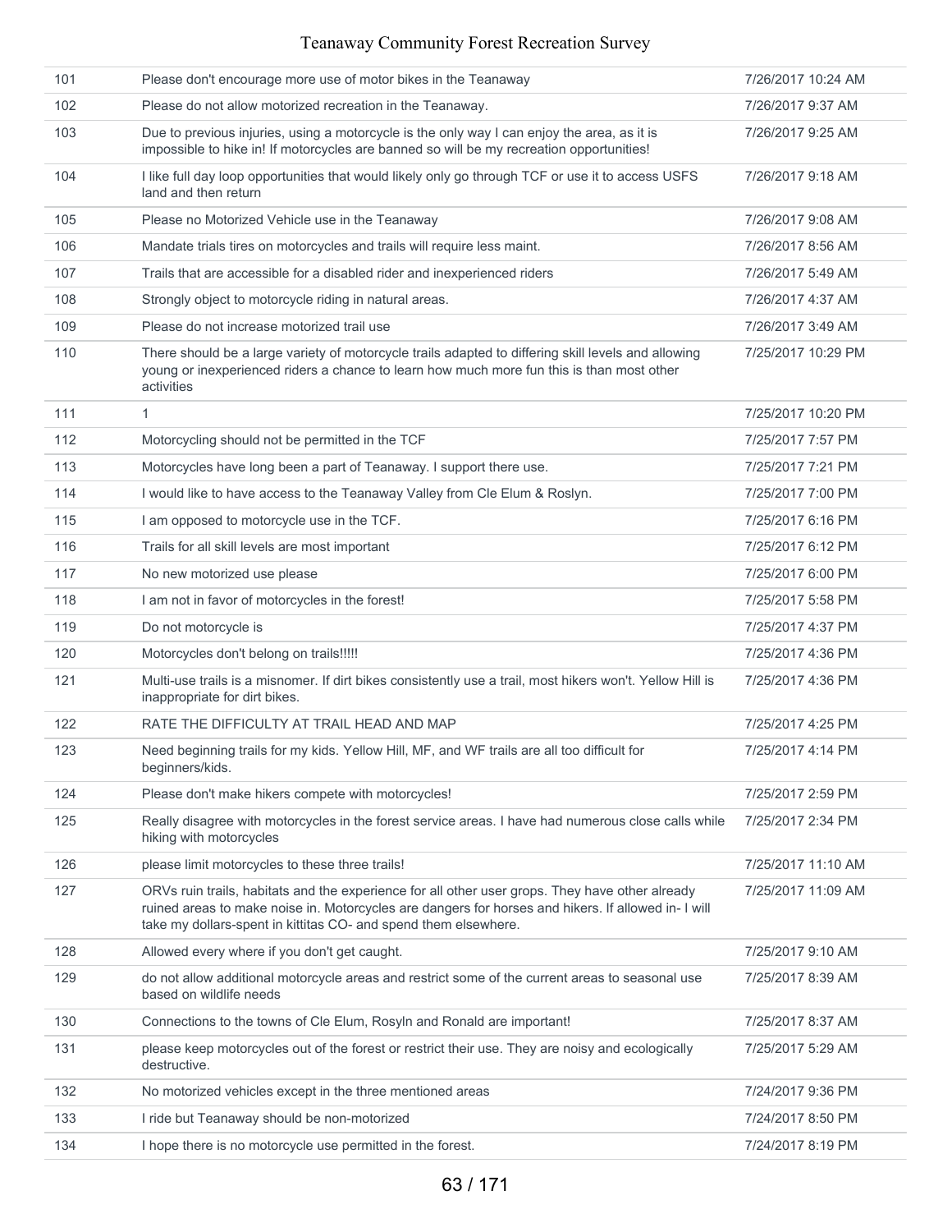| | | |
|---|---|---|
| 101 | Please don't encourage more use of motor bikes in the Teanaway | 7/26/2017 10:24 AM |
| 102 | Please do not allow motorized recreation in the Teanaway. | 7/26/2017 9:37 AM |
| 103 | Due to previous injuries, using a motorcycle is the only way I can enjoy the area, as it is impossible to hike in! If motorcycles are banned so will be my recreation opportunities! | 7/26/2017 9:25 AM |
| 104 | I like full day loop opportunities that would likely only go through TCF or use it to access USFS land and then return | 7/26/2017 9:18 AM |
| 105 | Please no Motorized Vehicle use in the Teanaway | 7/26/2017 9:08 AM |
| 106 | Mandate trials tires on motorcycles and trails will require less maint. | 7/26/2017 8:56 AM |
| 107 | Trails that are accessible for a disabled rider and inexperienced riders | 7/26/2017 5:49 AM |
| 108 | Strongly object to motorcycle riding in natural areas. | 7/26/2017 4:37 AM |
| 109 | Please do not increase motorized trail use | 7/26/2017 3:49 AM |
| 110 | There should be a large variety of motorcycle trails adapted to differing skill levels and allowing young or inexperienced riders a chance to learn how much more fun this is than most other activities | 7/25/2017 10:29 PM |
| 111 | 1 | 7/25/2017 10:20 PM |
| 112 | Motorcycling should not be permitted in the TCF | 7/25/2017 7:57 PM |
| 113 | Motorcycles have long been a part of Teanaway. I support there use. | 7/25/2017 7:21 PM |
| 114 | I would like to have access to the Teanaway Valley from Cle Elum & Roslyn. | 7/25/2017 7:00 PM |
| 115 | I am opposed to motorcycle use in the TCF. | 7/25/2017 6:16 PM |
| 116 | Trails for all skill levels are most important | 7/25/2017 6:12 PM |
| 117 | No new motorized use please | 7/25/2017 6:00 PM |
| 118 | I am not in favor of motorcycles in the forest! | 7/25/2017 5:58 PM |
| 119 | Do not motorcycle is | 7/25/2017 4:37 PM |
| 120 | Motorcycles don't belong on trails!!!!! | 7/25/2017 4:36 PM |
| 121 | Multi-use trails is a misnomer. If dirt bikes consistently use a trail, most hikers won't. Yellow Hill is inappropriate for dirt bikes. | 7/25/2017 4:36 PM |
| 122 | RATE THE DIFFICULTY AT TRAIL HEAD AND MAP | 7/25/2017 4:25 PM |
| 123 | Need beginning trails for my kids. Yellow Hill, MF, and WF trails are all too difficult for beginners/kids. | 7/25/2017 4:14 PM |
| 124 | Please don't make hikers compete with motorcycles! | 7/25/2017 2:59 PM |
| 125 | Really disagree with motorcycles in the forest service areas. I have had numerous close calls while hiking with motorcycles | 7/25/2017 2:34 PM |
| 126 | please limit motorcycles to these three trails! | 7/25/2017 11:10 AM |
| 127 | ORVs ruin trails, habitats and the experience for all other user grops. They have other already ruined areas to make noise in. Motorcycles are dangers for horses and hikers. If allowed in- I will take my dollars-spent in kittitas CO- and spend them elsewhere. | 7/25/2017 11:09 AM |
| 128 | Allowed every where if you don't get caught. | 7/25/2017 9:10 AM |
| 129 | do not allow additional motorcycle areas and restrict some of the current areas to seasonal use based on wildlife needs | 7/25/2017 8:39 AM |
| 130 | Connections to the towns of Cle Elum, Rosyln and Ronald are important! | 7/25/2017 8:37 AM |
| 131 | please keep motorcycles out of the forest or restrict their use. They are noisy and ecologically destructive. | 7/25/2017 5:29 AM |
| 132 | No motorized vehicles except in the three mentioned areas | 7/24/2017 9:36 PM |
| 133 | I ride but Teanaway should be non-motorized | 7/24/2017 8:50 PM |
| 134 | I hope there is no motorcycle use permitted in the forest. | 7/24/2017 8:19 PM |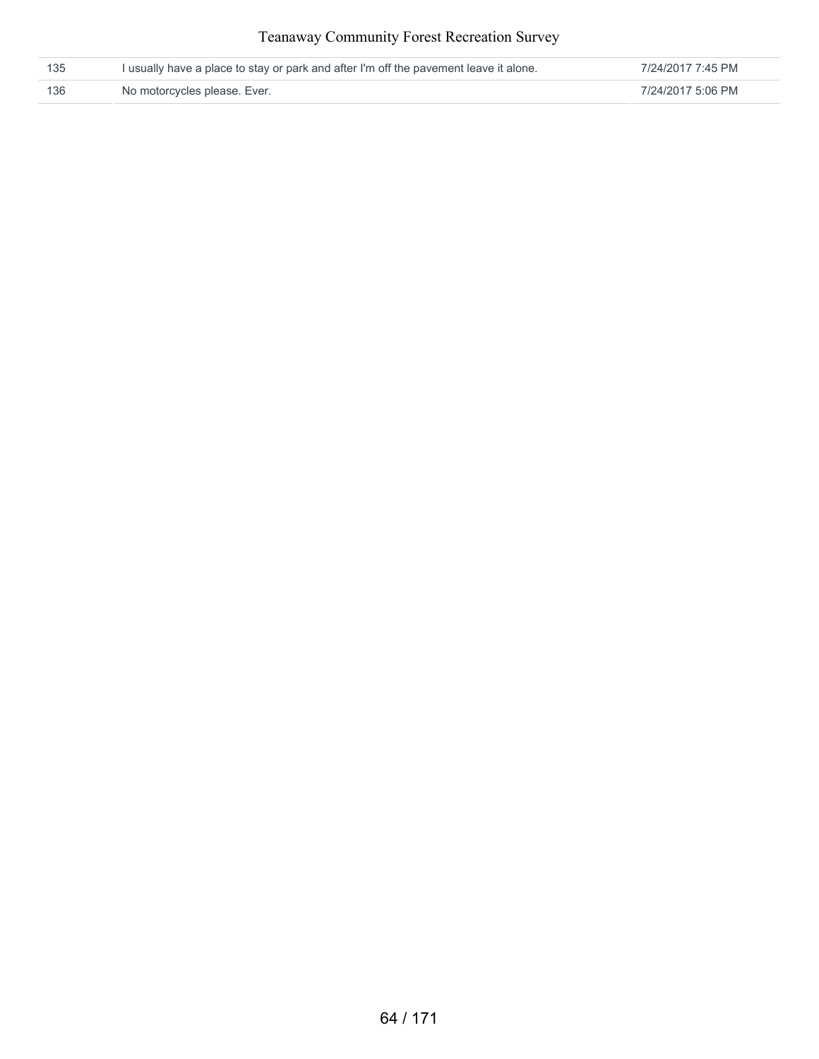| 135 | I usually have a place to stay or park and after I'm off the pavement leave it alone. | 7/24/2017 7:45 PM |
|---|---|---|
| 136 | No motorcycles please. Ever. | 7/24/2017 5:06 PM |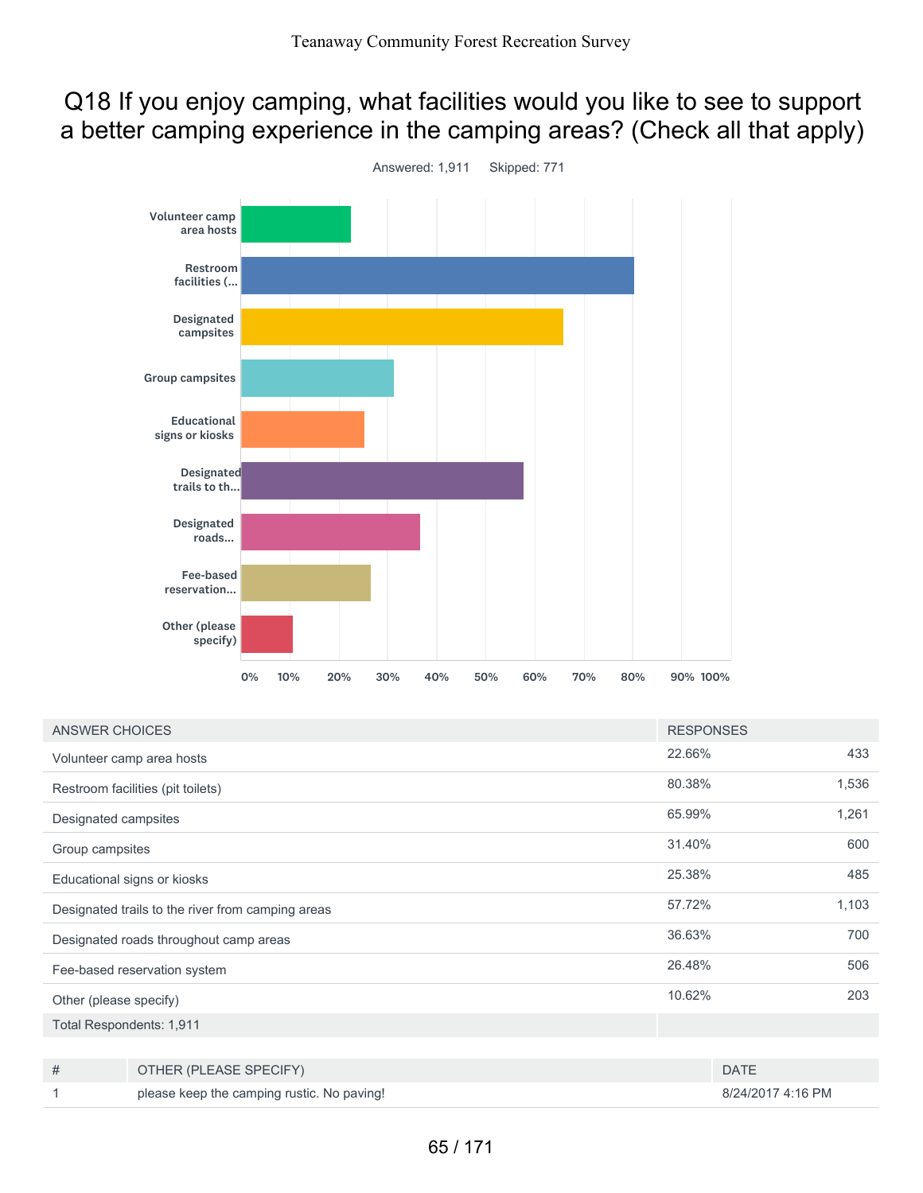# Q18 If you enjoy camping, what facilities would you like to see to support a better camping experience in the camping areas? (Check all that apply)

Answered: 1,911 Skipped: 771

| ANSWER CHOICES | RESPONSES | |
|---|---|---|
| Volunteer camp area hosts | 22.66% | 433 |
| Restroom facilities (pit toilets) | 80.38% | 1,536 |
| Designated campsites | 65.99% | 1,261 |
| Group campsites | 31.40% | 600 |
| Educational signs or kiosks | 25.38% | 485 |
| Designated trails to the river from camping areas | 57.72% | 1,103 |
| Designated roads throughout camp areas | 36.63% | 700 |
| Fee-based reservation system | 26.48% | 506 |
| Other (please specify) | 10.62% | 203 |
| Total Respondents: 1,911 | | |

| # | OTHER (PLEASE SPECIFY) | DATE |
|---|---|---|
| 1 | please keep the camping rustic. No paving! | 8/24/2017 4:16 PM |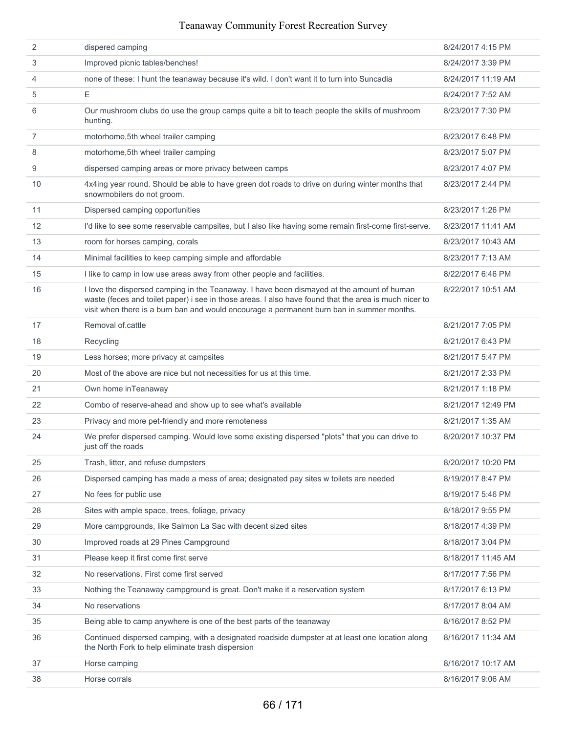| | | |
|---|---|---|
| 2 | dispered camping | 8/24/2017 4:15 PM |
| 3 | Improved picnic tables/benches! | 8/24/2017 3:39 PM |
| 4 | none of these: I hunt the teanaway because it's wild. I don't want it to turn into Suncadia | 8/24/2017 11:19 AM |
| 5 | E | 8/24/2017 7:52 AM |
| 6 | Our mushroom clubs do use the group camps quite a bit to teach people the skills of mushroom hunting. | 8/23/2017 7:30 PM |
| 7 | motorhome,5th wheel trailer camping | 8/23/2017 6:48 PM |
| 8 | motorhome,5th wheel trailer camping | 8/23/2017 5:07 PM |
| 9 | dispersed camping areas or more privacy between camps | 8/23/2017 4:07 PM |
| 10 | 4x4ing year round. Should be able to have green dot roads to drive on during winter months that snowmobilers do not groom. | 8/23/2017 2:44 PM |
| 11 | Dispersed camping opportunities | 8/23/2017 1:26 PM |
| 12 | I'd like to see some reservable campsites, but I also like having some remain first-come first-serve. | 8/23/2017 11:41 AM |
| 13 | room for horses camping, corals | 8/23/2017 10:43 AM |
| 14 | Minimal facilities to keep camping simple and affordable | 8/23/2017 7:13 AM |
| 15 | I like to camp in low use areas away from other people and facilities. | 8/22/2017 6:46 PM |
| 16 | I love the dispersed camping in the Teanaway. I have been dismayed at the amount of human waste (feces and toilet paper) i see in those areas. I also have found that the area is much nicer to visit when there is a burn ban and would encourage a permanent burn ban in summer months. | 8/22/2017 10:51 AM |
| 17 | Removal of.cattle | 8/21/2017 7:05 PM |
| 18 | Recycling | 8/21/2017 6:43 PM |
| 19 | Less horses; more privacy at campsites | 8/21/2017 5:47 PM |
| 20 | Most of the above are nice but not necessities for us at this time. | 8/21/2017 2:33 PM |
| 21 | Own home inTeanaway | 8/21/2017 1:18 PM |
| 22 | Combo of reserve-ahead and show up to see what's available | 8/21/2017 12:49 PM |
| 23 | Privacy and more pet-friendly and more remoteness | 8/21/2017 1:35 AM |
| 24 | We prefer dispersed camping. Would love some existing dispersed "plots" that you can drive to just off the roads | 8/20/2017 10:37 PM |
| 25 | Trash, litter, and refuse dumpsters | 8/20/2017 10:20 PM |
| 26 | Dispersed camping has made a mess of area; designated pay sites w toilets are needed | 8/19/2017 8:47 PM |
| 27 | No fees for public use | 8/19/2017 5:46 PM |
| 28 | Sites with ample space, trees, foliage, privacy | 8/18/2017 9:55 PM |
| 29 | More campgrounds, like Salmon La Sac with decent sized sites | 8/18/2017 4:39 PM |
| 30 | Improved roads at 29 Pines Campground | 8/18/2017 3:04 PM |
| 31 | Please keep it first come first serve | 8/18/2017 11:45 AM |
| 32 | No reservations. First come first served | 8/17/2017 7:56 PM |
| 33 | Nothing the Teanaway campground is great. Don't make it a reservation system | 8/17/2017 6:13 PM |
| 34 | No reservations | 8/17/2017 8:04 AM |
| 35 | Being able to camp anywhere is one of the best parts of the teanaway | 8/16/2017 8:52 PM |
| 36 | Continued dispersed camping, with a designated roadside dumpster at at least one location along the North Fork to help eliminate trash dispersion | 8/16/2017 11:34 AM |
| 37 | Horse camping | 8/16/2017 10:17 AM |
| 38 | Horse corrals | 8/16/2017 9:06 AM |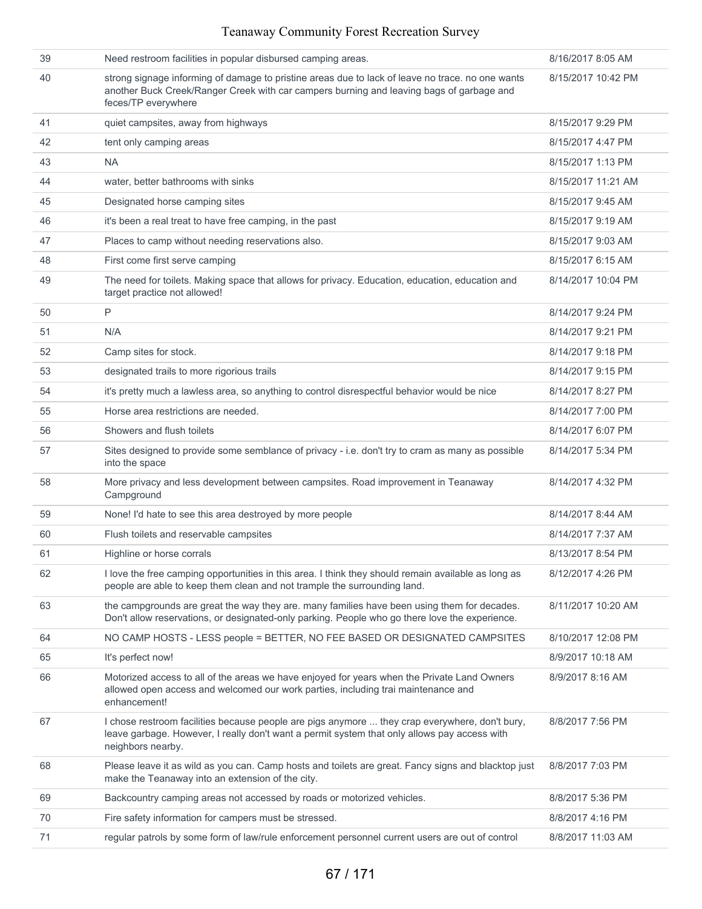| 39 | Need restroom facilities in popular disbursed camping areas. | 8/16/2017 8:05 AM |
|---|---|---|
| 40 | strong signage informing of damage to pristine areas due to lack of leave no trace. no one wants another Buck Creek/Ranger Creek with car campers burning and leaving bags of garbage and feces/TP everywhere | 8/15/2017 10:42 PM |
| 41 | quiet campsites, away from highways | 8/15/2017 9:29 PM |
| 42 | tent only camping areas | 8/15/2017 4:47 PM |
| 43 | NA | 8/15/2017 1:13 PM |
| 44 | water, better bathrooms with sinks | 8/15/2017 11:21 AM |
| 45 | Designated horse camping sites | 8/15/2017 9:45 AM |
| 46 | it's been a real treat to have free camping, in the past | 8/15/2017 9:19 AM |
| 47 | Places to camp without needing reservations also. | 8/15/2017 9:03 AM |
| 48 | First come first serve camping | 8/15/2017 6:15 AM |
| 49 | The need for toilets. Making space that allows for privacy. Education, education, education and target practice not allowed! | 8/14/2017 10:04 PM |
| 50 | P | 8/14/2017 9:24 PM |
| 51 | N/A | 8/14/2017 9:21 PM |
| 52 | Camp sites for stock. | 8/14/2017 9:18 PM |
| 53 | designated trails to more rigorious trails | 8/14/2017 9:15 PM |
| 54 | it's pretty much a lawless area, so anything to control disrespectful behavior would be nice | 8/14/2017 8:27 PM |
| 55 | Horse area restrictions are needed. | 8/14/2017 7:00 PM |
| 56 | Showers and flush toilets | 8/14/2017 6:07 PM |
| 57 | Sites designed to provide some semblance of privacy - i.e. don't try to cram as many as possible into the space | 8/14/2017 5:34 PM |
| 58 | More privacy and less development between campsites. Road improvement in Teanaway Campground | 8/14/2017 4:32 PM |
| 59 | None! I'd hate to see this area destroyed by more people | 8/14/2017 8:44 AM |
| 60 | Flush toilets and reservable campsites | 8/14/2017 7:37 AM |
| 61 | Highline or horse corrals | 8/13/2017 8:54 PM |
| 62 | I love the free camping opportunities in this area. I think they should remain available as long as people are able to keep them clean and not trample the surrounding land. | 8/12/2017 4:26 PM |
| 63 | the campgrounds are great the way they are. many families have been using them for decades. Don't allow reservations, or designated-only parking. People who go there love the experience. | 8/11/2017 10:20 AM |
| 64 | NO CAMP HOSTS - LESS people = BETTER, NO FEE BASED OR DESIGNATED CAMPSITES | 8/10/2017 12:08 PM |
| 65 | It's perfect now! | 8/9/2017 10:18 AM |
| 66 | Motorized access to all of the areas we have enjoyed for years when the Private Land Owners allowed open access and welcomed our work parties, including trai maintenance and enhancement! | 8/9/2017 8:16 AM |
| 67 | I chose restroom facilities because people are pigs anymore ... they crap everywhere, don't bury, leave garbage. However, I really don't want a permit system that only allows pay access with neighbors nearby. | 8/8/2017 7:56 PM |
| 68 | Please leave it as wild as you can. Camp hosts and toilets are great. Fancy signs and blacktop just make the Teanaway into an extension of the city. | 8/8/2017 7:03 PM |
| 69 | Backcountry camping areas not accessed by roads or motorized vehicles. | 8/8/2017 5:36 PM |
| 70 | Fire safety information for campers must be stressed. | 8/8/2017 4:16 PM |
| 71 | regular patrols by some form of law/rule enforcement personnel current users are out of control | 8/8/2017 11:03 AM |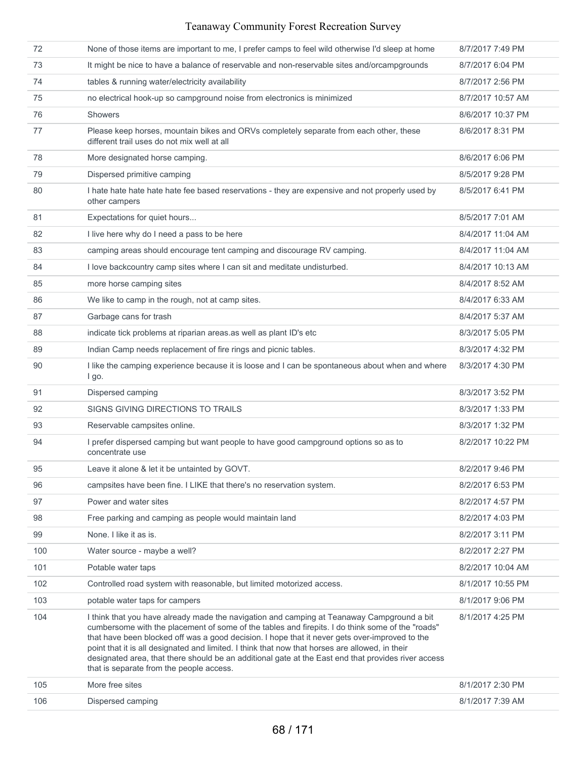| 72 | None of those items are important to me, I prefer camps to feel wild otherwise I'd sleep at home | 8/7/2017 7:49 PM |
|---|---|---|
| 73 | It might be nice to have a balance of reservable and non-reservable sites and/orcampgrounds | 8/7/2017 6:04 PM |
| 74 | tables & running water/electricity availability | 8/7/2017 2:56 PM |
| 75 | no electrical hook-up so campground noise from electronics is minimized | 8/7/2017 10:57 AM |
| 76 | Showers | 8/6/2017 10:37 PM |
| 77 | Please keep horses, mountain bikes and ORVs completely separate from each other, these different trail uses do not mix well at all | 8/6/2017 8:31 PM |
| 78 | More designated horse camping. | 8/6/2017 6:06 PM |
| 79 | Dispersed primitive camping | 8/5/2017 9:28 PM |
| 80 | I hate hate hate hate hate fee based reservations - they are expensive and not properly used by other campers | 8/5/2017 6:41 PM |
| 81 | Expectations for quiet hours... | 8/5/2017 7:01 AM |
| 82 | I live here why do I need a pass to be here | 8/4/2017 11:04 AM |
| 83 | camping areas should encourage tent camping and discourage RV camping. | 8/4/2017 11:04 AM |
| 84 | I love backcountry camp sites where I can sit and meditate undisturbed. | 8/4/2017 10:13 AM |
| 85 | more horse camping sites | 8/4/2017 8:52 AM |
| 86 | We like to camp in the rough, not at camp sites. | 8/4/2017 6:33 AM |
| 87 | Garbage cans for trash | 8/4/2017 5:37 AM |
| 88 | indicate tick problems at riparian areas.as well as plant ID's etc | 8/3/2017 5:05 PM |
| 89 | Indian Camp needs replacement of fire rings and picnic tables. | 8/3/2017 4:32 PM |
| 90 | I like the camping experience because it is loose and I can be spontaneous about when and where I go. | 8/3/2017 4:30 PM |
| 91 | Dispersed camping | 8/3/2017 3:52 PM |
| 92 | SIGNS GIVING DIRECTIONS TO TRAILS | 8/3/2017 1:33 PM |
| 93 | Reservable campsites online. | 8/3/2017 1:32 PM |
| 94 | I prefer dispersed camping but want people to have good campground options so as to concentrate use | 8/2/2017 10:22 PM |
| 95 | Leave it alone & let it be untainted by GOVT. | 8/2/2017 9:46 PM |
| 96 | campsites have been fine. I LIKE that there's no reservation system. | 8/2/2017 6:53 PM |
| 97 | Power and water sites | 8/2/2017 4:57 PM |
| 98 | Free parking and camping as people would maintain land | 8/2/2017 4:03 PM |
| 99 | None. I like it as is. | 8/2/2017 3:11 PM |
| 100 | Water source - maybe a well? | 8/2/2017 2:27 PM |
| 101 | Potable water taps | 8/2/2017 10:04 AM |
| 102 | Controlled road system with reasonable, but limited motorized access. | 8/1/2017 10:55 PM |
| 103 | potable water taps for campers | 8/1/2017 9:06 PM |
| 104 | I think that you have already made the navigation and camping at Teanaway Campground a bit cumbersome with the placement of some of the tables and firepits. I do think some of the "roads" that have been blocked off was a good decision. I hope that it never gets over-improved to the point that it is all designated and limited. I think that now that horses are allowed, in their designated area, that there should be an additional gate at the East end that provides river access that is separate from the people access. | 8/1/2017 4:25 PM |
| 105 | More free sites | 8/1/2017 2:30 PM |
| 106 | Dispersed camping | 8/1/2017 7:39 AM |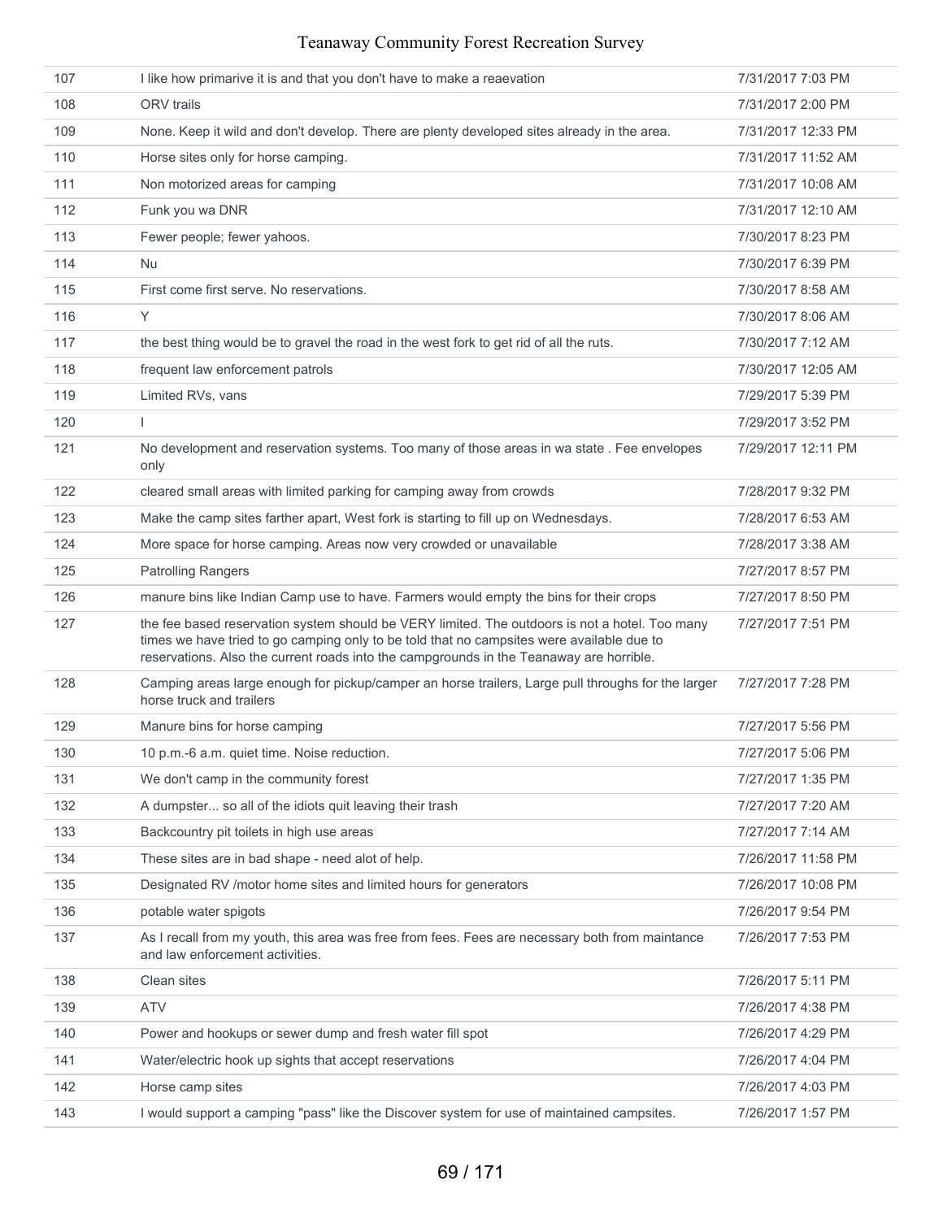| | | |
|---|---|---|
| 107 | I like how primarive it is and that you don't have to make a reaevation | 7/31/2017 7:03 PM |
| 108 | ORV trails | 7/31/2017 2:00 PM |
| 109 | None. Keep it wild and don't develop. There are plenty developed sites already in the area. | 7/31/2017 12:33 PM |
| 110 | Horse sites only for horse camping. | 7/31/2017 11:52 AM |
| 111 | Non motorized areas for camping | 7/31/2017 10:08 AM |
| 112 | Funk you wa DNR | 7/31/2017 12:10 AM |
| 113 | Fewer people; fewer yahoos. | 7/30/2017 8:23 PM |
| 114 | Nu | 7/30/2017 6:39 PM |
| 115 | First come first serve. No reservations. | 7/30/2017 8:58 AM |
| 116 | Y | 7/30/2017 8:06 AM |
| 117 | the best thing would be to gravel the road in the west fork to get rid of all the ruts. | 7/30/2017 7:12 AM |
| 118 | frequent law enforcement patrols | 7/30/2017 12:05 AM |
| 119 | Limited RVs, vans | 7/29/2017 5:39 PM |
| 120 | I | 7/29/2017 3:52 PM |
| 121 | No development and reservation systems. Too many of those areas in wa state . Fee envelopes only | 7/29/2017 12:11 PM |
| 122 | cleared small areas with limited parking for camping away from crowds | 7/28/2017 9:32 PM |
| 123 | Make the camp sites farther apart, West fork is starting to fill up on Wednesdays. | 7/28/2017 6:53 AM |
| 124 | More space for horse camping. Areas now very crowded or unavailable | 7/28/2017 3:38 AM |
| 125 | Patrolling Rangers | 7/27/2017 8:57 PM |
| 126 | manure bins like Indian Camp use to have. Farmers would empty the bins for their crops | 7/27/2017 8:50 PM |
| 127 | the fee based reservation system should be VERY limited. The outdoors is not a hotel. Too many times we have tried to go camping only to be told that no campsites were available due to reservations. Also the current roads into the campgrounds in the Teanaway are horrible. | 7/27/2017 7:51 PM |
| 128 | Camping areas large enough for pickup/camper an horse trailers, Large pull throughs for the larger horse truck and trailers | 7/27/2017 7:28 PM |
| 129 | Manure bins for horse camping | 7/27/2017 5:56 PM |
| 130 | 10 p.m.-6 a.m. quiet time. Noise reduction. | 7/27/2017 5:06 PM |
| 131 | We don't camp in the community forest | 7/27/2017 1:35 PM |
| 132 | A dumpster... so all of the idiots quit leaving their trash | 7/27/2017 7:20 AM |
| 133 | Backcountry pit toilets in high use areas | 7/27/2017 7:14 AM |
| 134 | These sites are in bad shape - need alot of help. | 7/26/2017 11:58 PM |
| 135 | Designated RV /motor home sites and limited hours for generators | 7/26/2017 10:08 PM |
| 136 | potable water spigots | 7/26/2017 9:54 PM |
| 137 | As I recall from my youth, this area was free from fees. Fees are necessary both from maintance and law enforcement activities. | 7/26/2017 7:53 PM |
| 138 | Clean sites | 7/26/2017 5:11 PM |
| 139 | ATV | 7/26/2017 4:38 PM |
| 140 | Power and hookups or sewer dump and fresh water fill spot | 7/26/2017 4:29 PM |
| 141 | Water/electric hook up sights that accept reservations | 7/26/2017 4:04 PM |
| 142 | Horse camp sites | 7/26/2017 4:03 PM |
| 143 | I would support a camping "pass" like the Discover system for use of maintained campsites. | 7/26/2017 1:57 PM |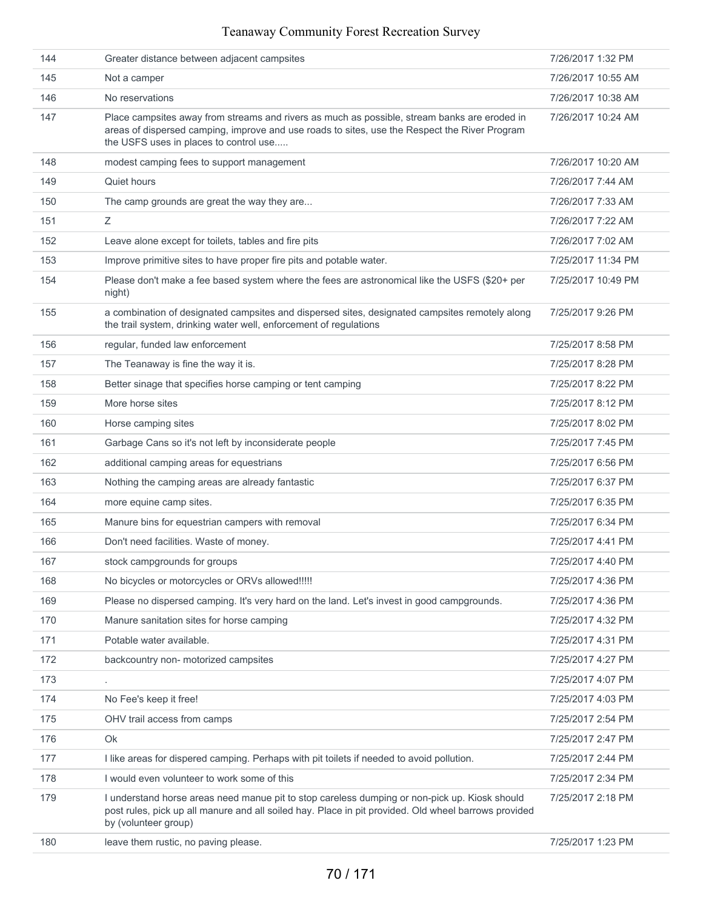| | | |
|---|---|---|
| 144 | Greater distance between adjacent campsites | 7/26/2017 1:32 PM |
| 145 | Not a camper | 7/26/2017 10:55 AM |
| 146 | No reservations | 7/26/2017 10:38 AM |
| 147 | Place campsites away from streams and rivers as much as possible, stream banks are eroded in areas of dispersed camping, improve and use roads to sites, use the Respect the River Program the USFS uses in places to control use..... | 7/26/2017 10:24 AM |
| 148 | modest camping fees to support management | 7/26/2017 10:20 AM |
| 149 | Quiet hours | 7/26/2017 7:44 AM |
| 150 | The camp grounds are great the way they are... | 7/26/2017 7:33 AM |
| 151 | Z | 7/26/2017 7:22 AM |
| 152 | Leave alone except for toilets, tables and fire pits | 7/26/2017 7:02 AM |
| 153 | Improve primitive sites to have proper fire pits and potable water. | 7/25/2017 11:34 PM |
| 154 | Please don't make a fee based system where the fees are astronomical like the USFS ($20+ per night) | 7/25/2017 10:49 PM |
| 155 | a combination of designated campsites and dispersed sites, designated campsites remotely along the trail system, drinking water well, enforcement of regulations | 7/25/2017 9:26 PM |
| 156 | regular, funded law enforcement | 7/25/2017 8:58 PM |
| 157 | The Teanaway is fine the way it is. | 7/25/2017 8:28 PM |
| 158 | Better sinage that specifies horse camping or tent camping | 7/25/2017 8:22 PM |
| 159 | More horse sites | 7/25/2017 8:12 PM |
| 160 | Horse camping sites | 7/25/2017 8:02 PM |
| 161 | Garbage Cans so it's not left by inconsiderate people | 7/25/2017 7:45 PM |
| 162 | additional camping areas for equestrians | 7/25/2017 6:56 PM |
| 163 | Nothing the camping areas are already fantastic | 7/25/2017 6:37 PM |
| 164 | more equine camp sites. | 7/25/2017 6:35 PM |
| 165 | Manure bins for equestrian campers with removal | 7/25/2017 6:34 PM |
| 166 | Don't need facilities. Waste of money. | 7/25/2017 4:41 PM |
| 167 | stock campgrounds for groups | 7/25/2017 4:40 PM |
| 168 | No bicycles or motorcycles or ORVs allowed!!!!! | 7/25/2017 4:36 PM |
| 169 | Please no dispersed camping. It's very hard on the land. Let's invest in good campgrounds. | 7/25/2017 4:36 PM |
| 170 | Manure sanitation sites for horse camping | 7/25/2017 4:32 PM |
| 171 | Potable water available. | 7/25/2017 4:31 PM |
| 172 | backcountry non- motorized campsites | 7/25/2017 4:27 PM |
| 173 | . | 7/25/2017 4:07 PM |
| 174 | No Fee's keep it free! | 7/25/2017 4:03 PM |
| 175 | OHV trail access from camps | 7/25/2017 2:54 PM |
| 176 | Ok | 7/25/2017 2:47 PM |
| 177 | I like areas for dispered camping. Perhaps with pit toilets if needed to avoid pollution. | 7/25/2017 2:44 PM |
| 178 | I would even volunteer to work some of this | 7/25/2017 2:34 PM |
| 179 | I understand horse areas need manue pit to stop careless dumping or non-pick up. Kiosk should post rules, pick up all manure and all soiled hay. Place in pit provided. Old wheel barrows provided by (volunteer group) | 7/25/2017 2:18 PM |
| 180 | leave them rustic, no paving please. | 7/25/2017 1:23 PM |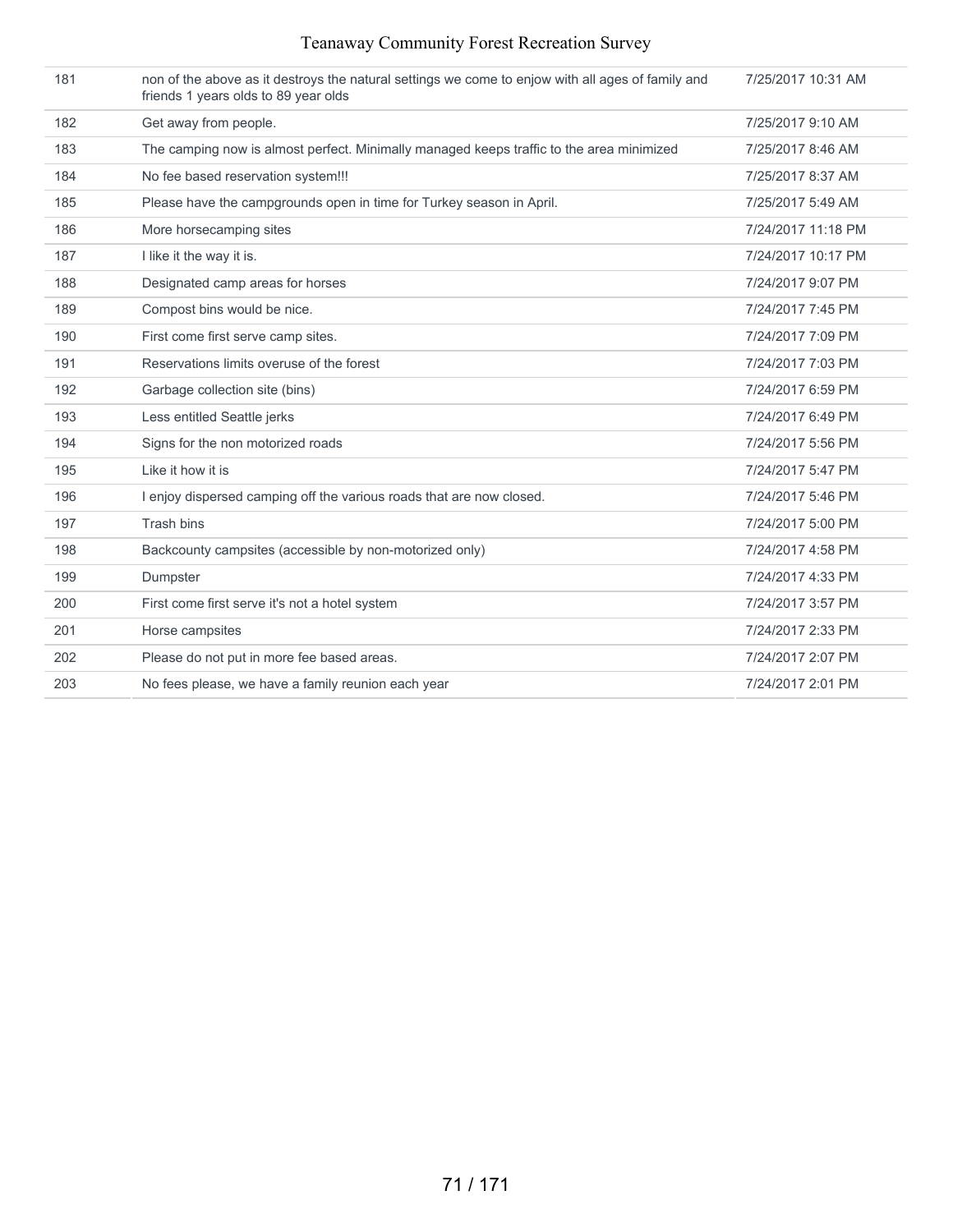| 181 | non of the above as it destroys the natural settings we come to enjow with all ages of family and friends 1 years olds to 89 year olds | 7/25/2017 10:31 AM |
|---|---|---|
| 182 | Get away from people. | 7/25/2017 9:10 AM |
| 183 | The camping now is almost perfect. Minimally managed keeps traffic to the area minimized | 7/25/2017 8:46 AM |
| 184 | No fee based reservation system!!! | 7/25/2017 8:37 AM |
| 185 | Please have the campgrounds open in time for Turkey season in April. | 7/25/2017 5:49 AM |
| 186 | More horsecamping sites | 7/24/2017 11:18 PM |
| 187 | I like it the way it is. | 7/24/2017 10:17 PM |
| 188 | Designated camp areas for horses | 7/24/2017 9:07 PM |
| 189 | Compost bins would be nice. | 7/24/2017 7:45 PM |
| 190 | First come first serve camp sites. | 7/24/2017 7:09 PM |
| 191 | Reservations limits overuse of the forest | 7/24/2017 7:03 PM |
| 192 | Garbage collection site (bins) | 7/24/2017 6:59 PM |
| 193 | Less entitled Seattle jerks | 7/24/2017 6:49 PM |
| 194 | Signs for the non motorized roads | 7/24/2017 5:56 PM |
| 195 | Like it how it is | 7/24/2017 5:47 PM |
| 196 | I enjoy dispersed camping off the various roads that are now closed. | 7/24/2017 5:46 PM |
| 197 | Trash bins | 7/24/2017 5:00 PM |
| 198 | Backcounty campsites (accessible by non-motorized only) | 7/24/2017 4:58 PM |
| 199 | Dumpster | 7/24/2017 4:33 PM |
| 200 | First come first serve it's not a hotel system | 7/24/2017 3:57 PM |
| 201 | Horse campsites | 7/24/2017 2:33 PM |
| 202 | Please do not put in more fee based areas. | 7/24/2017 2:07 PM |
| 203 | No fees please, we have a family reunion each year | 7/24/2017 2:01 PM |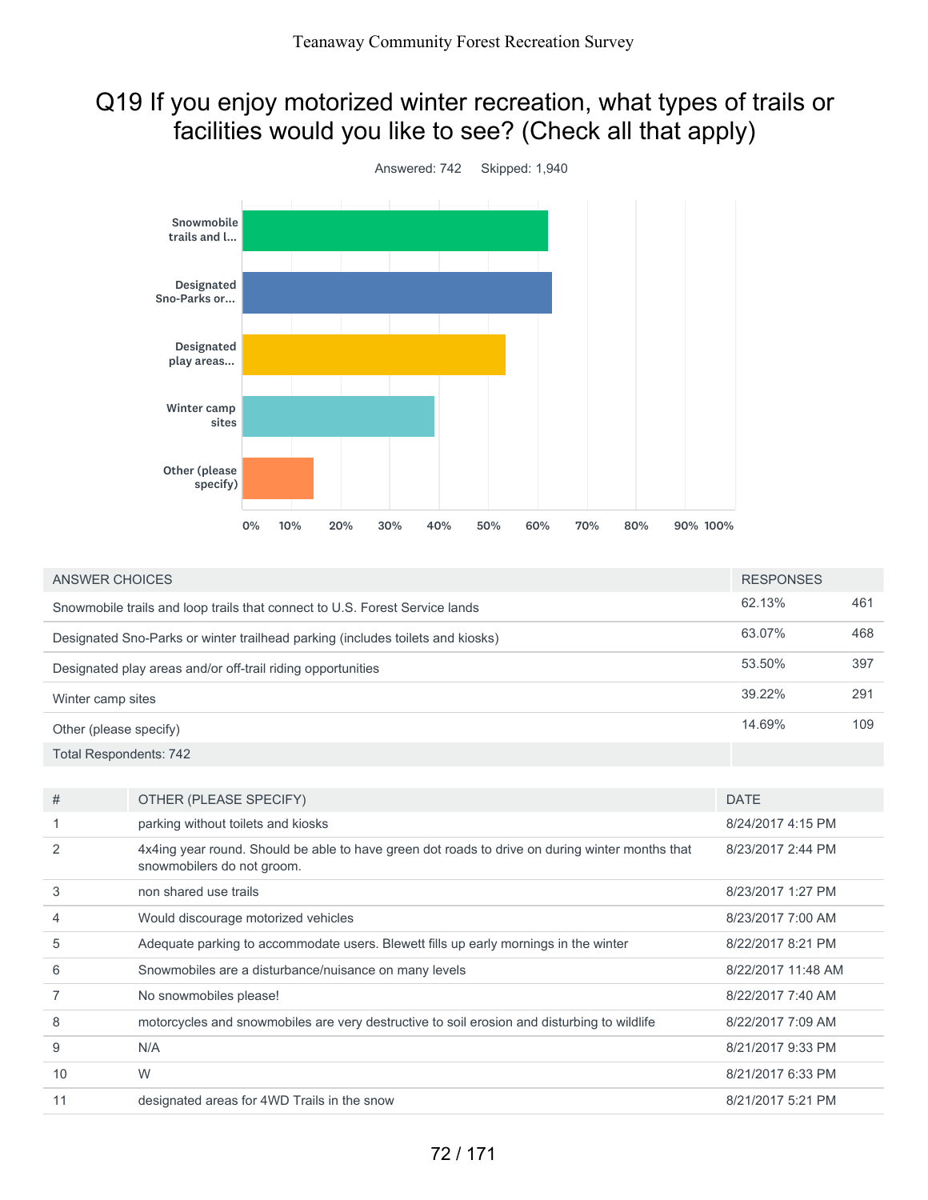# Q19 If you enjoy motorized winter recreation, what types of trails or facilities would you like to see? (Check all that apply)

Answered: 742 Skipped: 1,940

| ANSWER CHOICES | RESPONSES | |
|---|---|---|
| Snowmobile trails and loop trails that connect to U.S. Forest Service lands | 62.13% | 461 |
| Designated Sno-Parks or winter trailhead parking (includes toilets and kiosks) | 63.07% | 468 |
| Designated play areas and/or off-trail riding opportunities | 53.50% | 397 |
| Winter camp sites | 39.22% | 291 |
| Other (please specify) | 14.69% | 109 |
| Total Respondents: 742 | | |

| # | OTHER (PLEASE SPECIFY) | DATE |
|---|---|---|
| 1 | parking without toilets and kiosks | 8/24/2017 4:15 PM |
| 2 | 4x4ing year round. Should be able to have green dot roads to drive on during winter months that snowmobilers do not groom. | 8/23/2017 2:44 PM |
| 3 | non shared use trails | 8/23/2017 1:27 PM |
| 4 | Would discourage motorized vehicles | 8/23/2017 7:00 AM |
| 5 | Adequate parking to accommodate users. Blewett fills up early mornings in the winter | 8/22/2017 8:21 PM |
| 6 | Snowmobiles are a disturbance/nuisance on many levels | 8/22/2017 11:48 AM |
| 7 | No snowmobiles please! | 8/22/2017 7:40 AM |
| 8 | motorcycles and snowmobiles are very destructive to soil erosion and disturbing to wildlife | 8/22/2017 7:09 AM |
| 9 | N/A | 8/21/2017 9:33 PM |
| 10 | W | 8/21/2017 6:33 PM |
| 11 | designated areas for 4WD Trails in the snow | 8/21/2017 5:21 PM |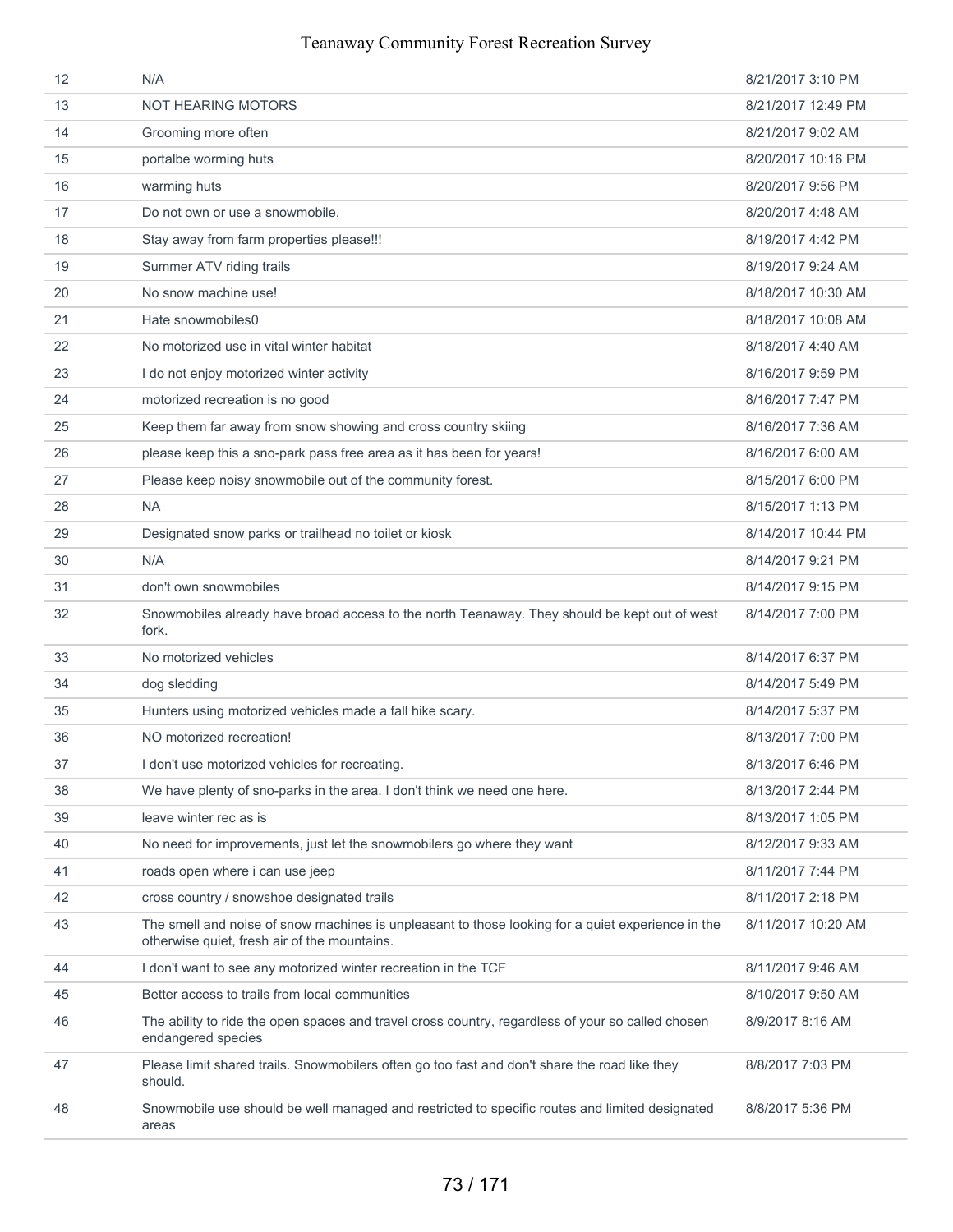| | | |
|---|---|---|
| 12 | N/A | 8/21/2017 3:10 PM |
| 13 | NOT HEARING MOTORS | 8/21/2017 12:49 PM |
| 14 | Grooming more often | 8/21/2017 9:02 AM |
| 15 | portalbe worming huts | 8/20/2017 10:16 PM |
| 16 | warming huts | 8/20/2017 9:56 PM |
| 17 | Do not own or use a snowmobile. | 8/20/2017 4:48 AM |
| 18 | Stay away from farm properties please!!! | 8/19/2017 4:42 PM |
| 19 | Summer ATV riding trails | 8/19/2017 9:24 AM |
| 20 | No snow machine use! | 8/18/2017 10:30 AM |
| 21 | Hate snowmobiles0 | 8/18/2017 10:08 AM |
| 22 | No motorized use in vital winter habitat | 8/18/2017 4:40 AM |
| 23 | I do not enjoy motorized winter activity | 8/16/2017 9:59 PM |
| 24 | motorized recreation is no good | 8/16/2017 7:47 PM |
| 25 | Keep them far away from snow showing and cross country skiing | 8/16/2017 7:36 AM |
| 26 | please keep this a sno-park pass free area as it has been for years! | 8/16/2017 6:00 AM |
| 27 | Please keep noisy snowmobile out of the community forest. | 8/15/2017 6:00 PM |
| 28 | NA | 8/15/2017 1:13 PM |
| 29 | Designated snow parks or trailhead no toilet or kiosk | 8/14/2017 10:44 PM |
| 30 | N/A | 8/14/2017 9:21 PM |
| 31 | don't own snowmobiles | 8/14/2017 9:15 PM |
| 32 | Snowmobiles already have broad access to the north Teanaway. They should be kept out of west fork. | 8/14/2017 7:00 PM |
| 33 | No motorized vehicles | 8/14/2017 6:37 PM |
| 34 | dog sledding | 8/14/2017 5:49 PM |
| 35 | Hunters using motorized vehicles made a fall hike scary. | 8/14/2017 5:37 PM |
| 36 | NO motorized recreation! | 8/13/2017 7:00 PM |
| 37 | I don't use motorized vehicles for recreating. | 8/13/2017 6:46 PM |
| 38 | We have plenty of sno-parks in the area. I don't think we need one here. | 8/13/2017 2:44 PM |
| 39 | leave winter rec as is | 8/13/2017 1:05 PM |
| 40 | No need for improvements, just let the snowmobilers go where they want | 8/12/2017 9:33 AM |
| 41 | roads open where i can use jeep | 8/11/2017 7:44 PM |
| 42 | cross country / snowshoe designated trails | 8/11/2017 2:18 PM |
| 43 | The smell and noise of snow machines is unpleasant to those looking for a quiet experience in the otherwise quiet, fresh air of the mountains. | 8/11/2017 10:20 AM |
| 44 | I don't want to see any motorized winter recreation in the TCF | 8/11/2017 9:46 AM |
| 45 | Better access to trails from local communities | 8/10/2017 9:50 AM |
| 46 | The ability to ride the open spaces and travel cross country, regardless of your so called chosen endangered species | 8/9/2017 8:16 AM |
| 47 | Please limit shared trails. Snowmobilers often go too fast and don't share the road like they should. | 8/8/2017 7:03 PM |
| 48 | Snowmobile use should be well managed and restricted to specific routes and limited designated areas | 8/8/2017 5:36 PM |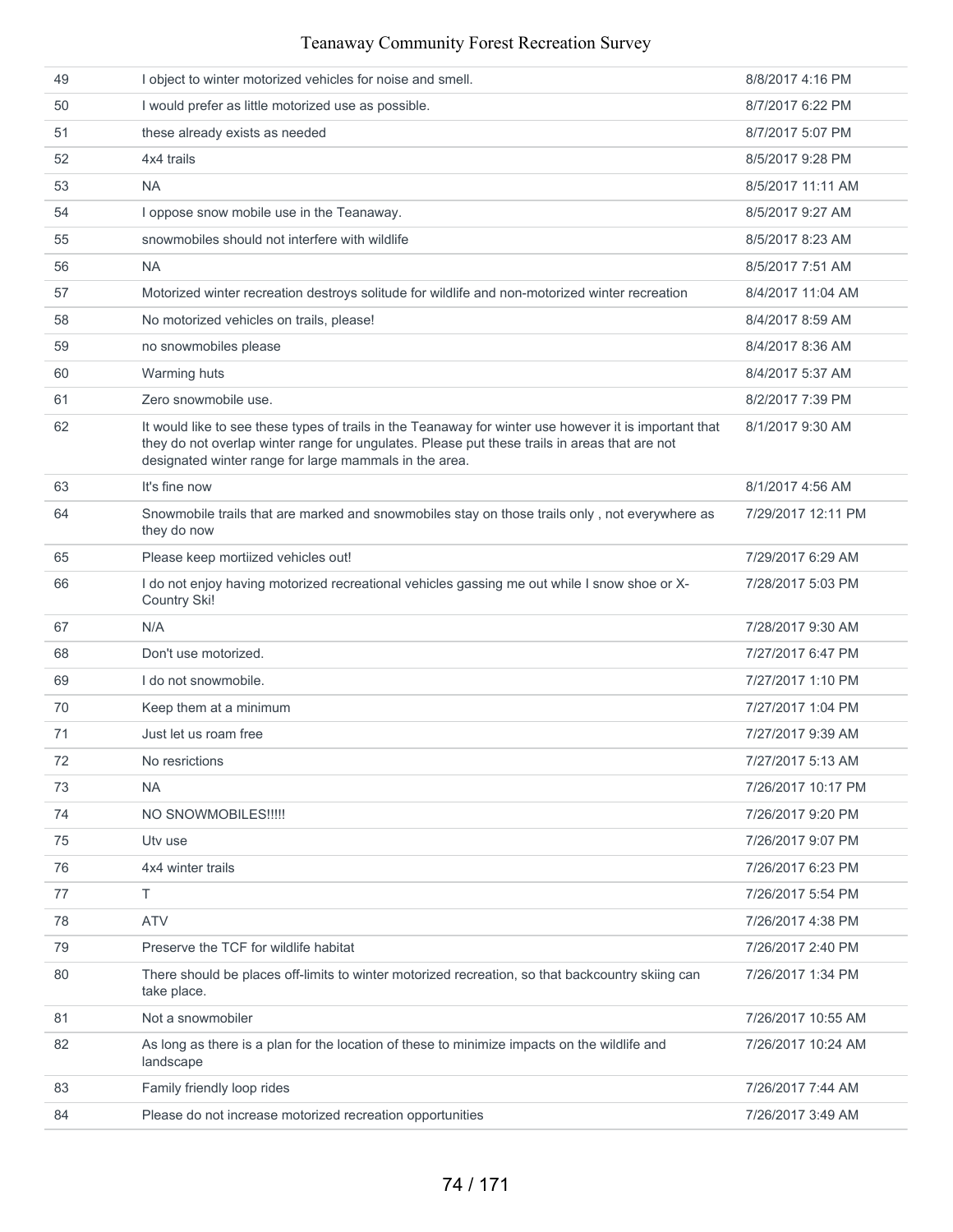| | | |
|---|---|---|
| 49 | I object to winter motorized vehicles for noise and smell. | 8/8/2017 4:16 PM |
| 50 | I would prefer as little motorized use as possible. | 8/7/2017 6:22 PM |
| 51 | these already exists as needed | 8/7/2017 5:07 PM |
| 52 | 4x4 trails | 8/5/2017 9:28 PM |
| 53 | NA | 8/5/2017 11:11 AM |
| 54 | I oppose snow mobile use in the Teanaway. | 8/5/2017 9:27 AM |
| 55 | snowmobiles should not interfere with wildlife | 8/5/2017 8:23 AM |
| 56 | NA | 8/5/2017 7:51 AM |
| 57 | Motorized winter recreation destroys solitude for wildlife and non-motorized winter recreation | 8/4/2017 11:04 AM |
| 58 | No motorized vehicles on trails, please! | 8/4/2017 8:59 AM |
| 59 | no snowmobiles please | 8/4/2017 8:36 AM |
| 60 | Warming huts | 8/4/2017 5:37 AM |
| 61 | Zero snowmobile use. | 8/2/2017 7:39 PM |
| 62 | It would like to see these types of trails in the Teanaway for winter use however it is important that they do not overlap winter range for ungulates. Please put these trails in areas that are not designated winter range for large mammals in the area. | 8/1/2017 9:30 AM |
| 63 | It's fine now | 8/1/2017 4:56 AM |
| 64 | Snowmobile trails that are marked and snowmobiles stay on those trails only , not everywhere as they do now | 7/29/2017 12:11 PM |
| 65 | Please keep mortiized vehicles out! | 7/29/2017 6:29 AM |
| 66 | I do not enjoy having motorized recreational vehicles gassing me out while I snow shoe or X-Country Ski! | 7/28/2017 5:03 PM |
| 67 | N/A | 7/28/2017 9:30 AM |
| 68 | Don't use motorized. | 7/27/2017 6:47 PM |
| 69 | I do not snowmobile. | 7/27/2017 1:10 PM |
| 70 | Keep them at a minimum | 7/27/2017 1:04 PM |
| 71 | Just let us roam free | 7/27/2017 9:39 AM |
| 72 | No resrictions | 7/27/2017 5:13 AM |
| 73 | NA | 7/26/2017 10:17 PM |
| 74 | NO SNOWMOBILES!!!!! | 7/26/2017 9:20 PM |
| 75 | Utv use | 7/26/2017 9:07 PM |
| 76 | 4x4 winter trails | 7/26/2017 6:23 PM |
| 77 | T | 7/26/2017 5:54 PM |
| 78 | ATV | 7/26/2017 4:38 PM |
| 79 | Preserve the TCF for wildlife habitat | 7/26/2017 2:40 PM |
| 80 | There should be places off-limits to winter motorized recreation, so that backcountry skiing can take place. | 7/26/2017 1:34 PM |
| 81 | Not a snowmobiler | 7/26/2017 10:55 AM |
| 82 | As long as there is a plan for the location of these to minimize impacts on the wildlife and landscape | 7/26/2017 10:24 AM |
| 83 | Family friendly loop rides | 7/26/2017 7:44 AM |
| 84 | Please do not increase motorized recreation opportunities | 7/26/2017 3:49 AM |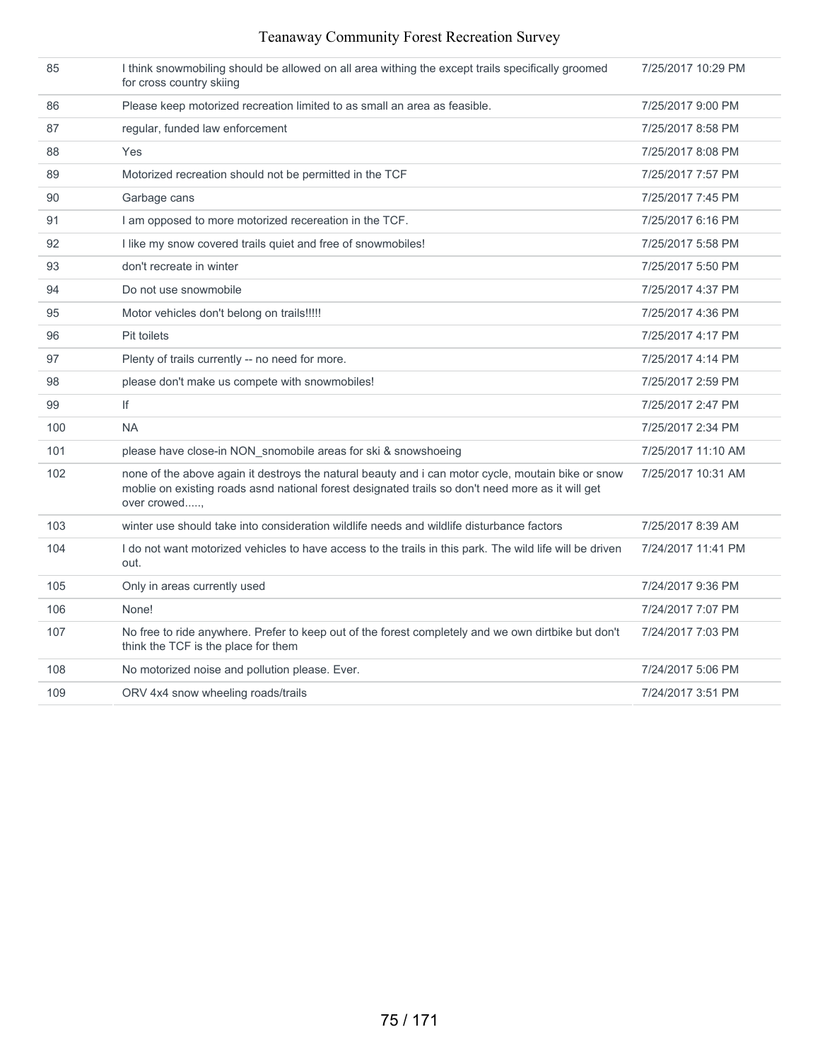| | | |
|---|---|---|
| 85 | I think snowmobiling should be allowed on all area withing the except trails specifically groomed for cross country skiing | 7/25/2017 10:29 PM |
| 86 | Please keep motorized recreation limited to as small an area as feasible. | 7/25/2017 9:00 PM |
| 87 | regular, funded law enforcement | 7/25/2017 8:58 PM |
| 88 | Yes | 7/25/2017 8:08 PM |
| 89 | Motorized recreation should not be permitted in the TCF | 7/25/2017 7:57 PM |
| 90 | Garbage cans | 7/25/2017 7:45 PM |
| 91 | I am opposed to more motorized recereation in the TCF. | 7/25/2017 6:16 PM |
| 92 | I like my snow covered trails quiet and free of snowmobiles! | 7/25/2017 5:58 PM |
| 93 | don't recreate in winter | 7/25/2017 5:50 PM |
| 94 | Do not use snowmobile | 7/25/2017 4:37 PM |
| 95 | Motor vehicles don't belong on trails!!!!! | 7/25/2017 4:36 PM |
| 96 | Pit toilets | 7/25/2017 4:17 PM |
| 97 | Plenty of trails currently -- no need for more. | 7/25/2017 4:14 PM |
| 98 | please don't make us compete with snowmobiles! | 7/25/2017 2:59 PM |
| 99 | If | 7/25/2017 2:47 PM |
| 100 | NA | 7/25/2017 2:34 PM |
| 101 | please have close-in NON_snomobile areas for ski & snowshoeing | 7/25/2017 11:10 AM |
| 102 | none of the above again it destroys the natural beauty and i can motor cycle, moutain bike or snow moblie on existing roads asnd national forest designated trails so don't need more as it will get over crowed....., | 7/25/2017 10:31 AM |
| 103 | winter use should take into consideration wildlife needs and wildlife disturbance factors | 7/25/2017 8:39 AM |
| 104 | I do not want motorized vehicles to have access to the trails in this park. The wild life will be driven out. | 7/24/2017 11:41 PM |
| 105 | Only in areas currently used | 7/24/2017 9:36 PM |
| 106 | None! | 7/24/2017 7:07 PM |
| 107 | No free to ride anywhere. Prefer to keep out of the forest completely and we own dirtbike but don't think the TCF is the place for them | 7/24/2017 7:03 PM |
| 108 | No motorized noise and pollution please. Ever. | 7/24/2017 5:06 PM |
| 109 | ORV 4x4 snow wheeling roads/trails | 7/24/2017 3:51 PM |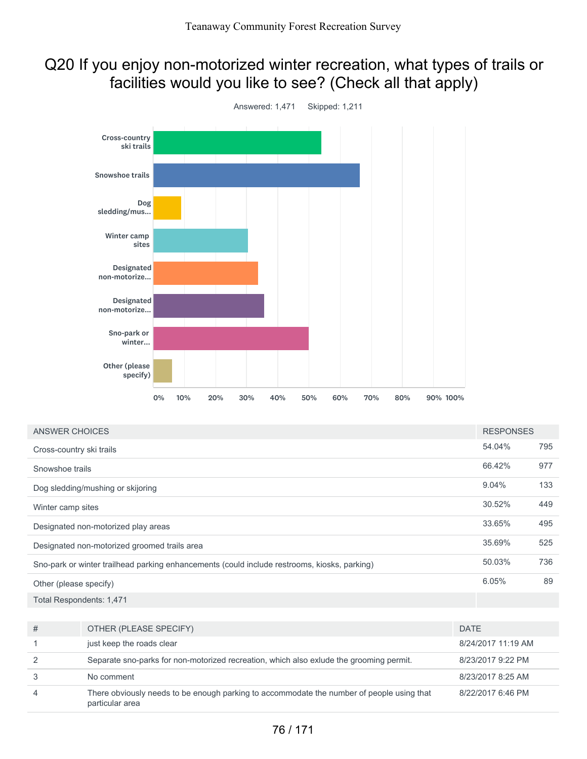# Q20 If you enjoy non-motorized winter recreation, what types of trails or facilities would you like to see? (Check all that apply)

Answered: 1,471 Skipped: 1,211

| ANSWER CHOICES | RESPONSES | |
|---|---|---|
| Cross-country ski trails | 54.04% | 795 |
| Snowshoe trails | 66.42% | 977 |
| Dog sledding/mushing or skijoring | 9.04% | 133 |
| Winter camp sites | 30.52% | 449 |
| Designated non-motorized play areas | 33.65% | 495 |
| Designated non-motorized groomed trails area | 35.69% | 525 |
| Sno-park or winter trailhead parking enhancements (could include restrooms, kiosks, parking) | 50.03% | 736 |
| Other (please specify) | 6.05% | 89 |
| Total Respondents: 1,471 | | |

| # | OTHER (PLEASE SPECIFY) | DATE |
|---|---|---|
| 1 | just keep the roads clear | 8/24/2017 11:19 AM |
| 2 | Separate sno-parks for non-motorized recreation, which also exlude the grooming permit. | 8/23/2017 9:22 PM |
| 3 | No comment | 8/23/2017 8:25 AM |
| 4 | There obviously needs to be enough parking to accommodate the number of people using that particular area | 8/22/2017 6:46 PM |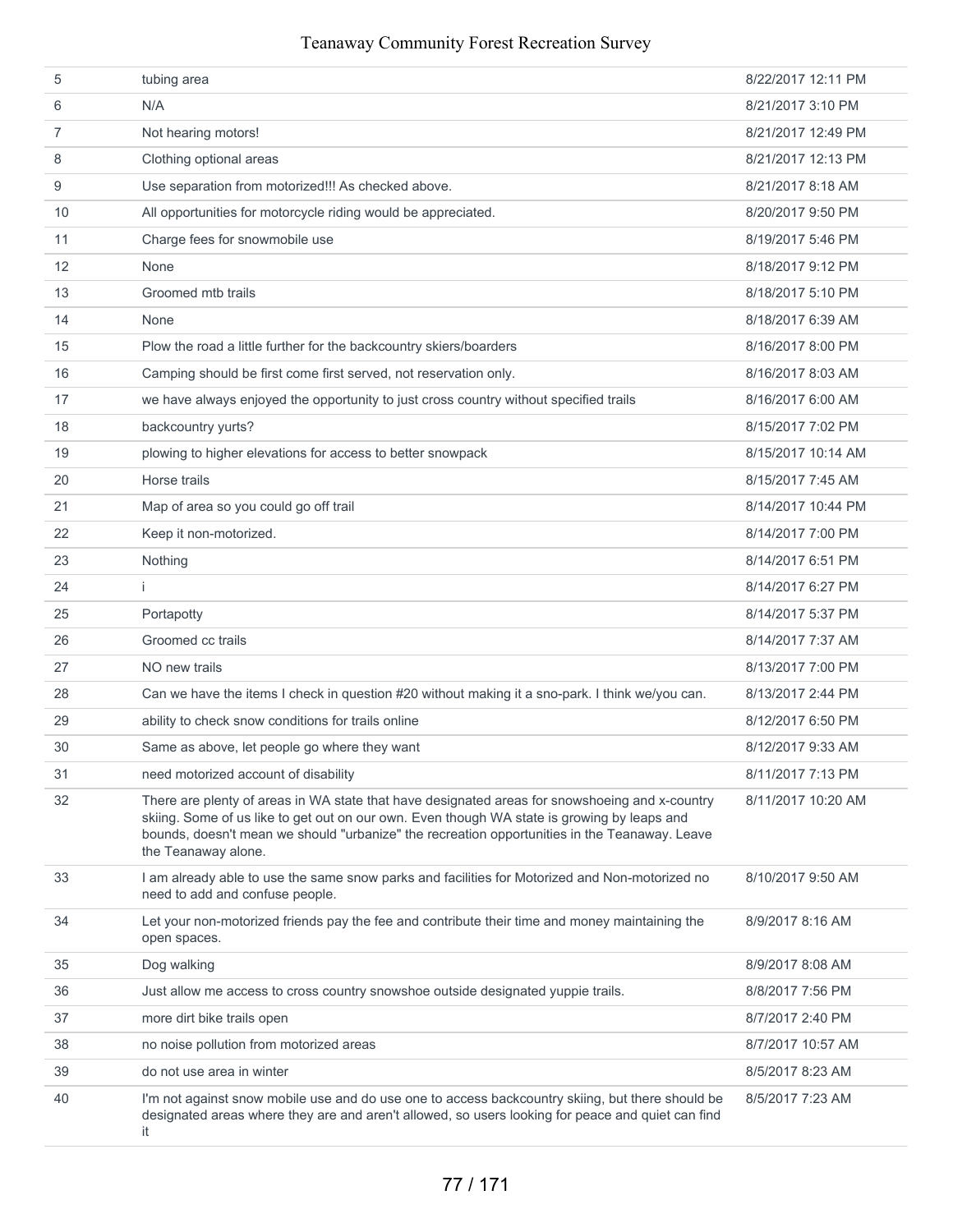| | | |
|---|---|---|
| 5 | tubing area | 8/22/2017 12:11 PM |
| 6 | N/A | 8/21/2017 3:10 PM |
| 7 | Not hearing motors! | 8/21/2017 12:49 PM |
| 8 | Clothing optional areas | 8/21/2017 12:13 PM |
| 9 | Use separation from motorized!!! As checked above. | 8/21/2017 8:18 AM |
| 10 | All opportunities for motorcycle riding would be appreciated. | 8/20/2017 9:50 PM |
| 11 | Charge fees for snowmobile use | 8/19/2017 5:46 PM |
| 12 | None | 8/18/2017 9:12 PM |
| 13 | Groomed mtb trails | 8/18/2017 5:10 PM |
| 14 | None | 8/18/2017 6:39 AM |
| 15 | Plow the road a little further for the backcountry skiers/boarders | 8/16/2017 8:00 PM |
| 16 | Camping should be first come first served, not reservation only. | 8/16/2017 8:03 AM |
| 17 | we have always enjoyed the opportunity to just cross country without specified trails | 8/16/2017 6:00 AM |
| 18 | backcountry yurts? | 8/15/2017 7:02 PM |
| 19 | plowing to higher elevations for access to better snowpack | 8/15/2017 10:14 AM |
| 20 | Horse trails | 8/15/2017 7:45 AM |
| 21 | Map of area so you could go off trail | 8/14/2017 10:44 PM |
| 22 | Keep it non-motorized. | 8/14/2017 7:00 PM |
| 23 | Nothing | 8/14/2017 6:51 PM |
| 24 | i | 8/14/2017 6:27 PM |
| 25 | Portapotty | 8/14/2017 5:37 PM |
| 26 | Groomed cc trails | 8/14/2017 7:37 AM |
| 27 | NO new trails | 8/13/2017 7:00 PM |
| 28 | Can we have the items I check in question #20 without making it a sno-park. I think we/you can. | 8/13/2017 2:44 PM |
| 29 | ability to check snow conditions for trails online | 8/12/2017 6:50 PM |
| 30 | Same as above, let people go where they want | 8/12/2017 9:33 AM |
| 31 | need motorized account of disability | 8/11/2017 7:13 PM |
| 32 | There are plenty of areas in WA state that have designated areas for snowshoeing and x-country skiing. Some of us like to get out on our own. Even though WA state is growing by leaps and bounds, doesn't mean we should "urbanize" the recreation opportunities in the Teanaway. Leave the Teanaway alone. | 8/11/2017 10:20 AM |
| 33 | I am already able to use the same snow parks and facilities for Motorized and Non-motorized no need to add and confuse people. | 8/10/2017 9:50 AM |
| 34 | Let your non-motorized friends pay the fee and contribute their time and money maintaining the open spaces. | 8/9/2017 8:16 AM |
| 35 | Dog walking | 8/9/2017 8:08 AM |
| 36 | Just allow me access to cross country snowshoe outside designated yuppie trails. | 8/8/2017 7:56 PM |
| 37 | more dirt bike trails open | 8/7/2017 2:40 PM |
| 38 | no noise pollution from motorized areas | 8/7/2017 10:57 AM |
| 39 | do not use area in winter | 8/5/2017 8:23 AM |
| 40 | I'm not against snow mobile use and do use one to access backcountry skiing, but there should be designated areas where they are and aren't allowed, so users looking for peace and quiet can find it | 8/5/2017 7:23 AM |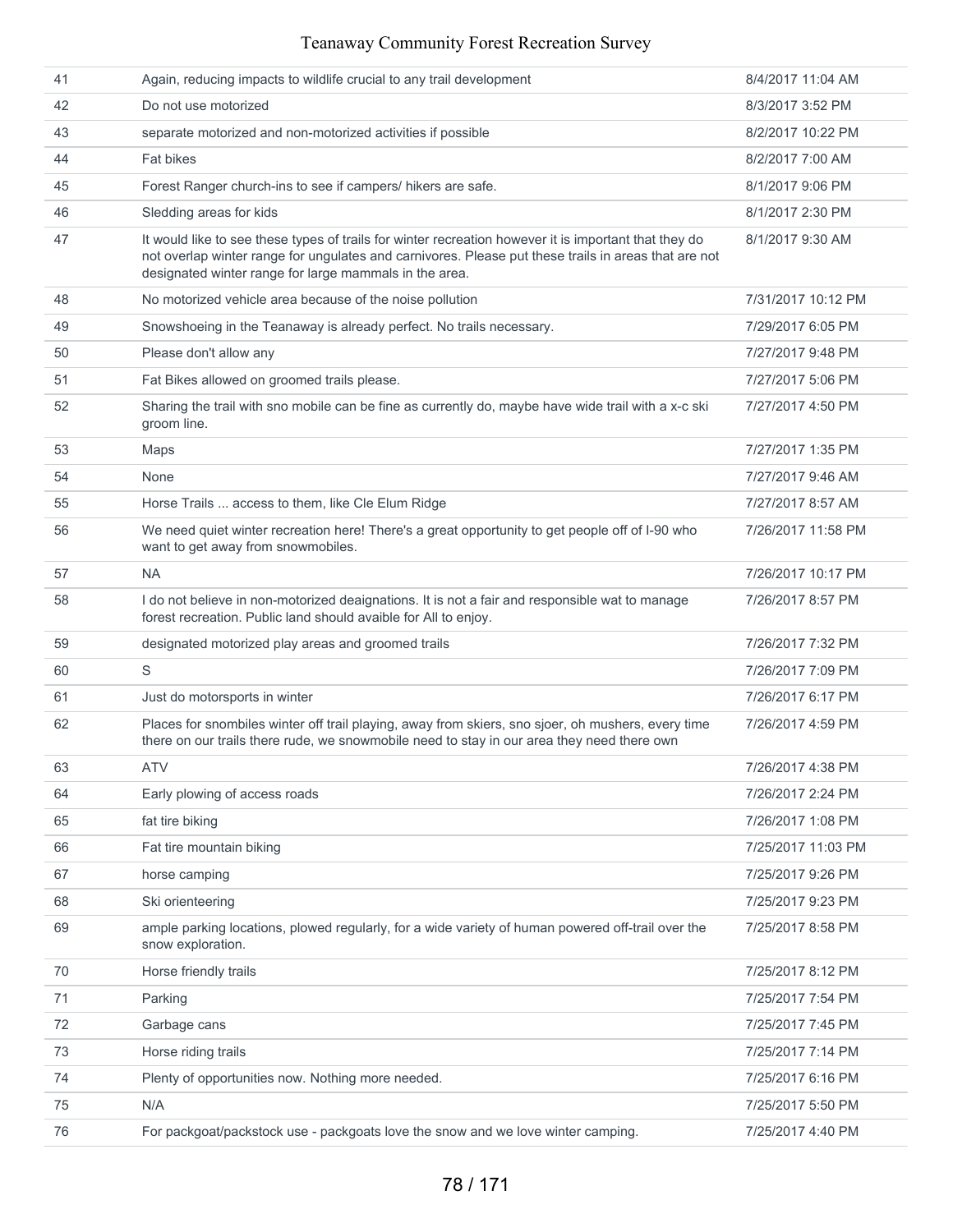| | | |
|---|---|---|
| 41 | Again, reducing impacts to wildlife crucial to any trail development | 8/4/2017 11:04 AM |
| 42 | Do not use motorized | 8/3/2017 3:52 PM |
| 43 | separate motorized and non-motorized activities if possible | 8/2/2017 10:22 PM |
| 44 | Fat bikes | 8/2/2017 7:00 AM |
| 45 | Forest Ranger church-ins to see if campers/ hikers are safe. | 8/1/2017 9:06 PM |
| 46 | Sledding areas for kids | 8/1/2017 2:30 PM |
| 47 | It would like to see these types of trails for winter recreation however it is important that they do not overlap winter range for ungulates and carnivores. Please put these trails in areas that are not designated winter range for large mammals in the area. | 8/1/2017 9:30 AM |
| 48 | No motorized vehicle area because of the noise pollution | 7/31/2017 10:12 PM |
| 49 | Snowshoeing in the Teanaway is already perfect. No trails necessary. | 7/29/2017 6:05 PM |
| 50 | Please don't allow any | 7/27/2017 9:48 PM |
| 51 | Fat Bikes allowed on groomed trails please. | 7/27/2017 5:06 PM |
| 52 | Sharing the trail with sno mobile can be fine as currently do, maybe have wide trail with a x-c ski groom line. | 7/27/2017 4:50 PM |
| 53 | Maps | 7/27/2017 1:35 PM |
| 54 | None | 7/27/2017 9:46 AM |
| 55 | Horse Trails ... access to them, like Cle Elum Ridge | 7/27/2017 8:57 AM |
| 56 | We need quiet winter recreation here! There's a great opportunity to get people off of I-90 who want to get away from snowmobiles. | 7/26/2017 11:58 PM |
| 57 | NA | 7/26/2017 10:17 PM |
| 58 | I do not believe in non-motorized deaignations. It is not a fair and responsible wat to manage forest recreation. Public land should avaible for All to enjoy. | 7/26/2017 8:57 PM |
| 59 | designated motorized play areas and groomed trails | 7/26/2017 7:32 PM |
| 60 | S | 7/26/2017 7:09 PM |
| 61 | Just do motorsports in winter | 7/26/2017 6:17 PM |
| 62 | Places for snombiles winter off trail playing, away from skiers, sno sjoer, oh mushers, every time there on our trails there rude, we snowmobile need to stay in our area they need there own | 7/26/2017 4:59 PM |
| 63 | ATV | 7/26/2017 4:38 PM |
| 64 | Early plowing of access roads | 7/26/2017 2:24 PM |
| 65 | fat tire biking | 7/26/2017 1:08 PM |
| 66 | Fat tire mountain biking | 7/25/2017 11:03 PM |
| 67 | horse camping | 7/25/2017 9:26 PM |
| 68 | Ski orienteering | 7/25/2017 9:23 PM |
| 69 | ample parking locations, plowed regularly, for a wide variety of human powered off-trail over the snow exploration. | 7/25/2017 8:58 PM |
| 70 | Horse friendly trails | 7/25/2017 8:12 PM |
| 71 | Parking | 7/25/2017 7:54 PM |
| 72 | Garbage cans | 7/25/2017 7:45 PM |
| 73 | Horse riding trails | 7/25/2017 7:14 PM |
| 74 | Plenty of opportunities now. Nothing more needed. | 7/25/2017 6:16 PM |
| 75 | N/A | 7/25/2017 5:50 PM |
| 76 | For packgoat/packstock use - packgoats love the snow and we love winter camping. | 7/25/2017 4:40 PM |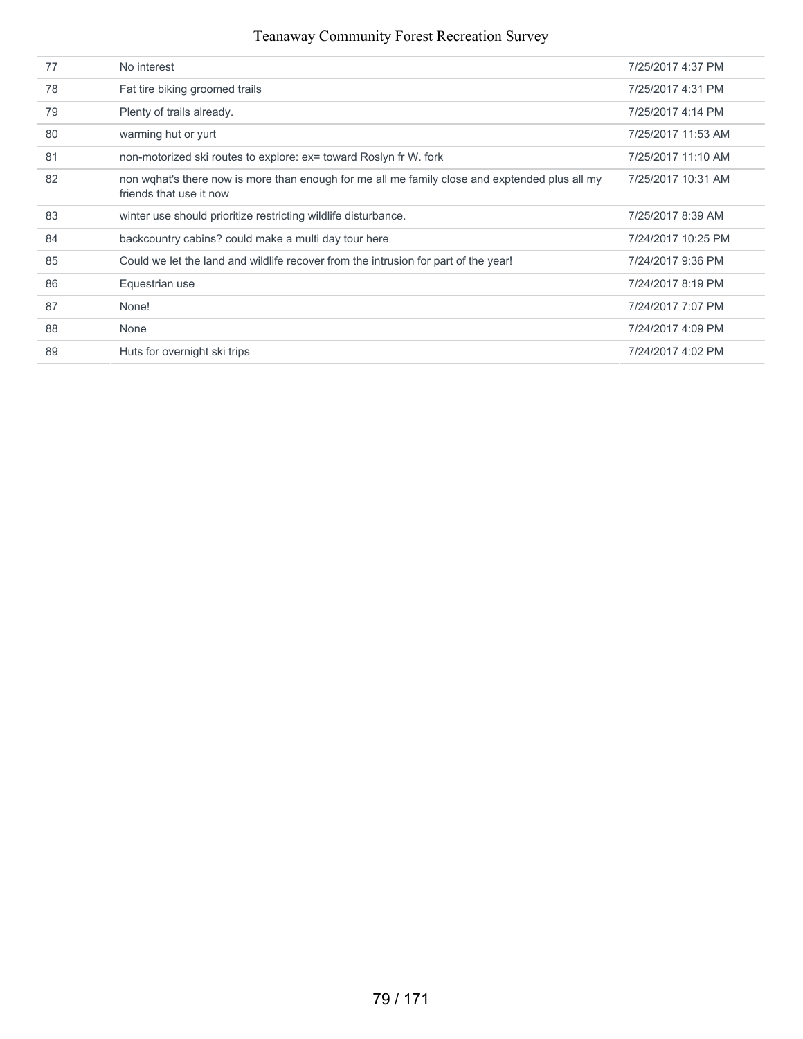| | | |
|---|---|---|
| 77 | No interest | 7/25/2017 4:37 PM |
| 78 | Fat tire biking groomed trails | 7/25/2017 4:31 PM |
| 79 | Plenty of trails already. | 7/25/2017 4:14 PM |
| 80 | warming hut or yurt | 7/25/2017 11:53 AM |
| 81 | non-motorized ski routes to explore: ex= toward Roslyn fr W. fork | 7/25/2017 11:10 AM |
| 82 | non wqhat's there now is more than enough for me all me family close and exptended plus all my friends that use it now | 7/25/2017 10:31 AM |
| 83 | winter use should prioritize restricting wildlife disturbance. | 7/25/2017 8:39 AM |
| 84 | backcountry cabins? could make a multi day tour here | 7/24/2017 10:25 PM |
| 85 | Could we let the land and wildlife recover from the intrusion for part of the year! | 7/24/2017 9:36 PM |
| 86 | Equestrian use | 7/24/2017 8:19 PM |
| 87 | None! | 7/24/2017 7:07 PM |
| 88 | None | 7/24/2017 4:09 PM |
| 89 | Huts for overnight ski trips | 7/24/2017 4:02 PM |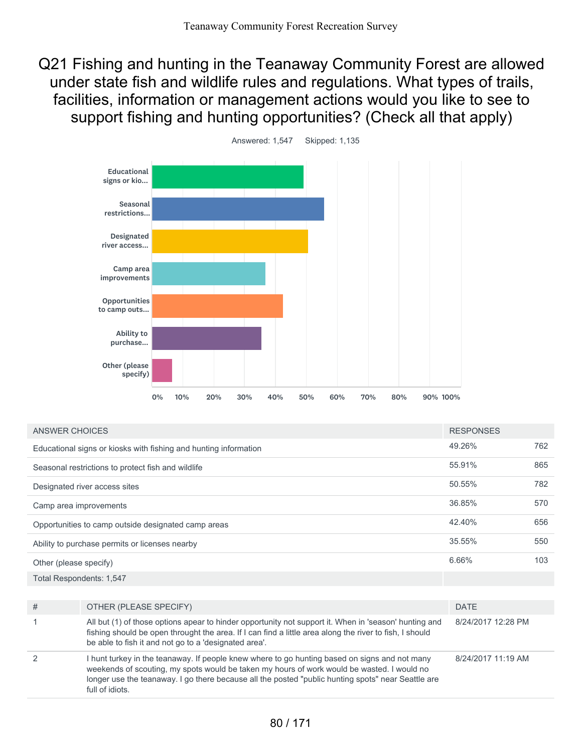# Q21 Fishing and hunting in the Teanaway Community Forest are allowed under state fish and wildlife rules and regulations. What types of trails, facilities, information or management actions would you like to see to support fishing and hunting opportunities? (Check all that apply)

Answered: 1,547 Skipped: 1,135

| ANSWER CHOICES | RESPONSES | |
|---|---|---|
| Educational signs or kiosks with fishing and hunting information | 49.26% | 762 |
| Seasonal restrictions to protect fish and wildlife | 55.91% | 865 |
| Designated river access sites | 50.55% | 782 |
| Camp area improvements | 36.85% | 570 |
| Opportunities to camp outside designated camp areas | 42.40% | 656 |
| Ability to purchase permits or licenses nearby | 35.55% | 550 |
| Other (please specify) | 6.66% | 103 |
| Total Respondents: 1,547 | | |

| # | OTHER (PLEASE SPECIFY) | DATE |
|---|---|---|
| 1 | All but (1) of those options apear to hinder opportunity not support it. When in 'season' hunting and fishing should be open throught the area. If I can find a little area along the river to fish, I should be able to fish it and not go to a 'designated area'. | 8/24/2017 12:28 PM |
| 2 | I hunt turkey in the teanaway. If people knew where to go hunting based on signs and not many weekends of scouting, my spots would be taken my hours of work would be wasted. I would no longer use the teanaway. I go there because all the posted "public hunting spots" near Seattle are full of idiots. | 8/24/2017 11:19 AM |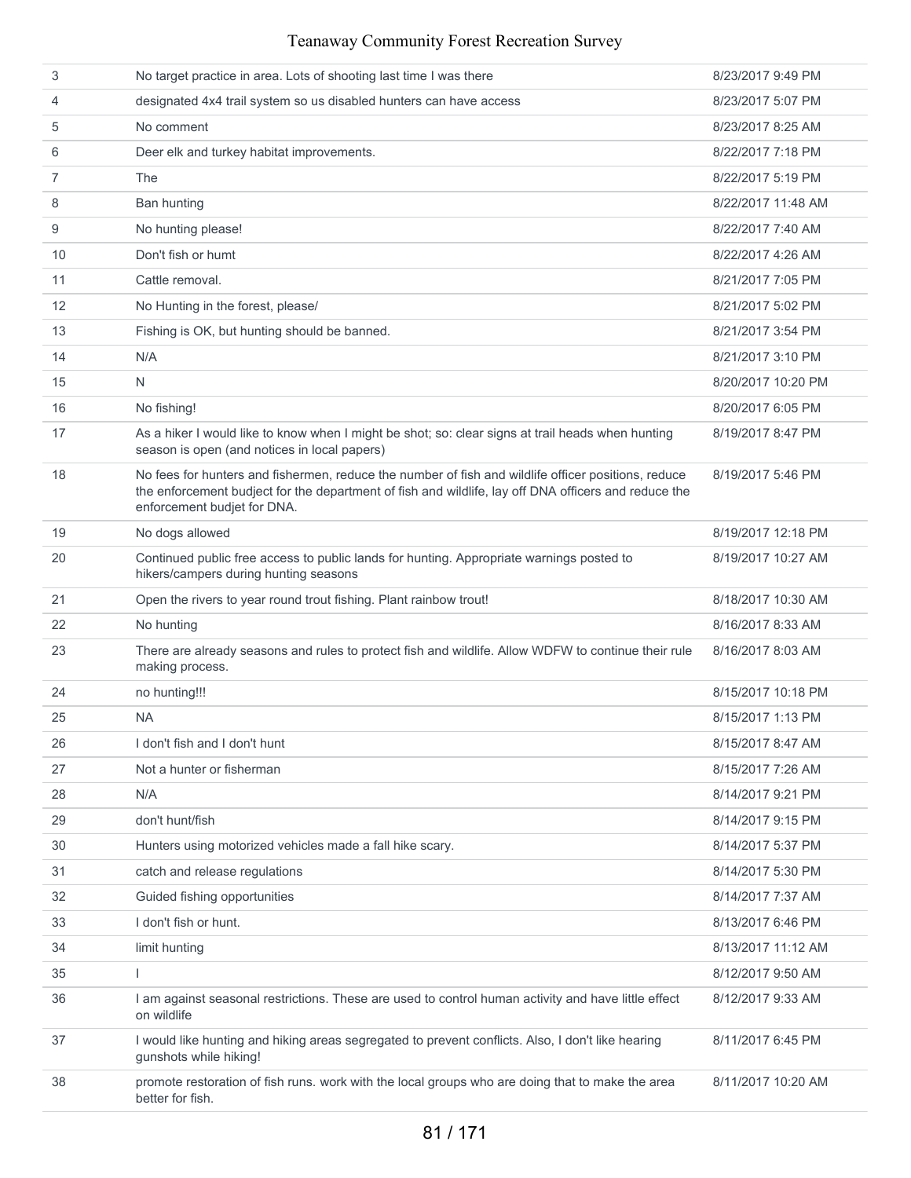| | | |
|---|---|---|
| 3 | No target practice in area. Lots of shooting last time I was there | 8/23/2017 9:49 PM |
| 4 | designated 4x4 trail system so us disabled hunters can have access | 8/23/2017 5:07 PM |
| 5 | No comment | 8/23/2017 8:25 AM |
| 6 | Deer elk and turkey habitat improvements. | 8/22/2017 7:18 PM |
| 7 | The | 8/22/2017 5:19 PM |
| 8 | Ban hunting | 8/22/2017 11:48 AM |
| 9 | No hunting please! | 8/22/2017 7:40 AM |
| 10 | Don't fish or humt | 8/22/2017 4:26 AM |
| 11 | Cattle removal. | 8/21/2017 7:05 PM |
| 12 | No Hunting in the forest, please/ | 8/21/2017 5:02 PM |
| 13 | Fishing is OK, but hunting should be banned. | 8/21/2017 3:54 PM |
| 14 | N/A | 8/21/2017 3:10 PM |
| 15 | N | 8/20/2017 10:20 PM |
| 16 | No fishing! | 8/20/2017 6:05 PM |
| 17 | As a hiker I would like to know when I might be shot; so: clear signs at trail heads when hunting season is open (and notices in local papers) | 8/19/2017 8:47 PM |
| 18 | No fees for hunters and fishermen, reduce the number of fish and wildlife officer positions, reduce the enforcement budject for the department of fish and wildlife, lay off DNA officers and reduce the enforcement budjet for DNA. | 8/19/2017 5:46 PM |
| 19 | No dogs allowed | 8/19/2017 12:18 PM |
| 20 | Continued public free access to public lands for hunting. Appropriate warnings posted to hikers/campers during hunting seasons | 8/19/2017 10:27 AM |
| 21 | Open the rivers to year round trout fishing. Plant rainbow trout! | 8/18/2017 10:30 AM |
| 22 | No hunting | 8/16/2017 8:33 AM |
| 23 | There are already seasons and rules to protect fish and wildlife. Allow WDFW to continue their rule making process. | 8/16/2017 8:03 AM |
| 24 | no hunting!!! | 8/15/2017 10:18 PM |
| 25 | NA | 8/15/2017 1:13 PM |
| 26 | I don't fish and I don't hunt | 8/15/2017 8:47 AM |
| 27 | Not a hunter or fisherman | 8/15/2017 7:26 AM |
| 28 | N/A | 8/14/2017 9:21 PM |
| 29 | don't hunt/fish | 8/14/2017 9:15 PM |
| 30 | Hunters using motorized vehicles made a fall hike scary. | 8/14/2017 5:37 PM |
| 31 | catch and release regulations | 8/14/2017 5:30 PM |
| 32 | Guided fishing opportunities | 8/14/2017 7:37 AM |
| 33 | I don't fish or hunt. | 8/13/2017 6:46 PM |
| 34 | limit hunting | 8/13/2017 11:12 AM |
| 35 | I | 8/12/2017 9:50 AM |
| 36 | I am against seasonal restrictions. These are used to control human activity and have little effect on wildlife | 8/12/2017 9:33 AM |
| 37 | I would like hunting and hiking areas segregated to prevent conflicts. Also, I don't like hearing gunshots while hiking! | 8/11/2017 6:45 PM |
| 38 | promote restoration of fish runs. work with the local groups who are doing that to make the area better for fish. | 8/11/2017 10:20 AM |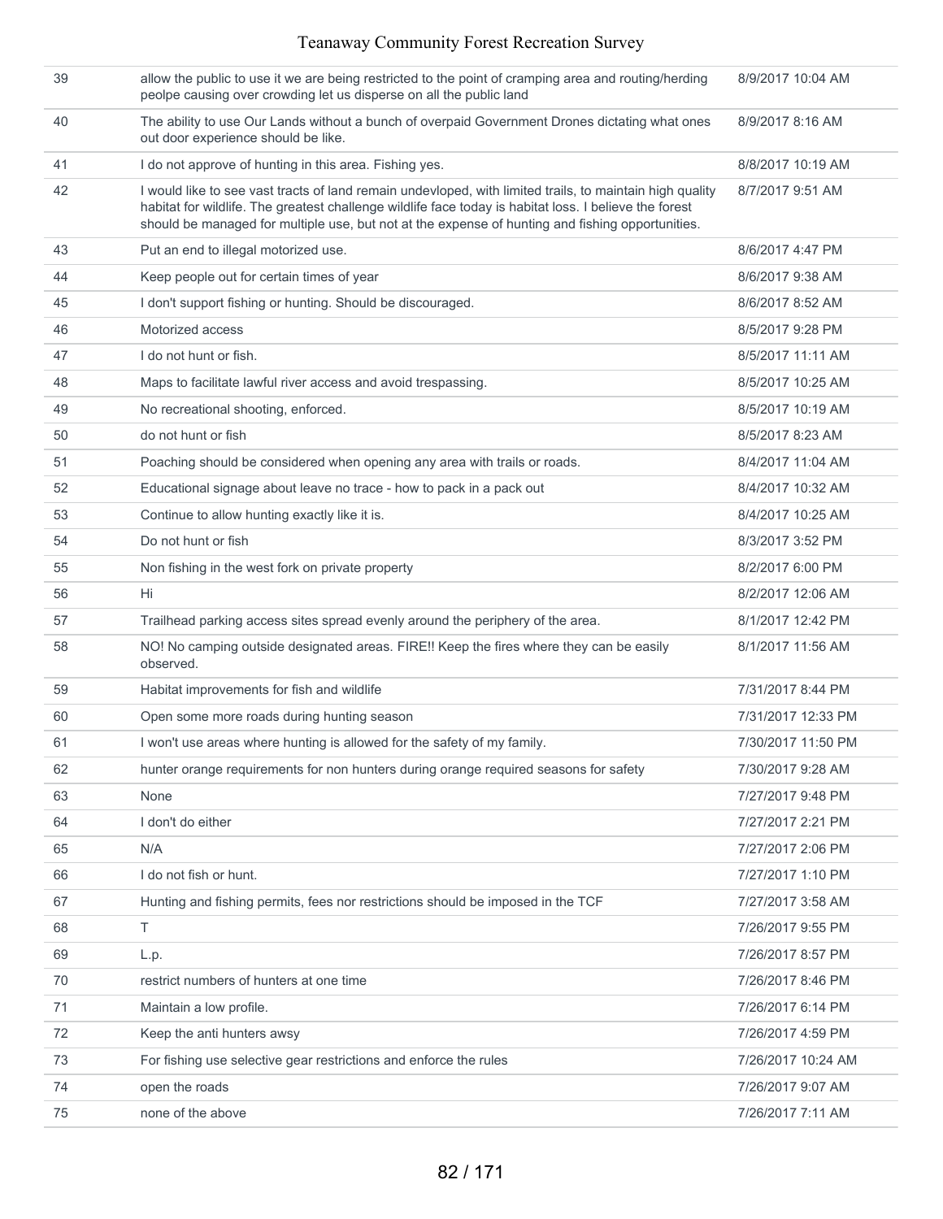| | | |
|---|---|---|
| 39 | allow the public to use it we are being restricted to the point of cramping area and routing/herding peolpe causing over crowding let us disperse on all the public land | 8/9/2017 10:04 AM |
| 40 | The ability to use Our Lands without a bunch of overpaid Government Drones dictating what ones out door experience should be like. | 8/9/2017 8:16 AM |
| 41 | I do not approve of hunting in this area. Fishing yes. | 8/8/2017 10:19 AM |
| 42 | I would like to see vast tracts of land remain undevloped, with limited trails, to maintain high quality habitat for wildlife. The greatest challenge wildlife face today is habitat loss. I believe the forest should be managed for multiple use, but not at the expense of hunting and fishing opportunities. | 8/7/2017 9:51 AM |
| 43 | Put an end to illegal motorized use. | 8/6/2017 4:47 PM |
| 44 | Keep people out for certain times of year | 8/6/2017 9:38 AM |
| 45 | I don't support fishing or hunting. Should be discouraged. | 8/6/2017 8:52 AM |
| 46 | Motorized access | 8/5/2017 9:28 PM |
| 47 | I do not hunt or fish. | 8/5/2017 11:11 AM |
| 48 | Maps to facilitate lawful river access and avoid trespassing. | 8/5/2017 10:25 AM |
| 49 | No recreational shooting, enforced. | 8/5/2017 10:19 AM |
| 50 | do not hunt or fish | 8/5/2017 8:23 AM |
| 51 | Poaching should be considered when opening any area with trails or roads. | 8/4/2017 11:04 AM |
| 52 | Educational signage about leave no trace - how to pack in a pack out | 8/4/2017 10:32 AM |
| 53 | Continue to allow hunting exactly like it is. | 8/4/2017 10:25 AM |
| 54 | Do not hunt or fish | 8/3/2017 3:52 PM |
| 55 | Non fishing in the west fork on private property | 8/2/2017 6:00 PM |
| 56 | Hi | 8/2/2017 12:06 AM |
| 57 | Trailhead parking access sites spread evenly around the periphery of the area. | 8/1/2017 12:42 PM |
| 58 | NO! No camping outside designated areas. FIRE!! Keep the fires where they can be easily observed. | 8/1/2017 11:56 AM |
| 59 | Habitat improvements for fish and wildlife | 7/31/2017 8:44 PM |
| 60 | Open some more roads during hunting season | 7/31/2017 12:33 PM |
| 61 | I won't use areas where hunting is allowed for the safety of my family. | 7/30/2017 11:50 PM |
| 62 | hunter orange requirements for non hunters during orange required seasons for safety | 7/30/2017 9:28 AM |
| 63 | None | 7/27/2017 9:48 PM |
| 64 | I don't do either | 7/27/2017 2:21 PM |
| 65 | N/A | 7/27/2017 2:06 PM |
| 66 | I do not fish or hunt. | 7/27/2017 1:10 PM |
| 67 | Hunting and fishing permits, fees nor restrictions should be imposed in the TCF | 7/27/2017 3:58 AM |
| 68 | T | 7/26/2017 9:55 PM |
| 69 | L.p. | 7/26/2017 8:57 PM |
| 70 | restrict numbers of hunters at one time | 7/26/2017 8:46 PM |
| 71 | Maintain a low profile. | 7/26/2017 6:14 PM |
| 72 | Keep the anti hunters awsy | 7/26/2017 4:59 PM |
| 73 | For fishing use selective gear restrictions and enforce the rules | 7/26/2017 10:24 AM |
| 74 | open the roads | 7/26/2017 9:07 AM |
| 75 | none of the above | 7/26/2017 7:11 AM |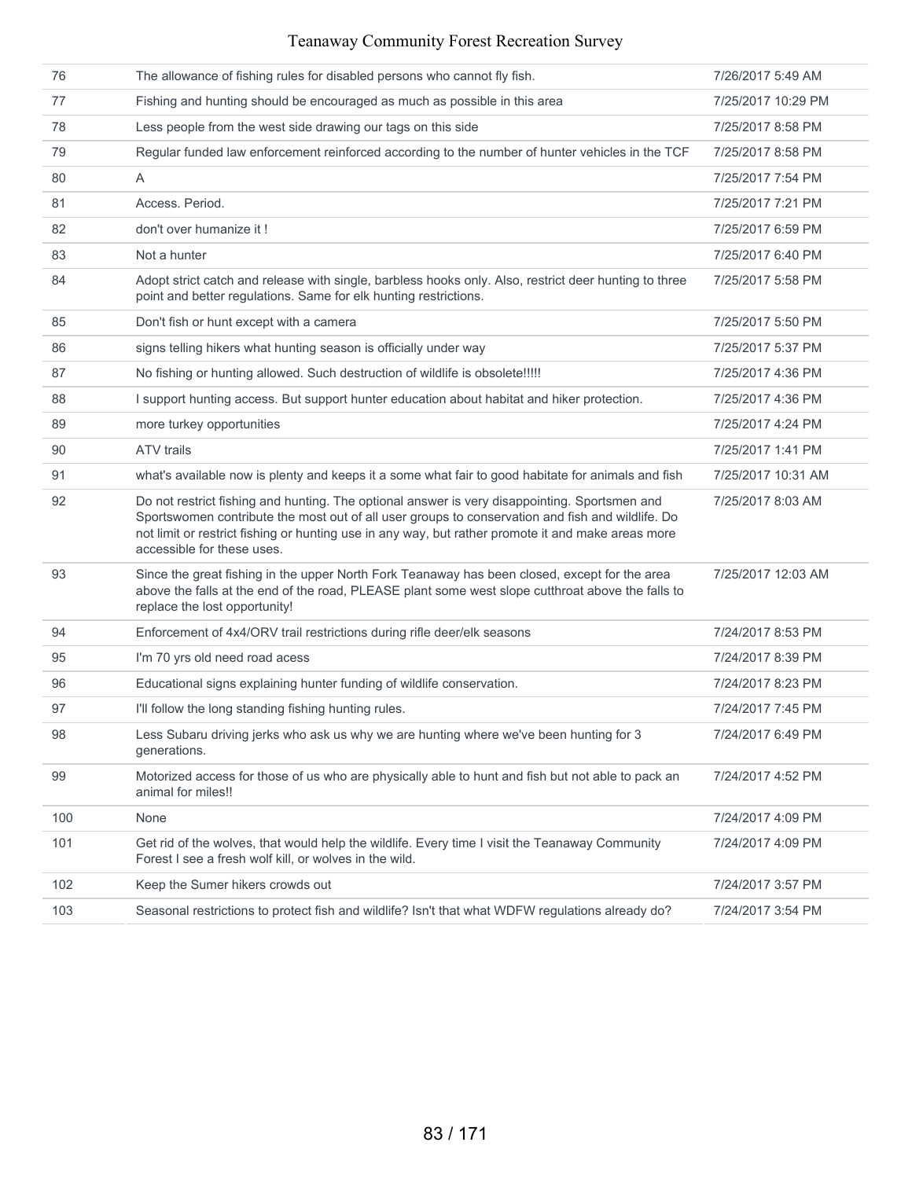| 76 | The allowance of fishing rules for disabled persons who cannot fly fish. | 7/26/2017 5:49 AM |
|---|---|---|
| 77 | Fishing and hunting should be encouraged as much as possible in this area | 7/25/2017 10:29 PM |
| 78 | Less people from the west side drawing our tags on this side | 7/25/2017 8:58 PM |
| 79 | Regular funded law enforcement reinforced according to the number of hunter vehicles in the TCF | 7/25/2017 8:58 PM |
| 80 | A | 7/25/2017 7:54 PM |
| 81 | Access. Period. | 7/25/2017 7:21 PM |
| 82 | don't over humanize it ! | 7/25/2017 6:59 PM |
| 83 | Not a hunter | 7/25/2017 6:40 PM |
| 84 | Adopt strict catch and release with single, barbless hooks only. Also, restrict deer hunting to three point and better regulations. Same for elk hunting restrictions. | 7/25/2017 5:58 PM |
| 85 | Don't fish or hunt except with a camera | 7/25/2017 5:50 PM |
| 86 | signs telling hikers what hunting season is officially under way | 7/25/2017 5:37 PM |
| 87 | No fishing or hunting allowed. Such destruction of wildlife is obsolete!!!!! | 7/25/2017 4:36 PM |
| 88 | I support hunting access. But support hunter education about habitat and hiker protection. | 7/25/2017 4:36 PM |
| 89 | more turkey opportunities | 7/25/2017 4:24 PM |
| 90 | ATV trails | 7/25/2017 1:41 PM |
| 91 | what's available now is plenty and keeps it a some what fair to good habitate for animals and fish | 7/25/2017 10:31 AM |
| 92 | Do not restrict fishing and hunting. The optional answer is very disappointing. Sportsmen and Sportswomen contribute the most out of all user groups to conservation and fish and wildlife. Do not limit or restrict fishing or hunting use in any way, but rather promote it and make areas more accessible for these uses. | 7/25/2017 8:03 AM |
| 93 | Since the great fishing in the upper North Fork Teanaway has been closed, except for the area above the falls at the end of the road, PLEASE plant some west slope cutthroat above the falls to replace the lost opportunity! | 7/25/2017 12:03 AM |
| 94 | Enforcement of 4x4/ORV trail restrictions during rifle deer/elk seasons | 7/24/2017 8:53 PM |
| 95 | I'm 70 yrs old need road acess | 7/24/2017 8:39 PM |
| 96 | Educational signs explaining hunter funding of wildlife conservation. | 7/24/2017 8:23 PM |
| 97 | I'll follow the long standing fishing hunting rules. | 7/24/2017 7:45 PM |
| 98 | Less Subaru driving jerks who ask us why we are hunting where we've been hunting for 3 generations. | 7/24/2017 6:49 PM |
| 99 | Motorized access for those of us who are physically able to hunt and fish but not able to pack an animal for miles!! | 7/24/2017 4:52 PM |
| 100 | None | 7/24/2017 4:09 PM |
| 101 | Get rid of the wolves, that would help the wildlife. Every time I visit the Teanaway Community Forest I see a fresh wolf kill, or wolves in the wild. | 7/24/2017 4:09 PM |
| 102 | Keep the Sumer hikers crowds out | 7/24/2017 3:57 PM |
| 103 | Seasonal restrictions to protect fish and wildlife? Isn't that what WDFW regulations already do? | 7/24/2017 3:54 PM |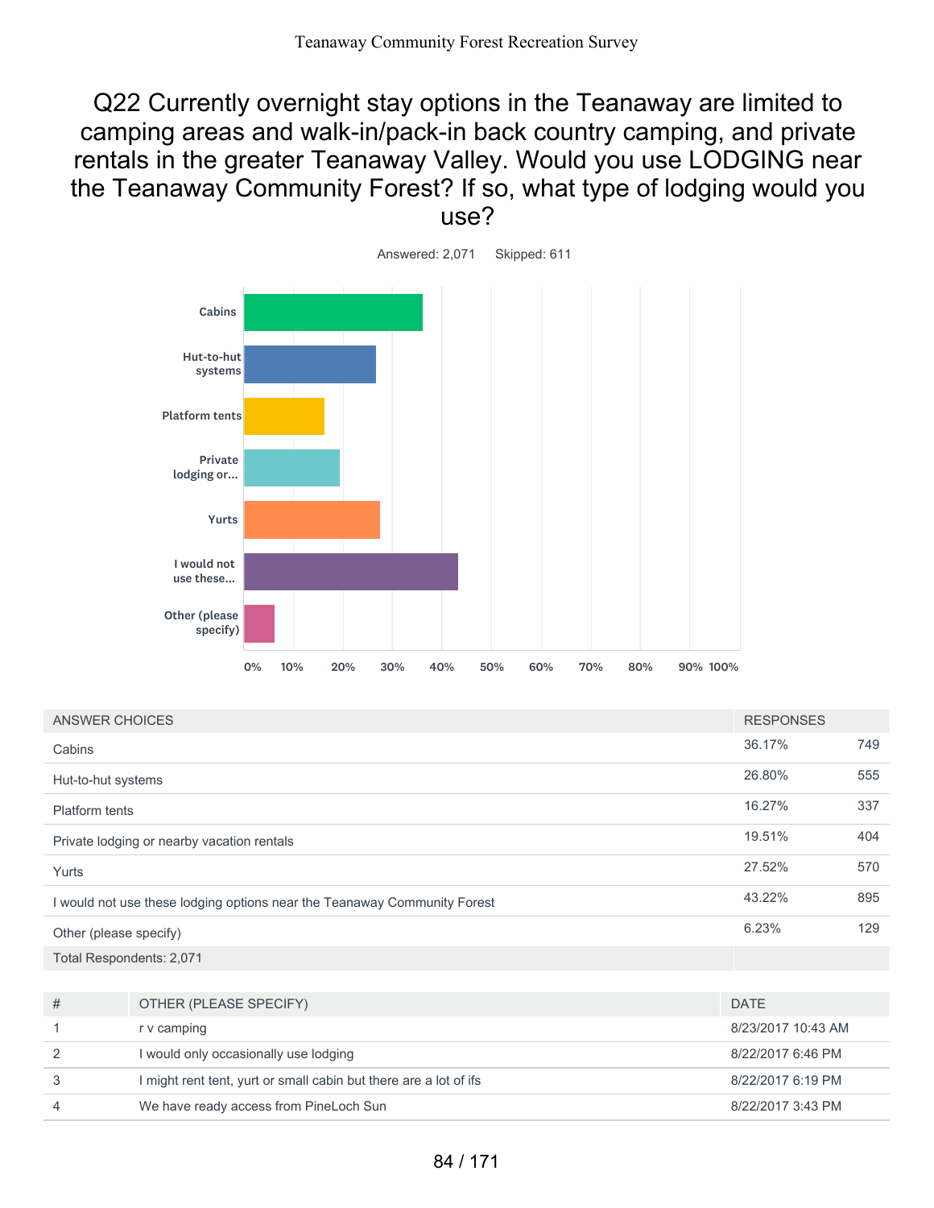# Q22 Currently overnight stay options in the Teanaway are limited to camping areas and walk-in/pack-in back country camping, and private rentals in the greater Teanaway Valley. Would you use LODGING near the Teanaway Community Forest? If so, what type of lodging would you use?

Answered: 2,071 Skipped: 611

| ANSWER CHOICES | RESPONSES | |
|---|---|---|
| Cabins | 36.17% | 749 |
| Hut-to-hut systems | 26.80% | 555 |
| Platform tents | 16.27% | 337 |
| Private lodging or nearby vacation rentals | 19.51% | 404 |
| Yurts | 27.52% | 570 |
| I would not use these lodging options near the Teanaway Community Forest | 43.22% | 895 |
| Other (please specify) | 6.23% | 129 |
| Total Respondents: 2,071 | | |

| # | OTHER (PLEASE SPECIFY) | DATE |
|---|---|---|
| 1 | r v camping | 8/23/2017 10:43 AM |
| 2 | I would only occasionally use lodging | 8/22/2017 6:46 PM |
| 3 | I might rent tent, yurt or small cabin but there are a lot of ifs | 8/22/2017 6:19 PM |
| 4 | We have ready access from PineLoch Sun | 8/22/2017 3:43 PM |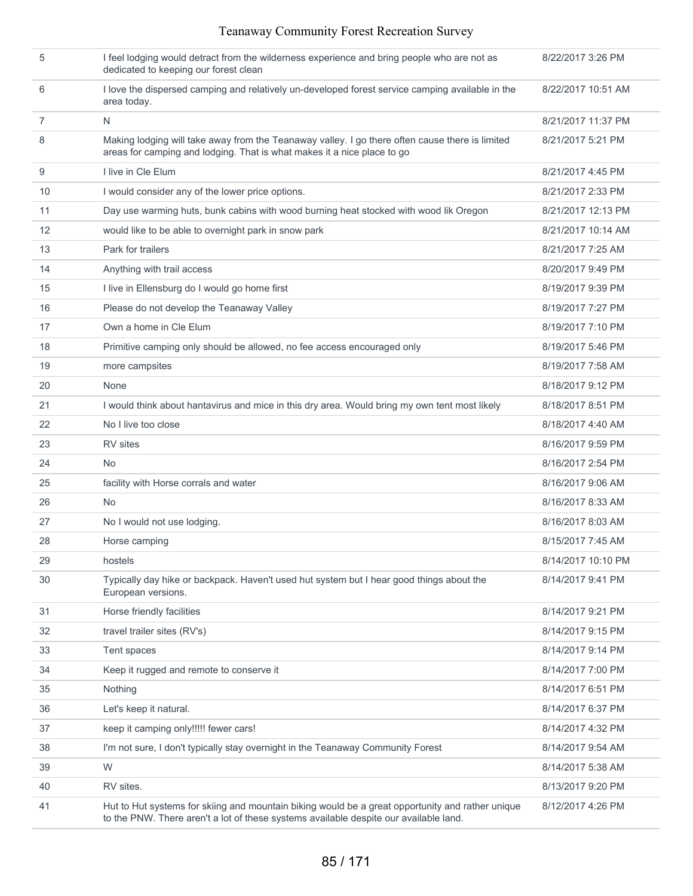| | | |
|---|---|---|
| 5 | I feel lodging would detract from the wilderness experience and bring people who are not as dedicated to keeping our forest clean | 8/22/2017 3:26 PM |
| 6 | I love the dispersed camping and relatively un-developed forest service camping available in the area today. | 8/22/2017 10:51 AM |
| 7 | N | 8/21/2017 11:37 PM |
| 8 | Making lodging will take away from the Teanaway valley. I go there often cause there is limited areas for camping and lodging. That is what makes it a nice place to go | 8/21/2017 5:21 PM |
| 9 | I live in Cle Elum | 8/21/2017 4:45 PM |
| 10 | I would consider any of the lower price options. | 8/21/2017 2:33 PM |
| 11 | Day use warming huts, bunk cabins with wood burning heat stocked with wood lik Oregon | 8/21/2017 12:13 PM |
| 12 | would like to be able to overnight park in snow park | 8/21/2017 10:14 AM |
| 13 | Park for trailers | 8/21/2017 7:25 AM |
| 14 | Anything with trail access | 8/20/2017 9:49 PM |
| 15 | I live in Ellensburg do I would go home first | 8/19/2017 9:39 PM |
| 16 | Please do not develop the Teanaway Valley | 8/19/2017 7:27 PM |
| 17 | Own a home in Cle Elum | 8/19/2017 7:10 PM |
| 18 | Primitive camping only should be allowed, no fee access encouraged only | 8/19/2017 5:46 PM |
| 19 | more campsites | 8/19/2017 7:58 AM |
| 20 | None | 8/18/2017 9:12 PM |
| 21 | I would think about hantavirus and mice in this dry area. Would bring my own tent most likely | 8/18/2017 8:51 PM |
| 22 | No I live too close | 8/18/2017 4:40 AM |
| 23 | RV sites | 8/16/2017 9:59 PM |
| 24 | No | 8/16/2017 2:54 PM |
| 25 | facility with Horse corrals and water | 8/16/2017 9:06 AM |
| 26 | No | 8/16/2017 8:33 AM |
| 27 | No I would not use lodging. | 8/16/2017 8:03 AM |
| 28 | Horse camping | 8/15/2017 7:45 AM |
| 29 | hostels | 8/14/2017 10:10 PM |
| 30 | Typically day hike or backpack. Haven't used hut system but I hear good things about the European versions. | 8/14/2017 9:41 PM |
| 31 | Horse friendly facilities | 8/14/2017 9:21 PM |
| 32 | travel trailer sites (RV's) | 8/14/2017 9:15 PM |
| 33 | Tent spaces | 8/14/2017 9:14 PM |
| 34 | Keep it rugged and remote to conserve it | 8/14/2017 7:00 PM |
| 35 | Nothing | 8/14/2017 6:51 PM |
| 36 | Let's keep it natural. | 8/14/2017 6:37 PM |
| 37 | keep it camping only!!!!! fewer cars! | 8/14/2017 4:32 PM |
| 38 | I'm not sure, I don't typically stay overnight in the Teanaway Community Forest | 8/14/2017 9:54 AM |
| 39 | W | 8/14/2017 5:38 AM |
| 40 | RV sites. | 8/13/2017 9:20 PM |
| 41 | Hut to Hut systems for skiing and mountain biking would be a great opportunity and rather unique to the PNW. There aren't a lot of these systems available despite our available land. | 8/12/2017 4:26 PM |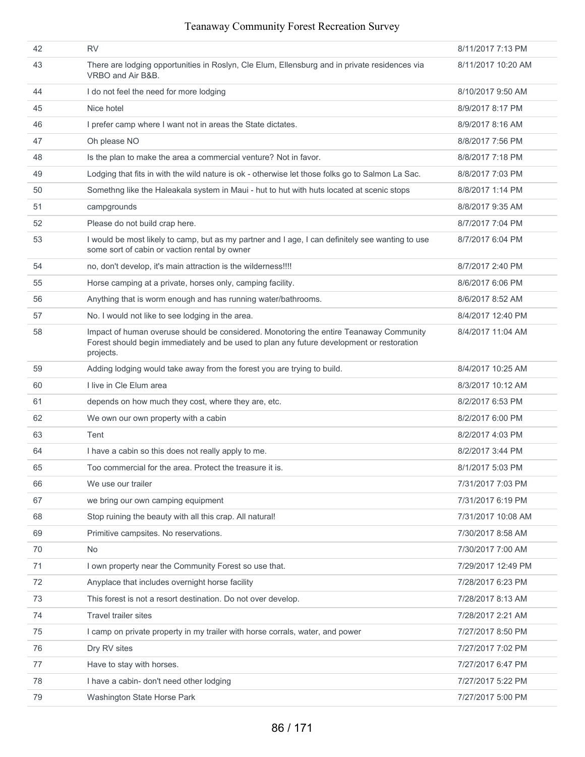| | | |
|---|---|---|
| 42 | RV | 8/11/2017 7:13 PM |
| 43 | There are lodging opportunities in Roslyn, Cle Elum, Ellensburg and in private residences via VRBO and Air B&B. | 8/11/2017 10:20 AM |
| 44 | I do not feel the need for more lodging | 8/10/2017 9:50 AM |
| 45 | Nice hotel | 8/9/2017 8:17 PM |
| 46 | I prefer camp where I want not in areas the State dictates. | 8/9/2017 8:16 AM |
| 47 | Oh please NO | 8/8/2017 7:56 PM |
| 48 | Is the plan to make the area a commercial venture? Not in favor. | 8/8/2017 7:18 PM |
| 49 | Lodging that fits in with the wild nature is ok - otherwise let those folks go to Salmon La Sac. | 8/8/2017 7:03 PM |
| 50 | Somethng like the Haleakala system in Maui - hut to hut with huts located at scenic stops | 8/8/2017 1:14 PM |
| 51 | campgrounds | 8/8/2017 9:35 AM |
| 52 | Please do not build crap here. | 8/7/2017 7:04 PM |
| 53 | I would be most likely to camp, but as my partner and I age, I can definitely see wanting to use some sort of cabin or vaction rental by owner | 8/7/2017 6:04 PM |
| 54 | no, don't develop, it's main attraction is the wilderness!!!! | 8/7/2017 2:40 PM |
| 55 | Horse camping at a private, horses only, camping facility. | 8/6/2017 6:06 PM |
| 56 | Anything that is worm enough and has running water/bathrooms. | 8/6/2017 8:52 AM |
| 57 | No. I would not like to see lodging in the area. | 8/4/2017 12:40 PM |
| 58 | Impact of human overuse should be considered. Monotoring the entire Teanaway Community Forest should begin immediately and be used to plan any future development or restoration projects. | 8/4/2017 11:04 AM |
| 59 | Adding lodging would take away from the forest you are trying to build. | 8/4/2017 10:25 AM |
| 60 | I live in Cle Elum area | 8/3/2017 10:12 AM |
| 61 | depends on how much they cost, where they are, etc. | 8/2/2017 6:53 PM |
| 62 | We own our own property with a cabin | 8/2/2017 6:00 PM |
| 63 | Tent | 8/2/2017 4:03 PM |
| 64 | I have a cabin so this does not really apply to me. | 8/2/2017 3:44 PM |
| 65 | Too commercial for the area. Protect the treasure it is. | 8/1/2017 5:03 PM |
| 66 | We use our trailer | 7/31/2017 7:03 PM |
| 67 | we bring our own camping equipment | 7/31/2017 6:19 PM |
| 68 | Stop ruining the beauty with all this crap. All natural! | 7/31/2017 10:08 AM |
| 69 | Primitive campsites. No reservations. | 7/30/2017 8:58 AM |
| 70 | No | 7/30/2017 7:00 AM |
| 71 | I own property near the Community Forest so use that. | 7/29/2017 12:49 PM |
| 72 | Anyplace that includes overnight horse facility | 7/28/2017 6:23 PM |
| 73 | This forest is not a resort destination. Do not over develop. | 7/28/2017 8:13 AM |
| 74 | Travel trailer sites | 7/28/2017 2:21 AM |
| 75 | I camp on private property in my trailer with horse corrals, water, and power | 7/27/2017 8:50 PM |
| 76 | Dry RV sites | 7/27/2017 7:02 PM |
| 77 | Have to stay with horses. | 7/27/2017 6:47 PM |
| 78 | I have a cabin- don't need other lodging | 7/27/2017 5:22 PM |
| 79 | Washington State Horse Park | 7/27/2017 5:00 PM |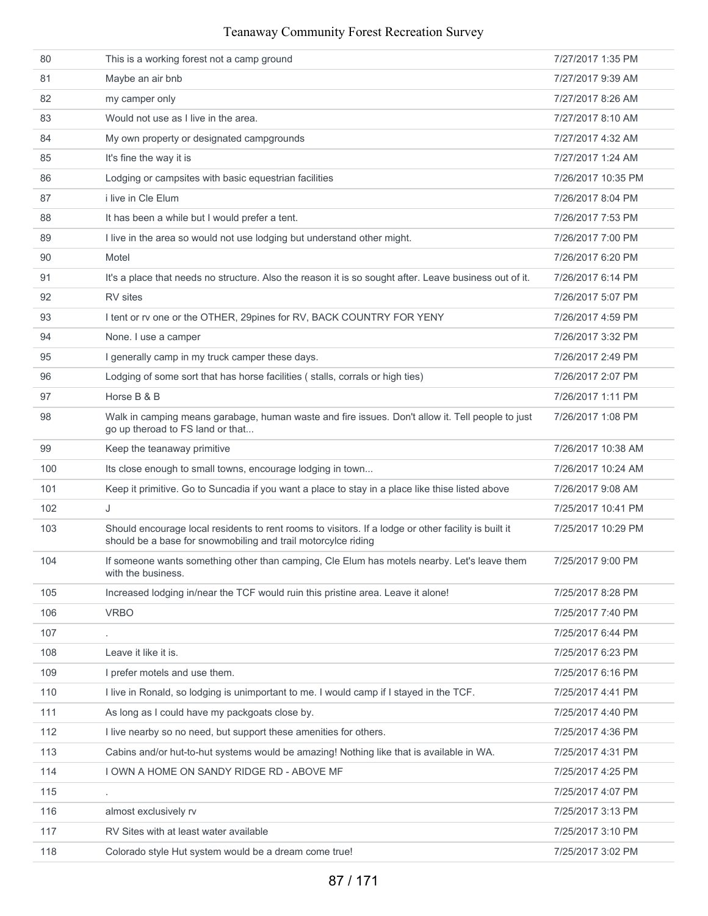| | | |
|---|---|---|
| 80 | This is a working forest not a camp ground | 7/27/2017 1:35 PM |
| 81 | Maybe an air bnb | 7/27/2017 9:39 AM |
| 82 | my camper only | 7/27/2017 8:26 AM |
| 83 | Would not use as I live in the area. | 7/27/2017 8:10 AM |
| 84 | My own property or designated campgrounds | 7/27/2017 4:32 AM |
| 85 | It's fine the way it is | 7/27/2017 1:24 AM |
| 86 | Lodging or campsites with basic equestrian facilities | 7/26/2017 10:35 PM |
| 87 | i live in Cle Elum | 7/26/2017 8:04 PM |
| 88 | It has been a while but I would prefer a tent. | 7/26/2017 7:53 PM |
| 89 | I live in the area so would not use lodging but understand other might. | 7/26/2017 7:00 PM |
| 90 | Motel | 7/26/2017 6:20 PM |
| 91 | It's a place that needs no structure. Also the reason it is so sought after. Leave business out of it. | 7/26/2017 6:14 PM |
| 92 | RV sites | 7/26/2017 5:07 PM |
| 93 | I tent or rv one or the OTHER, 29pines for RV, BACK COUNTRY FOR YENY | 7/26/2017 4:59 PM |
| 94 | None. I use a camper | 7/26/2017 3:32 PM |
| 95 | I generally camp in my truck camper these days. | 7/26/2017 2:49 PM |
| 96 | Lodging of some sort that has horse facilities ( stalls, corrals or high ties) | 7/26/2017 2:07 PM |
| 97 | Horse B & B | 7/26/2017 1:11 PM |
| 98 | Walk in camping means garbage, human waste and fire issues. Don't allow it. Tell people to just go up theroad to FS land or that... | 7/26/2017 1:08 PM |
| 99 | Keep the teanaway primitive | 7/26/2017 10:38 AM |
| 100 | Its close enough to small towns, encourage lodging in town... | 7/26/2017 10:24 AM |
| 101 | Keep it primitive. Go to Suncadia if you want a place to stay in a place like thise listed above | 7/26/2017 9:08 AM |
| 102 | J | 7/25/2017 10:41 PM |
| 103 | Should encourage local residents to rent rooms to visitors. If a lodge or other facility is built it should be a base for snowmobiling and trail motorcylce riding | 7/25/2017 10:29 PM |
| 104 | If someone wants something other than camping, Cle Elum has motels nearby. Let's leave them with the business. | 7/25/2017 9:00 PM |
| 105 | Increased lodging in/near the TCF would ruin this pristine area. Leave it alone! | 7/25/2017 8:28 PM |
| 106 | VRBO | 7/25/2017 7:40 PM |
| 107 | . | 7/25/2017 6:44 PM |
| 108 | Leave it like it is. | 7/25/2017 6:23 PM |
| 109 | I prefer motels and use them. | 7/25/2017 6:16 PM |
| 110 | I live in Ronald, so lodging is unimportant to me. I would camp if I stayed in the TCF. | 7/25/2017 4:41 PM |
| 111 | As long as I could have my packgoats close by. | 7/25/2017 4:40 PM |
| 112 | I live nearby so no need, but support these amenities for others. | 7/25/2017 4:36 PM |
| 113 | Cabins and/or hut-to-hut systems would be amazing! Nothing like that is available in WA. | 7/25/2017 4:31 PM |
| 114 | I OWN A HOME ON SANDY RIDGE RD - ABOVE MF | 7/25/2017 4:25 PM |
| 115 | . | 7/25/2017 4:07 PM |
| 116 | almost exclusively rv | 7/25/2017 3:13 PM |
| 117 | RV Sites with at least water available | 7/25/2017 3:10 PM |
| 118 | Colorado style Hut system would be a dream come true! | 7/25/2017 3:02 PM |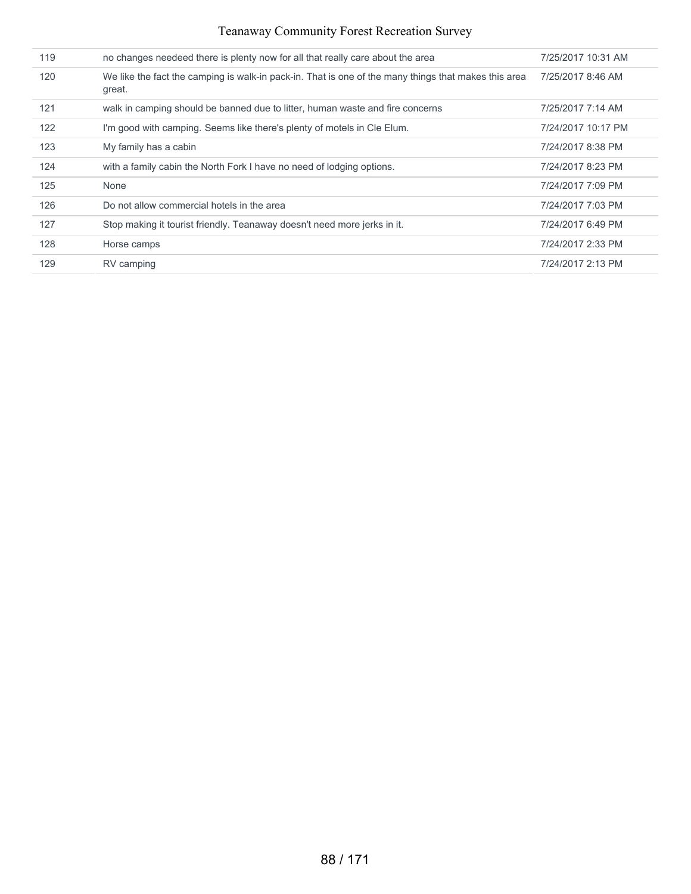| | | |
|---|---|---|
| 119 | no changes needeed there is plenty now for all that really care about the area | 7/25/2017 10:31 AM |
| 120 | We like the fact the camping is walk-in pack-in. That is one of the many things that makes this area great. | 7/25/2017 8:46 AM |
| 121 | walk in camping should be banned due to litter, human waste and fire concerns | 7/25/2017 7:14 AM |
| 122 | I'm good with camping. Seems like there's plenty of motels in Cle Elum. | 7/24/2017 10:17 PM |
| 123 | My family has a cabin | 7/24/2017 8:38 PM |
| 124 | with a family cabin the North Fork I have no need of lodging options. | 7/24/2017 8:23 PM |
| 125 | None | 7/24/2017 7:09 PM |
| 126 | Do not allow commercial hotels in the area | 7/24/2017 7:03 PM |
| 127 | Stop making it tourist friendly. Teanaway doesn't need more jerks in it. | 7/24/2017 6:49 PM |
| 128 | Horse camps | 7/24/2017 2:33 PM |
| 129 | RV camping | 7/24/2017 2:13 PM |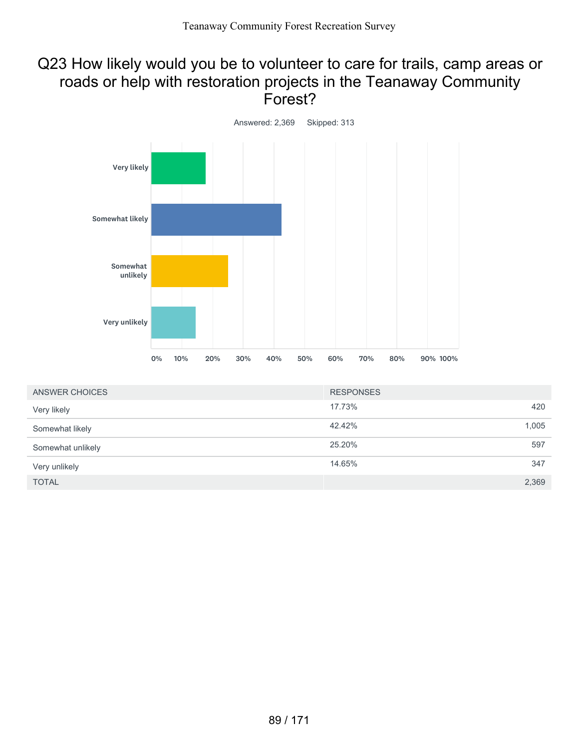## Q23 How likely would you be to volunteer to care for trails, camp areas or roads or help with restoration projects in the Teanaway Community Forest?

Answered: 2,369 Skipped: 313

| ANSWER CHOICES | RESPONSES | |
|---|---|---|
| Very likely | 17.73% | 420 |
| Somewhat likely | 42.42% | 1,005 |
| Somewhat unlikely | 25.20% | 597 |
| Very unlikely | 14.65% | 347 |
| TOTAL | | 2,369 |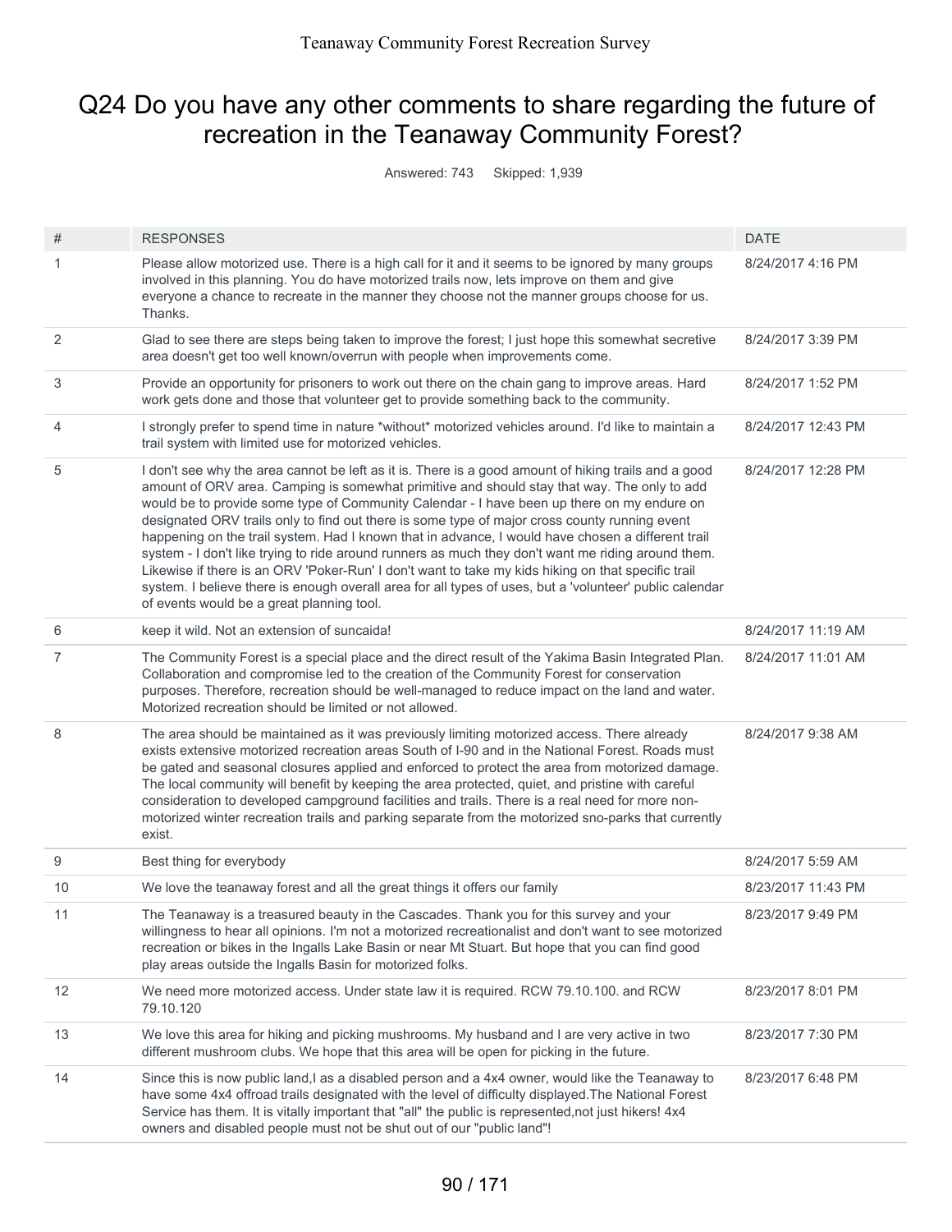# Q24 Do you have any other comments to share regarding the future of recreation in the Teanaway Community Forest?

Answered: 743 Skipped: 1,939

| # | RESPONSES | DATE |
|---|---|---|
| 1 | Please allow motorized use. There is a high call for it and it seems to be ignored by many groups involved in this planning. You do have motorized trails now, lets improve on them and give everyone a chance to recreate in the manner they choose not the manner groups choose for us. Thanks. | 8/24/2017 4:16 PM |
| 2 | Glad to see there are steps being taken to improve the forest; I just hope this somewhat secretive area doesn't get too well known/overrun with people when improvements come. | 8/24/2017 3:39 PM |
| 3 | Provide an opportunity for prisoners to work out there on the chain gang to improve areas. Hard work gets done and those that volunteer get to provide something back to the community. | 8/24/2017 1:52 PM |
| 4 | I strongly prefer to spend time in nature *without* motorized vehicles around. I'd like to maintain a trail system with limited use for motorized vehicles. | 8/24/2017 12:43 PM |
| 5 | I don't see why the area cannot be left as it is. There is a good amount of hiking trails and a good amount of ORV area. Camping is somewhat primitive and should stay that way. The only to add would be to provide some type of Community Calendar - I have been up there on my endure on designated ORV trails only to find out there is some type of major cross county running event happening on the trail system. Had I known that in advance, I would have chosen a different trail system - I don't like trying to ride around runners as much they don't want me riding around them. Likewise if there is an ORV 'Poker-Run' I don't want to take my kids hiking on that specific trail system. I believe there is enough overall area for all types of uses, but a 'volunteer' public calendar of events would be a great planning tool. | 8/24/2017 12:28 PM |
| 6 | keep it wild. Not an extension of suncaida! | 8/24/2017 11:19 AM |
| 7 | The Community Forest is a special place and the direct result of the Yakima Basin Integrated Plan. Collaboration and compromise led to the creation of the Community Forest for conservation purposes. Therefore, recreation should be well-managed to reduce impact on the land and water. Motorized recreation should be limited or not allowed. | 8/24/2017 11:01 AM |
| 8 | The area should be maintained as it was previously limiting motorized access. There already exists extensive motorized recreation areas South of I-90 and in the National Forest. Roads must be gated and seasonal closures applied and enforced to protect the area from motorized damage. The local community will benefit by keeping the area protected, quiet, and pristine with careful consideration to developed campground facilities and trails. There is a real need for more non-motorized winter recreation trails and parking separate from the motorized sno-parks that currently exist. | 8/24/2017 9:38 AM |
| 9 | Best thing for everybody | 8/24/2017 5:59 AM |
| 10 | We love the teanaway forest and all the great things it offers our family | 8/23/2017 11:43 PM |
| 11 | The Teanaway is a treasured beauty in the Cascades. Thank you for this survey and your willingness to hear all opinions. I'm not a motorized recreationalist and don't want to see motorized recreation or bikes in the Ingalls Lake Basin or near Mt Stuart. But hope that you can find good play areas outside the Ingalls Basin for motorized folks. | 8/23/2017 9:49 PM |
| 12 | We need more motorized access. Under state law it is required. RCW 79.10.100. and RCW 79.10.120 | 8/23/2017 8:01 PM |
| 13 | We love this area for hiking and picking mushrooms. My husband and I are very active in two different mushroom clubs. We hope that this area will be open for picking in the future. | 8/23/2017 7:30 PM |
| 14 | Since this is now public land,I as a disabled person and a 4x4 owner, would like the Teanaway to have some 4x4 offroad trails designated with the level of difficulty displayed.The National Forest Service has them. It is vitally important that "all" the public is represented,not just hikers! 4x4 owners and disabled people must not be shut out of our "public land"! | 8/23/2017 6:48 PM |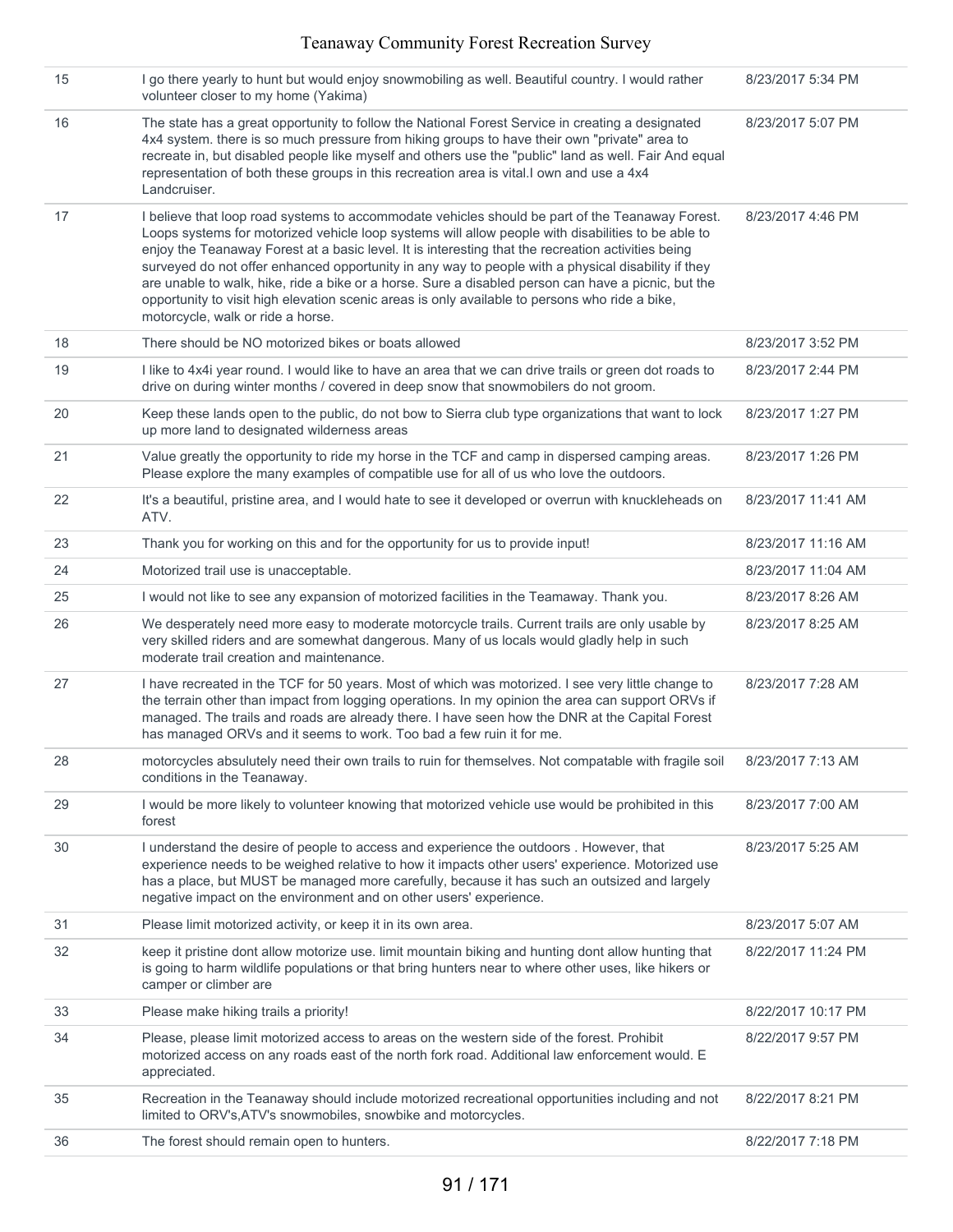| | | |
|---|---|---|
| 15 | I go there yearly to hunt but would enjoy snowmobiling as well. Beautiful country. I would rather volunteer closer to my home (Yakima) | 8/23/2017 5:34 PM |
| 16 | The state has a great opportunity to follow the National Forest Service in creating a designated 4x4 system. there is so much pressure from hiking groups to have their own "private" area to recreate in, but disabled people like myself and others use the "public" land as well. Fair And equal representation of both these groups in this recreation area is vital.I own and use a 4x4 Landcruiser. | 8/23/2017 5:07 PM |
| 17 | I believe that loop road systems to accommodate vehicles should be part of the Teanaway Forest. Loops systems for motorized vehicle loop systems will allow people with disabilities to be able to enjoy the Teanaway Forest at a basic level. It is interesting that the recreation activities being surveyed do not offer enhanced opportunity in any way to people with a physical disability if they are unable to walk, hike, ride a bike or a horse. Sure a disabled person can have a picnic, but the opportunity to visit high elevation scenic areas is only available to persons who ride a bike, motorcycle, walk or ride a horse. | 8/23/2017 4:46 PM |
| 18 | There should be NO motorized bikes or boats allowed | 8/23/2017 3:52 PM |
| 19 | I like to 4x4i year round. I would like to have an area that we can drive trails or green dot roads to drive on during winter months / covered in deep snow that snowmobilers do not groom. | 8/23/2017 2:44 PM |
| 20 | Keep these lands open to the public, do not bow to Sierra club type organizations that want to lock up more land to designated wilderness areas | 8/23/2017 1:27 PM |
| 21 | Value greatly the opportunity to ride my horse in the TCF and camp in dispersed camping areas. Please explore the many examples of compatible use for all of us who love the outdoors. | 8/23/2017 1:26 PM |
| 22 | It's a beautiful, pristine area, and I would hate to see it developed or overrun with knuckleheads on ATV. | 8/23/2017 11:41 AM |
| 23 | Thank you for working on this and for the opportunity for us to provide input! | 8/23/2017 11:16 AM |
| 24 | Motorized trail use is unacceptable. | 8/23/2017 11:04 AM |
| 25 | I would not like to see any expansion of motorized facilities in the Teamaway. Thank you. | 8/23/2017 8:26 AM |
| 26 | We desperately need more easy to moderate motorcycle trails. Current trails are only usable by very skilled riders and are somewhat dangerous. Many of us locals would gladly help in such moderate trail creation and maintenance. | 8/23/2017 8:25 AM |
| 27 | I have recreated in the TCF for 50 years. Most of which was motorized. I see very little change to the terrain other than impact from logging operations. In my opinion the area can support ORVs if managed. The trails and roads are already there. I have seen how the DNR at the Capital Forest has managed ORVs and it seems to work. Too bad a few ruin it for me. | 8/23/2017 7:28 AM |
| 28 | motorcycles absulutely need their own trails to ruin for themselves. Not compatable with fragile soil conditions in the Teanaway. | 8/23/2017 7:13 AM |
| 29 | I would be more likely to volunteer knowing that motorized vehicle use would be prohibited in this forest | 8/23/2017 7:00 AM |
| 30 | I understand the desire of people to access and experience the outdoors . However, that experience needs to be weighed relative to how it impacts other users' experience. Motorized use has a place, but MUST be managed more carefully, because it has such an outsized and largely negative impact on the environment and on other users' experience. | 8/23/2017 5:25 AM |
| 31 | Please limit motorized activity, or keep it in its own area. | 8/23/2017 5:07 AM |
| 32 | keep it pristine dont allow motorize use. limit mountain biking and hunting dont allow hunting that is going to harm wildlife populations or that bring hunters near to where other uses, like hikers or camper or climber are | 8/22/2017 11:24 PM |
| 33 | Please make hiking trails a priority! | 8/22/2017 10:17 PM |
| 34 | Please, please limit motorized access to areas on the western side of the forest. Prohibit motorized access on any roads east of the north fork road. Additional law enforcement would. E appreciated. | 8/22/2017 9:57 PM |
| 35 | Recreation in the Teanaway should include motorized recreational opportunities including and not limited to ORV's,ATV's snowmobiles, snowbike and motorcycles. | 8/22/2017 8:21 PM |
| 36 | The forest should remain open to hunters. | 8/22/2017 7:18 PM |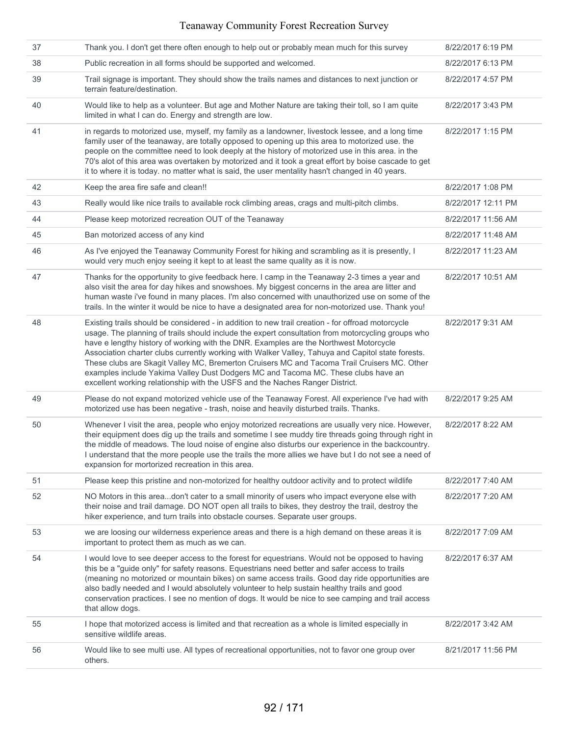| | | |
|---|---|---|
| 37 | Thank you. I don't get there often enough to help out or probably mean much for this survey | 8/22/2017 6:19 PM |
| 38 | Public recreation in all forms should be supported and welcomed. | 8/22/2017 6:13 PM |
| 39 | Trail signage is important. They should show the trails names and distances to next junction or terrain feature/destination. | 8/22/2017 4:57 PM |
| 40 | Would like to help as a volunteer. But age and Mother Nature are taking their toll, so I am quite limited in what I can do. Energy and strength are low. | 8/22/2017 3:43 PM |
| 41 | in regards to motorized use, myself, my family as a landowner, livestock lessee, and a long time family user of the teanaway, are totally opposed to opening up this area to motorized use. the people on the committee need to look deeply at the history of motorized use in this area. in the 70's alot of this area was overtaken by motorized and it took a great effort by boise cascade to get it to where it is today. no matter what is said, the user mentality hasn't changed in 40 years. | 8/22/2017 1:15 PM |
| 42 | Keep the area fire safe and clean!! | 8/22/2017 1:08 PM |
| 43 | Really would like nice trails to available rock climbing areas, crags and multi-pitch climbs. | 8/22/2017 12:11 PM |
| 44 | Please keep motorized recreation OUT of the Teanaway | 8/22/2017 11:56 AM |
| 45 | Ban motorized access of any kind | 8/22/2017 11:48 AM |
| 46 | As I've enjoyed the Teanaway Community Forest for hiking and scrambling as it is presently, I would very much enjoy seeing it kept to at least the same quality as it is now. | 8/22/2017 11:23 AM |
| 47 | Thanks for the opportunity to give feedback here. I camp in the Teanaway 2-3 times a year and also visit the area for day hikes and snowshoes. My biggest concerns in the area are litter and human waste i've found in many places. I'm also concerned with unauthorized use on some of the trails. In the winter it would be nice to have a designated area for non-motorized use. Thank you! | 8/22/2017 10:51 AM |
| 48 | Existing trails should be considered - in addition to new trail creation - for offroad motorcycle usage. The planning of trails should include the expert consultation from motorcycling groups who have e lengthy history of working with the DNR. Examples are the Northwest Motorcycle Association charter clubs currently working with Walker Valley, Tahuya and Capitol state forests. These clubs are Skagit Valley MC, Bremerton Cruisers MC and Tacoma Trail Cruisers MC. Other examples include Yakima Valley Dust Dodgers MC and Tacoma MC. These clubs have an excellent working relationship with the USFS and the Naches Ranger District. | 8/22/2017 9:31 AM |
| 49 | Please do not expand motorized vehicle use of the Teanaway Forest. All experience I've had with motorized use has been negative - trash, noise and heavily disturbed trails. Thanks. | 8/22/2017 9:25 AM |
| 50 | Whenever I visit the area, people who enjoy motorized recreations are usually very nice. However, their equipment does dig up the trails and sometime I see muddy tire threads going through right in the middle of meadows. The loud noise of engine also disturbs our experience in the backcountry. I understand that the more people use the trails the more allies we have but I do not see a need of expansion for mortorized recreation in this area. | 8/22/2017 8:22 AM |
| 51 | Please keep this pristine and non-motorized for healthy outdoor activity and to protect wildlife | 8/22/2017 7:40 AM |
| 52 | NO Motors in this area...don't cater to a small minority of users who impact everyone else with their noise and trail damage. DO NOT open all trails to bikes, they destroy the trail, destroy the hiker experience, and turn trails into obstacle courses. Separate user groups. | 8/22/2017 7:20 AM |
| 53 | we are loosing our wilderness experience areas and there is a high demand on these areas it is important to protect them as much as we can. | 8/22/2017 7:09 AM |
| 54 | I would love to see deeper access to the forest for equestrians. Would not be opposed to having this be a "guide only" for safety reasons. Equestrians need better and safer access to trails (meaning no motorized or mountain bikes) on same access trails. Good day ride opportunities are also badly needed and I would absolutely volunteer to help sustain healthy trails and good conservation practices. I see no mention of dogs. It would be nice to see camping and trail access that allow dogs. | 8/22/2017 6:37 AM |
| 55 | I hope that motorized access is limited and that recreation as a whole is limited especially in sensitive wildlife areas. | 8/22/2017 3:42 AM |
| 56 | Would like to see multi use. All types of recreational opportunities, not to favor one group over others. | 8/21/2017 11:56 PM |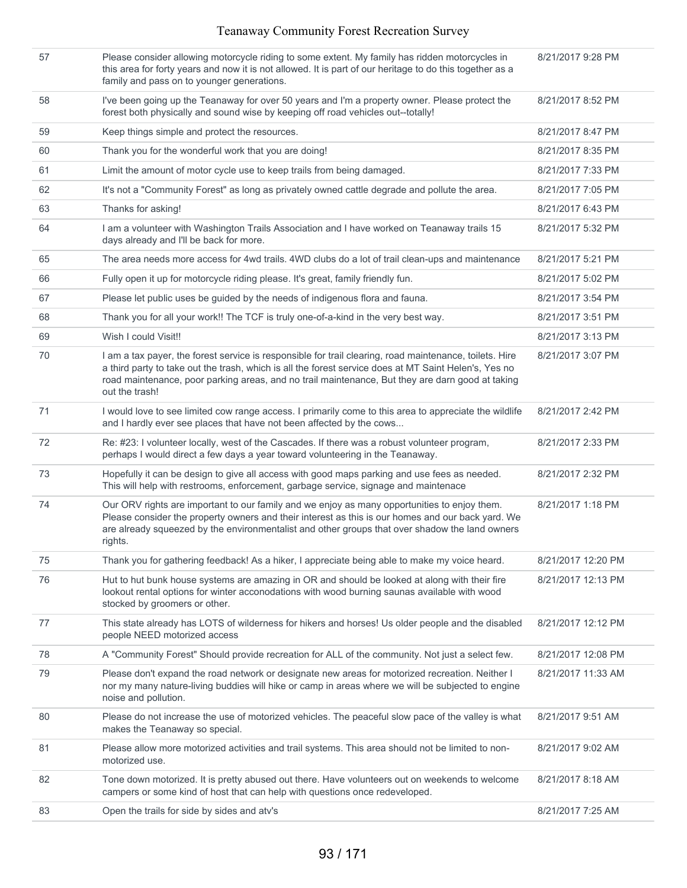| | | |
|---|---|---|
| 57 | Please consider allowing motorcycle riding to some extent. My family has ridden motorcycles in this area for forty years and now it is not allowed. It is part of our heritage to do this together as a family and pass on to younger generations. | 8/21/2017 9:28 PM |
| 58 | I've been going up the Teanaway for over 50 years and I'm a property owner. Please protect the forest both physically and sound wise by keeping off road vehicles out--totally! | 8/21/2017 8:52 PM |
| 59 | Keep things simple and protect the resources. | 8/21/2017 8:47 PM |
| 60 | Thank you for the wonderful work that you are doing! | 8/21/2017 8:35 PM |
| 61 | Limit the amount of motor cycle use to keep trails from being damaged. | 8/21/2017 7:33 PM |
| 62 | It's not a "Community Forest" as long as privately owned cattle degrade and pollute the area. | 8/21/2017 7:05 PM |
| 63 | Thanks for asking! | 8/21/2017 6:43 PM |
| 64 | I am a volunteer with Washington Trails Association and I have worked on Teanaway trails 15 days already and I'll be back for more. | 8/21/2017 5:32 PM |
| 65 | The area needs more access for 4wd trails. 4WD clubs do a lot of trail clean-ups and maintenance | 8/21/2017 5:21 PM |
| 66 | Fully open it up for motorcycle riding please. It's great, family friendly fun. | 8/21/2017 5:02 PM |
| 67 | Please let public uses be guided by the needs of indigenous flora and fauna. | 8/21/2017 3:54 PM |
| 68 | Thank you for all your work!! The TCF is truly one-of-a-kind in the very best way. | 8/21/2017 3:51 PM |
| 69 | Wish I could Visit!! | 8/21/2017 3:13 PM |
| 70 | I am a tax payer, the forest service is responsible for trail clearing, road maintenance, toilets. Hire a third party to take out the trash, which is all the forest service does at MT Saint Helen's, Yes no road maintenance, poor parking areas, and no trail maintenance, But they are darn good at taking out the trash! | 8/21/2017 3:07 PM |
| 71 | I would love to see limited cow range access. I primarily come to this area to appreciate the wildlife and I hardly ever see places that have not been affected by the cows... | 8/21/2017 2:42 PM |
| 72 | Re: #23: I volunteer locally, west of the Cascades. If there was a robust volunteer program, perhaps I would direct a few days a year toward volunteering in the Teanaway. | 8/21/2017 2:33 PM |
| 73 | Hopefully it can be design to give all access with good maps parking and use fees as needed. This will help with restrooms, enforcement, garbage service, signage and maintenace | 8/21/2017 2:32 PM |
| 74 | Our ORV rights are important to our family and we enjoy as many opportunities to enjoy them. Please consider the property owners and their interest as this is our homes and our back yard. We are already squeezed by the environmentalist and other groups that over shadow the land owners rights. | 8/21/2017 1:18 PM |
| 75 | Thank you for gathering feedback! As a hiker, I appreciate being able to make my voice heard. | 8/21/2017 12:20 PM |
| 76 | Hut to hut bunk house systems are amazing in OR and should be looked at along with their fire lookout rental options for winter acconodations with wood burning saunas available with wood stocked by groomers or other. | 8/21/2017 12:13 PM |
| 77 | This state already has LOTS of wilderness for hikers and horses! Us older people and the disabled people NEED motorized access | 8/21/2017 12:12 PM |
| 78 | A "Community Forest" Should provide recreation for ALL of the community. Not just a select few. | 8/21/2017 12:08 PM |
| 79 | Please don't expand the road network or designate new areas for motorized recreation. Neither I nor my many nature-living buddies will hike or camp in areas where we will be subjected to engine noise and pollution. | 8/21/2017 11:33 AM |
| 80 | Please do not increase the use of motorized vehicles. The peaceful slow pace of the valley is what makes the Teanaway so special. | 8/21/2017 9:51 AM |
| 81 | Please allow more motorized activities and trail systems. This area should not be limited to non-motorized use. | 8/21/2017 9:02 AM |
| 82 | Tone down motorized. It is pretty abused out there. Have volunteers out on weekends to welcome campers or some kind of host that can help with questions once redeveloped. | 8/21/2017 8:18 AM |
| 83 | Open the trails for side by sides and atv's | 8/21/2017 7:25 AM |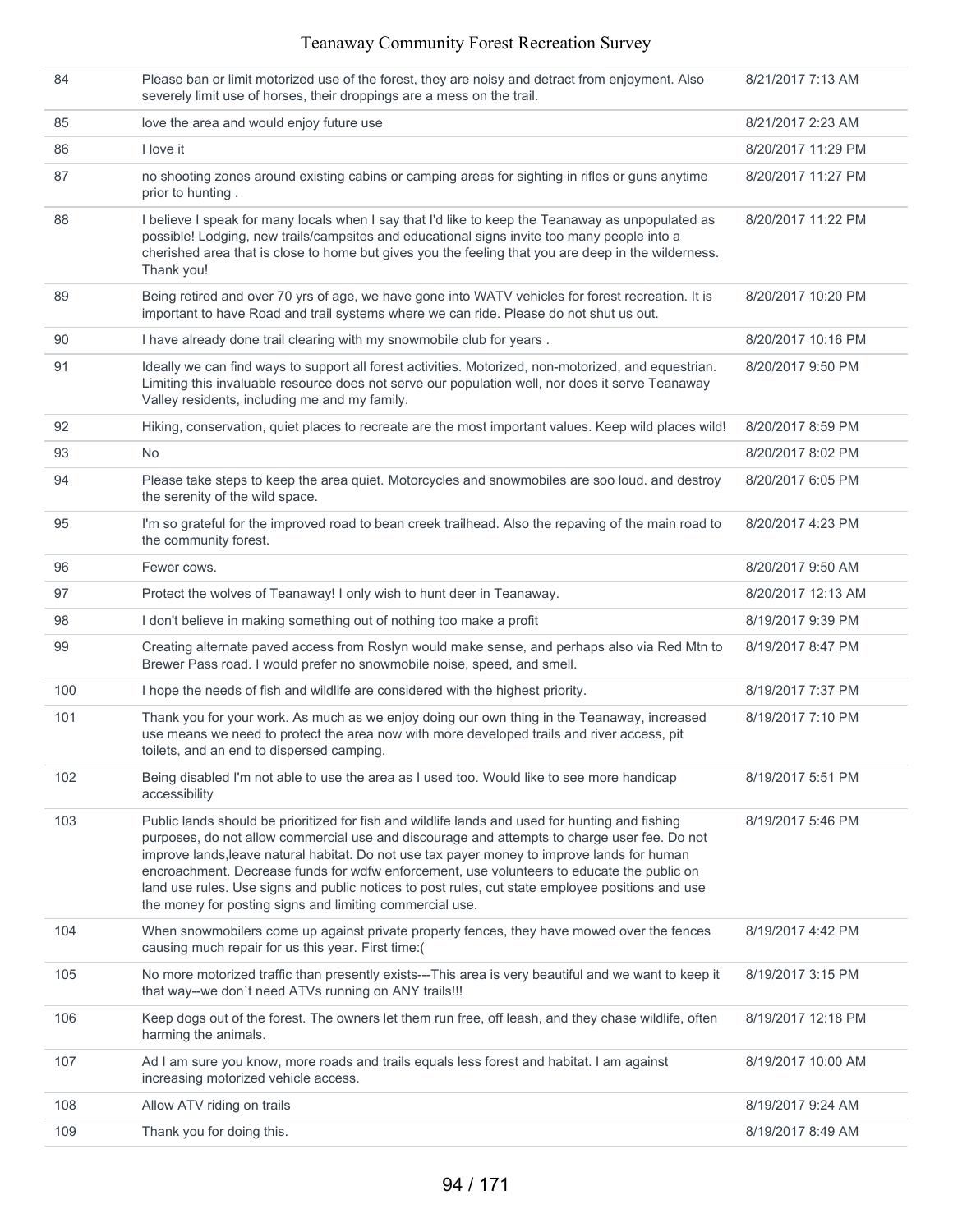| | | |
|---|---|---|
| 84 | Please ban or limit motorized use of the forest, they are noisy and detract from enjoyment. Also severely limit use of horses, their droppings are a mess on the trail. | 8/21/2017 7:13 AM |
| 85 | love the area and would enjoy future use | 8/21/2017 2:23 AM |
| 86 | I love it | 8/20/2017 11:29 PM |
| 87 | no shooting zones around existing cabins or camping areas for sighting in rifles or guns anytime prior to hunting . | 8/20/2017 11:27 PM |
| 88 | I believe I speak for many locals when I say that I'd like to keep the Teanaway as unpopulated as possible! Lodging, new trails/campsites and educational signs invite too many people into a cherished area that is close to home but gives you the feeling that you are deep in the wilderness. Thank you! | 8/20/2017 11:22 PM |
| 89 | Being retired and over 70 yrs of age, we have gone into WATV vehicles for forest recreation. It is important to have Road and trail systems where we can ride. Please do not shut us out. | 8/20/2017 10:20 PM |
| 90 | I have already done trail clearing with my snowmobile club for years . | 8/20/2017 10:16 PM |
| 91 | Ideally we can find ways to support all forest activities. Motorized, non-motorized, and equestrian. Limiting this invaluable resource does not serve our population well, nor does it serve Teanaway Valley residents, including me and my family. | 8/20/2017 9:50 PM |
| 92 | Hiking, conservation, quiet places to recreate are the most important values. Keep wild places wild! | 8/20/2017 8:59 PM |
| 93 | No | 8/20/2017 8:02 PM |
| 94 | Please take steps to keep the area quiet. Motorcycles and snowmobiles are soo loud. and destroy the serenity of the wild space. | 8/20/2017 6:05 PM |
| 95 | I'm so grateful for the improved road to bean creek trailhead. Also the repaving of the main road to the community forest. | 8/20/2017 4:23 PM |
| 96 | Fewer cows. | 8/20/2017 9:50 AM |
| 97 | Protect the wolves of Teanaway! I only wish to hunt deer in Teanaway. | 8/20/2017 12:13 AM |
| 98 | I don't believe in making something out of nothing too make a profit | 8/19/2017 9:39 PM |
| 99 | Creating alternate paved access from Roslyn would make sense, and perhaps also via Red Mtn to Brewer Pass road. I would prefer no snowmobile noise, speed, and smell. | 8/19/2017 8:47 PM |
| 100 | I hope the needs of fish and wildlife are considered with the highest priority. | 8/19/2017 7:37 PM |
| 101 | Thank you for your work. As much as we enjoy doing our own thing in the Teanaway, increased use means we need to protect the area now with more developed trails and river access, pit toilets, and an end to dispersed camping. | 8/19/2017 7:10 PM |
| 102 | Being disabled I'm not able to use the area as I used too. Would like to see more handicap accessibility | 8/19/2017 5:51 PM |
| 103 | Public lands should be prioritized for fish and wildlife lands and used for hunting and fishing purposes, do not allow commercial use and discourage and attempts to charge user fee. Do not improve lands,leave natural habitat. Do not use tax payer money to improve lands for human encroachment. Decrease funds for wdfw enforcement, use volunteers to educate the public on land use rules. Use signs and public notices to post rules, cut state employee positions and use the money for posting signs and limiting commercial use. | 8/19/2017 5:46 PM |
| 104 | When snowmobilers come up against private property fences, they have mowed over the fences causing much repair for us this year. First time:( | 8/19/2017 4:42 PM |
| 105 | No more motorized traffic than presently exists---This area is very beautiful and we want to keep it that way--we don`t need ATVs running on ANY trails!!! | 8/19/2017 3:15 PM |
| 106 | Keep dogs out of the forest. The owners let them run free, off leash, and they chase wildlife, often harming the animals. | 8/19/2017 12:18 PM |
| 107 | Ad I am sure you know, more roads and trails equals less forest and habitat. I am against increasing motorized vehicle access. | 8/19/2017 10:00 AM |
| 108 | Allow ATV riding on trails | 8/19/2017 9:24 AM |
| 109 | Thank you for doing this. | 8/19/2017 8:49 AM |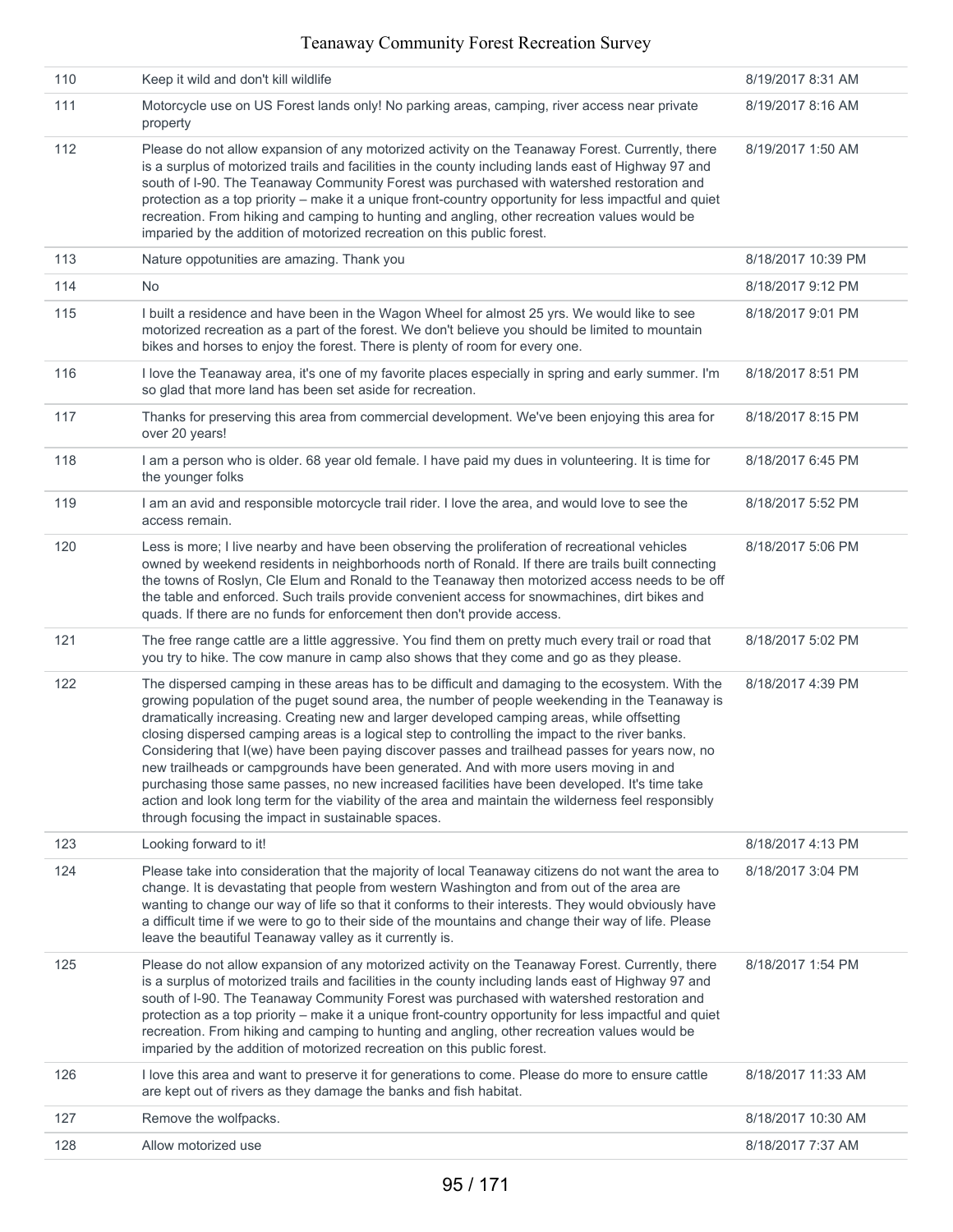| 110 | Keep it wild and don't kill wildlife | 8/19/2017 8:31 AM |
|---|---|---|
| 111 | Motorcycle use on US Forest lands only! No parking areas, camping, river access near private property | 8/19/2017 8:16 AM |
| 112 | Please do not allow expansion of any motorized activity on the Teanaway Forest. Currently, there is a surplus of motorized trails and facilities in the county including lands east of Highway 97 and south of I-90. The Teanaway Community Forest was purchased with watershed restoration and protection as a top priority – make it a unique front-country opportunity for less impactful and quiet recreation. From hiking and camping to hunting and angling, other recreation values would be imparied by the addition of motorized recreation on this public forest. | 8/19/2017 1:50 AM |
| 113 | Nature oppotunities are amazing. Thank you | 8/18/2017 10:39 PM |
| 114 | No | 8/18/2017 9:12 PM |
| 115 | I built a residence and have been in the Wagon Wheel for almost 25 yrs. We would like to see motorized recreation as a part of the forest. We don't believe you should be limited to mountain bikes and horses to enjoy the forest. There is plenty of room for every one. | 8/18/2017 9:01 PM |
| 116 | I love the Teanaway area, it's one of my favorite places especially in spring and early summer. I'm so glad that more land has been set aside for recreation. | 8/18/2017 8:51 PM |
| 117 | Thanks for preserving this area from commercial development. We've been enjoying this area for over 20 years! | 8/18/2017 8:15 PM |
| 118 | I am a person who is older. 68 year old female. I have paid my dues in volunteering. It is time for the younger folks | 8/18/2017 6:45 PM |
| 119 | I am an avid and responsible motorcycle trail rider. I love the area, and would love to see the access remain. | 8/18/2017 5:52 PM |
| 120 | Less is more; I live nearby and have been observing the proliferation of recreational vehicles owned by weekend residents in neighborhoods north of Ronald. If there are trails built connecting the towns of Roslyn, Cle Elum and Ronald to the Teanaway then motorized access needs to be off the table and enforced. Such trails provide convenient access for snowmachines, dirt bikes and quads. If there are no funds for enforcement then don't provide access. | 8/18/2017 5:06 PM |
| 121 | The free range cattle are a little aggressive. You find them on pretty much every trail or road that you try to hike. The cow manure in camp also shows that they come and go as they please. | 8/18/2017 5:02 PM |
| 122 | The dispersed camping in these areas has to be difficult and damaging to the ecosystem. With the growing population of the puget sound area, the number of people weekending in the Teanaway is dramatically increasing. Creating new and larger developed camping areas, while offsetting closing dispersed camping areas is a logical step to controlling the impact to the river banks. Considering that I(we) have been paying discover passes and trailhead passes for years now, no new trailheads or campgrounds have been generated. And with more users moving in and purchasing those same passes, no new increased facilities have been developed. It's time take action and look long term for the viability of the area and maintain the wilderness feel responsibly through focusing the impact in sustainable spaces. | 8/18/2017 4:39 PM |
| 123 | Looking forward to it! | 8/18/2017 4:13 PM |
| 124 | Please take into consideration that the majority of local Teanaway citizens do not want the area to change. It is devastating that people from western Washington and from out of the area are wanting to change our way of life so that it conforms to their interests. They would obviously have a difficult time if we were to go to their side of the mountains and change their way of life. Please leave the beautiful Teanaway valley as it currently is. | 8/18/2017 3:04 PM |
| 125 | Please do not allow expansion of any motorized activity on the Teanaway Forest. Currently, there is a surplus of motorized trails and facilities in the county including lands east of Highway 97 and south of I-90. The Teanaway Community Forest was purchased with watershed restoration and protection as a top priority – make it a unique front-country opportunity for less impactful and quiet recreation. From hiking and camping to hunting and angling, other recreation values would be imparied by the addition of motorized recreation on this public forest. | 8/18/2017 1:54 PM |
| 126 | I love this area and want to preserve it for generations to come. Please do more to ensure cattle are kept out of rivers as they damage the banks and fish habitat. | 8/18/2017 11:33 AM |
| 127 | Remove the wolfpacks. | 8/18/2017 10:30 AM |
| 128 | Allow motorized use | 8/18/2017 7:37 AM |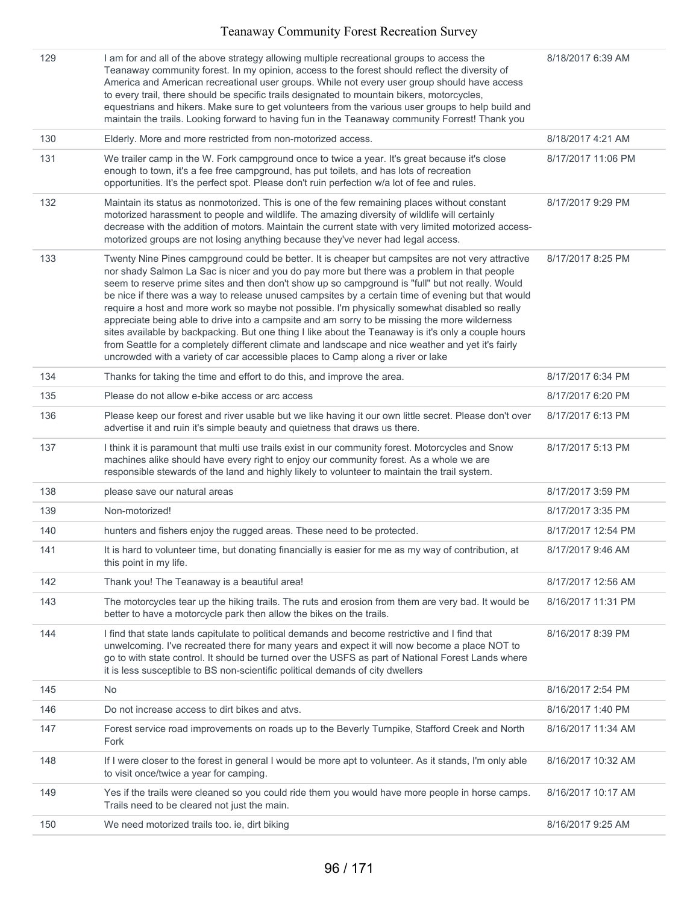| | | |
|---|---|---|
| 129 | I am for and all of the above strategy allowing multiple recreational groups to access the Teanaway community forest. In my opinion, access to the forest should reflect the diversity of America and American recreational user groups. While not every user group should have access to every trail, there should be specific trails designated to mountain bikers, motorcycles, equestrians and hikers. Make sure to get volunteers from the various user groups to help build and maintain the trails. Looking forward to having fun in the Teanaway community Forrest! Thank you | 8/18/2017 6:39 AM |
| 130 | Elderly. More and more restricted from non-motorized access. | 8/18/2017 4:21 AM |
| 131 | We trailer camp in the W. Fork campground once to twice a year. It's great because it's close enough to town, it's a fee free campground, has put toilets, and has lots of recreation opportunities. It's the perfect spot. Please don't ruin perfection w/a lot of fee and rules. | 8/17/2017 11:06 PM |
| 132 | Maintain its status as nonmotorized. This is one of the few remaining places without constant motorized harassment to people and wildlife. The amazing diversity of wildlife will certainly decrease with the addition of motors. Maintain the current state with very limited motorized access- motorized groups are not losing anything because they've never had legal access. | 8/17/2017 9:29 PM |
| 133 | Twenty Nine Pines campground could be better. It is cheaper but campsites are not very attractive nor shady Salmon La Sac is nicer and you do pay more but there was a problem in that people seem to reserve prime sites and then don't show up so campground is "full" but not really. Would be nice if there was a way to release unused campsites by a certain time of evening but that would require a host and more work so maybe not possible. I'm physically somewhat disabled so really appreciate being able to drive into a campsite and am sorry to be missing the more wilderness sites available by backpacking. But one thing I like about the Teanaway is it's only a couple hours from Seattle for a completely different climate and landscape and nice weather and yet it's fairly uncrowded with a variety of car accessible places to Camp along a river or lake | 8/17/2017 8:25 PM |
| 134 | Thanks for taking the time and effort to do this, and improve the area. | 8/17/2017 6:34 PM |
| 135 | Please do not allow e-bike access or arc access | 8/17/2017 6:20 PM |
| 136 | Please keep our forest and river usable but we like having it our own little secret. Please don't over advertise it and ruin it's simple beauty and quietness that draws us there. | 8/17/2017 6:13 PM |
| 137 | I think it is paramount that multi use trails exist in our community forest. Motorcycles and Snow machines alike should have every right to enjoy our community forest. As a whole we are responsible stewards of the land and highly likely to volunteer to maintain the trail system. | 8/17/2017 5:13 PM |
| 138 | please save our natural areas | 8/17/2017 3:59 PM |
| 139 | Non-motorized! | 8/17/2017 3:35 PM |
| 140 | hunters and fishers enjoy the rugged areas. These need to be protected. | 8/17/2017 12:54 PM |
| 141 | It is hard to volunteer time, but donating financially is easier for me as my way of contribution, at this point in my life. | 8/17/2017 9:46 AM |
| 142 | Thank you! The Teanaway is a beautiful area! | 8/17/2017 12:56 AM |
| 143 | The motorcycles tear up the hiking trails. The ruts and erosion from them are very bad. It would be better to have a motorcycle park then allow the bikes on the trails. | 8/16/2017 11:31 PM |
| 144 | I find that state lands capitulate to political demands and become restrictive and I find that unwelcoming. I've recreated there for many years and expect it will now become a place NOT to go to with state control. It should be turned over the USFS as part of National Forest Lands where it is less susceptible to BS non-scientific political demands of city dwellers | 8/16/2017 8:39 PM |
| 145 | No | 8/16/2017 2:54 PM |
| 146 | Do not increase access to dirt bikes and atvs. | 8/16/2017 1:40 PM |
| 147 | Forest service road improvements on roads up to the Beverly Turnpike, Stafford Creek and North Fork | 8/16/2017 11:34 AM |
| 148 | If I were closer to the forest in general I would be more apt to volunteer. As it stands, I'm only able to visit once/twice a year for camping. | 8/16/2017 10:32 AM |
| 149 | Yes if the trails were cleaned so you could ride them you would have more people in horse camps. Trails need to be cleared not just the main. | 8/16/2017 10:17 AM |
| 150 | We need motorized trails too. ie, dirt biking | 8/16/2017 9:25 AM |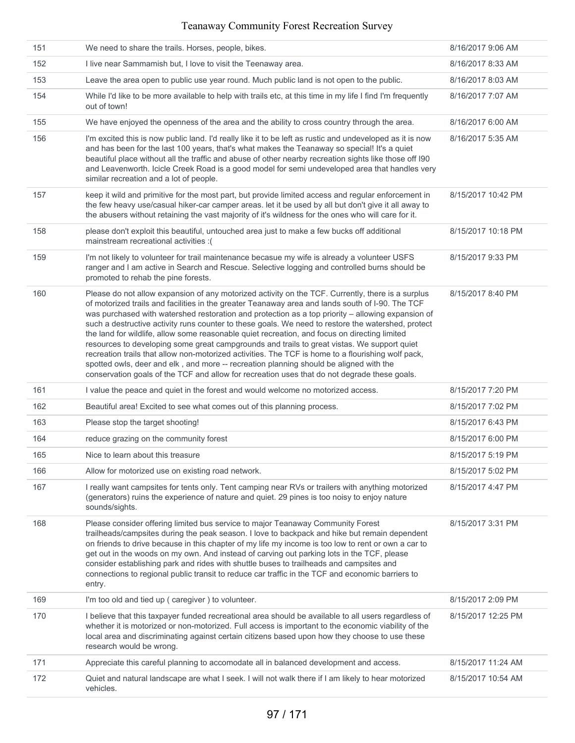| | | |
|---|---|---|
| 151 | We need to share the trails. Horses, people, bikes. | 8/16/2017 9:06 AM |
| 152 | I live near Sammamish but, I love to visit the Teenaway area. | 8/16/2017 8:33 AM |
| 153 | Leave the area open to public use year round. Much public land is not open to the public. | 8/16/2017 8:03 AM |
| 154 | While I'd like to be more available to help with trails etc, at this time in my life I find I'm frequently out of town! | 8/16/2017 7:07 AM |
| 155 | We have enjoyed the openness of the area and the ability to cross country through the area. | 8/16/2017 6:00 AM |
| 156 | I'm excited this is now public land. I'd really like it to be left as rustic and undeveloped as it is now and has been for the last 100 years, that's what makes the Teanaway so special! It's a quiet beautiful place without all the traffic and abuse of other nearby recreation sights like those off I90 and Leavenworth. Icicle Creek Road is a good model for semi undeveloped area that handles very similar recreation and a lot of people. | 8/16/2017 5:35 AM |
| 157 | keep it wild and primitive for the most part, but provide limited access and regular enforcement in the few heavy use/casual hiker-car camper areas. let it be used by all but don't give it all away to the abusers without retaining the vast majority of it's wildness for the ones who will care for it. | 8/15/2017 10:42 PM |
| 158 | please don't exploit this beautiful, untouched area just to make a few bucks off additional mainstream recreational activities :( | 8/15/2017 10:18 PM |
| 159 | I'm not likely to volunteer for trail maintenance becasue my wife is already a volunteer USFS ranger and I am active in Search and Rescue. Selective logging and controlled burns should be promoted to rehab the pine forests. | 8/15/2017 9:33 PM |
| 160 | Please do not allow expansion of any motorized activity on the TCF. Currently, there is a surplus of motorized trails and facilities in the greater Teanaway area and lands south of I-90. The TCF was purchased with watershed restoration and protection as a top priority – allowing expansion of such a destructive activity runs counter to these goals. We need to restore the watershed, protect the land for wildlife, allow some reasonable quiet recreation, and focus on directing limited resources to developing some great campgrounds and trails to great vistas. We support quiet recreation trails that allow non-motorized activities. The TCF is home to a flourishing wolf pack, spotted owls, deer and elk , and more -- recreation planning should be aligned with the conservation goals of the TCF and allow for recreation uses that do not degrade these goals. | 8/15/2017 8:40 PM |
| 161 | I value the peace and quiet in the forest and would welcome no motorized access. | 8/15/2017 7:20 PM |
| 162 | Beautiful area! Excited to see what comes out of this planning process. | 8/15/2017 7:02 PM |
| 163 | Please stop the target shooting! | 8/15/2017 6:43 PM |
| 164 | reduce grazing on the community forest | 8/15/2017 6:00 PM |
| 165 | Nice to learn about this treasure | 8/15/2017 5:19 PM |
| 166 | Allow for motorized use on existing road network. | 8/15/2017 5:02 PM |
| 167 | I really want campsites for tents only. Tent camping near RVs or trailers with anything motorized (generators) ruins the experience of nature and quiet. 29 pines is too noisy to enjoy nature sounds/sights. | 8/15/2017 4:47 PM |
| 168 | Please consider offering limited bus service to major Teanaway Community Forest trailheads/campsites during the peak season. I love to backpack and hike but remain dependent on friends to drive because in this chapter of my life my income is too low to rent or own a car to get out in the woods on my own. And instead of carving out parking lots in the TCF, please consider establishing park and rides with shuttle buses to trailheads and campsites and connections to regional public transit to reduce car traffic in the TCF and economic barriers to entry. | 8/15/2017 3:31 PM |
| 169 | I'm too old and tied up ( caregiver ) to volunteer. | 8/15/2017 2:09 PM |
| 170 | I believe that this taxpayer funded recreational area should be available to all users regardless of whether it is motorized or non-motorized. Full access is important to the economic viability of the local area and discriminating against certain citizens based upon how they choose to use these research would be wrong. | 8/15/2017 12:25 PM |
| 171 | Appreciate this careful planning to accomodate all in balanced development and access. | 8/15/2017 11:24 AM |
| 172 | Quiet and natural landscape are what I seek. I will not walk there if I am likely to hear motorized vehicles. | 8/15/2017 10:54 AM |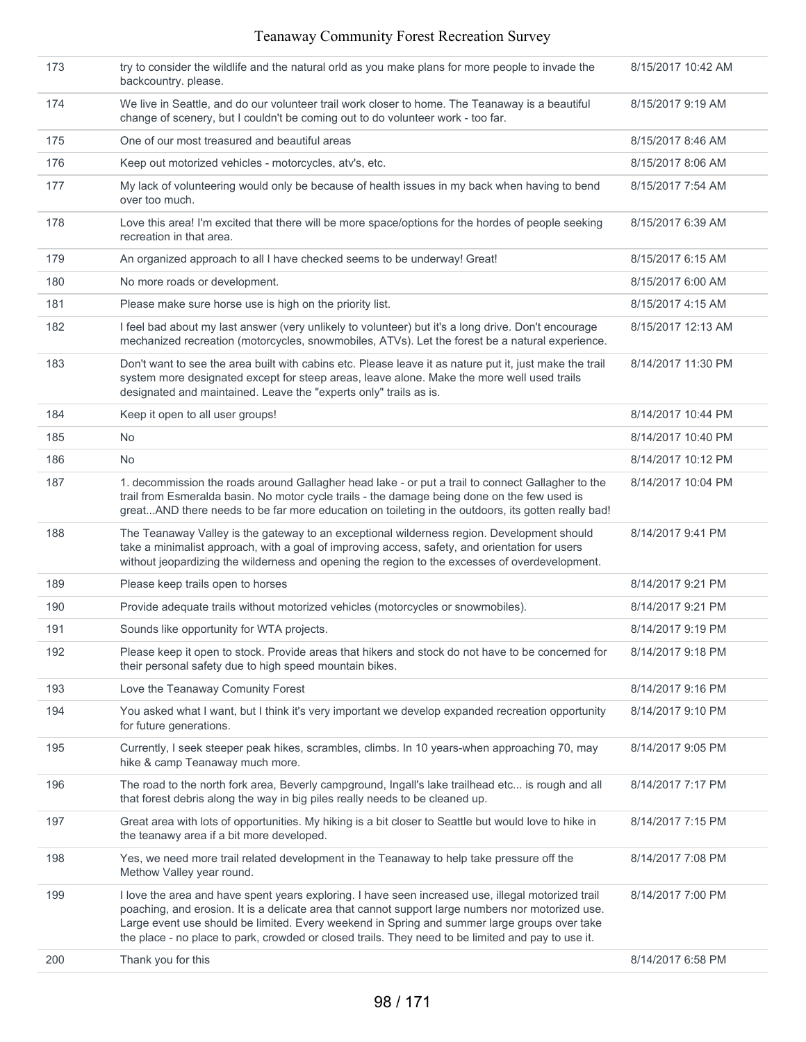| | | |
|---|---|---|
| 173 | try to consider the wildlife and the natural orld as you make plans for more people to invade the backcountry. please. | 8/15/2017 10:42 AM |
| 174 | We live in Seattle, and do our volunteer trail work closer to home. The Teanaway is a beautiful change of scenery, but I couldn't be coming out to do volunteer work - too far. | 8/15/2017 9:19 AM |
| 175 | One of our most treasured and beautiful areas | 8/15/2017 8:46 AM |
| 176 | Keep out motorized vehicles - motorcycles, atv's, etc. | 8/15/2017 8:06 AM |
| 177 | My lack of volunteering would only be because of health issues in my back when having to bend over too much. | 8/15/2017 7:54 AM |
| 178 | Love this area! I'm excited that there will be more space/options for the hordes of people seeking recreation in that area. | 8/15/2017 6:39 AM |
| 179 | An organized approach to all I have checked seems to be underway! Great! | 8/15/2017 6:15 AM |
| 180 | No more roads or development. | 8/15/2017 6:00 AM |
| 181 | Please make sure horse use is high on the priority list. | 8/15/2017 4:15 AM |
| 182 | I feel bad about my last answer (very unlikely to volunteer) but it's a long drive. Don't encourage mechanized recreation (motorcycles, snowmobiles, ATVs). Let the forest be a natural experience. | 8/15/2017 12:13 AM |
| 183 | Don't want to see the area built with cabins etc. Please leave it as nature put it, just make the trail system more designated except for steep areas, leave alone. Make the more well used trails designated and maintained. Leave the "experts only" trails as is. | 8/14/2017 11:30 PM |
| 184 | Keep it open to all user groups! | 8/14/2017 10:44 PM |
| 185 | No | 8/14/2017 10:40 PM |
| 186 | No | 8/14/2017 10:12 PM |
| 187 | 1. decommission the roads around Gallagher head lake - or put a trail to connect Gallagher to the trail from Esmeralda basin. No motor cycle trails - the damage being done on the few used is great...AND there needs to be far more education on toileting in the outdoors, its gotten really bad! | 8/14/2017 10:04 PM |
| 188 | The Teanaway Valley is the gateway to an exceptional wilderness region. Development should take a minimalist approach, with a goal of improving access, safety, and orientation for users without jeopardizing the wilderness and opening the region to the excesses of overdevelopment. | 8/14/2017 9:41 PM |
| 189 | Please keep trails open to horses | 8/14/2017 9:21 PM |
| 190 | Provide adequate trails without motorized vehicles (motorcycles or snowmobiles). | 8/14/2017 9:21 PM |
| 191 | Sounds like opportunity for WTA projects. | 8/14/2017 9:19 PM |
| 192 | Please keep it open to stock. Provide areas that hikers and stock do not have to be concerned for their personal safety due to high speed mountain bikes. | 8/14/2017 9:18 PM |
| 193 | Love the Teanaway Comunity Forest | 8/14/2017 9:16 PM |
| 194 | You asked what I want, but I think it's very important we develop expanded recreation opportunity for future generations. | 8/14/2017 9:10 PM |
| 195 | Currently, I seek steeper peak hikes, scrambles, climbs. In 10 years-when approaching 70, may hike & camp Teanaway much more. | 8/14/2017 9:05 PM |
| 196 | The road to the north fork area, Beverly campground, Ingall's lake trailhead etc... is rough and all that forest debris along the way in big piles really needs to be cleaned up. | 8/14/2017 7:17 PM |
| 197 | Great area with lots of opportunities. My hiking is a bit closer to Seattle but would love to hike in the teanawy area if a bit more developed. | 8/14/2017 7:15 PM |
| 198 | Yes, we need more trail related development in the Teanaway to help take pressure off the Methow Valley year round. | 8/14/2017 7:08 PM |
| 199 | I love the area and have spent years exploring. I have seen increased use, illegal motorized trail poaching, and erosion. It is a delicate area that cannot support large numbers nor motorized use. Large event use should be limited. Every weekend in Spring and summer large groups over take the place - no place to park, crowded or closed trails. They need to be limited and pay to use it. | 8/14/2017 7:00 PM |
| 200 | Thank you for this | 8/14/2017 6:58 PM |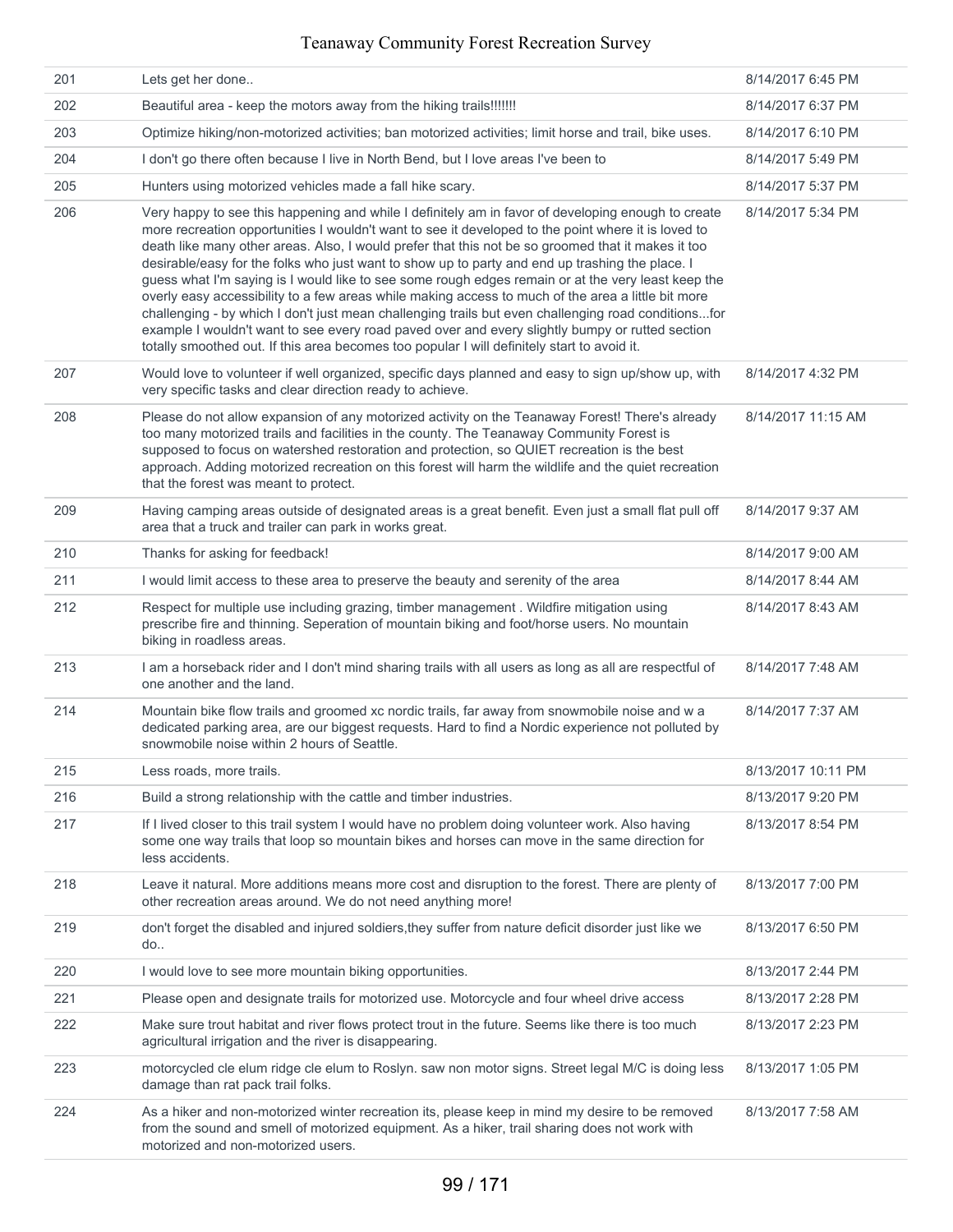| | | |
|---|---|---|
| 201 | Lets get her done.. | 8/14/2017 6:45 PM |
| 202 | Beautiful area - keep the motors away from the hiking trails!!!!!!! | 8/14/2017 6:37 PM |
| 203 | Optimize hiking/non-motorized activities; ban motorized activities; limit horse and trail, bike uses. | 8/14/2017 6:10 PM |
| 204 | I don't go there often because I live in North Bend, but I love areas I've been to | 8/14/2017 5:49 PM |
| 205 | Hunters using motorized vehicles made a fall hike scary. | 8/14/2017 5:37 PM |
| 206 | Very happy to see this happening and while I definitely am in favor of developing enough to create more recreation opportunities I wouldn't want to see it developed to the point where it is loved to death like many other areas. Also, I would prefer that this not be so groomed that it makes it too desirable/easy for the folks who just want to show up to party and end up trashing the place. I guess what I'm saying is I would like to see some rough edges remain or at the very least keep the overly easy accessibility to a few areas while making access to much of the area a little bit more challenging - by which I don't just mean challenging trails but even challenging road conditions...for example I wouldn't want to see every road paved over and every slightly bumpy or rutted section totally smoothed out. If this area becomes too popular I will definitely start to avoid it. | 8/14/2017 5:34 PM |
| 207 | Would love to volunteer if well organized, specific days planned and easy to sign up/show up, with very specific tasks and clear direction ready to achieve. | 8/14/2017 4:32 PM |
| 208 | Please do not allow expansion of any motorized activity on the Teanaway Forest! There's already too many motorized trails and facilities in the county. The Teanaway Community Forest is supposed to focus on watershed restoration and protection, so QUIET recreation is the best approach. Adding motorized recreation on this forest will harm the wildlife and the quiet recreation that the forest was meant to protect. | 8/14/2017 11:15 AM |
| 209 | Having camping areas outside of designated areas is a great benefit. Even just a small flat pull off area that a truck and trailer can park in works great. | 8/14/2017 9:37 AM |
| 210 | Thanks for asking for feedback! | 8/14/2017 9:00 AM |
| 211 | I would limit access to these area to preserve the beauty and serenity of the area | 8/14/2017 8:44 AM |
| 212 | Respect for multiple use including grazing, timber management . Wildfire mitigation using prescribe fire and thinning. Seperation of mountain biking and foot/horse users. No mountain biking in roadless areas. | 8/14/2017 8:43 AM |
| 213 | I am a horseback rider and I don't mind sharing trails with all users as long as all are respectful of one another and the land. | 8/14/2017 7:48 AM |
| 214 | Mountain bike flow trails and groomed xc nordic trails, far away from snowmobile noise and w a dedicated parking area, are our biggest requests. Hard to find a Nordic experience not polluted by snowmobile noise within 2 hours of Seattle. | 8/14/2017 7:37 AM |
| 215 | Less roads, more trails. | 8/13/2017 10:11 PM |
| 216 | Build a strong relationship with the cattle and timber industries. | 8/13/2017 9:20 PM |
| 217 | If I lived closer to this trail system I would have no problem doing volunteer work. Also having some one way trails that loop so mountain bikes and horses can move in the same direction for less accidents. | 8/13/2017 8:54 PM |
| 218 | Leave it natural. More additions means more cost and disruption to the forest. There are plenty of other recreation areas around. We do not need anything more! | 8/13/2017 7:00 PM |
| 219 | don't forget the disabled and injured soldiers,they suffer from nature deficit disorder just like we do.. | 8/13/2017 6:50 PM |
| 220 | I would love to see more mountain biking opportunities. | 8/13/2017 2:44 PM |
| 221 | Please open and designate trails for motorized use. Motorcycle and four wheel drive access | 8/13/2017 2:28 PM |
| 222 | Make sure trout habitat and river flows protect trout in the future. Seems like there is too much agricultural irrigation and the river is disappearing. | 8/13/2017 2:23 PM |
| 223 | motorcycled cle elum ridge cle elum to Roslyn. saw non motor signs. Street legal M/C is doing less damage than rat pack trail folks. | 8/13/2017 1:05 PM |
| 224 | As a hiker and non-motorized winter recreation its, please keep in mind my desire to be removed from the sound and smell of motorized equipment. As a hiker, trail sharing does not work with motorized and non-motorized users. | 8/13/2017 7:58 AM |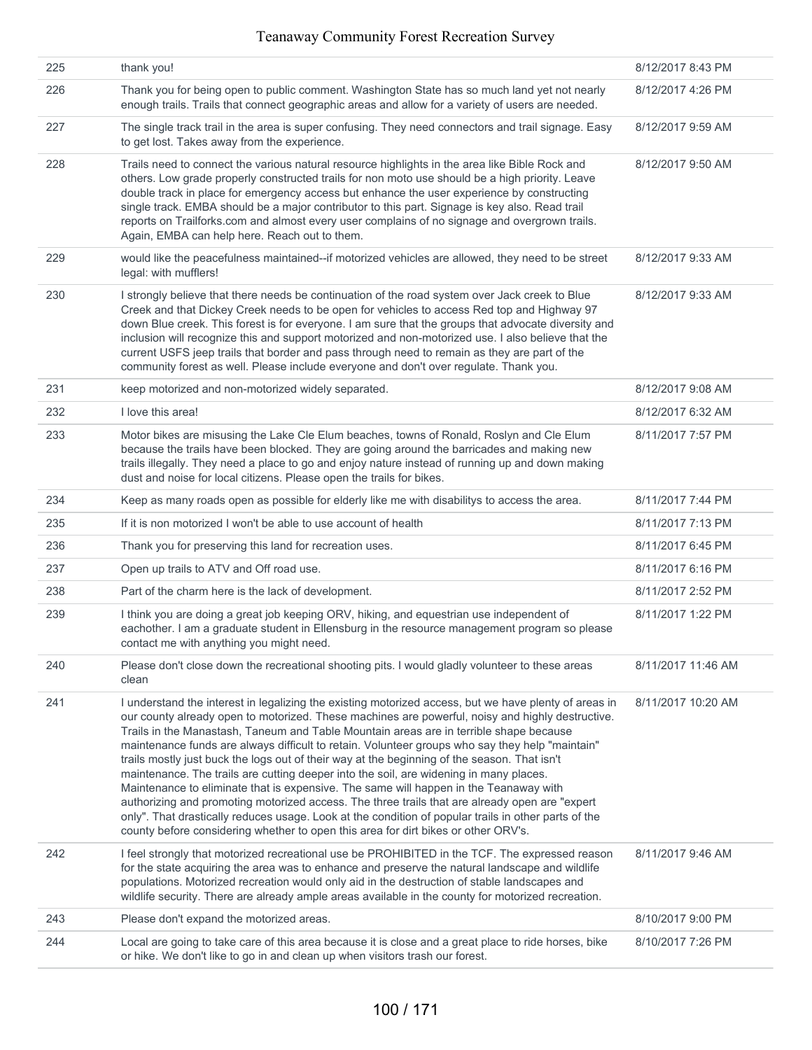| | | |
|---|---|---|
| 225 | thank you! | 8/12/2017 8:43 PM |
| 226 | Thank you for being open to public comment. Washington State has so much land yet not nearly enough trails. Trails that connect geographic areas and allow for a variety of users are needed. | 8/12/2017 4:26 PM |
| 227 | The single track trail in the area is super confusing. They need connectors and trail signage. Easy to get lost. Takes away from the experience. | 8/12/2017 9:59 AM |
| 228 | Trails need to connect the various natural resource highlights in the area like Bible Rock and others. Low grade properly constructed trails for non moto use should be a high priority. Leave double track in place for emergency access but enhance the user experience by constructing single track. EMBA should be a major contributor to this part. Signage is key also. Read trail reports on Trailforks.com and almost every user complains of no signage and overgrown trails. Again, EMBA can help here. Reach out to them. | 8/12/2017 9:50 AM |
| 229 | would like the peacefulness maintained--if motorized vehicles are allowed, they need to be street legal: with mufflers! | 8/12/2017 9:33 AM |
| 230 | I strongly believe that there needs be continuation of the road system over Jack creek to Blue Creek and that Dickey Creek needs to be open for vehicles to access Red top and Highway 97 down Blue creek. This forest is for everyone. I am sure that the groups that advocate diversity and inclusion will recognize this and support motorized and non-motorized use. I also believe that the current USFS jeep trails that border and pass through need to remain as they are part of the community forest as well. Please include everyone and don't over regulate. Thank you. | 8/12/2017 9:33 AM |
| 231 | keep motorized and non-motorized widely separated. | 8/12/2017 9:08 AM |
| 232 | I love this area! | 8/12/2017 6:32 AM |
| 233 | Motor bikes are misusing the Lake Cle Elum beaches, towns of Ronald, Roslyn and Cle Elum because the trails have been blocked. They are going around the barricades and making new trails illegally. They need a place to go and enjoy nature instead of running up and down making dust and noise for local citizens. Please open the trails for bikes. | 8/11/2017 7:57 PM |
| 234 | Keep as many roads open as possible for elderly like me with disabilitys to access the area. | 8/11/2017 7:44 PM |
| 235 | If it is non motorized I won't be able to use account of health | 8/11/2017 7:13 PM |
| 236 | Thank you for preserving this land for recreation uses. | 8/11/2017 6:45 PM |
| 237 | Open up trails to ATV and Off road use. | 8/11/2017 6:16 PM |
| 238 | Part of the charm here is the lack of development. | 8/11/2017 2:52 PM |
| 239 | I think you are doing a great job keeping ORV, hiking, and equestrian use independent of eachother. I am a graduate student in Ellensburg in the resource management program so please contact me with anything you might need. | 8/11/2017 1:22 PM |
| 240 | Please don't close down the recreational shooting pits. I would gladly volunteer to these areas clean | 8/11/2017 11:46 AM |
| 241 | I understand the interest in legalizing the existing motorized access, but we have plenty of areas in our county already open to motorized. These machines are powerful, noisy and highly destructive. Trails in the Manastash, Taneum and Table Mountain areas are in terrible shape because maintenance funds are always difficult to retain. Volunteer groups who say they help "maintain" trails mostly just buck the logs out of their way at the beginning of the season. That isn't maintenance. The trails are cutting deeper into the soil, are widening in many places. Maintenance to eliminate that is expensive. The same will happen in the Teanaway with authorizing and promoting motorized access. The three trails that are already open are "expert only". That drastically reduces usage. Look at the condition of popular trails in other parts of the county before considering whether to open this area for dirt bikes or other ORV's. | 8/11/2017 10:20 AM |
| 242 | I feel strongly that motorized recreational use be PROHIBITED in the TCF. The expressed reason for the state acquiring the area was to enhance and preserve the natural landscape and wildlife populations. Motorized recreation would only aid in the destruction of stable landscapes and wildlife security. There are already ample areas available in the county for motorized recreation. | 8/11/2017 9:46 AM |
| 243 | Please don't expand the motorized areas. | 8/10/2017 9:00 PM |
| 244 | Local are going to take care of this area because it is close and a great place to ride horses, bike or hike. We don't like to go in and clean up when visitors trash our forest. | 8/10/2017 7:26 PM |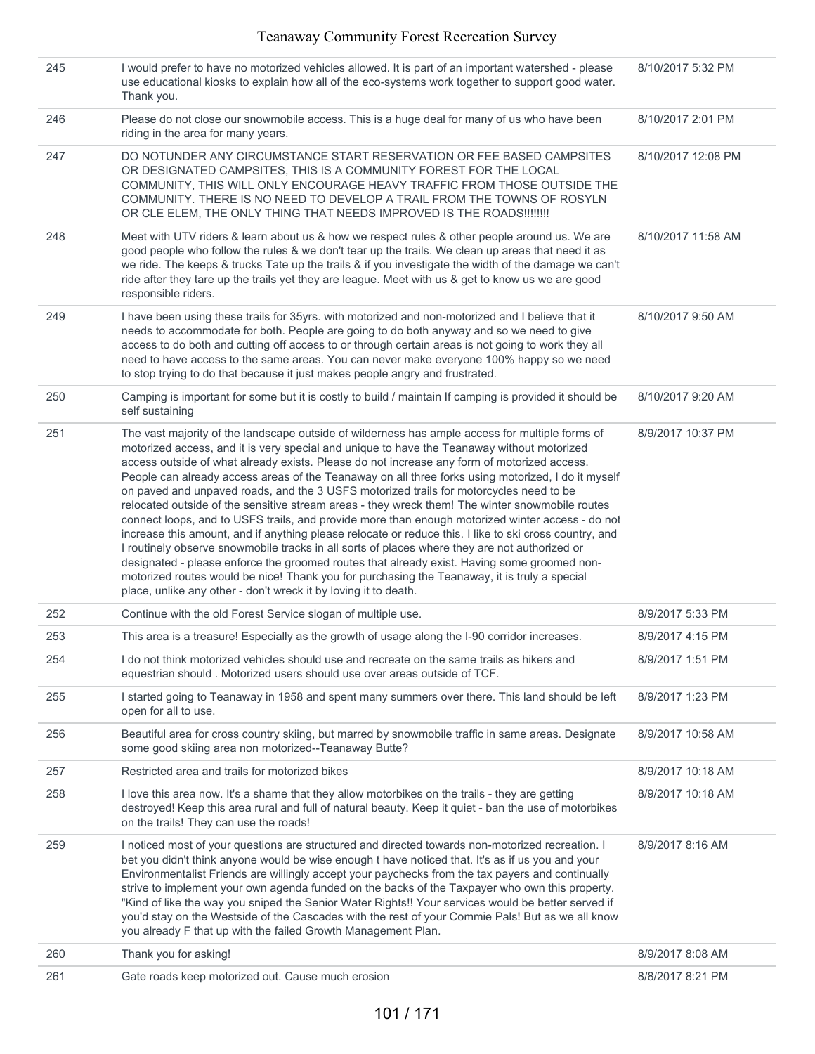| | | |
|---|---|---|
| 245 | I would prefer to have no motorized vehicles allowed. It is part of an important watershed - please use educational kiosks to explain how all of the eco-systems work together to support good water. Thank you. | 8/10/2017 5:32 PM |
| 246 | Please do not close our snowmobile access. This is a huge deal for many of us who have been riding in the area for many years. | 8/10/2017 2:01 PM |
| 247 | DO NOTUNDER ANY CIRCUMSTANCE START RESERVATION OR FEE BASED CAMPSITES OR DESIGNATED CAMPSITES, THIS IS A COMMUNITY FOREST FOR THE LOCAL COMMUNITY, THIS WILL ONLY ENCOURAGE HEAVY TRAFFIC FROM THOSE OUTSIDE THE COMMUNITY. THERE IS NO NEED TO DEVELOP A TRAIL FROM THE TOWNS OF ROSYLN OR CLE ELEM, THE ONLY THING THAT NEEDS IMPROVED IS THE ROADS!!!!!!!! | 8/10/2017 12:08 PM |
| 248 | Meet with UTV riders & learn about us & how we respect rules & other people around us. We are good people who follow the rules & we don't tear up the trails. We clean up areas that need it as we ride. The keeps & trucks Tate up the trails & if you investigate the width of the damage we can't ride after they tare up the trails yet they are league. Meet with us & get to know us we are good responsible riders. | 8/10/2017 11:58 AM |
| 249 | I have been using these trails for 35yrs. with motorized and non-motorized and I believe that it needs to accommodate for both. People are going to do both anyway and so we need to give access to do both and cutting off access to or through certain areas is not going to work they all need to have access to the same areas. You can never make everyone 100% happy so we need to stop trying to do that because it just makes people angry and frustrated. | 8/10/2017 9:50 AM |
| 250 | Camping is important for some but it is costly to build / maintain If camping is provided it should be self sustaining | 8/10/2017 9:20 AM |
| 251 | The vast majority of the landscape outside of wilderness has ample access for multiple forms of motorized access, and it is very special and unique to have the Teanaway without motorized access outside of what already exists. Please do not increase any form of motorized access. People can already access areas of the Teanaway on all three forks using motorized, I do it myself on paved and unpaved roads, and the 3 USFS motorized trails for motorcycles need to be relocated outside of the sensitive stream areas - they wreck them! The winter snowmobile routes connect loops, and to USFS trails, and provide more than enough motorized winter access - do not increase this amount, and if anything please relocate or reduce this. I like to ski cross country, and I routinely observe snowmobile tracks in all sorts of places where they are not authorized or designated - please enforce the groomed routes that already exist. Having some groomed non-motorized routes would be nice! Thank you for purchasing the Teanaway, it is truly a special place, unlike any other - don't wreck it by loving it to death. | 8/9/2017 10:37 PM |
| 252 | Continue with the old Forest Service slogan of multiple use. | 8/9/2017 5:33 PM |
| 253 | This area is a treasure! Especially as the growth of usage along the I-90 corridor increases. | 8/9/2017 4:15 PM |
| 254 | I do not think motorized vehicles should use and recreate on the same trails as hikers and equestrian should . Motorized users should use over areas outside of TCF. | 8/9/2017 1:51 PM |
| 255 | I started going to Teanaway in 1958 and spent many summers over there. This land should be left open for all to use. | 8/9/2017 1:23 PM |
| 256 | Beautiful area for cross country skiing, but marred by snowmobile traffic in same areas. Designate some good skiing area non motorized--Teanaway Butte? | 8/9/2017 10:58 AM |
| 257 | Restricted area and trails for motorized bikes | 8/9/2017 10:18 AM |
| 258 | I love this area now. It's a shame that they allow motorbikes on the trails - they are getting destroyed! Keep this area rural and full of natural beauty. Keep it quiet - ban the use of motorbikes on the trails! They can use the roads! | 8/9/2017 10:18 AM |
| 259 | I noticed most of your questions are structured and directed towards non-motorized recreation. I bet you didn't think anyone would be wise enough t have noticed that. It's as if us you and your Environmentalist Friends are willingly accept your paychecks from the tax payers and continually strive to implement your own agenda funded on the backs of the Taxpayer who own this property. "Kind of like the way you sniped the Senior Water Rights!! Your services would be better served if you'd stay on the Westside of the Cascades with the rest of your Commie Pals! But as we all know you already F that up with the failed Growth Management Plan. | 8/9/2017 8:16 AM |
| 260 | Thank you for asking! | 8/9/2017 8:08 AM |
| 261 | Gate roads keep motorized out. Cause much erosion | 8/8/2017 8:21 PM |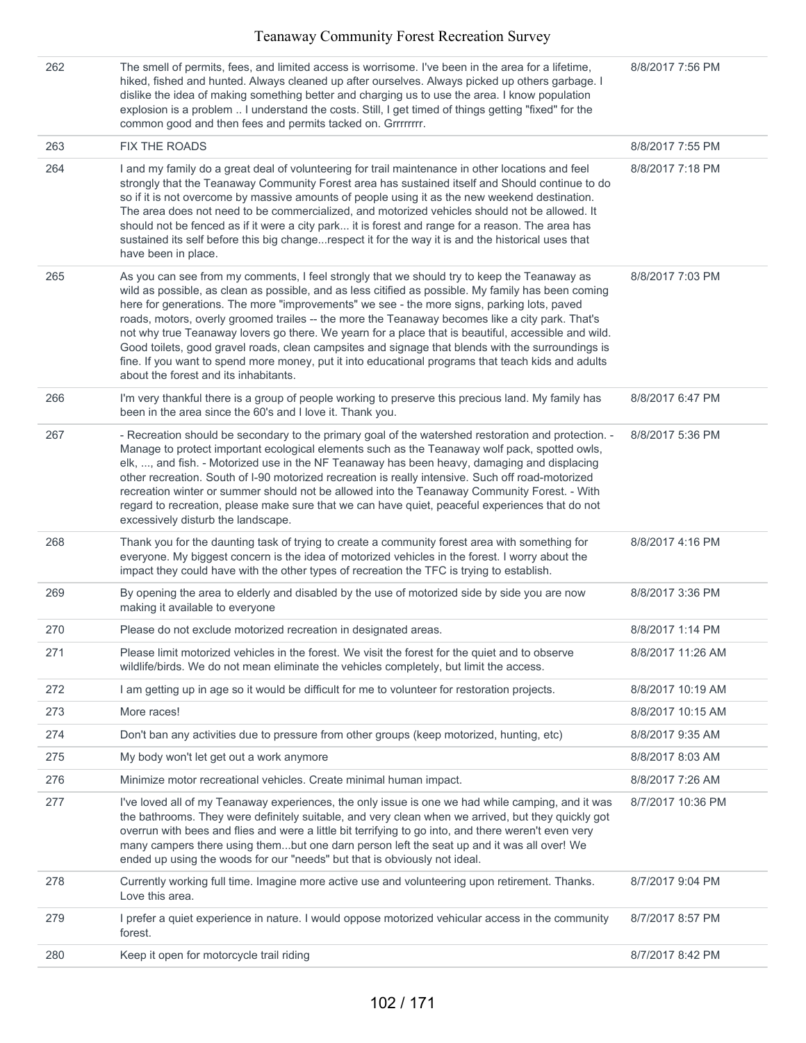| | | |
|---|---|---|
| 262 | The smell of permits, fees, and limited access is worrisome. I've been in the area for a lifetime, hiked, fished and hunted. Always cleaned up after ourselves. Always picked up others garbage. I dislike the idea of making something better and charging us to use the area. I know population explosion is a problem .. I understand the costs. Still, I get timed of things getting "fixed" for the common good and then fees and permits tacked on. Grrrrrrrr. | 8/8/2017 7:56 PM |
| 263 | FIX THE ROADS | 8/8/2017 7:55 PM |
| 264 | I and my family do a great deal of volunteering for trail maintenance in other locations and feel strongly that the Teanaway Community Forest area has sustained itself and Should continue to do so if it is not overcome by massive amounts of people using it as the new weekend destination. The area does not need to be commercialized, and motorized vehicles should not be allowed. It should not be fenced as if it were a city park... it is forest and range for a reason. The area has sustained its self before this big change...respect it for the way it is and the historical uses that have been in place. | 8/8/2017 7:18 PM |
| 265 | As you can see from my comments, I feel strongly that we should try to keep the Teanaway as wild as possible, as clean as possible, and as less citified as possible. My family has been coming here for generations. The more "improvements" we see - the more signs, parking lots, paved roads, motors, overly groomed trails -- the more the Teanaway becomes like a city park. That's not why true Teanaway lovers go there. We yearn for a place that is beautiful, accessible and wild. Good toilets, good gravel roads, clean campsites and signage that blends with the surroundings is fine. If you want to spend more money, put it into educational programs that teach kids and adults about the forest and its inhabitants. | 8/8/2017 7:03 PM |
| 266 | I'm very thankful there is a group of people working to preserve this precious land. My family has been in the area since the 60's and I love it. Thank you. | 8/8/2017 6:47 PM |
| 267 | - Recreation should be secondary to the primary goal of the watershed restoration and protection. - Manage to protect important ecological elements such as the Teanaway wolf pack, spotted owls, elk, ..., and fish. - Motorized use in the NF Teanaway has been heavy, damaging and displacing other recreation. South of I-90 motorized recreation is really intensive. Such off road-motorized recreation winter or summer should not be allowed into the Teanaway Community Forest. - With regard to recreation, please make sure that we can have quiet, peaceful experiences that do not excessively disturb the landscape. | 8/8/2017 5:36 PM |
| 268 | Thank you for the daunting task of trying to create a community forest area with something for everyone. My biggest concern is the idea of motorized vehicles in the forest. I worry about the impact they could have with the other types of recreation the TFC is trying to establish. | 8/8/2017 4:16 PM |
| 269 | By opening the area to elderly and disabled by the use of motorized side by side you are now making it available to everyone | 8/8/2017 3:36 PM |
| 270 | Please do not exclude motorized recreation in designated areas. | 8/8/2017 1:14 PM |
| 271 | Please limit motorized vehicles in the forest. We visit the forest for the quiet and to observe wildlife/birds. We do not mean eliminate the vehicles completely, but limit the access. | 8/8/2017 11:26 AM |
| 272 | I am getting up in age so it would be difficult for me to volunteer for restoration projects. | 8/8/2017 10:19 AM |
| 273 | More races! | 8/8/2017 10:15 AM |
| 274 | Don't ban any activities due to pressure from other groups (keep motorized, hunting, etc) | 8/8/2017 9:35 AM |
| 275 | My body won't let get out a work anymore | 8/8/2017 8:03 AM |
| 276 | Minimize motor recreational vehicles. Create minimal human impact. | 8/8/2017 7:26 AM |
| 277 | I've loved all of my Teanaway experiences, the only issue is one we had while camping, and it was the bathrooms. They were definitely suitable, and very clean when we arrived, but they quickly got overrun with bees and flies and were a little bit terrifying to go into, and there weren't even very many campers there using them...but one darn person left the seat up and it was all over! We ended up using the woods for our "needs" but that is obviously not ideal. | 8/7/2017 10:36 PM |
| 278 | Currently working full time. Imagine more active use and volunteering upon retirement. Thanks. Love this area. | 8/7/2017 9:04 PM |
| 279 | I prefer a quiet experience in nature. I would oppose motorized vehicular access in the community forest. | 8/7/2017 8:57 PM |
| 280 | Keep it open for motorcycle trail riding | 8/7/2017 8:42 PM |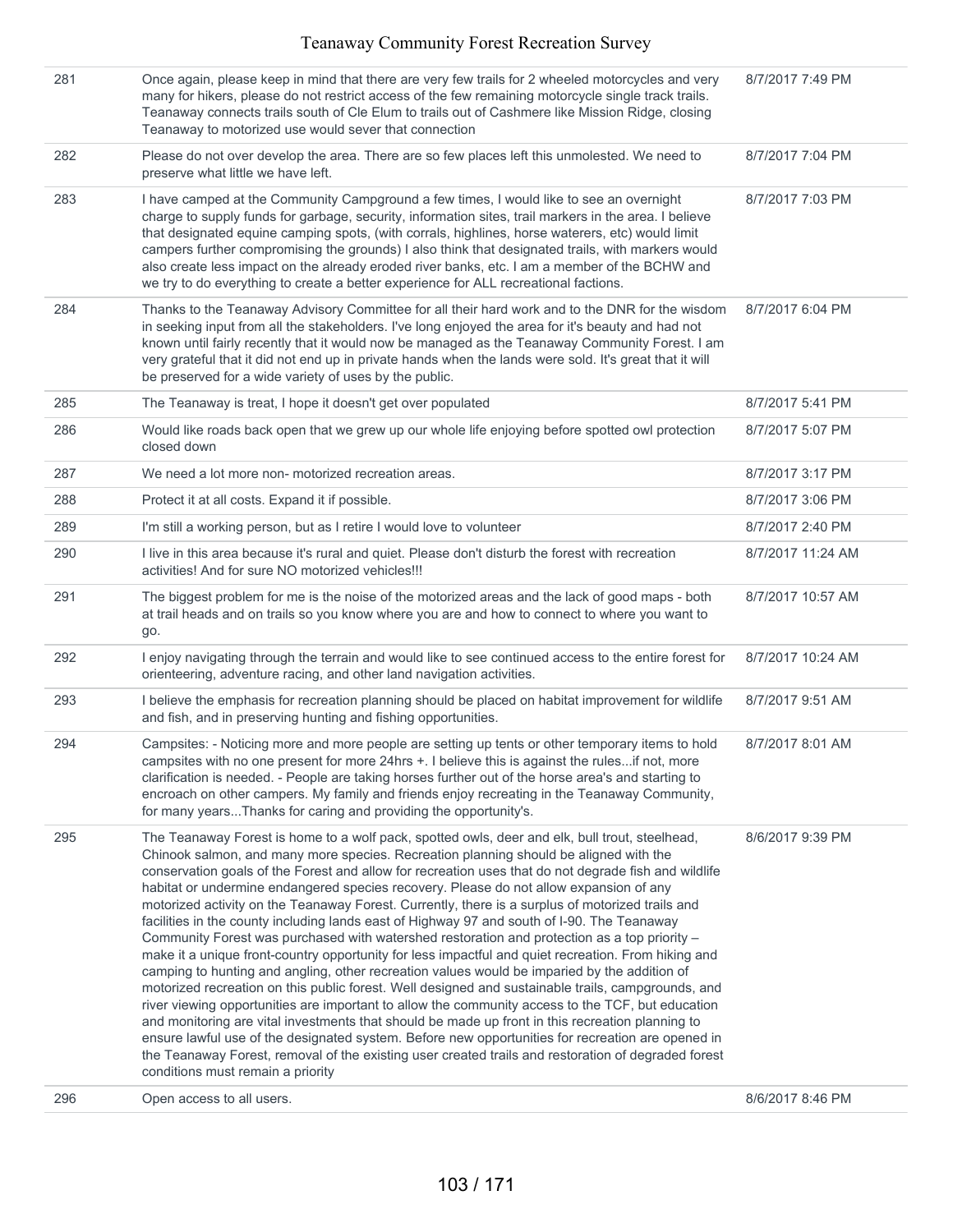| | | |
|---|---|---|
| 281 | Once again, please keep in mind that there are very few trails for 2 wheeled motorcycles and very many for hikers, please do not restrict access of the few remaining motorcycle single track trails. Teanaway connects trails south of Cle Elum to trails out of Cashmere like Mission Ridge, closing Teanaway to motorized use would sever that connection | 8/7/2017 7:49 PM |
| 282 | Please do not over develop the area. There are so few places left this unmolested. We need to preserve what little we have left. | 8/7/2017 7:04 PM |
| 283 | I have camped at the Community Campground a few times, I would like to see an overnight charge to supply funds for garbage, security, information sites, trail markers in the area. I believe that designated equine camping spots, (with corrals, highlines, horse waterers, etc) would limit campers further compromising the grounds) I also think that designated trails, with markers would also create less impact on the already eroded river banks, etc. I am a member of the BCHW and we try to do everything to create a better experience for ALL recreational factions. | 8/7/2017 7:03 PM |
| 284 | Thanks to the Teanaway Advisory Committee for all their hard work and to the DNR for the wisdom in seeking input from all the stakeholders. I've long enjoyed the area for it's beauty and had not known until fairly recently that it would now be managed as the Teanaway Community Forest. I am very grateful that it did not end up in private hands when the lands were sold. It's great that it will be preserved for a wide variety of uses by the public. | 8/7/2017 6:04 PM |
| 285 | The Teanaway is treat, I hope it doesn't get over populated | 8/7/2017 5:41 PM |
| 286 | Would like roads back open that we grew up our whole life enjoying before spotted owl protection closed down | 8/7/2017 5:07 PM |
| 287 | We need a lot more non- motorized recreation areas. | 8/7/2017 3:17 PM |
| 288 | Protect it at all costs. Expand it if possible. | 8/7/2017 3:06 PM |
| 289 | I'm still a working person, but as I retire I would love to volunteer | 8/7/2017 2:40 PM |
| 290 | I live in this area because it's rural and quiet. Please don't disturb the forest with recreation activities! And for sure NO motorized vehicles!!! | 8/7/2017 11:24 AM |
| 291 | The biggest problem for me is the noise of the motorized areas and the lack of good maps - both at trail heads and on trails so you know where you are and how to connect to where you want to go. | 8/7/2017 10:57 AM |
| 292 | I enjoy navigating through the terrain and would like to see continued access to the entire forest for orienteering, adventure racing, and other land navigation activities. | 8/7/2017 10:24 AM |
| 293 | I believe the emphasis for recreation planning should be placed on habitat improvement for wildlife and fish, and in preserving hunting and fishing opportunities. | 8/7/2017 9:51 AM |
| 294 | Campsites: - Noticing more and more people are setting up tents or other temporary items to hold campsites with no one present for more 24hrs +. I believe this is against the rules...if not, more clarification is needed. - People are taking horses further out of the horse area's and starting to encroach on other campers. My family and friends enjoy recreating in the Teanaway Community, for many years...Thanks for caring and providing the opportunity's. | 8/7/2017 8:01 AM |
| 295 | The Teanaway Forest is home to a wolf pack, spotted owls, deer and elk, bull trout, steelhead, Chinook salmon, and many more species. Recreation planning should be aligned with the conservation goals of the Forest and allow for recreation uses that do not degrade fish and wildlife habitat or undermine endangered species recovery. Please do not allow expansion of any motorized activity on the Teanaway Forest. Currently, there is a surplus of motorized trails and facilities in the county including lands east of Highway 97 and south of I-90. The Teanaway Community Forest was purchased with watershed restoration and protection as a top priority – make it a unique front-country opportunity for less impactful and quiet recreation. From hiking and camping to hunting and angling, other recreation values would be imparied by the addition of motorized recreation on this public forest. Well designed and sustainable trails, campgrounds, and river viewing opportunities are important to allow the community access to the TCF, but education and monitoring are vital investments that should be made up front in this recreation planning to ensure lawful use of the designated system. Before new opportunities for recreation are opened in the Teanaway Forest, removal of the existing user created trails and restoration of degraded forest conditions must remain a priority | 8/6/2017 9:39 PM |
| 296 | Open access to all users. | 8/6/2017 8:46 PM |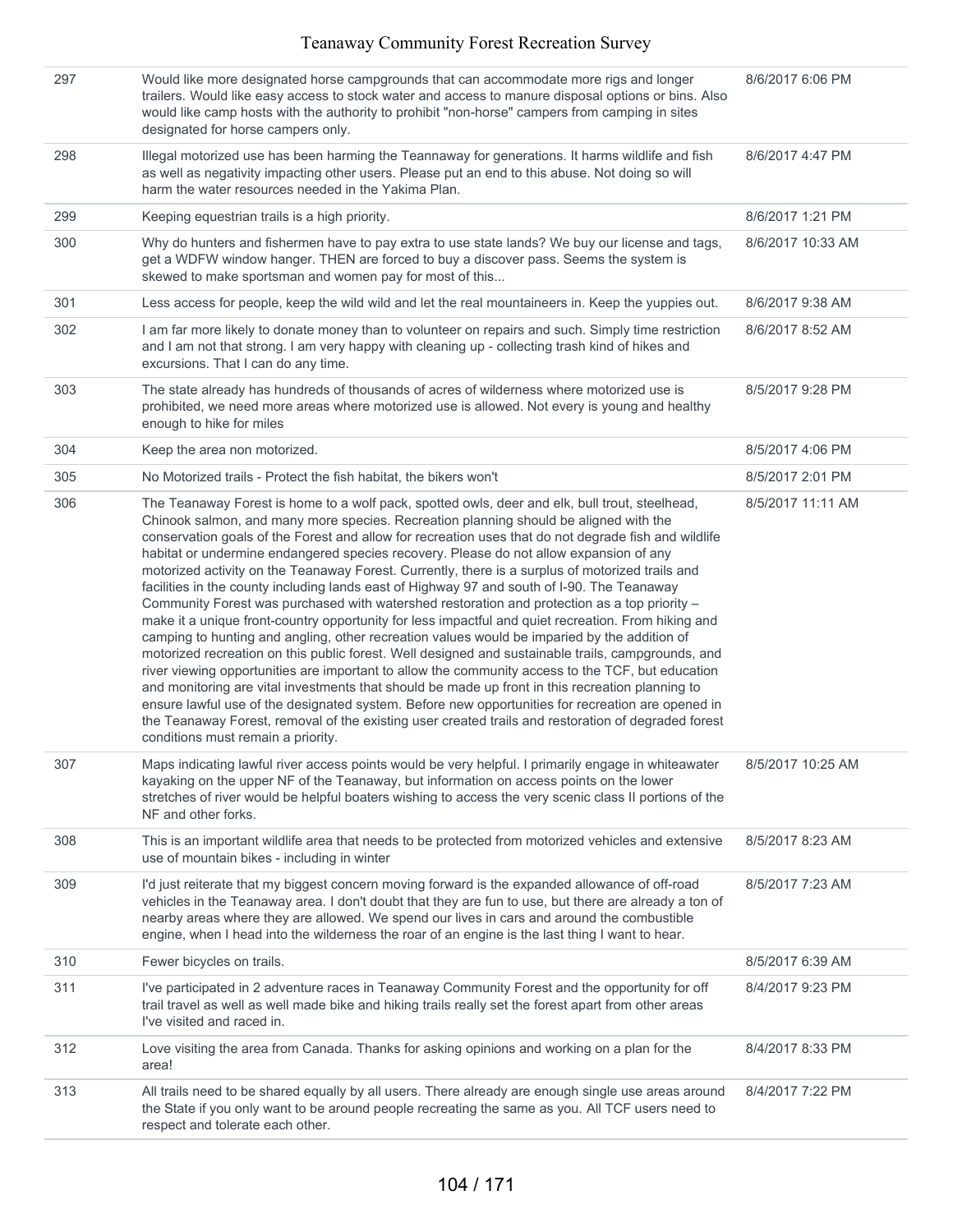| | | |
|---|---|---|
| 297 | Would like more designated horse campgrounds that can accommodate more rigs and longer trailers. Would like easy access to stock water and access to manure disposal options or bins. Also would like camp hosts with the authority to prohibit "non-horse" campers from camping in sites designated for horse campers only. | 8/6/2017 6:06 PM |
| 298 | Illegal motorized use has been harming the Teannaway for generations. It harms wildlife and fish as well as negativity impacting other users. Please put an end to this abuse. Not doing so will harm the water resources needed in the Yakima Plan. | 8/6/2017 4:47 PM |
| 299 | Keeping equestrian trails is a high priority. | 8/6/2017 1:21 PM |
| 300 | Why do hunters and fishermen have to pay extra to use state lands? We buy our license and tags, get a WDFW window hanger. THEN are forced to buy a discover pass. Seems the system is skewed to make sportsman and women pay for most of this... | 8/6/2017 10:33 AM |
| 301 | Less access for people, keep the wild wild and let the real mountaineers in. Keep the yuppies out. | 8/6/2017 9:38 AM |
| 302 | I am far more likely to donate money than to volunteer on repairs and such. Simply time restriction and I am not that strong. I am very happy with cleaning up - collecting trash kind of hikes and excursions. That I can do any time. | 8/6/2017 8:52 AM |
| 303 | The state already has hundreds of thousands of acres of wilderness where motorized use is prohibited, we need more areas where motorized use is allowed. Not every is young and healthy enough to hike for miles | 8/5/2017 9:28 PM |
| 304 | Keep the area non motorized. | 8/5/2017 4:06 PM |
| 305 | No Motorized trails - Protect the fish habitat, the bikers won't | 8/5/2017 2:01 PM |
| 306 | The Teanaway Forest is home to a wolf pack, spotted owls, deer and elk, bull trout, steelhead, Chinook salmon, and many more species. Recreation planning should be aligned with the conservation goals of the Forest and allow for recreation uses that do not degrade fish and wildlife habitat or undermine endangered species recovery. Please do not allow expansion of any motorized activity on the Teanaway Forest. Currently, there is a surplus of motorized trails and facilities in the county including lands east of Highway 97 and south of I-90. The Teanaway Community Forest was purchased with watershed restoration and protection as a top priority – make it a unique front-country opportunity for less impactful and quiet recreation. From hiking and camping to hunting and angling, other recreation values would be imparied by the addition of motorized recreation on this public forest. Well designed and sustainable trails, campgrounds, and river viewing opportunities are important to allow the community access to the TCF, but education and monitoring are vital investments that should be made up front in this recreation planning to ensure lawful use of the designated system. Before new opportunities for recreation are opened in the Teanaway Forest, removal of the existing user created trails and restoration of degraded forest conditions must remain a priority. | 8/5/2017 11:11 AM |
| 307 | Maps indicating lawful river access points would be very helpful. I primarily engage in whiteawater kayaking on the upper NF of the Teanaway, but information on access points on the lower stretches of river would be helpful boaters wishing to access the very scenic class II portions of the NF and other forks. | 8/5/2017 10:25 AM |
| 308 | This is an important wildlife area that needs to be protected from motorized vehicles and extensive use of mountain bikes - including in winter | 8/5/2017 8:23 AM |
| 309 | I'd just reiterate that my biggest concern moving forward is the expanded allowance of off-road vehicles in the Teanaway area. I don't doubt that they are fun to use, but there are already a ton of nearby areas where they are allowed. We spend our lives in cars and around the combustible engine, when I head into the wilderness the roar of an engine is the last thing I want to hear. | 8/5/2017 7:23 AM |
| 310 | Fewer bicycles on trails. | 8/5/2017 6:39 AM |
| 311 | I've participated in 2 adventure races in Teanaway Community Forest and the opportunity for off trail travel as well as well made bike and hiking trails really set the forest apart from other areas I've visited and raced in. | 8/4/2017 9:23 PM |
| 312 | Love visiting the area from Canada. Thanks for asking opinions and working on a plan for the area! | 8/4/2017 8:33 PM |
| 313 | All trails need to be shared equally by all users. There already are enough single use areas around the State if you only want to be around people recreating the same as you. All TCF users need to respect and tolerate each other. | 8/4/2017 7:22 PM |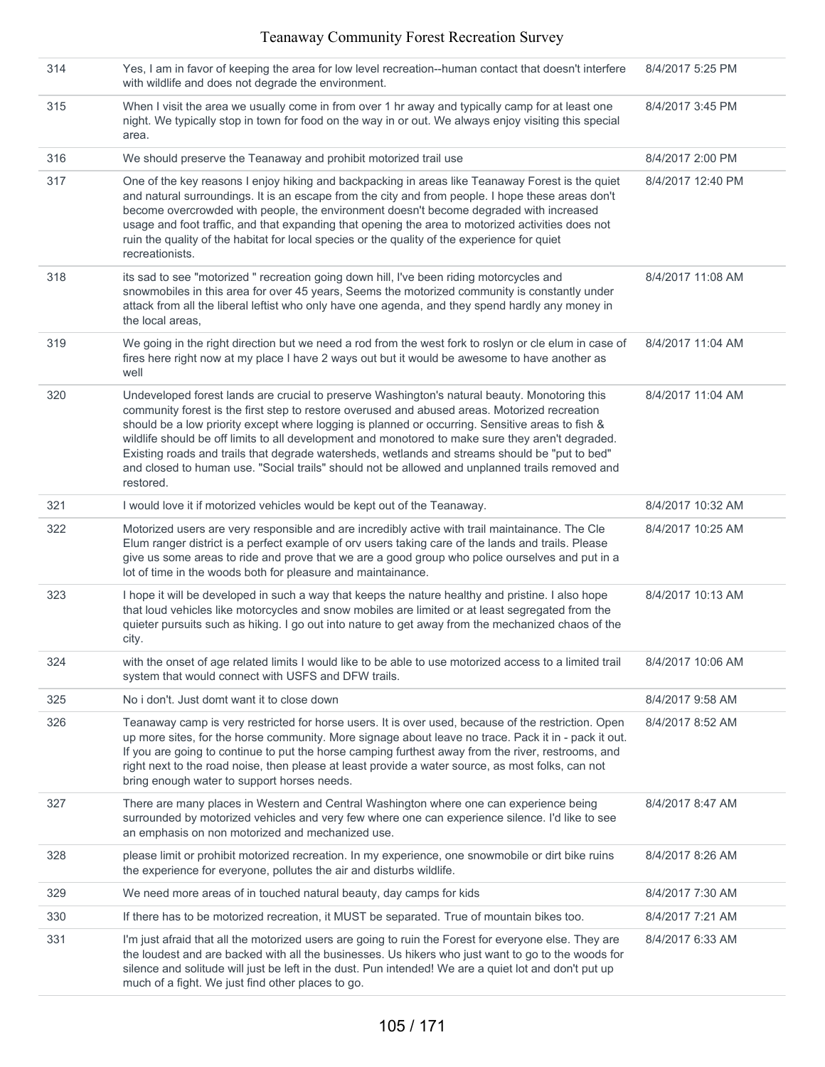| | | |
|---|---|---|
| 314 | Yes, I am in favor of keeping the area for low level recreation--human contact that doesn't interfere with wildlife and does not degrade the environment. | 8/4/2017 5:25 PM |
| 315 | When I visit the area we usually come in from over 1 hr away and typically camp for at least one night. We typically stop in town for food on the way in or out. We always enjoy visiting this special area. | 8/4/2017 3:45 PM |
| 316 | We should preserve the Teanaway and prohibit motorized trail use | 8/4/2017 2:00 PM |
| 317 | One of the key reasons I enjoy hiking and backpacking in areas like Teanaway Forest is the quiet and natural surroundings. It is an escape from the city and from people. I hope these areas don't become overcrowded with people, the environment doesn't become degraded with increased usage and foot traffic, and that expanding that opening the area to motorized activities does not ruin the quality of the habitat for local species or the quality of the experience for quiet recreationists. | 8/4/2017 12:40 PM |
| 318 | its sad to see "motorized " recreation going down hill, I've been riding motorcycles and snowmobiles in this area for over 45 years, Seems the motorized community is constantly under attack from all the liberal leftist who only have one agenda, and they spend hardly any money in the local areas, | 8/4/2017 11:08 AM |
| 319 | We going in the right direction but we need a rod from the west fork to roslyn or cle elum in case of fires here right now at my place I have 2 ways out but it would be awesome to have another as well | 8/4/2017 11:04 AM |
| 320 | Undeveloped forest lands are crucial to preserve Washington's natural beauty. Monotoring this community forest is the first step to restore overused and abused areas. Motorized recreation should be a low priority except where logging is planned or occurring. Sensitive areas to fish & wildlife should be off limits to all development and monotored to make sure they aren't degraded. Existing roads and trails that degrade watersheds, wetlands and streams should be "put to bed" and closed to human use. "Social trails" should not be allowed and unplanned trails removed and restored. | 8/4/2017 11:04 AM |
| 321 | I would love it if motorized vehicles would be kept out of the Teanaway. | 8/4/2017 10:32 AM |
| 322 | Motorized users are very responsible and are incredibly active with trail maintainance. The Cle Elum ranger district is a perfect example of orv users taking care of the lands and trails. Please give us some areas to ride and prove that we are a good group who police ourselves and put in a lot of time in the woods both for pleasure and maintainance. | 8/4/2017 10:25 AM |
| 323 | I hope it will be developed in such a way that keeps the nature healthy and pristine. I also hope that loud vehicles like motorcycles and snow mobiles are limited or at least segregated from the quieter pursuits such as hiking. I go out into nature to get away from the mechanized chaos of the city. | 8/4/2017 10:13 AM |
| 324 | with the onset of age related limits I would like to be able to use motorized access to a limited trail system that would connect with USFS and DFW trails. | 8/4/2017 10:06 AM |
| 325 | No i don't. Just domt want it to close down | 8/4/2017 9:58 AM |
| 326 | Teanaway camp is very restricted for horse users. It is over used, because of the restriction. Open up more sites, for the horse community. More signage about leave no trace. Pack it in - pack it out. If you are going to continue to put the horse camping furthest away from the river, restrooms, and right next to the road noise, then please at least provide a water source, as most folks, can not bring enough water to support horses needs. | 8/4/2017 8:52 AM |
| 327 | There are many places in Western and Central Washington where one can experience being surrounded by motorized vehicles and very few where one can experience silence. I'd like to see an emphasis on non motorized and mechanized use. | 8/4/2017 8:47 AM |
| 328 | please limit or prohibit motorized recreation. In my experience, one snowmobile or dirt bike ruins the experience for everyone, pollutes the air and disturbs wildlife. | 8/4/2017 8:26 AM |
| 329 | We need more areas of in touched natural beauty, day camps for kids | 8/4/2017 7:30 AM |
| 330 | If there has to be motorized recreation, it MUST be separated. True of mountain bikes too. | 8/4/2017 7:21 AM |
| 331 | I'm just afraid that all the motorized users are going to ruin the Forest for everyone else. They are the loudest and are backed with all the businesses. Us hikers who just want to go to the woods for silence and solitude will just be left in the dust. Pun intended! We are a quiet lot and don't put up much of a fight. We just find other places to go. | 8/4/2017 6:33 AM |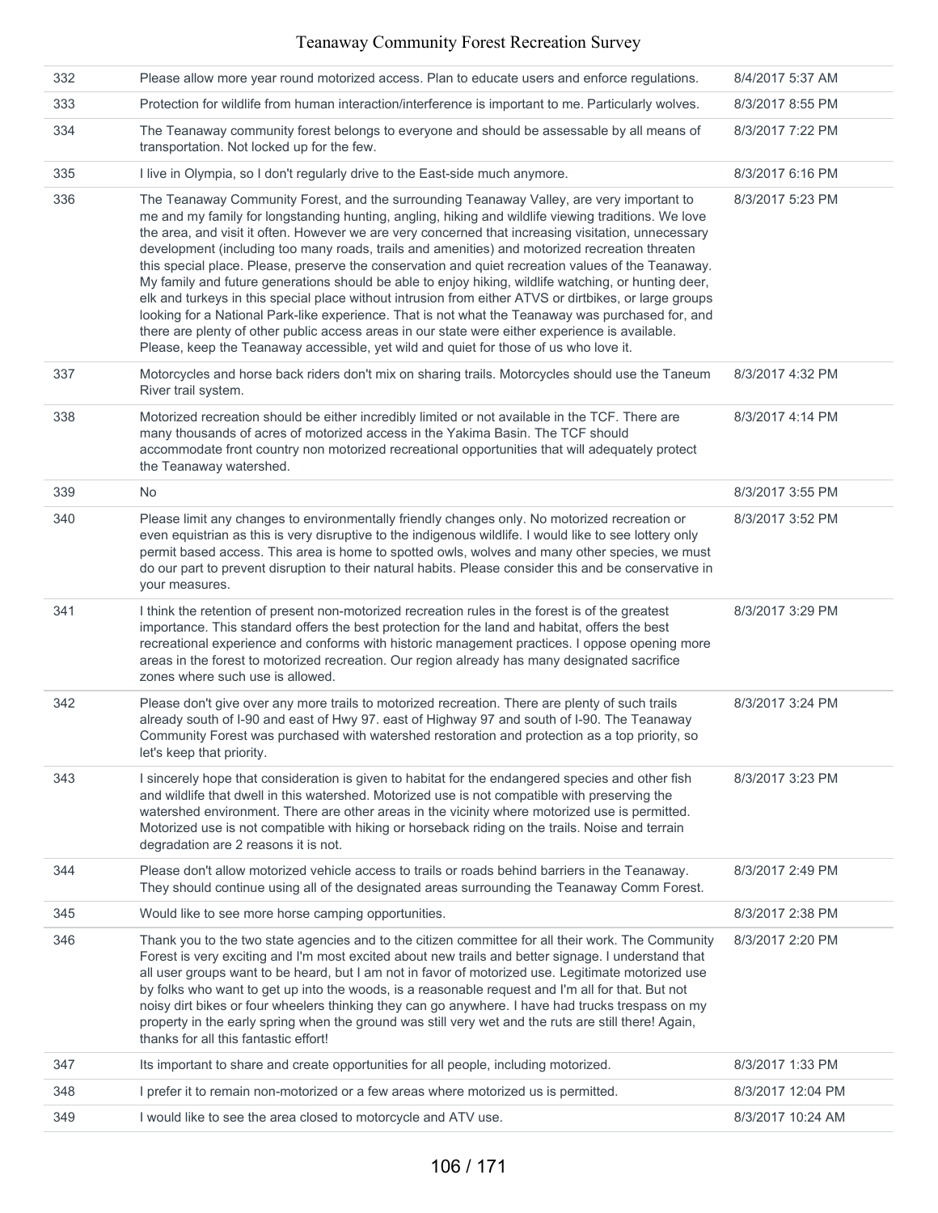| | | |
|---|---|---|
| 332 | Please allow more year round motorized access. Plan to educate users and enforce regulations. | 8/4/2017 5:37 AM |
| 333 | Protection for wildlife from human interaction/interference is important to me. Particularly wolves. | 8/3/2017 8:55 PM |
| 334 | The Teanaway community forest belongs to everyone and should be assessable by all means of transportation. Not locked up for the few. | 8/3/2017 7:22 PM |
| 335 | I live in Olympia, so I don't regularly drive to the East-side much anymore. | 8/3/2017 6:16 PM |
| 336 | The Teanaway Community Forest, and the surrounding Teanaway Valley, are very important to me and my family for longstanding hunting, angling, hiking and wildlife viewing traditions. We love the area, and visit it often. However we are very concerned that increasing visitation, unnecessary development (including too many roads, trails and amenities) and motorized recreation threaten this special place. Please, preserve the conservation and quiet recreation values of the Teanaway. My family and future generations should be able to enjoy hiking, wildlife watching, or hunting deer, elk and turkeys in this special place without intrusion from either ATVS or dirtbikes, or large groups looking for a National Park-like experience. That is not what the Teanaway was purchased for, and there are plenty of other public access areas in our state were either experience is available. Please, keep the Teanaway accessible, yet wild and quiet for those of us who love it. | 8/3/2017 5:23 PM |
| 337 | Motorcycles and horse back riders don't mix on sharing trails. Motorcycles should use the Taneum River trail system. | 8/3/2017 4:32 PM |
| 338 | Motorized recreation should be either incredibly limited or not available in the TCF. There are many thousands of acres of motorized access in the Yakima Basin. The TCF should accommodate front country non motorized recreational opportunities that will adequately protect the Teanaway watershed. | 8/3/2017 4:14 PM |
| 339 | No | 8/3/2017 3:55 PM |
| 340 | Please limit any changes to environmentally friendly changes only. No motorized recreation or even equistrian as this is very disruptive to the indigenous wildlife. I would like to see lottery only permit based access. This area is home to spotted owls, wolves and many other species, we must do our part to prevent disruption to their natural habits. Please consider this and be conservative in your measures. | 8/3/2017 3:52 PM |
| 341 | I think the retention of present non-motorized recreation rules in the forest is of the greatest importance. This standard offers the best protection for the land and habitat, offers the best recreational experience and conforms with historic management practices. I oppose opening more areas in the forest to motorized recreation. Our region already has many designated sacrifice zones where such use is allowed. | 8/3/2017 3:29 PM |
| 342 | Please don't give over any more trails to motorized recreation. There are plenty of such trails already south of I-90 and east of Hwy 97. east of Highway 97 and south of I-90. The Teanaway Community Forest was purchased with watershed restoration and protection as a top priority, so let's keep that priority. | 8/3/2017 3:24 PM |
| 343 | I sincerely hope that consideration is given to habitat for the endangered species and other fish and wildlife that dwell in this watershed. Motorized use is not compatible with preserving the watershed environment. There are other areas in the vicinity where motorized use is permitted. Motorized use is not compatible with hiking or horseback riding on the trails. Noise and terrain degradation are 2 reasons it is not. | 8/3/2017 3:23 PM |
| 344 | Please don't allow motorized vehicle access to trails or roads behind barriers in the Teanaway. They should continue using all of the designated areas surrounding the Teanaway Comm Forest. | 8/3/2017 2:49 PM |
| 345 | Would like to see more horse camping opportunities. | 8/3/2017 2:38 PM |
| 346 | Thank you to the two state agencies and to the citizen committee for all their work. The Community Forest is very exciting and I'm most excited about new trails and better signage. I understand that all user groups want to be heard, but I am not in favor of motorized use. Legitimate motorized use by folks who want to get up into the woods, is a reasonable request and I'm all for that. But not noisy dirt bikes or four wheelers thinking they can go anywhere. I have had trucks trespass on my property in the early spring when the ground was still very wet and the ruts are still there! Again, thanks for all this fantastic effort! | 8/3/2017 2:20 PM |
| 347 | Its important to share and create opportunities for all people, including motorized. | 8/3/2017 1:33 PM |
| 348 | I prefer it to remain non-motorized or a few areas where motorized us is permitted. | 8/3/2017 12:04 PM |
| 349 | I would like to see the area closed to motorcycle and ATV use. | 8/3/2017 10:24 AM |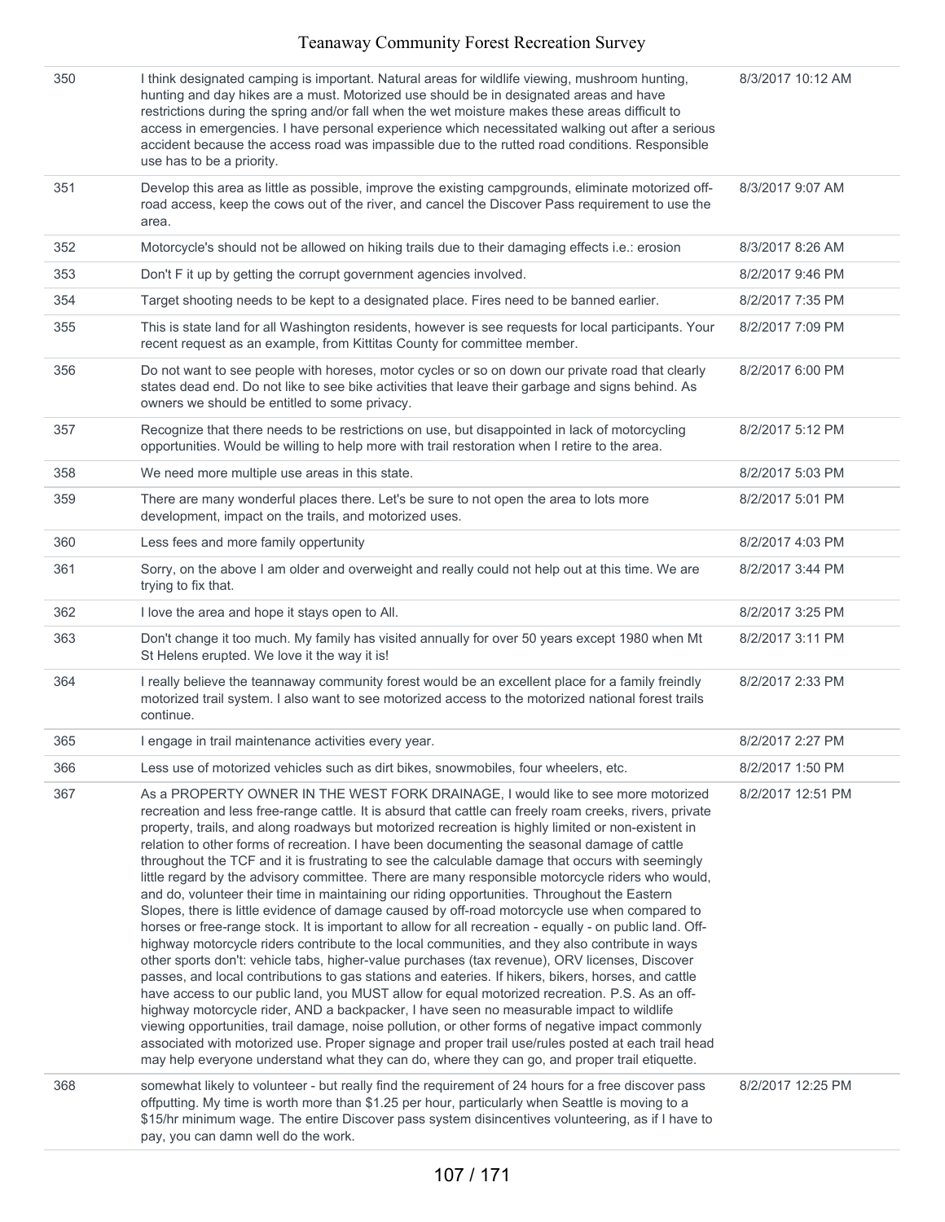| | | |
|---|---|---|
| 350 | I think designated camping is important. Natural areas for wildlife viewing, mushroom hunting, hunting and day hikes are a must. Motorized use should be in designated areas and have restrictions during the spring and/or fall when the wet moisture makes these areas difficult to access in emergencies. I have personal experience which necessitated walking out after a serious accident because the access road was impassible due to the rutted road conditions. Responsible use has to be a priority. | 8/3/2017 10:12 AM |
| 351 | Develop this area as little as possible, improve the existing campgrounds, eliminate motorized off-road access, keep the cows out of the river, and cancel the Discover Pass requirement to use the area. | 8/3/2017 9:07 AM |
| 352 | Motorcycle's should not be allowed on hiking trails due to their damaging effects i.e.: erosion | 8/3/2017 8:26 AM |
| 353 | Don't F it up by getting the corrupt government agencies involved. | 8/2/2017 9:46 PM |
| 354 | Target shooting needs to be kept to a designated place. Fires need to be banned earlier. | 8/2/2017 7:35 PM |
| 355 | This is state land for all Washington residents, however is see requests for local participants. Your recent request as an example, from Kittitas County for committee member. | 8/2/2017 7:09 PM |
| 356 | Do not want to see people with horeses, motor cycles or so on down our private road that clearly states dead end. Do not like to see bike activities that leave their garbage and signs behind. As owners we should be entitled to some privacy. | 8/2/2017 6:00 PM |
| 357 | Recognize that there needs to be restrictions on use, but disappointed in lack of motorcycling opportunities. Would be willing to help more with trail restoration when I retire to the area. | 8/2/2017 5:12 PM |
| 358 | We need more multiple use areas in this state. | 8/2/2017 5:03 PM |
| 359 | There are many wonderful places there. Let's be sure to not open the area to lots more development, impact on the trails, and motorized uses. | 8/2/2017 5:01 PM |
| 360 | Less fees and more family oppertunity | 8/2/2017 4:03 PM |
| 361 | Sorry, on the above I am older and overweight and really could not help out at this time. We are trying to fix that. | 8/2/2017 3:44 PM |
| 362 | I love the area and hope it stays open to All. | 8/2/2017 3:25 PM |
| 363 | Don't change it too much. My family has visited annually for over 50 years except 1980 when Mt St Helens erupted. We love it the way it is! | 8/2/2017 3:11 PM |
| 364 | I really believe the teannaway community forest would be an excellent place for a family freindly motorized trail system. I also want to see motorized access to the motorized national forest trails continue. | 8/2/2017 2:33 PM |
| 365 | I engage in trail maintenance activities every year. | 8/2/2017 2:27 PM |
| 366 | Less use of motorized vehicles such as dirt bikes, snowmobiles, four wheelers, etc. | 8/2/2017 1:50 PM |
| 367 | As a PROPERTY OWNER IN THE WEST FORK DRAINAGE, I would like to see more motorized recreation and less free-range cattle. It is absurd that cattle can freely roam creeks, rivers, private property, trails, and along roadways but motorized recreation is highly limited or non-existent in relation to other forms of recreation. I have been documenting the seasonal damage of cattle throughout the TCF and it is frustrating to see the calculable damage that occurs with seemingly little regard by the advisory committee. There are many responsible motorcycle riders who would, and do, volunteer their time in maintaining our riding opportunities. Throughout the Eastern Slopes, there is little evidence of damage caused by off-road motorcycle use when compared to horses or free-range stock. It is important to allow for all recreation - equally - on public land. Off-highway motorcycle riders contribute to the local communities, and they also contribute in ways other sports don't: vehicle tabs, higher-value purchases (tax revenue), ORV licenses, Discover passes, and local contributions to gas stations and eateries. If hikers, bikers, horses, and cattle have access to our public land, you MUST allow for equal motorized recreation. P.S. As an off-highway motorcycle rider, AND a backpacker, I have seen no measurable impact to wildlife viewing opportunities, trail damage, noise pollution, or other forms of negative impact commonly associated with motorized use. Proper signage and proper trail use/rules posted at each trail head may help everyone understand what they can do, where they can go, and proper trail etiquette. | 8/2/2017 12:51 PM |
| 368 | somewhat likely to volunteer - but really find the requirement of 24 hours for a free discover pass offputting. My time is worth more than $1.25 per hour, particularly when Seattle is moving to a $15/hr minimum wage. The entire Discover pass system disincentives volunteering, as if I have to pay, you can damn well do the work. | 8/2/2017 12:25 PM |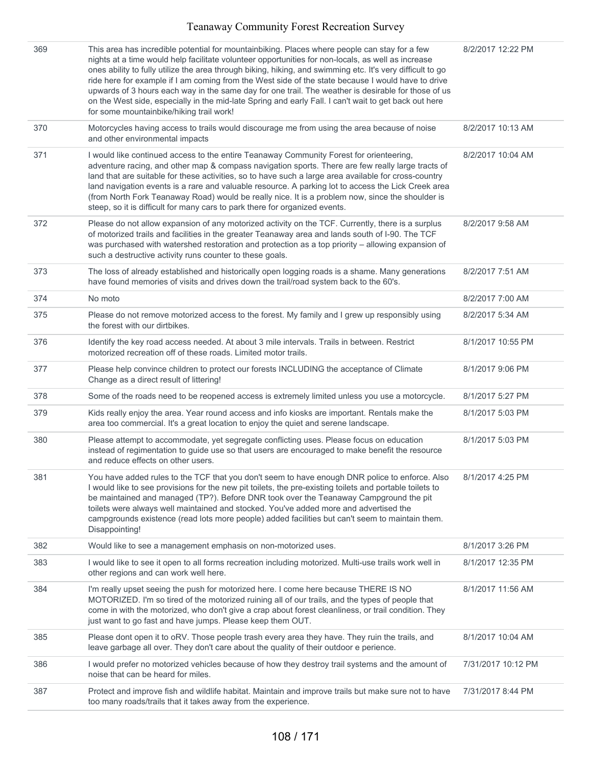| | | |
|---|---|---|
| 369 | This area has incredible potential for mountainbiking. Places where people can stay for a few nights at a time would help facilitate volunteer opportunities for non-locals, as well as increase ones ability to fully utilize the area through biking, hiking, and swimming etc. It's very difficult to go ride here for example if I am coming from the West side of the state because I would have to drive upwards of 3 hours each way in the same day for one trail. The weather is desirable for those of us on the West side, especially in the mid-late Spring and early Fall. I can't wait to get back out here for some mountainbike/hiking trail work! | 8/2/2017 12:22 PM |
| 370 | Motorcycles having access to trails would discourage me from using the area because of noise and other environmental impacts | 8/2/2017 10:13 AM |
| 371 | I would like continued access to the entire Teanaway Community Forest for orienteering, adventure racing, and other map & compass navigation sports. There are few really large tracts of land that are suitable for these activities, so to have such a large area available for cross-country land navigation events is a rare and valuable resource. A parking lot to access the Lick Creek area (from North Fork Teanaway Road) would be really nice. It is a problem now, since the shoulder is steep, so it is difficult for many cars to park there for organized events. | 8/2/2017 10:04 AM |
| 372 | Please do not allow expansion of any motorized activity on the TCF. Currently, there is a surplus of motorized trails and facilities in the greater Teanaway area and lands south of I-90. The TCF was purchased with watershed restoration and protection as a top priority – allowing expansion of such a destructive activity runs counter to these goals. | 8/2/2017 9:58 AM |
| 373 | The loss of already established and historically open logging roads is a shame. Many generations have found memories of visits and drives down the trail/road system back to the 60's. | 8/2/2017 7:51 AM |
| 374 | No moto | 8/2/2017 7:00 AM |
| 375 | Please do not remove motorized access to the forest. My family and I grew up responsibly using the forest with our dirtbikes. | 8/2/2017 5:34 AM |
| 376 | Identify the key road access needed. At about 3 mile intervals. Trails in between. Restrict motorized recreation off of these roads. Limited motor trails. | 8/1/2017 10:55 PM |
| 377 | Please help convince children to protect our forests INCLUDING the acceptance of Climate Change as a direct result of littering! | 8/1/2017 9:06 PM |
| 378 | Some of the roads need to be reopened access is extremely limited unless you use a motorcycle. | 8/1/2017 5:27 PM |
| 379 | Kids really enjoy the area. Year round access and info kiosks are important. Rentals make the area too commercial. It's a great location to enjoy the quiet and serene landscape. | 8/1/2017 5:03 PM |
| 380 | Please attempt to accommodate, yet segregate conflicting uses. Please focus on education instead of regimentation to guide use so that users are encouraged to make benefit the resource and reduce effects on other users. | 8/1/2017 5:03 PM |
| 381 | You have added rules to the TCF that you don't seem to have enough DNR police to enforce. Also I would like to see provisions for the new pit toilets, the pre-existing toilets and portable toilets to be maintained and managed (TP?). Before DNR took over the Teanaway Campground the pit toilets were always well maintained and stocked. You've added more and advertised the campgrounds existence (read lots more people) added facilities but can't seem to maintain them. Disappointing! | 8/1/2017 4:25 PM |
| 382 | Would like to see a management emphasis on non-motorized uses. | 8/1/2017 3:26 PM |
| 383 | I would like to see it open to all forms recreation including motorized. Multi-use trails work well in other regions and can work well here. | 8/1/2017 12:35 PM |
| 384 | I'm really upset seeing the push for motorized here. I come here because THERE IS NO MOTORIZED. I'm so tired of the motorized ruining all of our trails, and the types of people that come in with the motorized, who don't give a crap about forest cleanliness, or trail condition. They just want to go fast and have jumps. Please keep them OUT. | 8/1/2017 11:56 AM |
| 385 | Please dont open it to oRV. Those people trash every area they have. They ruin the trails, and leave garbage all over. They don't care about the quality of their outdoor e perience. | 8/1/2017 10:04 AM |
| 386 | I would prefer no motorized vehicles because of how they destroy trail systems and the amount of noise that can be heard for miles. | 7/31/2017 10:12 PM |
| 387 | Protect and improve fish and wildlife habitat. Maintain and improve trails but make sure not to have too many roads/trails that it takes away from the experience. | 7/31/2017 8:44 PM |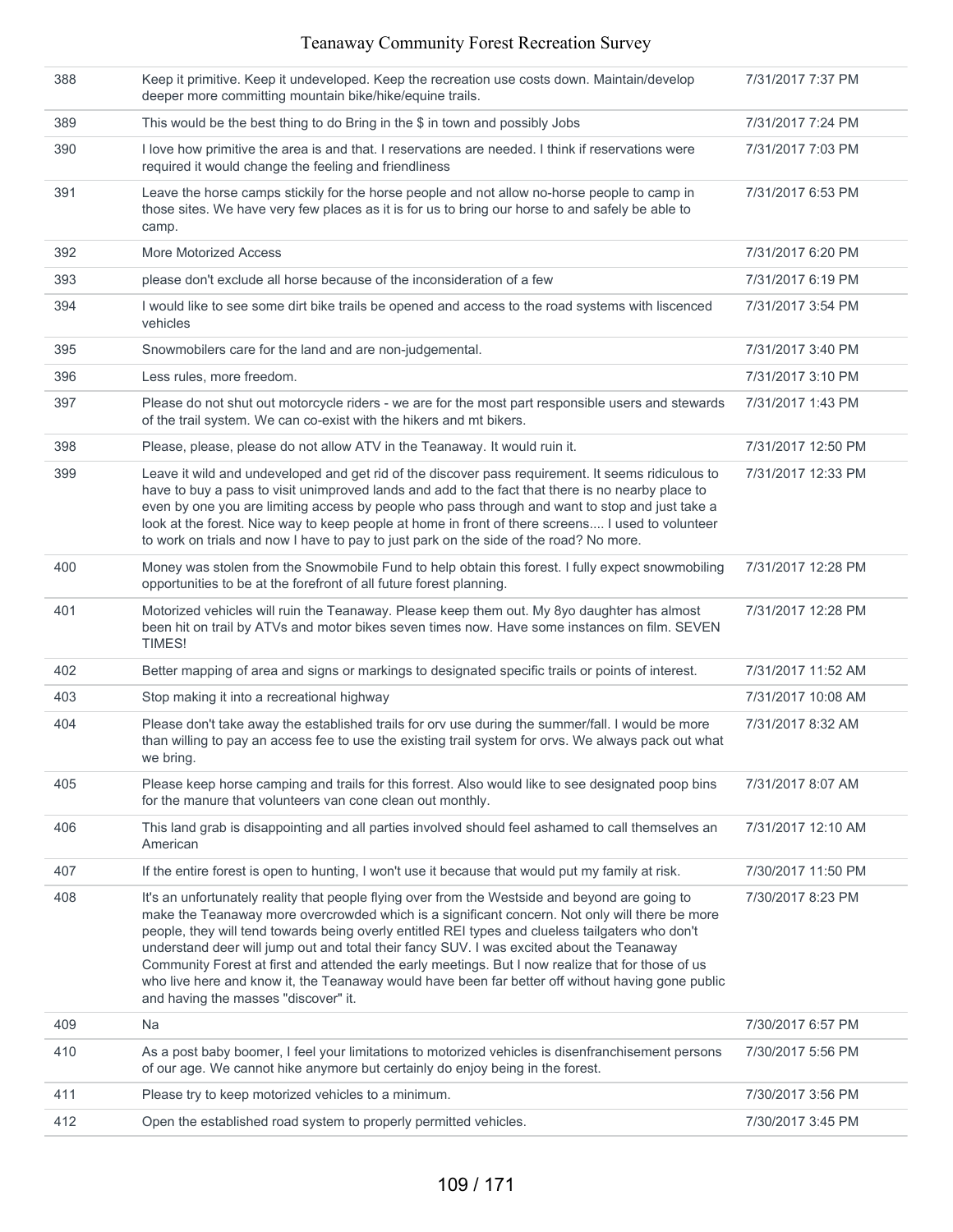| | | |
|---|---|---|
| 388 | Keep it primitive. Keep it undeveloped. Keep the recreation use costs down. Maintain/develop deeper more committing mountain bike/hike/equine trails. | 7/31/2017 7:37 PM |
| 389 | This would be the best thing to do Bring in the $ in town and possibly Jobs | 7/31/2017 7:24 PM |
| 390 | I love how primitive the area is and that. I reservations are needed. I think if reservations were required it would change the feeling and friendliness | 7/31/2017 7:03 PM |
| 391 | Leave the horse camps stickily for the horse people and not allow no-horse people to camp in those sites. We have very few places as it is for us to bring our horse to and safely be able to camp. | 7/31/2017 6:53 PM |
| 392 | More Motorized Access | 7/31/2017 6:20 PM |
| 393 | please don't exclude all horse because of the inconsideration of a few | 7/31/2017 6:19 PM |
| 394 | I would like to see some dirt bike trails be opened and access to the road systems with liscenced vehicles | 7/31/2017 3:54 PM |
| 395 | Snowmobilers care for the land and are non-judgemental. | 7/31/2017 3:40 PM |
| 396 | Less rules, more freedom. | 7/31/2017 3:10 PM |
| 397 | Please do not shut out motorcycle riders - we are for the most part responsible users and stewards of the trail system. We can co-exist with the hikers and mt bikers. | 7/31/2017 1:43 PM |
| 398 | Please, please, please do not allow ATV in the Teanaway. It would ruin it. | 7/31/2017 12:50 PM |
| 399 | Leave it wild and undeveloped and get rid of the discover pass requirement. It seems ridiculous to have to buy a pass to visit unimproved lands and add to the fact that there is no nearby place to even by one you are limiting access by people who pass through and want to stop and just take a look at the forest. Nice way to keep people at home in front of there screens.... I used to volunteer to work on trials and now I have to pay to just park on the side of the road? No more. | 7/31/2017 12:33 PM |
| 400 | Money was stolen from the Snowmobile Fund to help obtain this forest. I fully expect snowmobiling opportunities to be at the forefront of all future forest planning. | 7/31/2017 12:28 PM |
| 401 | Motorized vehicles will ruin the Teanaway. Please keep them out. My 8yo daughter has almost been hit on trail by ATVs and motor bikes seven times now. Have some instances on film. SEVEN TIMES! | 7/31/2017 12:28 PM |
| 402 | Better mapping of area and signs or markings to designated specific trails or points of interest. | 7/31/2017 11:52 AM |
| 403 | Stop making it into a recreational highway | 7/31/2017 10:08 AM |
| 404 | Please don't take away the established trails for orv use during the summer/fall. I would be more than willing to pay an access fee to use the existing trail system for orvs. We always pack out what we bring. | 7/31/2017 8:32 AM |
| 405 | Please keep horse camping and trails for this forrest. Also would like to see designated poop bins for the manure that volunteers van cone clean out monthly. | 7/31/2017 8:07 AM |
| 406 | This land grab is disappointing and all parties involved should feel ashamed to call themselves an American | 7/31/2017 12:10 AM |
| 407 | If the entire forest is open to hunting, I won't use it because that would put my family at risk. | 7/30/2017 11:50 PM |
| 408 | It's an unfortunately reality that people flying over from the Westside and beyond are going to make the Teanaway more overcrowded which is a significant concern. Not only will there be more people, they will tend towards being overly entitled REI types and clueless tailgaters who don't understand deer will jump out and total their fancy SUV. I was excited about the Teanaway Community Forest at first and attended the early meetings. But I now realize that for those of us who live here and know it, the Teanaway would have been far better off without having gone public and having the masses "discover" it. | 7/30/2017 8:23 PM |
| 409 | Na | 7/30/2017 6:57 PM |
| 410 | As a post baby boomer, I feel your limitations to motorized vehicles is disenfranchisement persons of our age. We cannot hike anymore but certainly do enjoy being in the forest. | 7/30/2017 5:56 PM |
| 411 | Please try to keep motorized vehicles to a minimum. | 7/30/2017 3:56 PM |
| 412 | Open the established road system to properly permitted vehicles. | 7/30/2017 3:45 PM |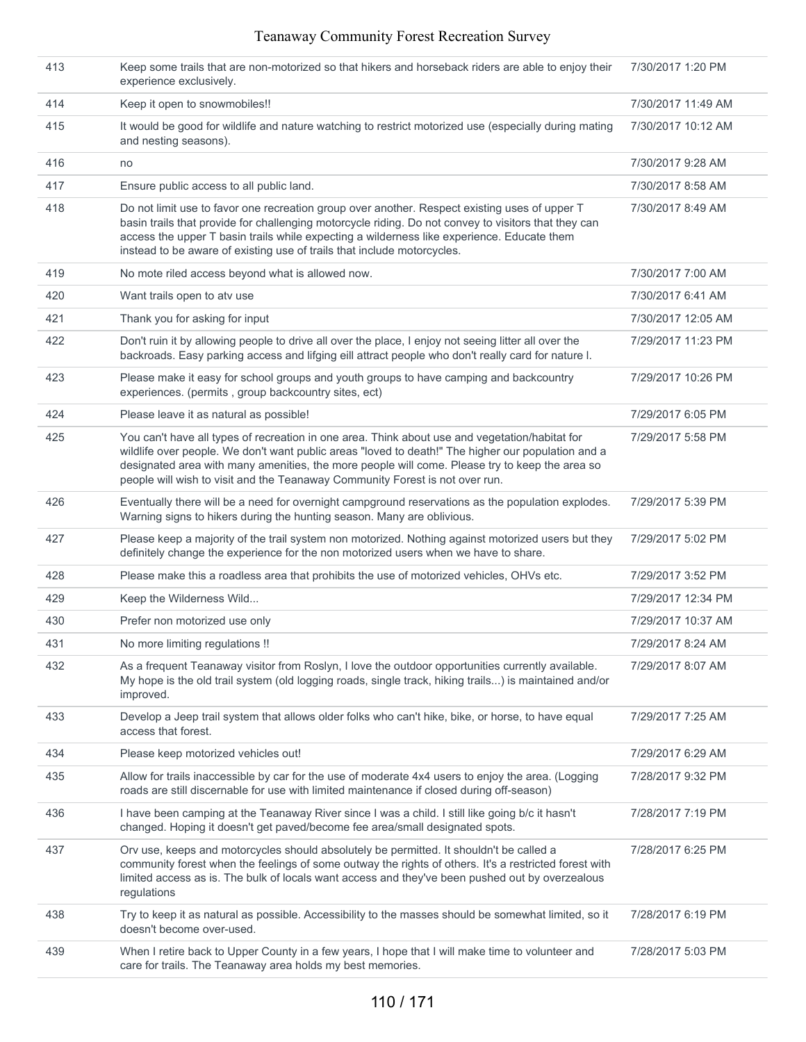| | | |
|---|---|---|
| 413 | Keep some trails that are non-motorized so that hikers and horseback riders are able to enjoy their experience exclusively. | 7/30/2017 1:20 PM |
| 414 | Keep it open to snowmobiles!! | 7/30/2017 11:49 AM |
| 415 | It would be good for wildlife and nature watching to restrict motorized use (especially during mating and nesting seasons). | 7/30/2017 10:12 AM |
| 416 | no | 7/30/2017 9:28 AM |
| 417 | Ensure public access to all public land. | 7/30/2017 8:58 AM |
| 418 | Do not limit use to favor one recreation group over another. Respect existing uses of upper T basin trails that provide for challenging motorcycle riding. Do not convey to visitors that they can access the upper T basin trails while expecting a wilderness like experience. Educate them instead to be aware of existing use of trails that include motorcycles. | 7/30/2017 8:49 AM |
| 419 | No mote riled access beyond what is allowed now. | 7/30/2017 7:00 AM |
| 420 | Want trails open to atv use | 7/30/2017 6:41 AM |
| 421 | Thank you for asking for input | 7/30/2017 12:05 AM |
| 422 | Don't ruin it by allowing people to drive all over the place, I enjoy not seeing litter all over the backroads. Easy parking access and lifging eill attract people who don't really card for nature l. | 7/29/2017 11:23 PM |
| 423 | Please make it easy for school groups and youth groups to have camping and backcountry experiences. (permits , group backcountry sites, ect) | 7/29/2017 10:26 PM |
| 424 | Please leave it as natural as possible! | 7/29/2017 6:05 PM |
| 425 | You can't have all types of recreation in one area. Think about use and vegetation/habitat for wildlife over people. We don't want public areas "loved to death!" The higher our population and a designated area with many amenities, the more people will come. Please try to keep the area so people will wish to visit and the Teanaway Community Forest is not over run. | 7/29/2017 5:58 PM |
| 426 | Eventually there will be a need for overnight campground reservations as the population explodes. Warning signs to hikers during the hunting season. Many are oblivious. | 7/29/2017 5:39 PM |
| 427 | Please keep a majority of the trail system non motorized. Nothing against motorized users but they definitely change the experience for the non motorized users when we have to share. | 7/29/2017 5:02 PM |
| 428 | Please make this a roadless area that prohibits the use of motorized vehicles, OHVs etc. | 7/29/2017 3:52 PM |
| 429 | Keep the Wilderness Wild... | 7/29/2017 12:34 PM |
| 430 | Prefer non motorized use only | 7/29/2017 10:37 AM |
| 431 | No more limiting regulations !! | 7/29/2017 8:24 AM |
| 432 | As a frequent Teanaway visitor from Roslyn, I love the outdoor opportunities currently available. My hope is the old trail system (old logging roads, single track, hiking trails...) is maintained and/or improved. | 7/29/2017 8:07 AM |
| 433 | Develop a Jeep trail system that allows older folks who can't hike, bike, or horse, to have equal access that forest. | 7/29/2017 7:25 AM |
| 434 | Please keep motorized vehicles out! | 7/29/2017 6:29 AM |
| 435 | Allow for trails inaccessible by car for the use of moderate 4x4 users to enjoy the area. (Logging roads are still discernable for use with limited maintenance if closed during off-season) | 7/28/2017 9:32 PM |
| 436 | I have been camping at the Teanaway River since I was a child. I still like going b/c it hasn't changed. Hoping it doesn't get paved/become fee area/small designated spots. | 7/28/2017 7:19 PM |
| 437 | Orv use, keeps and motorcycles should absolutely be permitted. It shouldn't be called a community forest when the feelings of some outway the rights of others. It's a restricted forest with limited access as is. The bulk of locals want access and they've been pushed out by overzealous regulations | 7/28/2017 6:25 PM |
| 438 | Try to keep it as natural as possible. Accessibility to the masses should be somewhat limited, so it doesn't become over-used. | 7/28/2017 6:19 PM |
| 439 | When I retire back to Upper County in a few years, I hope that I will make time to volunteer and care for trails. The Teanaway area holds my best memories. | 7/28/2017 5:03 PM |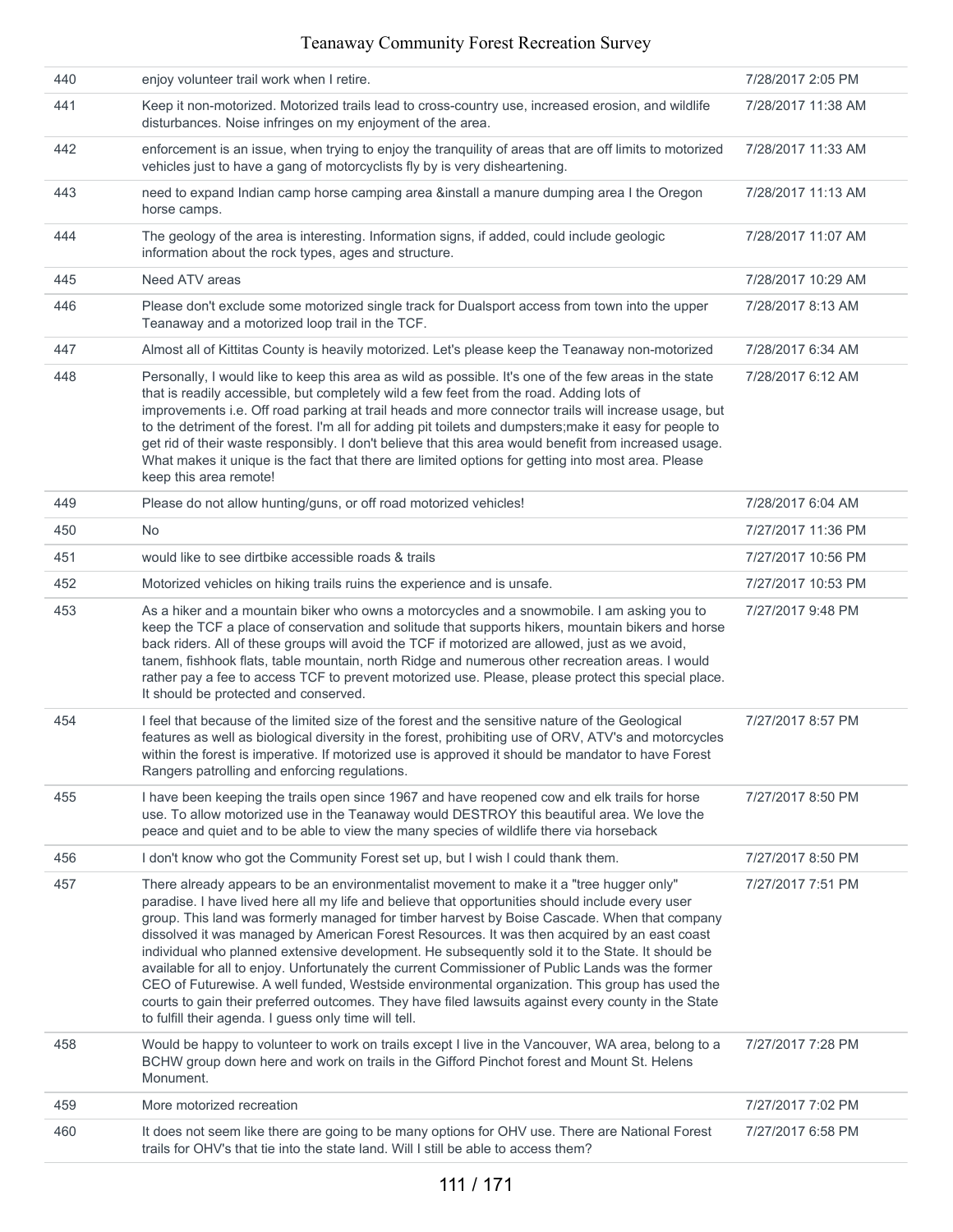| | | |
|---|---|---|
| 440 | enjoy volunteer trail work when I retire. | 7/28/2017 2:05 PM |
| 441 | Keep it non-motorized. Motorized trails lead to cross-country use, increased erosion, and wildlife disturbances. Noise infringes on my enjoyment of the area. | 7/28/2017 11:38 AM |
| 442 | enforcement is an issue, when trying to enjoy the tranquility of areas that are off limits to motorized vehicles just to have a gang of motorcyclists fly by is very disheartening. | 7/28/2017 11:33 AM |
| 443 | need to expand Indian camp horse camping area &install a manure dumping area I the Oregon horse camps. | 7/28/2017 11:13 AM |
| 444 | The geology of the area is interesting. Information signs, if added, could include geologic information about the rock types, ages and structure. | 7/28/2017 11:07 AM |
| 445 | Need ATV areas | 7/28/2017 10:29 AM |
| 446 | Please don't exclude some motorized single track for Dualsport access from town into the upper Teanaway and a motorized loop trail in the TCF. | 7/28/2017 8:13 AM |
| 447 | Almost all of Kittitas County is heavily motorized. Let's please keep the Teanaway non-motorized | 7/28/2017 6:34 AM |
| 448 | Personally, I would like to keep this area as wild as possible. It's one of the few areas in the state that is readily accessible, but completely wild a few feet from the road. Adding lots of improvements i.e. Off road parking at trail heads and more connector trails will increase usage, but to the detriment of the forest. I'm all for adding pit toilets and dumpsters;make it easy for people to get rid of their waste responsibly. I don't believe that this area would benefit from increased usage. What makes it unique is the fact that there are limited options for getting into most area. Please keep this area remote! | 7/28/2017 6:12 AM |
| 449 | Please do not allow hunting/guns, or off road motorized vehicles! | 7/28/2017 6:04 AM |
| 450 | No | 7/27/2017 11:36 PM |
| 451 | would like to see dirtbike accessible roads & trails | 7/27/2017 10:56 PM |
| 452 | Motorized vehicles on hiking trails ruins the experience and is unsafe. | 7/27/2017 10:53 PM |
| 453 | As a hiker and a mountain biker who owns a motorcycles and a snowmobile. I am asking you to keep the TCF a place of conservation and solitude that supports hikers, mountain bikers and horse back riders. All of these groups will avoid the TCF if motorized are allowed, just as we avoid, tanem, fishhook flats, table mountain, north Ridge and numerous other recreation areas. I would rather pay a fee to access TCF to prevent motorized use. Please, please protect this special place. It should be protected and conserved. | 7/27/2017 9:48 PM |
| 454 | I feel that because of the limited size of the forest and the sensitive nature of the Geological features as well as biological diversity in the forest, prohibiting use of ORV, ATV's and motorcycles within the forest is imperative. If motorized use is approved it should be mandator to have Forest Rangers patrolling and enforcing regulations. | 7/27/2017 8:57 PM |
| 455 | I have been keeping the trails open since 1967 and have reopened cow and elk trails for horse use. To allow motorized use in the Teanaway would DESTROY this beautiful area. We love the peace and quiet and to be able to view the many species of wildlife there via horseback | 7/27/2017 8:50 PM |
| 456 | I don't know who got the Community Forest set up, but I wish I could thank them. | 7/27/2017 8:50 PM |
| 457 | There already appears to be an environmentalist movement to make it a "tree hugger only" paradise. I have lived here all my life and believe that opportunities should include every user group. This land was formerly managed for timber harvest by Boise Cascade. When that company dissolved it was managed by American Forest Resources. It was then acquired by an east coast individual who planned extensive development. He subsequently sold it to the State. It should be available for all to enjoy. Unfortunately the current Commissioner of Public Lands was the former CEO of Futurewise. A well funded, Westside environmental organization. This group has used the courts to gain their preferred outcomes. They have filed lawsuits against every county in the State to fulfill their agenda. I guess only time will tell. | 7/27/2017 7:51 PM |
| 458 | Would be happy to volunteer to work on trails except I live in the Vancouver, WA area, belong to a BCHW group down here and work on trails in the Gifford Pinchot forest and Mount St. Helens Monument. | 7/27/2017 7:28 PM |
| 459 | More motorized recreation | 7/27/2017 7:02 PM |
| 460 | It does not seem like there are going to be many options for OHV use. There are National Forest trails for OHV's that tie into the state land. Will I still be able to access them? | 7/27/2017 6:58 PM |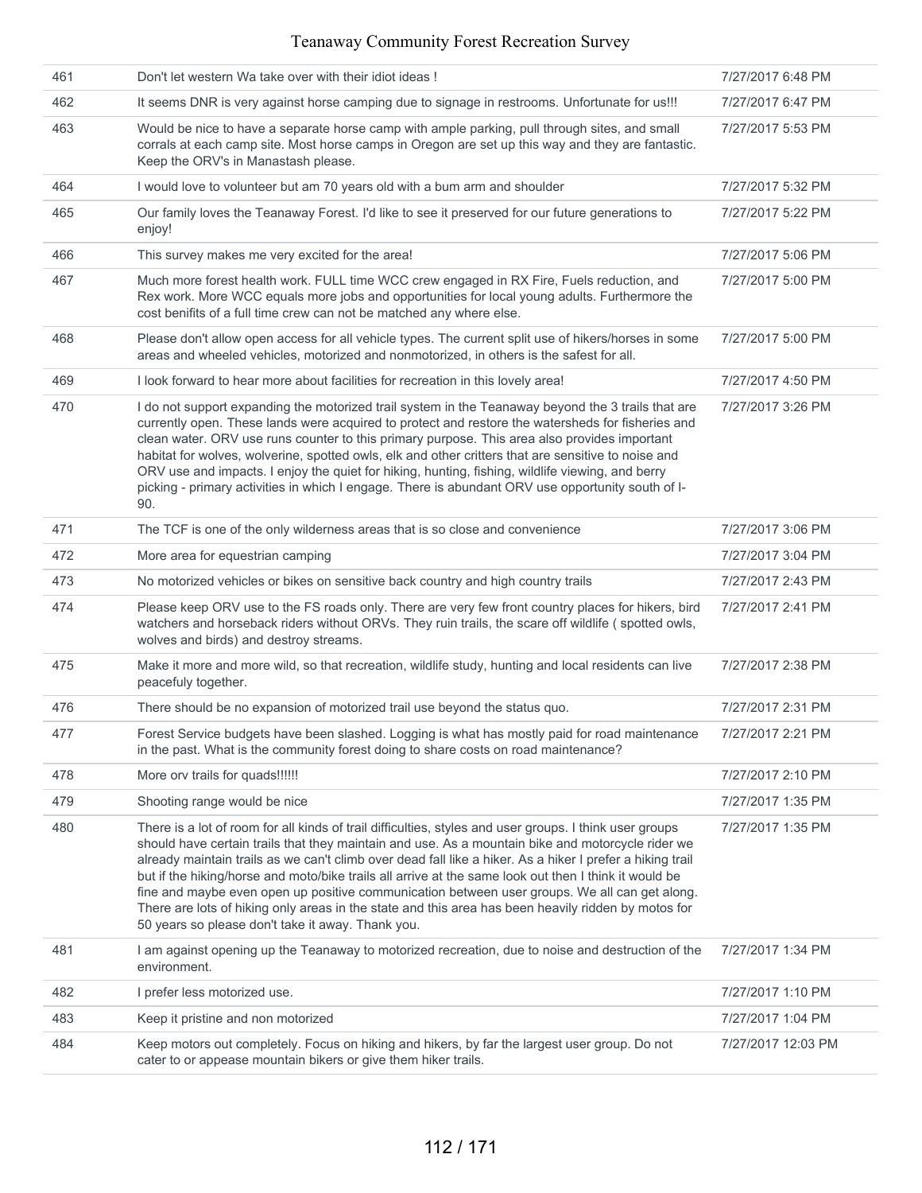| | | |
|---|---|---|
| 461 | Don't let western Wa take over with their idiot ideas ! | 7/27/2017 6:48 PM |
| 462 | It seems DNR is very against horse camping due to signage in restrooms. Unfortunate for us!!! | 7/27/2017 6:47 PM |
| 463 | Would be nice to have a separate horse camp with ample parking, pull through sites, and small corrals at each camp site. Most horse camps in Oregon are set up this way and they are fantastic. Keep the ORV's in Manastash please. | 7/27/2017 5:53 PM |
| 464 | I would love to volunteer but am 70 years old with a bum arm and shoulder | 7/27/2017 5:32 PM |
| 465 | Our family loves the Teanaway Forest. I'd like to see it preserved for our future generations to enjoy! | 7/27/2017 5:22 PM |
| 466 | This survey makes me very excited for the area! | 7/27/2017 5:06 PM |
| 467 | Much more forest health work. FULL time WCC crew engaged in RX Fire, Fuels reduction, and Rex work. More WCC equals more jobs and opportunities for local young adults. Furthermore the cost benifits of a full time crew can not be matched any where else. | 7/27/2017 5:00 PM |
| 468 | Please don't allow open access for all vehicle types. The current split use of hikers/horses in some areas and wheeled vehicles, motorized and nonmotorized, in others is the safest for all. | 7/27/2017 5:00 PM |
| 469 | I look forward to hear more about facilities for recreation in this lovely area! | 7/27/2017 4:50 PM |
| 470 | I do not support expanding the motorized trail system in the Teanaway beyond the 3 trails that are currently open. These lands were acquired to protect and restore the watersheds for fisheries and clean water. ORV use runs counter to this primary purpose. This area also provides important habitat for wolves, wolverine, spotted owls, elk and other critters that are sensitive to noise and ORV use and impacts. I enjoy the quiet for hiking, hunting, fishing, wildlife viewing, and berry picking - primary activities in which I engage. There is abundant ORV use opportunity south of I-90. | 7/27/2017 3:26 PM |
| 471 | The TCF is one of the only wilderness areas that is so close and convenience | 7/27/2017 3:06 PM |
| 472 | More area for equestrian camping | 7/27/2017 3:04 PM |
| 473 | No motorized vehicles or bikes on sensitive back country and high country trails | 7/27/2017 2:43 PM |
| 474 | Please keep ORV use to the FS roads only. There are very few front country places for hikers, bird watchers and horseback riders without ORVs. They ruin trails, the scare off wildlife ( spotted owls, wolves and birds) and destroy streams. | 7/27/2017 2:41 PM |
| 475 | Make it more and more wild, so that recreation, wildlife study, hunting and local residents can live peacefuly together. | 7/27/2017 2:38 PM |
| 476 | There should be no expansion of motorized trail use beyond the status quo. | 7/27/2017 2:31 PM |
| 477 | Forest Service budgets have been slashed. Logging is what has mostly paid for road maintenance in the past. What is the community forest doing to share costs on road maintenance? | 7/27/2017 2:21 PM |
| 478 | More orv trails for quads!!!!!! | 7/27/2017 2:10 PM |
| 479 | Shooting range would be nice | 7/27/2017 1:35 PM |
| 480 | There is a lot of room for all kinds of trail difficulties, styles and user groups. I think user groups should have certain trails that they maintain and use. As a mountain bike and motorcycle rider we already maintain trails as we can't climb over dead fall like a hiker. As a hiker I prefer a hiking trail but if the hiking/horse and moto/bike trails all arrive at the same look out then I think it would be fine and maybe even open up positive communication between user groups. We all can get along. There are lots of hiking only areas in the state and this area has been heavily ridden by motos for 50 years so please don't take it away. Thank you. | 7/27/2017 1:35 PM |
| 481 | I am against opening up the Teanaway to motorized recreation, due to noise and destruction of the environment. | 7/27/2017 1:34 PM |
| 482 | I prefer less motorized use. | 7/27/2017 1:10 PM |
| 483 | Keep it pristine and non motorized | 7/27/2017 1:04 PM |
| 484 | Keep motors out completely. Focus on hiking and hikers, by far the largest user group. Do not cater to or appease mountain bikers or give them hiker trails. | 7/27/2017 12:03 PM |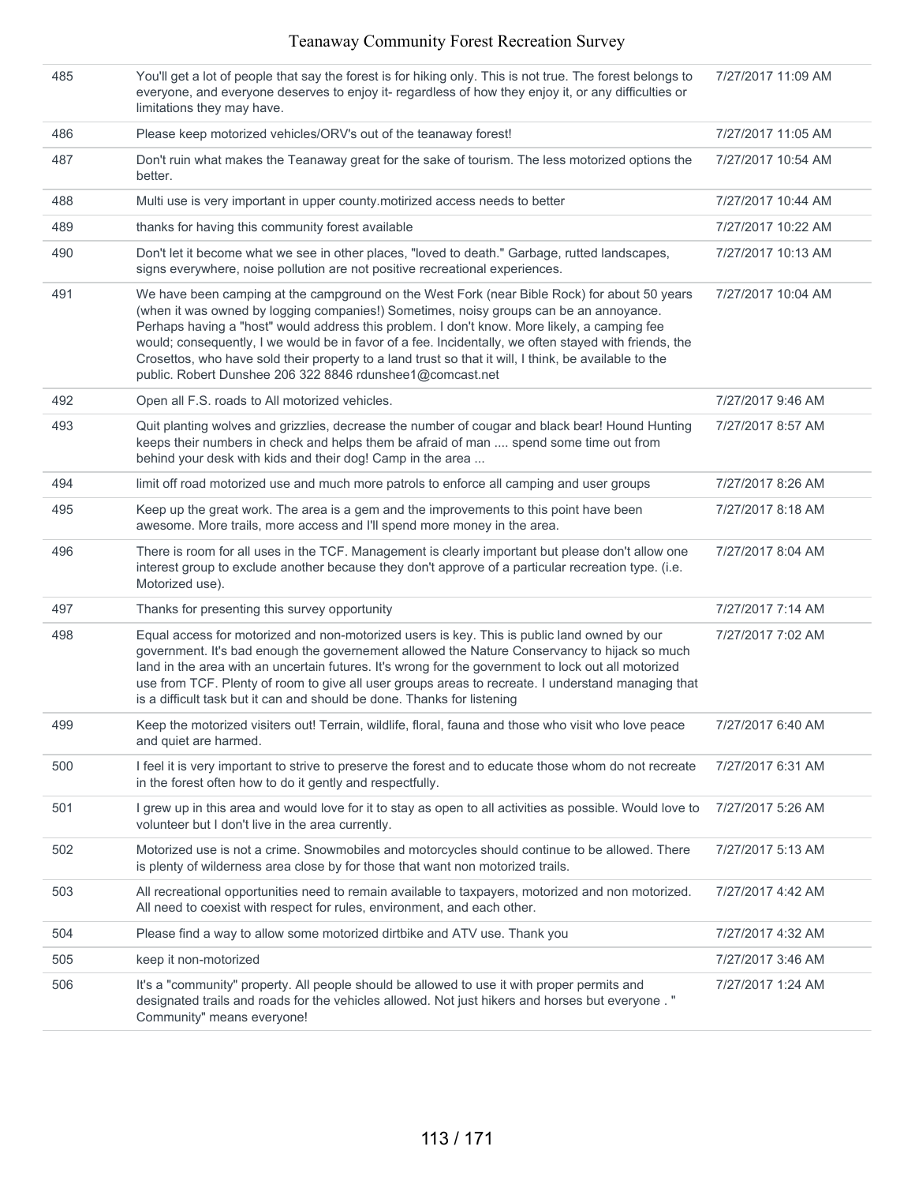| | | |
|---|---|---|
| 485 | You'll get a lot of people that say the forest is for hiking only. This is not true. The forest belongs to everyone, and everyone deserves to enjoy it- regardless of how they enjoy it, or any difficulties or limitations they may have. | 7/27/2017 11:09 AM |
| 486 | Please keep motorized vehicles/ORV's out of the teanaway forest! | 7/27/2017 11:05 AM |
| 487 | Don't ruin what makes the Teanaway great for the sake of tourism. The less motorized options the better. | 7/27/2017 10:54 AM |
| 488 | Multi use is very important in upper county.motirized access needs to better | 7/27/2017 10:44 AM |
| 489 | thanks for having this community forest available | 7/27/2017 10:22 AM |
| 490 | Don't let it become what we see in other places, "loved to death." Garbage, rutted landscapes, signs everywhere, noise pollution are not positive recreational experiences. | 7/27/2017 10:13 AM |
| 491 | We have been camping at the campground on the West Fork (near Bible Rock) for about 50 years (when it was owned by logging companies!) Sometimes, noisy groups can be an annoyance. Perhaps having a "host" would address this problem. I don't know. More likely, a camping fee would; consequently, I we would be in favor of a fee. Incidentally, we often stayed with friends, the Crosettos, who have sold their property to a land trust so that it will, I think, be available to the public. Robert Dunshee 206 322 8846 rdunshee1@comcast.net | 7/27/2017 10:04 AM |
| 492 | Open all F.S. roads to All motorized vehicles. | 7/27/2017 9:46 AM |
| 493 | Quit planting wolves and grizzlies, decrease the number of cougar and black bear! Hound Hunting keeps their numbers in check and helps them be afraid of man .... spend some time out from behind your desk with kids and their dog! Camp in the area ... | 7/27/2017 8:57 AM |
| 494 | limit off road motorized use and much more patrols to enforce all camping and user groups | 7/27/2017 8:26 AM |
| 495 | Keep up the great work. The area is a gem and the improvements to this point have been awesome. More trails, more access and I'll spend more money in the area. | 7/27/2017 8:18 AM |
| 496 | There is room for all uses in the TCF. Management is clearly important but please don't allow one interest group to exclude another because they don't approve of a particular recreation type. (i.e. Motorized use). | 7/27/2017 8:04 AM |
| 497 | Thanks for presenting this survey opportunity | 7/27/2017 7:14 AM |
| 498 | Equal access for motorized and non-motorized users is key. This is public land owned by our government. It's bad enough the governement allowed the Nature Conservancy to hijack so much land in the area with an uncertain futures. It's wrong for the government to lock out all motorized use from TCF. Plenty of room to give all user groups areas to recreate. I understand managing that is a difficult task but it can and should be done. Thanks for listening | 7/27/2017 7:02 AM |
| 499 | Keep the motorized visiters out! Terrain, wildlife, floral, fauna and those who visit who love peace and quiet are harmed. | 7/27/2017 6:40 AM |
| 500 | I feel it is very important to strive to preserve the forest and to educate those whom do not recreate in the forest often how to do it gently and respectfully. | 7/27/2017 6:31 AM |
| 501 | I grew up in this area and would love for it to stay as open to all activities as possible. Would love to volunteer but I don't live in the area currently. | 7/27/2017 5:26 AM |
| 502 | Motorized use is not a crime. Snowmobiles and motorcycles should continue to be allowed. There is plenty of wilderness area close by for those that want non motorized trails. | 7/27/2017 5:13 AM |
| 503 | All recreational opportunities need to remain available to taxpayers, motorized and non motorized. All need to coexist with respect for rules, environment, and each other. | 7/27/2017 4:42 AM |
| 504 | Please find a way to allow some motorized dirtbike and ATV use. Thank you | 7/27/2017 4:32 AM |
| 505 | keep it non-motorized | 7/27/2017 3:46 AM |
| 506 | It's a "community" property. All people should be allowed to use it with proper permits and designated trails and roads for the vehicles allowed. Not just hikers and horses but everyone . " Community" means everyone! | 7/27/2017 1:24 AM |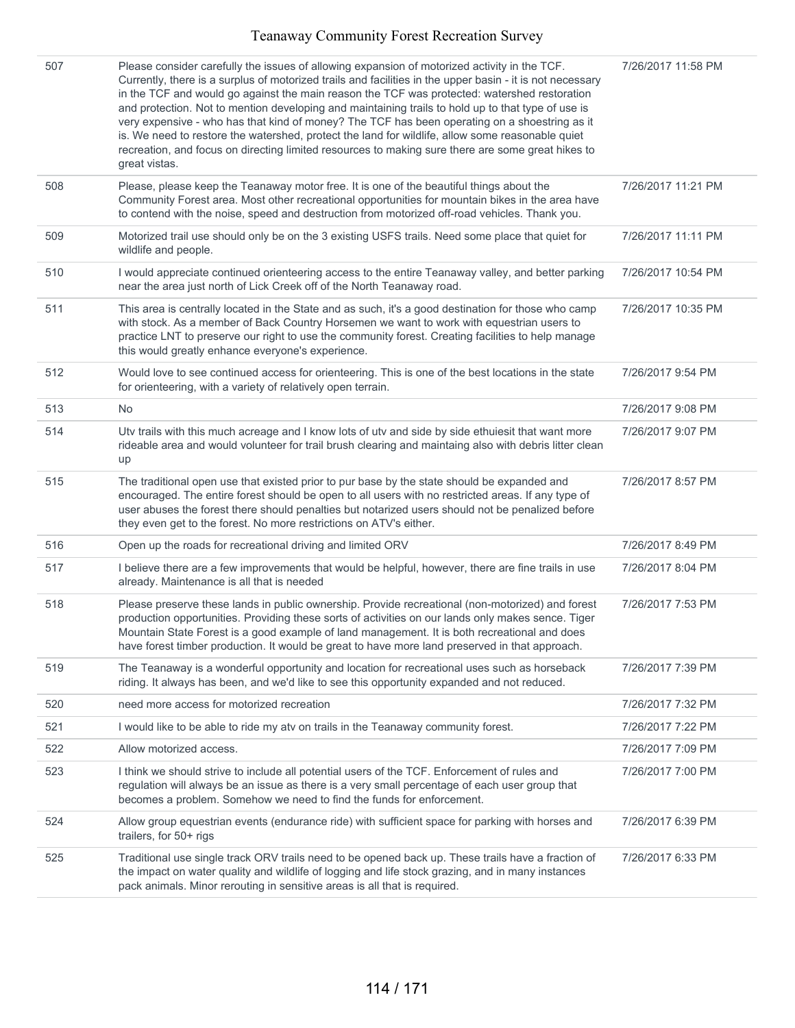| | | |
|---|---|---|
| 507 | Please consider carefully the issues of allowing expansion of motorized activity in the TCF. Currently, there is a surplus of motorized trails and facilities in the upper basin - it is not necessary in the TCF and would go against the main reason the TCF was protected: watershed restoration and protection. Not to mention developing and maintaining trails to hold up to that type of use is very expensive - who has that kind of money? The TCF has been operating on a shoestring as it is. We need to restore the watershed, protect the land for wildlife, allow some reasonable quiet recreation, and focus on directing limited resources to making sure there are some great hikes to great vistas. | 7/26/2017 11:58 PM |
| 508 | Please, please keep the Teanaway motor free. It is one of the beautiful things about the Community Forest area. Most other recreational opportunities for mountain bikes in the area have to contend with the noise, speed and destruction from motorized off-road vehicles. Thank you. | 7/26/2017 11:21 PM |
| 509 | Motorized trail use should only be on the 3 existing USFS trails. Need some place that quiet for wildlife and people. | 7/26/2017 11:11 PM |
| 510 | I would appreciate continued orienteering access to the entire Teanaway valley, and better parking near the area just north of Lick Creek off of the North Teanaway road. | 7/26/2017 10:54 PM |
| 511 | This area is centrally located in the State and as such, it's a good destination for those who camp with stock. As a member of Back Country Horsemen we want to work with equestrian users to practice LNT to preserve our right to use the community forest. Creating facilities to help manage this would greatly enhance everyone's experience. | 7/26/2017 10:35 PM |
| 512 | Would love to see continued access for orienteering. This is one of the best locations in the state for orienteering, with a variety of relatively open terrain. | 7/26/2017 9:54 PM |
| 513 | No | 7/26/2017 9:08 PM |
| 514 | Utv trails with this much acreage and I know lots of utv and side by side ethuiesit that want more rideable area and would volunteer for trail brush clearing and maintaing also with debris litter clean up | 7/26/2017 9:07 PM |
| 515 | The traditional open use that existed prior to pur base by the state should be expanded and encouraged. The entire forest should be open to all users with no restricted areas. If any type of user abuses the forest there should penalties but notarized users should not be penalized before they even get to the forest. No more restrictions on ATV's either. | 7/26/2017 8:57 PM |
| 516 | Open up the roads for recreational driving and limited ORV | 7/26/2017 8:49 PM |
| 517 | I believe there are a few improvements that would be helpful, however, there are fine trails in use already. Maintenance is all that is needed | 7/26/2017 8:04 PM |
| 518 | Please preserve these lands in public ownership. Provide recreational (non-motorized) and forest production opportunities. Providing these sorts of activities on our lands only makes sence. Tiger Mountain State Forest is a good example of land management. It is both recreational and does have forest timber production. It would be great to have more land preserved in that approach. | 7/26/2017 7:53 PM |
| 519 | The Teanaway is a wonderful opportunity and location for recreational uses such as horseback riding. It always has been, and we'd like to see this opportunity expanded and not reduced. | 7/26/2017 7:39 PM |
| 520 | need more access for motorized recreation | 7/26/2017 7:32 PM |
| 521 | I would like to be able to ride my atv on trails in the Teanaway community forest. | 7/26/2017 7:22 PM |
| 522 | Allow motorized access. | 7/26/2017 7:09 PM |
| 523 | I think we should strive to include all potential users of the TCF. Enforcement of rules and regulation will always be an issue as there is a very small percentage of each user group that becomes a problem. Somehow we need to find the funds for enforcement. | 7/26/2017 7:00 PM |
| 524 | Allow group equestrian events (endurance ride) with sufficient space for parking with horses and trailers, for 50+ rigs | 7/26/2017 6:39 PM |
| 525 | Traditional use single track ORV trails need to be opened back up. These trails have a fraction of the impact on water quality and wildlife of logging and life stock grazing, and in many instances pack animals. Minor rerouting in sensitive areas is all that is required. | 7/26/2017 6:33 PM |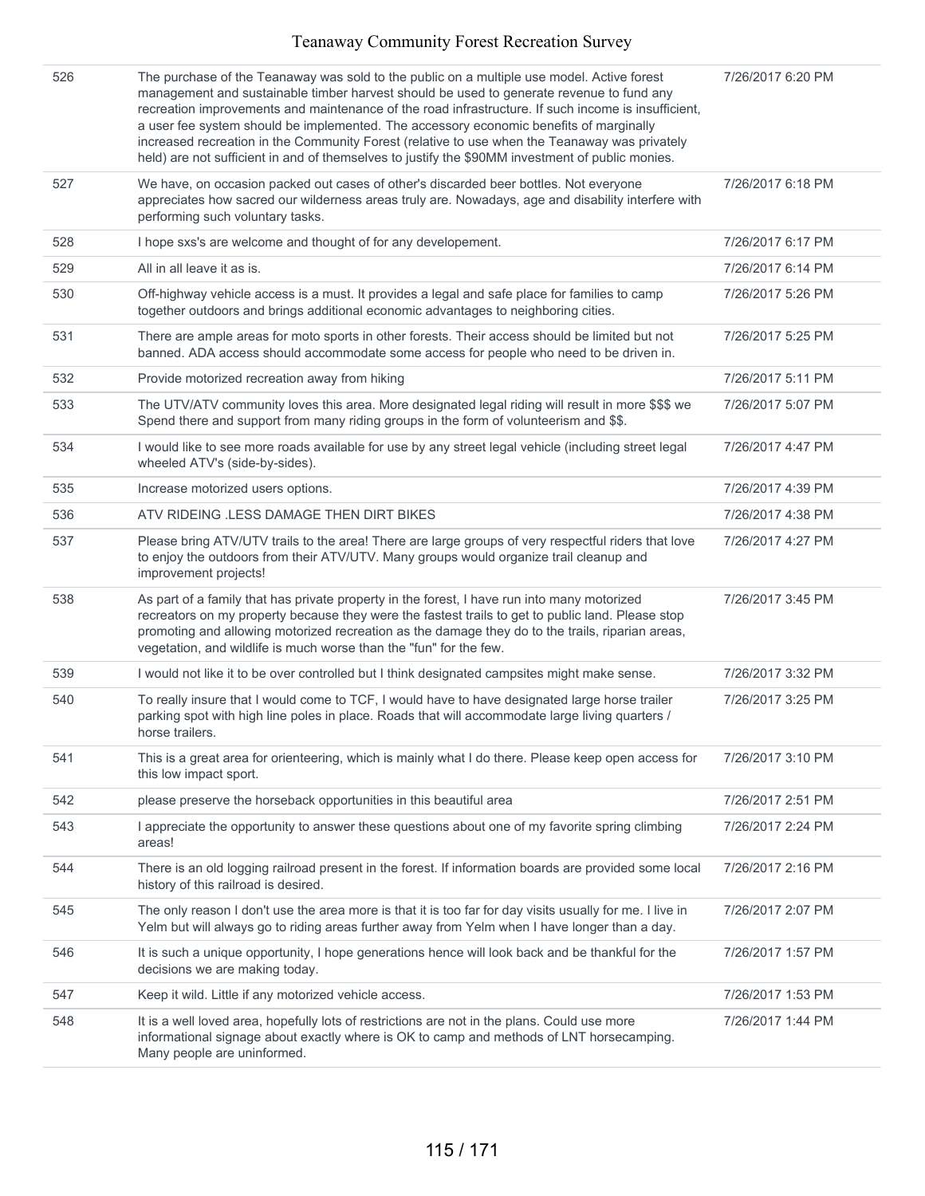| 526 | The purchase of the Teanaway was sold to the public on a multiple use model. Active forest management and sustainable timber harvest should be used to generate revenue to fund any recreation improvements and maintenance of the road infrastructure. If such income is insufficient, a user fee system should be implemented. The accessory economic benefits of marginally increased recreation in the Community Forest (relative to use when the Teanaway was privately held) are not sufficient in and of themselves to justify the $90MM investment of public monies. | 7/26/2017 6:20 PM |
|---|---|---|
| 527 | We have, on occasion packed out cases of other's discarded beer bottles. Not everyone appreciates how sacred our wilderness areas truly are. Nowadays, age and disability interfere with performing such voluntary tasks. | 7/26/2017 6:18 PM |
| 528 | I hope sxs's are welcome and thought of for any developement. | 7/26/2017 6:17 PM |
| 529 | All in all leave it as is. | 7/26/2017 6:14 PM |
| 530 | Off-highway vehicle access is a must. It provides a legal and safe place for families to camp together outdoors and brings additional economic advantages to neighboring cities. | 7/26/2017 5:26 PM |
| 531 | There are ample areas for moto sports in other forests. Their access should be limited but not banned. ADA access should accommodate some access for people who need to be driven in. | 7/26/2017 5:25 PM |
| 532 | Provide motorized recreation away from hiking | 7/26/2017 5:11 PM |
| 533 | The UTV/ATV community loves this area. More designated legal riding will result in more $$$ we Spend there and support from many riding groups in the form of volunteerism and $$. | 7/26/2017 5:07 PM |
| 534 | I would like to see more roads available for use by any street legal vehicle (including street legal wheeled ATV's (side-by-sides). | 7/26/2017 4:47 PM |
| 535 | Increase motorized users options. | 7/26/2017 4:39 PM |
| 536 | ATV RIDEING .LESS DAMAGE THEN DIRT BIKES | 7/26/2017 4:38 PM |
| 537 | Please bring ATV/UTV trails to the area! There are large groups of very respectful riders that love to enjoy the outdoors from their ATV/UTV. Many groups would organize trail cleanup and improvement projects! | 7/26/2017 4:27 PM |
| 538 | As part of a family that has private property in the forest, I have run into many motorized recreators on my property because they were the fastest trails to get to public land. Please stop promoting and allowing motorized recreation as the damage they do to the trails, riparian areas, vegetation, and wildlife is much worse than the "fun" for the few. | 7/26/2017 3:45 PM |
| 539 | I would not like it to be over controlled but I think designated campsites might make sense. | 7/26/2017 3:32 PM |
| 540 | To really insure that I would come to TCF, I would have to have designated large horse trailer parking spot with high line poles in place. Roads that will accommodate large living quarters / horse trailers. | 7/26/2017 3:25 PM |
| 541 | This is a great area for orienteering, which is mainly what I do there. Please keep open access for this low impact sport. | 7/26/2017 3:10 PM |
| 542 | please preserve the horseback opportunities in this beautiful area | 7/26/2017 2:51 PM |
| 543 | I appreciate the opportunity to answer these questions about one of my favorite spring climbing areas! | 7/26/2017 2:24 PM |
| 544 | There is an old logging railroad present in the forest. If information boards are provided some local history of this railroad is desired. | 7/26/2017 2:16 PM |
| 545 | The only reason I don't use the area more is that it is too far for day visits usually for me. I live in Yelm but will always go to riding areas further away from Yelm when I have longer than a day. | 7/26/2017 2:07 PM |
| 546 | It is such a unique opportunity, I hope generations hence will look back and be thankful for the decisions we are making today. | 7/26/2017 1:57 PM |
| 547 | Keep it wild. Little if any motorized vehicle access. | 7/26/2017 1:53 PM |
| 548 | It is a well loved area, hopefully lots of restrictions are not in the plans. Could use more informational signage about exactly where is OK to camp and methods of LNT horsecamping. Many people are uninformed. | 7/26/2017 1:44 PM |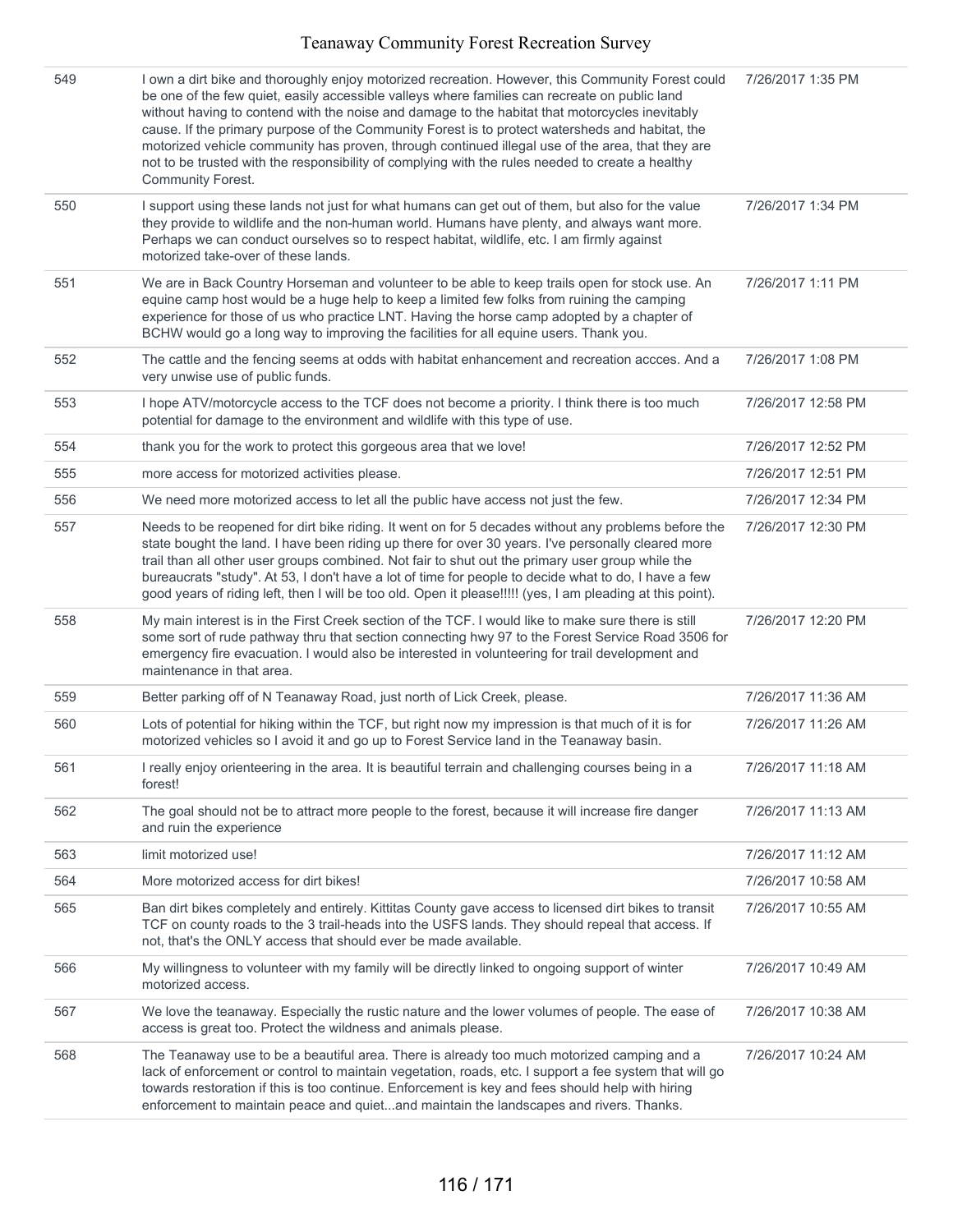| | | |
|---|---|---|
| 549 | I own a dirt bike and thoroughly enjoy motorized recreation. However, this Community Forest could be one of the few quiet, easily accessible valleys where families can recreate on public land without having to contend with the noise and damage to the habitat that motorcycles inevitably cause. If the primary purpose of the Community Forest is to protect watersheds and habitat, the motorized vehicle community has proven, through continued illegal use of the area, that they are not to be trusted with the responsibility of complying with the rules needed to create a healthy Community Forest. | 7/26/2017 1:35 PM |
| 550 | I support using these lands not just for what humans can get out of them, but also for the value they provide to wildlife and the non-human world. Humans have plenty, and always want more. Perhaps we can conduct ourselves so to respect habitat, wildlife, etc. I am firmly against motorized take-over of these lands. | 7/26/2017 1:34 PM |
| 551 | We are in Back Country Horseman and volunteer to be able to keep trails open for stock use. An equine camp host would be a huge help to keep a limited few folks from ruining the camping experience for those of us who practice LNT. Having the horse camp adopted by a chapter of BCHW would go a long way to improving the facilities for all equine users. Thank you. | 7/26/2017 1:11 PM |
| 552 | The cattle and the fencing seems at odds with habitat enhancement and recreation accces. And a very unwise use of public funds. | 7/26/2017 1:08 PM |
| 553 | I hope ATV/motorcycle access to the TCF does not become a priority. I think there is too much potential for damage to the environment and wildlife with this type of use. | 7/26/2017 12:58 PM |
| 554 | thank you for the work to protect this gorgeous area that we love! | 7/26/2017 12:52 PM |
| 555 | more access for motorized activities please. | 7/26/2017 12:51 PM |
| 556 | We need more motorized access to let all the public have access not just the few. | 7/26/2017 12:34 PM |
| 557 | Needs to be reopened for dirt bike riding. It went on for 5 decades without any problems before the state bought the land. I have been riding up there for over 30 years. I've personally cleared more trail than all other user groups combined. Not fair to shut out the primary user group while the bureaucrats "study". At 53, I don't have a lot of time for people to decide what to do, I have a few good years of riding left, then I will be too old. Open it please!!!!! (yes, I am pleading at this point). | 7/26/2017 12:30 PM |
| 558 | My main interest is in the First Creek section of the TCF. I would like to make sure there is still some sort of rude pathway thru that section connecting hwy 97 to the Forest Service Road 3506 for emergency fire evacuation. I would also be interested in volunteering for trail development and maintenance in that area. | 7/26/2017 12:20 PM |
| 559 | Better parking off of N Teanaway Road, just north of Lick Creek, please. | 7/26/2017 11:36 AM |
| 560 | Lots of potential for hiking within the TCF, but right now my impression is that much of it is for motorized vehicles so I avoid it and go up to Forest Service land in the Teanaway basin. | 7/26/2017 11:26 AM |
| 561 | I really enjoy orienteering in the area. It is beautiful terrain and challenging courses being in a forest! | 7/26/2017 11:18 AM |
| 562 | The goal should not be to attract more people to the forest, because it will increase fire danger and ruin the experience | 7/26/2017 11:13 AM |
| 563 | limit motorized use! | 7/26/2017 11:12 AM |
| 564 | More motorized access for dirt bikes! | 7/26/2017 10:58 AM |
| 565 | Ban dirt bikes completely and entirely. Kittitas County gave access to licensed dirt bikes to transit TCF on county roads to the 3 trail-heads into the USFS lands. They should repeal that access. If not, that's the ONLY access that should ever be made available. | 7/26/2017 10:55 AM |
| 566 | My willingness to volunteer with my family will be directly linked to ongoing support of winter motorized access. | 7/26/2017 10:49 AM |
| 567 | We love the teanaway. Especially the rustic nature and the lower volumes of people. The ease of access is great too. Protect the wildness and animals please. | 7/26/2017 10:38 AM |
| 568 | The Teanaway use to be a beautiful area. There is already too much motorized camping and a lack of enforcement or control to maintain vegetation, roads, etc. I support a fee system that will go towards restoration if this is too continue. Enforcement is key and fees should help with hiring enforcement to maintain peace and quiet...and maintain the landscapes and rivers. Thanks. | 7/26/2017 10:24 AM |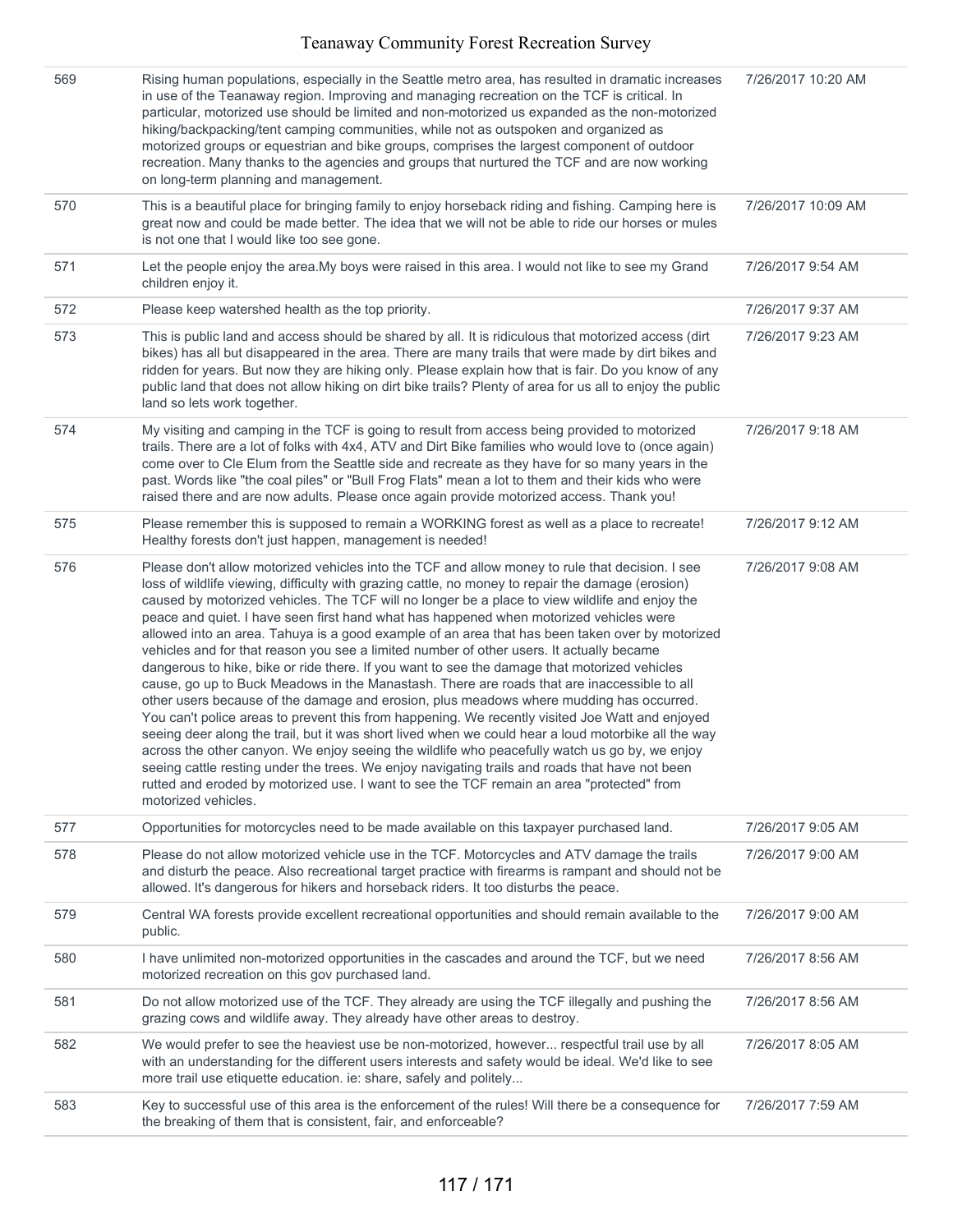| | | |
|---|---|---|
| 569 | Rising human populations, especially in the Seattle metro area, has resulted in dramatic increases in use of the Teanaway region. Improving and managing recreation on the TCF is critical. In particular, motorized use should be limited and non-motorized us expanded as the non-motorized hiking/backpacking/tent camping communities, while not as outspoken and organized as motorized groups or equestrian and bike groups, comprises the largest component of outdoor recreation. Many thanks to the agencies and groups that nurtured the TCF and are now working on long-term planning and management. | 7/26/2017 10:20 AM |
| 570 | This is a beautiful place for bringing family to enjoy horseback riding and fishing. Camping here is great now and could be made better. The idea that we will not be able to ride our horses or mules is not one that I would like too see gone. | 7/26/2017 10:09 AM |
| 571 | Let the people enjoy the area.My boys were raised in this area. I would not like to see my Grand children enjoy it. | 7/26/2017 9:54 AM |
| 572 | Please keep watershed health as the top priority. | 7/26/2017 9:37 AM |
| 573 | This is public land and access should be shared by all. It is ridiculous that motorized access (dirt bikes) has all but disappeared in the area. There are many trails that were made by dirt bikes and ridden for years. But now they are hiking only. Please explain how that is fair. Do you know of any public land that does not allow hiking on dirt bike trails? Plenty of area for us all to enjoy the public land so lets work together. | 7/26/2017 9:23 AM |
| 574 | My visiting and camping in the TCF is going to result from access being provided to motorized trails. There are a lot of folks with 4x4, ATV and Dirt Bike families who would love to (once again) come over to Cle Elum from the Seattle side and recreate as they have for so many years in the past. Words like "the coal piles" or "Bull Frog Flats" mean a lot to them and their kids who were raised there and are now adults. Please once again provide motorized access. Thank you! | 7/26/2017 9:18 AM |
| 575 | Please remember this is supposed to remain a WORKING forest as well as a place to recreate! Healthy forests don't just happen, management is needed! | 7/26/2017 9:12 AM |
| 576 | Please don't allow motorized vehicles into the TCF and allow money to rule that decision. I see loss of wildlife viewing, difficulty with grazing cattle, no money to repair the damage (erosion) caused by motorized vehicles. The TCF will no longer be a place to view wildlife and enjoy the peace and quiet. I have seen first hand what has happened when motorized vehicles were allowed into an area. Tahuya is a good example of an area that has been taken over by motorized vehicles and for that reason you see a limited number of other users. It actually became dangerous to hike, bike or ride there. If you want to see the damage that motorized vehicles cause, go up to Buck Meadows in the Manastash. There are roads that are inaccessible to all other users because of the damage and erosion, plus meadows where mudding has occurred. You can't police areas to prevent this from happening. We recently visited Joe Watt and enjoyed seeing deer along the trail, but it was short lived when we could hear a loud motorbike all the way across the other canyon. We enjoy seeing the wildlife who peacefully watch us go by, we enjoy seeing cattle resting under the trees. We enjoy navigating trails and roads that have not been rutted and eroded by motorized use. I want to see the TCF remain an area "protected" from motorized vehicles. | 7/26/2017 9:08 AM |
| 577 | Opportunities for motorcycles need to be made available on this taxpayer purchased land. | 7/26/2017 9:05 AM |
| 578 | Please do not allow motorized vehicle use in the TCF. Motorcycles and ATV damage the trails and disturb the peace. Also recreational target practice with firearms is rampant and should not be allowed. It's dangerous for hikers and horseback riders. It too disturbs the peace. | 7/26/2017 9:00 AM |
| 579 | Central WA forests provide excellent recreational opportunities and should remain available to the public. | 7/26/2017 9:00 AM |
| 580 | I have unlimited non-motorized opportunities in the cascades and around the TCF, but we need motorized recreation on this gov purchased land. | 7/26/2017 8:56 AM |
| 581 | Do not allow motorized use of the TCF. They already are using the TCF illegally and pushing the grazing cows and wildlife away. They already have other areas to destroy. | 7/26/2017 8:56 AM |
| 582 | We would prefer to see the heaviest use be non-motorized, however... respectful trail use by all with an understanding for the different users interests and safety would be ideal. We'd like to see more trail use etiquette education. ie: share, safely and politely... | 7/26/2017 8:05 AM |
| 583 | Key to successful use of this area is the enforcement of the rules! Will there be a consequence for the breaking of them that is consistent, fair, and enforceable? | 7/26/2017 7:59 AM |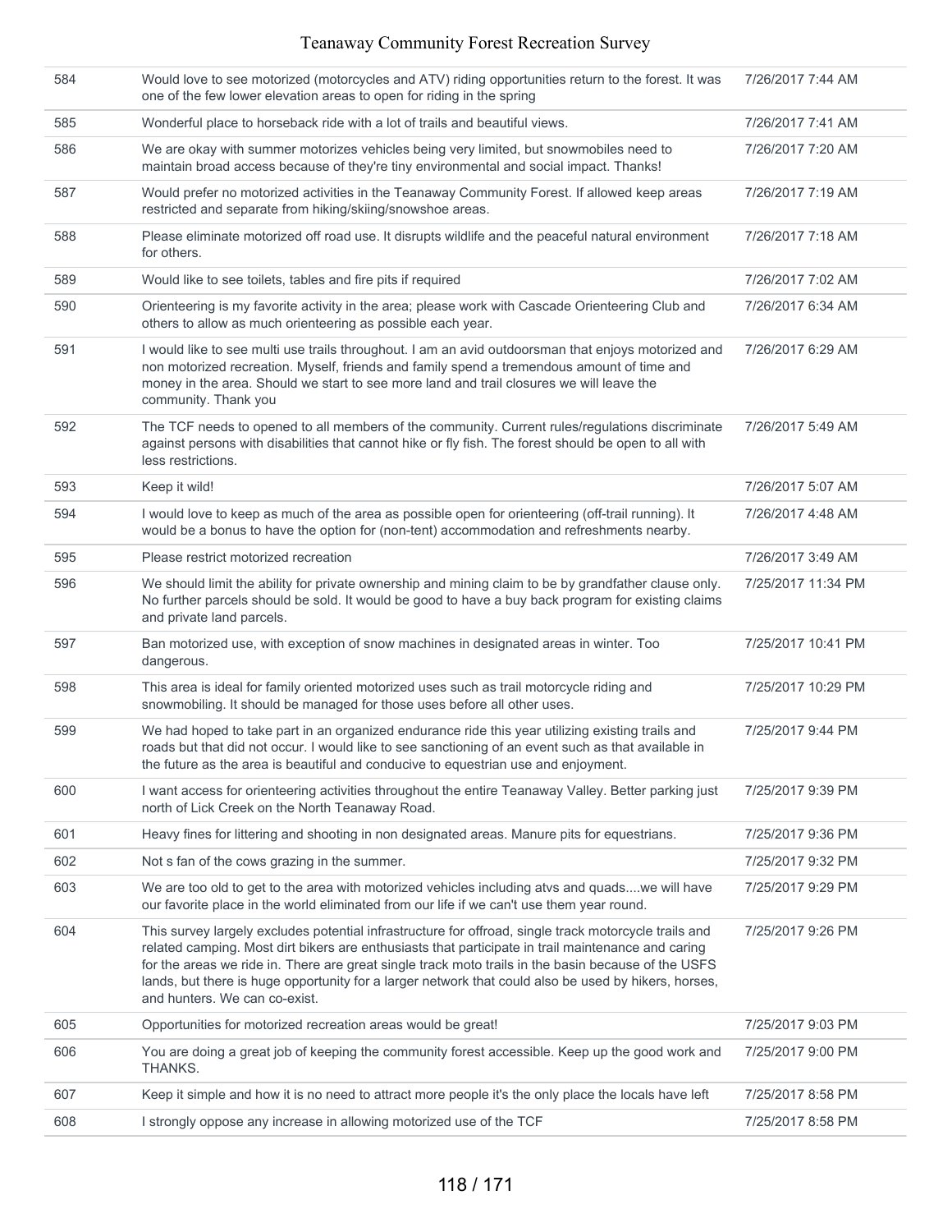| | | |
|---|---|---|
| 584 | Would love to see motorized (motorcycles and ATV) riding opportunities return to the forest. It was one of the few lower elevation areas to open for riding in the spring | 7/26/2017 7:44 AM |
| 585 | Wonderful place to horseback ride with a lot of trails and beautiful views. | 7/26/2017 7:41 AM |
| 586 | We are okay with summer motorizes vehicles being very limited, but snowmobiles need to maintain broad access because of they're tiny environmental and social impact. Thanks! | 7/26/2017 7:20 AM |
| 587 | Would prefer no motorized activities in the Teanaway Community Forest. If allowed keep areas restricted and separate from hiking/skiing/snowshoe areas. | 7/26/2017 7:19 AM |
| 588 | Please eliminate motorized off road use. It disrupts wildlife and the peaceful natural environment for others. | 7/26/2017 7:18 AM |
| 589 | Would like to see toilets, tables and fire pits if required | 7/26/2017 7:02 AM |
| 590 | Orienteering is my favorite activity in the area; please work with Cascade Orienteering Club and others to allow as much orienteering as possible each year. | 7/26/2017 6:34 AM |
| 591 | I would like to see multi use trails throughout. I am an avid outdoorsman that enjoys motorized and non motorized recreation. Myself, friends and family spend a tremendous amount of time and money in the area. Should we start to see more land and trail closures we will leave the community. Thank you | 7/26/2017 6:29 AM |
| 592 | The TCF needs to opened to all members of the community. Current rules/regulations discriminate against persons with disabilities that cannot hike or fly fish. The forest should be open to all with less restrictions. | 7/26/2017 5:49 AM |
| 593 | Keep it wild! | 7/26/2017 5:07 AM |
| 594 | I would love to keep as much of the area as possible open for orienteering (off-trail running). It would be a bonus to have the option for (non-tent) accommodation and refreshments nearby. | 7/26/2017 4:48 AM |
| 595 | Please restrict motorized recreation | 7/26/2017 3:49 AM |
| 596 | We should limit the ability for private ownership and mining claim to be by grandfather clause only. No further parcels should be sold. It would be good to have a buy back program for existing claims and private land parcels. | 7/25/2017 11:34 PM |
| 597 | Ban motorized use, with exception of snow machines in designated areas in winter. Too dangerous. | 7/25/2017 10:41 PM |
| 598 | This area is ideal for family oriented motorized uses such as trail motorcycle riding and snowmobiling. It should be managed for those uses before all other uses. | 7/25/2017 10:29 PM |
| 599 | We had hoped to take part in an organized endurance ride this year utilizing existing trails and roads but that did not occur. I would like to see sanctioning of an event such as that available in the future as the area is beautiful and conducive to equestrian use and enjoyment. | 7/25/2017 9:44 PM |
| 600 | I want access for orienteering activities throughout the entire Teanaway Valley. Better parking just north of Lick Creek on the North Teanaway Road. | 7/25/2017 9:39 PM |
| 601 | Heavy fines for littering and shooting in non designated areas. Manure pits for equestrians. | 7/25/2017 9:36 PM |
| 602 | Not s fan of the cows grazing in the summer. | 7/25/2017 9:32 PM |
| 603 | We are too old to get to the area with motorized vehicles including atvs and quads....we will have our favorite place in the world eliminated from our life if we can't use them year round. | 7/25/2017 9:29 PM |
| 604 | This survey largely excludes potential infrastructure for offroad, single track motorcycle trails and related camping. Most dirt bikers are enthusiasts that participate in trail maintenance and caring for the areas we ride in. There are great single track moto trails in the basin because of the USFS lands, but there is huge opportunity for a larger network that could also be used by hikers, horses, and hunters. We can co-exist. | 7/25/2017 9:26 PM |
| 605 | Opportunities for motorized recreation areas would be great! | 7/25/2017 9:03 PM |
| 606 | You are doing a great job of keeping the community forest accessible. Keep up the good work and THANKS. | 7/25/2017 9:00 PM |
| 607 | Keep it simple and how it is no need to attract more people it's the only place the locals have left | 7/25/2017 8:58 PM |
| 608 | I strongly oppose any increase in allowing motorized use of the TCF | 7/25/2017 8:58 PM |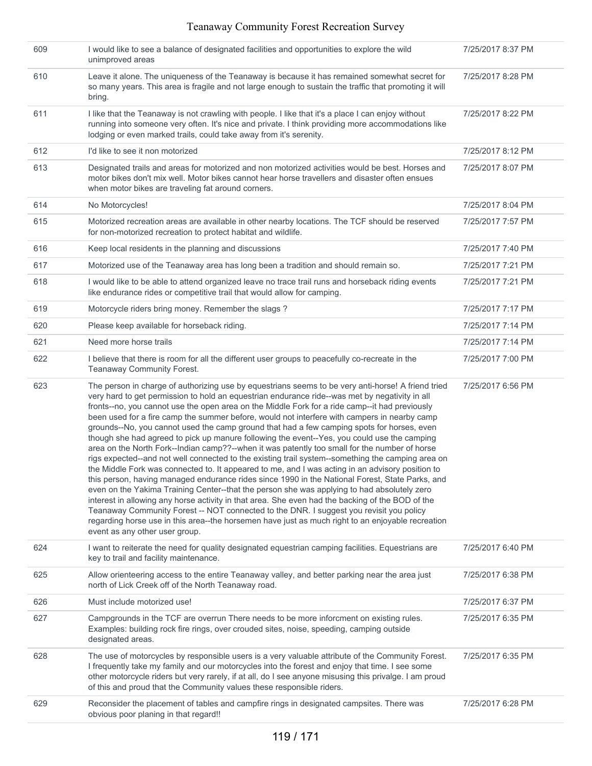| | | |
|---|---|---|
| 609 | I would like to see a balance of designated facilities and opportunities to explore the wild unimproved areas | 7/25/2017 8:37 PM |
| 610 | Leave it alone. The uniqueness of the Teanaway is because it has remained somewhat secret for so many years. This area is fragile and not large enough to sustain the traffic that promoting it will bring. | 7/25/2017 8:28 PM |
| 611 | I like that the Teanaway is not crawling with people. I like that it's a place I can enjoy without running into someone very often. It's nice and private. I think providing more accommodations like lodging or even marked trails, could take away from it's serenity. | 7/25/2017 8:22 PM |
| 612 | I'd like to see it non motorized | 7/25/2017 8:12 PM |
| 613 | Designated trails and areas for motorized and non motorized activities would be best. Horses and motor bikes don't mix well. Motor bikes cannot hear horse travellers and disaster often ensues when motor bikes are traveling fat around corners. | 7/25/2017 8:07 PM |
| 614 | No Motorcycles! | 7/25/2017 8:04 PM |
| 615 | Motorized recreation areas are available in other nearby locations. The TCF should be reserved for non-motorized recreation to protect habitat and wildlife. | 7/25/2017 7:57 PM |
| 616 | Keep local residents in the planning and discussions | 7/25/2017 7:40 PM |
| 617 | Motorized use of the Teanaway area has long been a tradition and should remain so. | 7/25/2017 7:21 PM |
| 618 | I would like to be able to attend organized leave no trace trail runs and horseback riding events like endurance rides or competitive trail that would allow for camping. | 7/25/2017 7:21 PM |
| 619 | Motorcycle riders bring money. Remember the slags ? | 7/25/2017 7:17 PM |
| 620 | Please keep available for horseback riding. | 7/25/2017 7:14 PM |
| 621 | Need more horse trails | 7/25/2017 7:14 PM |
| 622 | I believe that there is room for all the different user groups to peacefully co-recreate in the Teanaway Community Forest. | 7/25/2017 7:00 PM |
| 623 | The person in charge of authorizing use by equestrians seems to be very anti-horse! A friend tried very hard to get permission to hold an equestrian endurance ride--was met by negativity in all fronts--no, you cannot use the open area on the Middle Fork for a ride camp--it had previously been used for a fire camp the summer before, would not interfere with campers in nearby camp grounds--No, you cannot used the camp ground that had a few camping spots for horses, even though she had agreed to pick up manure following the event--Yes, you could use the camping area on the North Fork--Indian camp??--when it was patently too small for the number of horse rigs expected--and not well connected to the existing trail system--something the camping area on the Middle Fork was connected to. It appeared to me, and I was acting in an advisory position to this person, having managed endurance rides since 1990 in the National Forest, State Parks, and even on the Yakima Training Center--that the person she was applying to had absolutely zero interest in allowing any horse activity in that area. She even had the backing of the BOD of the Teanaway Community Forest -- NOT connected to the DNR. I suggest you revisit you policy regarding horse use in this area--the horsemen have just as much right to an enjoyable recreation event as any other user group. | 7/25/2017 6:56 PM |
| 624 | I want to reiterate the need for quality designated equestrian camping facilities. Equestrians are key to trail and facility maintenance. | 7/25/2017 6:40 PM |
| 625 | Allow orienteering access to the entire Teanaway valley, and better parking near the area just north of Lick Creek off of the North Teanaway road. | 7/25/2017 6:38 PM |
| 626 | Must include motorized use! | 7/25/2017 6:37 PM |
| 627 | Campgrounds in the TCF are overrun There needs to be more inforcment on existing rules. Examples: building rock fire rings, over crouded sites, noise, speeding, camping outside designated areas. | 7/25/2017 6:35 PM |
| 628 | The use of motorcycles by responsible users is a very valuable attribute of the Community Forest. I frequently take my family and our motorcycles into the forest and enjoy that time. I see some other motorcycle riders but very rarely, if at all, do I see anyone misusing this privalge. I am proud of this and proud that the Community values these responsible riders. | 7/25/2017 6:35 PM |
| 629 | Reconsider the placement of tables and campfire rings in designated campsites. There was obvious poor planing in that regard!! | 7/25/2017 6:28 PM |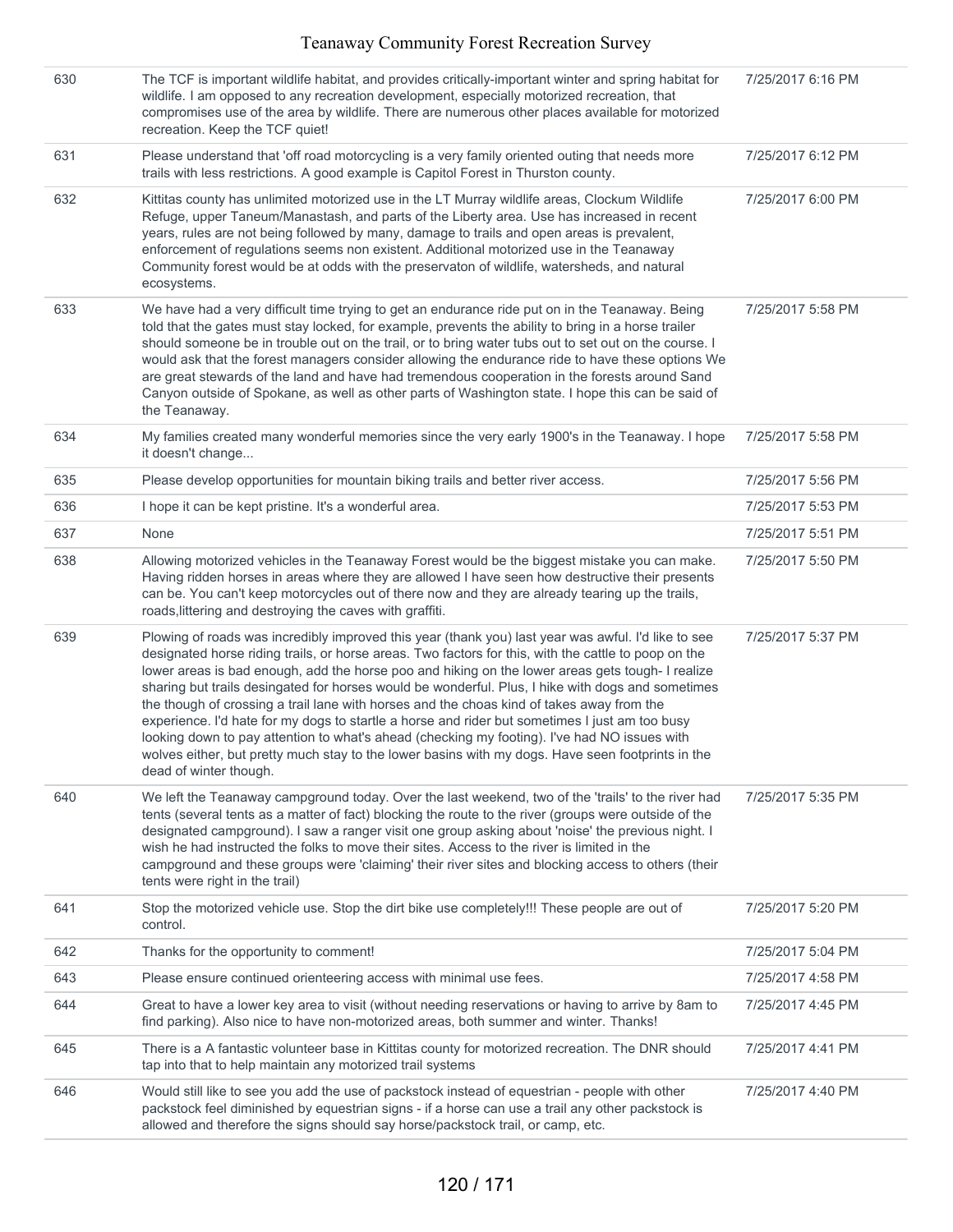| | | |
|---|---|---|
| 630 | The TCF is important wildlife habitat, and provides critically-important winter and spring habitat for wildlife. I am opposed to any recreation development, especially motorized recreation, that compromises use of the area by wildlife. There are numerous other places available for motorized recreation. Keep the TCF quiet! | 7/25/2017 6:16 PM |
| 631 | Please understand that 'off road motorcycling is a very family oriented outing that needs more trails with less restrictions. A good example is Capitol Forest in Thurston county. | 7/25/2017 6:12 PM |
| 632 | Kittitas county has unlimited motorized use in the LT Murray wildlife areas, Clockum Wildlife Refuge, upper Taneum/Manastash, and parts of the Liberty area. Use has increased in recent years, rules are not being followed by many, damage to trails and open areas is prevalent, enforcement of regulations seems non existent. Additional motorized use in the Teanaway Community forest would be at odds with the preservaton of wildlife, watersheds, and natural ecosystems. | 7/25/2017 6:00 PM |
| 633 | We have had a very difficult time trying to get an endurance ride put on in the Teanaway. Being told that the gates must stay locked, for example, prevents the ability to bring in a horse trailer should someone be in trouble out on the trail, or to bring water tubs out to set out on the course. I would ask that the forest managers consider allowing the endurance ride to have these options We are great stewards of the land and have had tremendous cooperation in the forests around Sand Canyon outside of Spokane, as well as other parts of Washington state. I hope this can be said of the Teanaway. | 7/25/2017 5:58 PM |
| 634 | My families created many wonderful memories since the very early 1900's in the Teanaway. I hope it doesn't change... | 7/25/2017 5:58 PM |
| 635 | Please develop opportunities for mountain biking trails and better river access. | 7/25/2017 5:56 PM |
| 636 | I hope it can be kept pristine. It's a wonderful area. | 7/25/2017 5:53 PM |
| 637 | None | 7/25/2017 5:51 PM |
| 638 | Allowing motorized vehicles in the Teanaway Forest would be the biggest mistake you can make. Having ridden horses in areas where they are allowed I have seen how destructive their presents can be. You can't keep motorcycles out of there now and they are already tearing up the trails, roads,littering and destroying the caves with graffiti. | 7/25/2017 5:50 PM |
| 639 | Plowing of roads was incredibly improved this year (thank you) last year was awful. I'd like to see designated horse riding trails, or horse areas. Two factors for this, with the cattle to poop on the lower areas is bad enough, add the horse poo and hiking on the lower areas gets tough- I realize sharing but trails desingated for horses would be wonderful. Plus, I hike with dogs and sometimes the though of crossing a trail lane with horses and the choas kind of takes away from the experience. I'd hate for my dogs to startle a horse and rider but sometimes I just am too busy looking down to pay attention to what's ahead (checking my footing). I've had NO issues with wolves either, but pretty much stay to the lower basins with my dogs. Have seen footprints in the dead of winter though. | 7/25/2017 5:37 PM |
| 640 | We left the Teanaway campground today. Over the last weekend, two of the 'trails' to the river had tents (several tents as a matter of fact) blocking the route to the river (groups were outside of the designated campground). I saw a ranger visit one group asking about 'noise' the previous night. I wish he had instructed the folks to move their sites. Access to the river is limited in the campground and these groups were 'claiming' their river sites and blocking access to others (their tents were right in the trail) | 7/25/2017 5:35 PM |
| 641 | Stop the motorized vehicle use. Stop the dirt bike use completely!!! These people are out of control. | 7/25/2017 5:20 PM |
| 642 | Thanks for the opportunity to comment! | 7/25/2017 5:04 PM |
| 643 | Please ensure continued orienteering access with minimal use fees. | 7/25/2017 4:58 PM |
| 644 | Great to have a lower key area to visit (without needing reservations or having to arrive by 8am to find parking). Also nice to have non-motorized areas, both summer and winter. Thanks! | 7/25/2017 4:45 PM |
| 645 | There is a A fantastic volunteer base in Kittitas county for motorized recreation. The DNR should tap into that to help maintain any motorized trail systems | 7/25/2017 4:41 PM |
| 646 | Would still like to see you add the use of packstock instead of equestrian - people with other packstock feel diminished by equestrian signs - if a horse can use a trail any other packstock is allowed and therefore the signs should say horse/packstock trail, or camp, etc. | 7/25/2017 4:40 PM |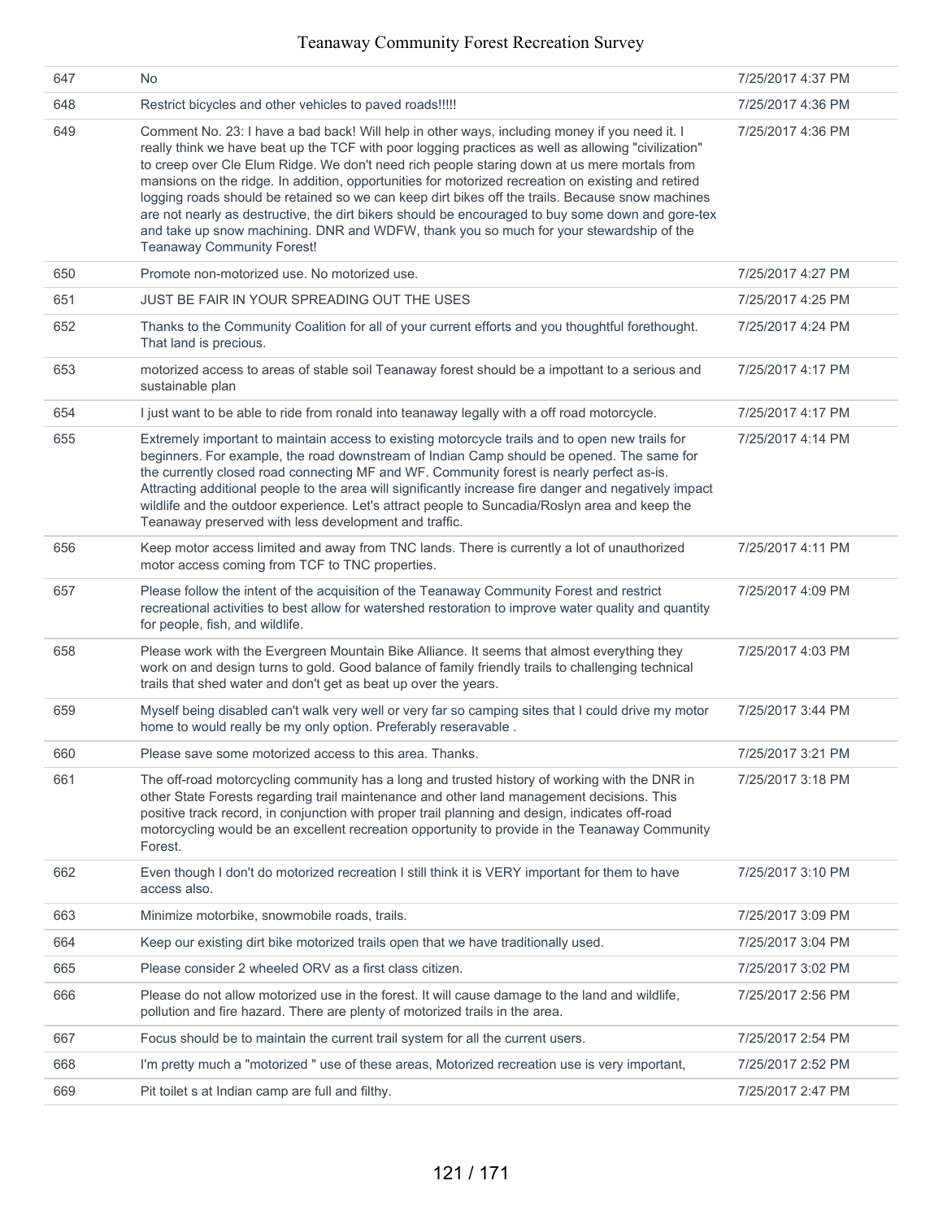| | | |
|---|---|---|
| 647 | No | 7/25/2017 4:37 PM |
| 648 | Restrict bicycles and other vehicles to paved roads!!!!! | 7/25/2017 4:36 PM |
| 649 | Comment No. 23: I have a bad back! Will help in other ways, including money if you need it. I really think we have beat up the TCF with poor logging practices as well as allowing "civilization" to creep over Cle Elum Ridge. We don't need rich people staring down at us mere mortals from mansions on the ridge. In addition, opportunities for motorized recreation on existing and retired logging roads should be retained so we can keep dirt bikes off the trails. Because snow machines are not nearly as destructive, the dirt bikers should be encouraged to buy some down and gore-tex and take up snow machining. DNR and WDFW, thank you so much for your stewardship of the Teanaway Community Forest! | 7/25/2017 4:36 PM |
| 650 | Promote non-motorized use. No motorized use. | 7/25/2017 4:27 PM |
| 651 | JUST BE FAIR IN YOUR SPREADING OUT THE USES | 7/25/2017 4:25 PM |
| 652 | Thanks to the Community Coalition for all of your current efforts and you thoughtful forethought. That land is precious. | 7/25/2017 4:24 PM |
| 653 | motorized access to areas of stable soil Teanaway forest should be a impottant to a serious and sustainable plan | 7/25/2017 4:17 PM |
| 654 | I just want to be able to ride from ronald into teanaway legally with a off road motorcycle. | 7/25/2017 4:17 PM |
| 655 | Extremely important to maintain access to existing motorcycle trails and to open new trails for beginners. For example, the road downstream of Indian Camp should be opened. The same for the currently closed road connecting MF and WF. Community forest is nearly perfect as-is. Attracting additional people to the area will significantly increase fire danger and negatively impact wildlife and the outdoor experience. Let's attract people to Suncadia/Roslyn area and keep the Teanaway preserved with less development and traffic. | 7/25/2017 4:14 PM |
| 656 | Keep motor access limited and away from TNC lands. There is currently a lot of unauthorized motor access coming from TCF to TNC properties. | 7/25/2017 4:11 PM |
| 657 | Please follow the intent of the acquisition of the Teanaway Community Forest and restrict recreational activities to best allow for watershed restoration to improve water quality and quantity for people, fish, and wildlife. | 7/25/2017 4:09 PM |
| 658 | Please work with the Evergreen Mountain Bike Alliance. It seems that almost everything they work on and design turns to gold. Good balance of family friendly trails to challenging technical trails that shed water and don't get as beat up over the years. | 7/25/2017 4:03 PM |
| 659 | Myself being disabled can't walk very well or very far so camping sites that I could drive my motor home to would really be my only option. Preferably reseravable . | 7/25/2017 3:44 PM |
| 660 | Please save some motorized access to this area. Thanks. | 7/25/2017 3:21 PM |
| 661 | The off-road motorcycling community has a long and trusted history of working with the DNR in other State Forests regarding trail maintenance and other land management decisions. This positive track record, in conjunction with proper trail planning and design, indicates off-road motorcycling would be an excellent recreation opportunity to provide in the Teanaway Community Forest. | 7/25/2017 3:18 PM |
| 662 | Even though I don't do motorized recreation I still think it is VERY important for them to have access also. | 7/25/2017 3:10 PM |
| 663 | Minimize motorbike, snowmobile roads, trails. | 7/25/2017 3:09 PM |
| 664 | Keep our existing dirt bike motorized trails open that we have traditionally used. | 7/25/2017 3:04 PM |
| 665 | Please consider 2 wheeled ORV as a first class citizen. | 7/25/2017 3:02 PM |
| 666 | Please do not allow motorized use in the forest. It will cause damage to the land and wildlife, pollution and fire hazard. There are plenty of motorized trails in the area. | 7/25/2017 2:56 PM |
| 667 | Focus should be to maintain the current trail system for all the current users. | 7/25/2017 2:54 PM |
| 668 | I'm pretty much a "motorized " use of these areas, Motorized recreation use is very important, | 7/25/2017 2:52 PM |
| 669 | Pit toilet s at Indian camp are full and filthy. | 7/25/2017 2:47 PM |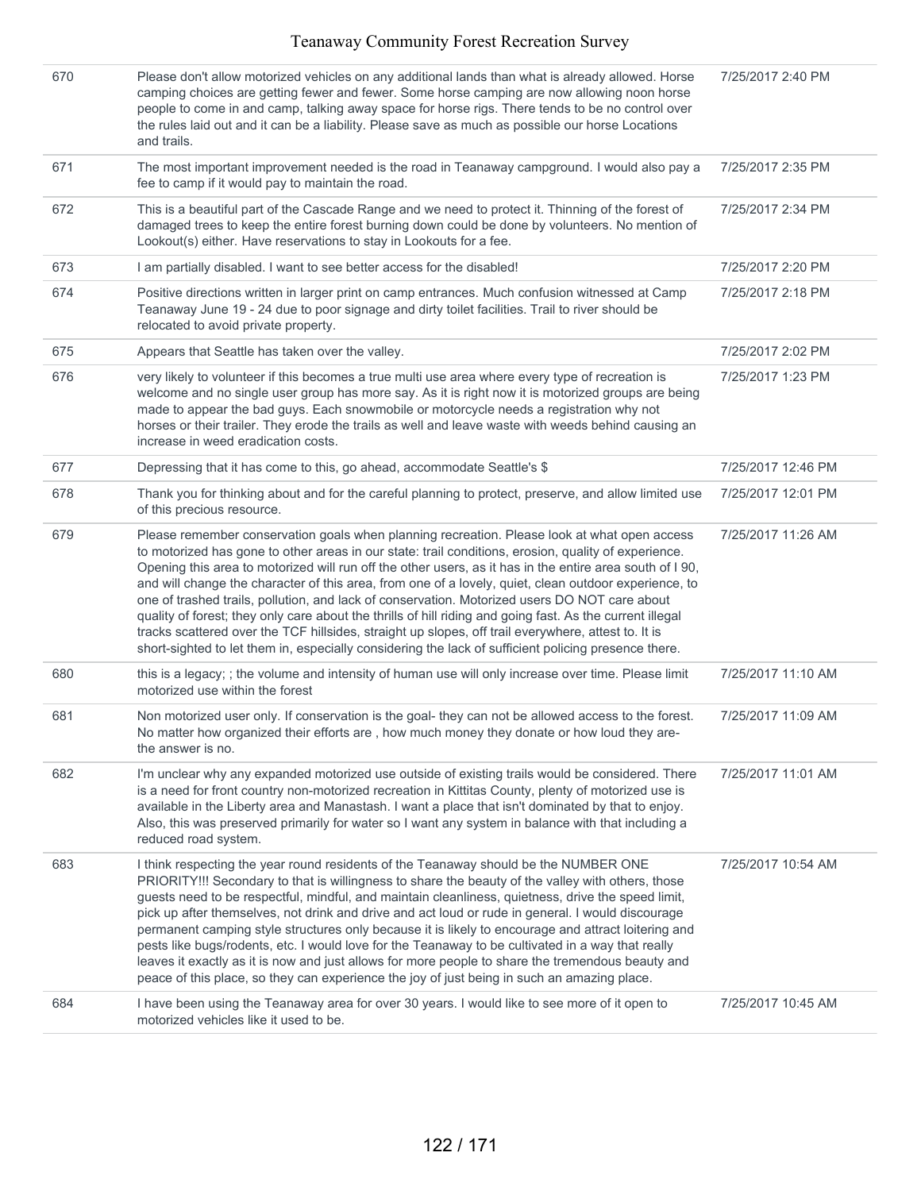| | | |
|---|---|---|
| 670 | Please don't allow motorized vehicles on any additional lands than what is already allowed. Horse camping choices are getting fewer and fewer. Some horse camping are now allowing noon horse people to come in and camp, talking away space for horse rigs. There tends to be no control over the rules laid out and it can be a liability. Please save as much as possible our horse Locations and trails. | 7/25/2017 2:40 PM |
| 671 | The most important improvement needed is the road in Teanaway campground. I would also pay a fee to camp if it would pay to maintain the road. | 7/25/2017 2:35 PM |
| 672 | This is a beautiful part of the Cascade Range and we need to protect it. Thinning of the forest of damaged trees to keep the entire forest burning down could be done by volunteers. No mention of Lookout(s) either. Have reservations to stay in Lookouts for a fee. | 7/25/2017 2:34 PM |
| 673 | I am partially disabled. I want to see better access for the disabled! | 7/25/2017 2:20 PM |
| 674 | Positive directions written in larger print on camp entrances. Much confusion witnessed at Camp Teanaway June 19 - 24 due to poor signage and dirty toilet facilities. Trail to river should be relocated to avoid private property. | 7/25/2017 2:18 PM |
| 675 | Appears that Seattle has taken over the valley. | 7/25/2017 2:02 PM |
| 676 | very likely to volunteer if this becomes a true multi use area where every type of recreation is welcome and no single user group has more say. As it is right now it is motorized groups are being made to appear the bad guys. Each snowmobile or motorcycle needs a registration why not horses or their trailer. They erode the trails as well and leave waste with weeds behind causing an increase in weed eradication costs. | 7/25/2017 1:23 PM |
| 677 | Depressing that it has come to this, go ahead, accommodate Seattle's $ | 7/25/2017 12:46 PM |
| 678 | Thank you for thinking about and for the careful planning to protect, preserve, and allow limited use of this precious resource. | 7/25/2017 12:01 PM |
| 679 | Please remember conservation goals when planning recreation. Please look at what open access to motorized has gone to other areas in our state: trail conditions, erosion, quality of experience. Opening this area to motorized will run off the other users, as it has in the entire area south of I 90, and will change the character of this area, from one of a lovely, quiet, clean outdoor experience, to one of trashed trails, pollution, and lack of conservation. Motorized users DO NOT care about quality of forest; they only care about the thrills of hill riding and going fast. As the current illegal tracks scattered over the TCF hillsides, straight up slopes, off trail everywhere, attest to. It is short-sighted to let them in, especially considering the lack of sufficient policing presence there. | 7/25/2017 11:26 AM |
| 680 | this is a legacy; ; the volume and intensity of human use will only increase over time. Please limit motorized use within the forest | 7/25/2017 11:10 AM |
| 681 | Non motorized user only. If conservation is the goal- they can not be allowed access to the forest. No matter how organized their efforts are , how much money they donate or how loud they are- the answer is no. | 7/25/2017 11:09 AM |
| 682 | I'm unclear why any expanded motorized use outside of existing trails would be considered. There is a need for front country non-motorized recreation in Kittitas County, plenty of motorized use is available in the Liberty area and Manastash. I want a place that isn't dominated by that to enjoy. Also, this was preserved primarily for water so I want any system in balance with that including a reduced road system. | 7/25/2017 11:01 AM |
| 683 | I think respecting the year round residents of the Teanaway should be the NUMBER ONE PRIORITY!!! Secondary to that is willingness to share the beauty of the valley with others, those guests need to be respectful, mindful, and maintain cleanliness, quietness, drive the speed limit, pick up after themselves, not drink and drive and act loud or rude in general. I would discourage permanent camping style structures only because it is likely to encourage and attract loitering and pests like bugs/rodents, etc. I would love for the Teanaway to be cultivated in a way that really leaves it exactly as it is now and just allows for more people to share the tremendous beauty and peace of this place, so they can experience the joy of just being in such an amazing place. | 7/25/2017 10:54 AM |
| 684 | I have been using the Teanaway area for over 30 years. I would like to see more of it open to motorized vehicles like it used to be. | 7/25/2017 10:45 AM |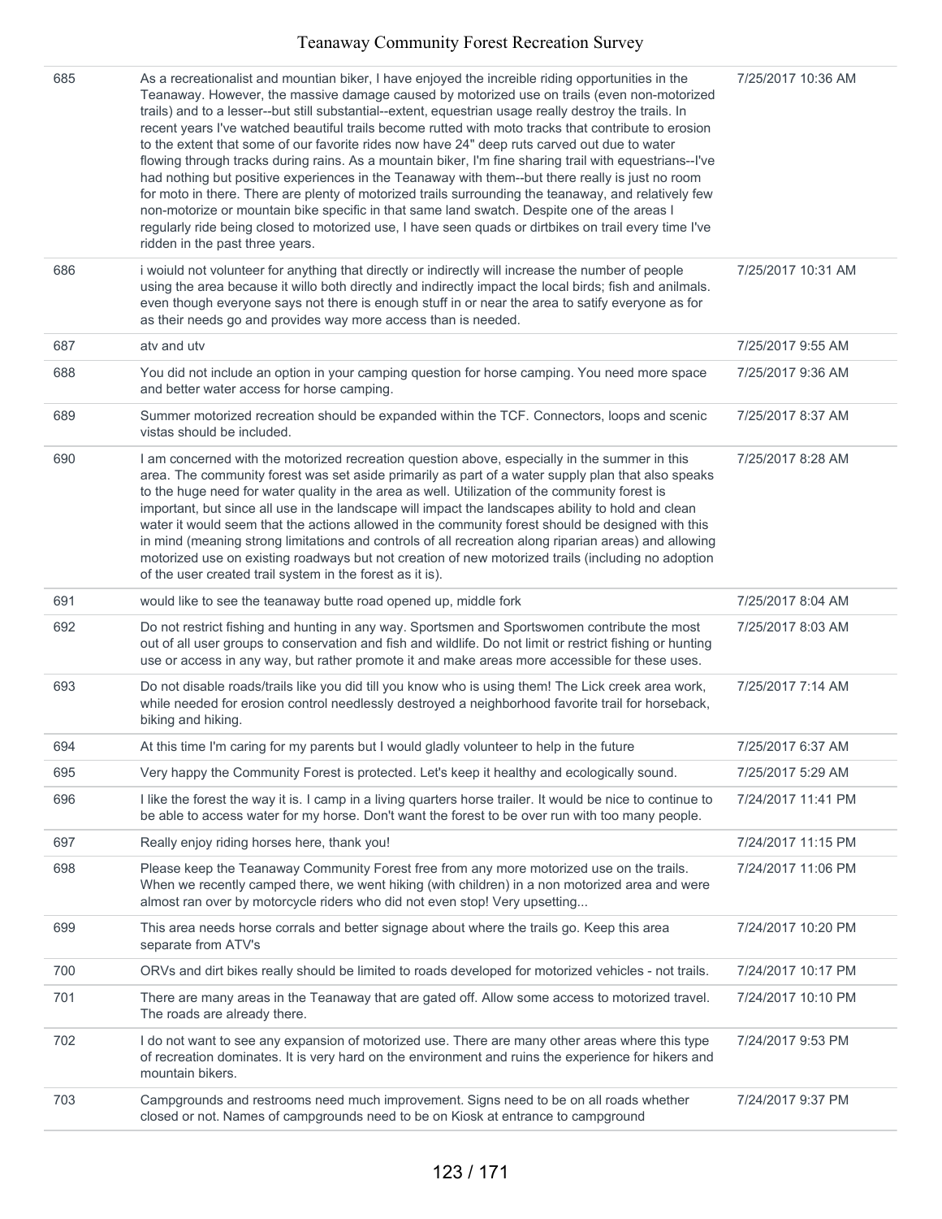| | | |
|---|---|---|
| 685 | As a recreationalist and mountian biker, I have enjoyed the increible riding opportunities in the Teanaway. However, the massive damage caused by motorized use on trails (even non-motorized trails) and to a lesser--but still substantial--extent, equestrian usage really destroy the trails. In recent years I've watched beautiful trails become rutted with moto tracks that contribute to erosion to the extent that some of our favorite rides now have 24" deep ruts carved out due to water flowing through tracks during rains. As a mountain biker, I'm fine sharing trail with equestrians--I've had nothing but positive experiences in the Teanaway with them--but there really is just no room for moto in there. There are plenty of motorized trails surrounding the teanaway, and relatively few non-motorize or mountain bike specific in that same land swatch. Despite one of the areas I regularly ride being closed to motorized use, I have seen quads or dirtbikes on trail every time I've ridden in the past three years. | 7/25/2017 10:36 AM |
| 686 | i woiuld not volunteer for anything that directly or indirectly will increase the number of people using the area because it willo both directly and indirectly impact the local birds; fish and anilmals. even though everyone says not there is enough stuff in or near the area to satify everyone as for as their needs go and provides way more access than is needed. | 7/25/2017 10:31 AM |
| 687 | atv and utv | 7/25/2017 9:55 AM |
| 688 | You did not include an option in your camping question for horse camping. You need more space and better water access for horse camping. | 7/25/2017 9:36 AM |
| 689 | Summer motorized recreation should be expanded within the TCF. Connectors, loops and scenic vistas should be included. | 7/25/2017 8:37 AM |
| 690 | I am concerned with the motorized recreation question above, especially in the summer in this area. The community forest was set aside primarily as part of a water supply plan that also speaks to the huge need for water quality in the area as well. Utilization of the community forest is important, but since all use in the landscape will impact the landscapes ability to hold and clean water it would seem that the actions allowed in the community forest should be designed with this in mind (meaning strong limitations and controls of all recreation along riparian areas) and allowing motorized use on existing roadways but not creation of new motorized trails (including no adoption of the user created trail system in the forest as it is). | 7/25/2017 8:28 AM |
| 691 | would like to see the teanaway butte road opened up, middle fork | 7/25/2017 8:04 AM |
| 692 | Do not restrict fishing and hunting in any way. Sportsmen and Sportswomen contribute the most out of all user groups to conservation and fish and wildlife. Do not limit or restrict fishing or hunting use or access in any way, but rather promote it and make areas more accessible for these uses. | 7/25/2017 8:03 AM |
| 693 | Do not disable roads/trails like you did till you know who is using them! The Lick creek area work, while needed for erosion control needlessly destroyed a neighborhood favorite trail for horseback, biking and hiking. | 7/25/2017 7:14 AM |
| 694 | At this time I'm caring for my parents but I would gladly volunteer to help in the future | 7/25/2017 6:37 AM |
| 695 | Very happy the Community Forest is protected. Let's keep it healthy and ecologically sound. | 7/25/2017 5:29 AM |
| 696 | I like the forest the way it is. I camp in a living quarters horse trailer. It would be nice to continue to be able to access water for my horse. Don't want the forest to be over run with too many people. | 7/24/2017 11:41 PM |
| 697 | Really enjoy riding horses here, thank you! | 7/24/2017 11:15 PM |
| 698 | Please keep the Teanaway Community Forest free from any more motorized use on the trails. When we recently camped there, we went hiking (with children) in a non motorized area and were almost ran over by motorcycle riders who did not even stop! Very upsetting... | 7/24/2017 11:06 PM |
| 699 | This area needs horse corrals and better signage about where the trails go. Keep this area separate from ATV's | 7/24/2017 10:20 PM |
| 700 | ORVs and dirt bikes really should be limited to roads developed for motorized vehicles - not trails. | 7/24/2017 10:17 PM |
| 701 | There are many areas in the Teanaway that are gated off. Allow some access to motorized travel. The roads are already there. | 7/24/2017 10:10 PM |
| 702 | I do not want to see any expansion of motorized use. There are many other areas where this type of recreation dominates. It is very hard on the environment and ruins the experience for hikers and mountain bikers. | 7/24/2017 9:53 PM |
| 703 | Campgrounds and restrooms need much improvement. Signs need to be on all roads whether closed or not. Names of campgrounds need to be on Kiosk at entrance to campground | 7/24/2017 9:37 PM |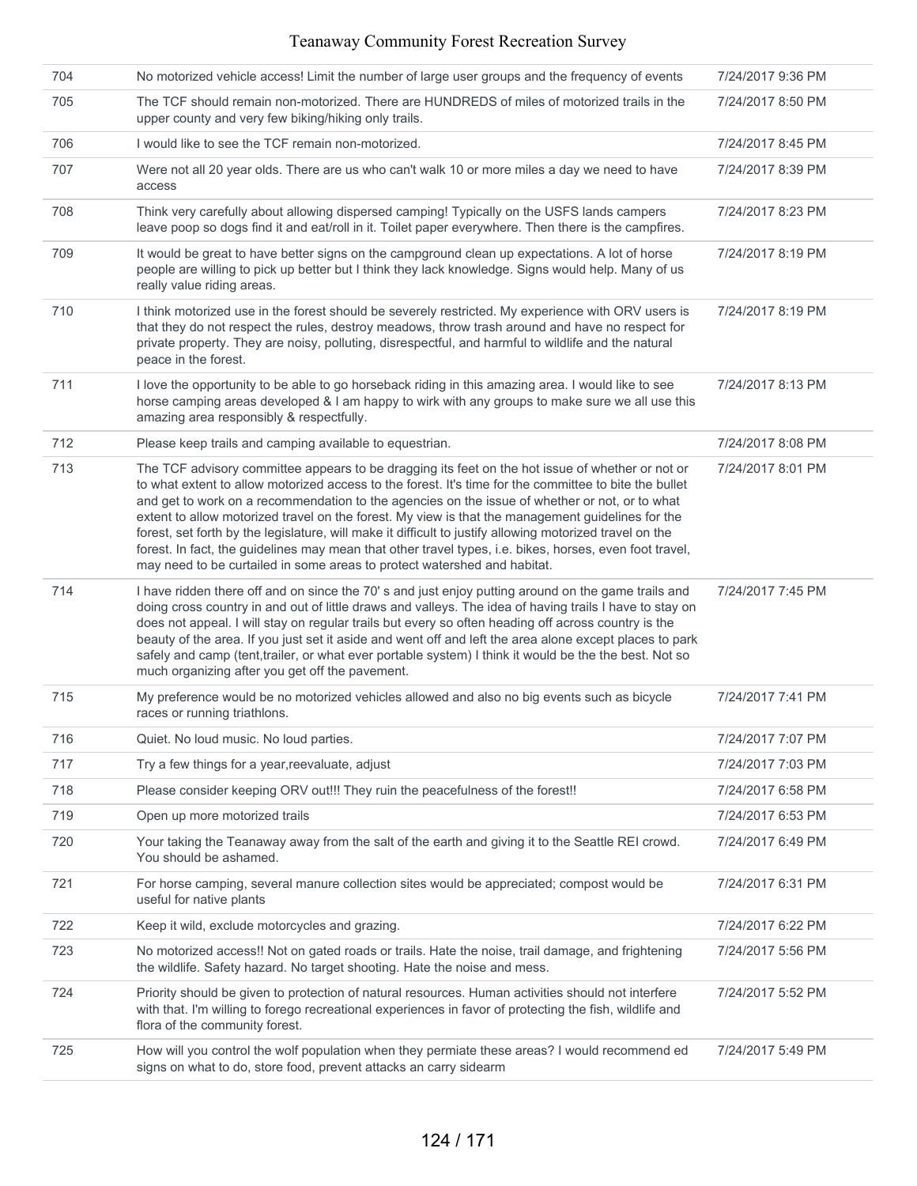| | | |
|---|---|---|
| 704 | No motorized vehicle access! Limit the number of large user groups and the frequency of events | 7/24/2017 9:36 PM |
| 705 | The TCF should remain non-motorized. There are HUNDREDS of miles of motorized trails in the upper county and very few biking/hiking only trails. | 7/24/2017 8:50 PM |
| 706 | I would like to see the TCF remain non-motorized. | 7/24/2017 8:45 PM |
| 707 | Were not all 20 year olds. There are us who can't walk 10 or more miles a day we need to have access | 7/24/2017 8:39 PM |
| 708 | Think very carefully about allowing dispersed camping! Typically on the USFS lands campers leave poop so dogs find it and eat/roll in it. Toilet paper everywhere. Then there is the campfires. | 7/24/2017 8:23 PM |
| 709 | It would be great to have better signs on the campground clean up expectations. A lot of horse people are willing to pick up better but I think they lack knowledge. Signs would help. Many of us really value riding areas. | 7/24/2017 8:19 PM |
| 710 | I think motorized use in the forest should be severely restricted. My experience with ORV users is that they do not respect the rules, destroy meadows, throw trash around and have no respect for private property. They are noisy, polluting, disrespectful, and harmful to wildlife and the natural peace in the forest. | 7/24/2017 8:19 PM |
| 711 | I love the opportunity to be able to go horseback riding in this amazing area. I would like to see horse camping areas developed & I am happy to wirk with any groups to make sure we all use this amazing area responsibly & respectfully. | 7/24/2017 8:13 PM |
| 712 | Please keep trails and camping available to equestrian. | 7/24/2017 8:08 PM |
| 713 | The TCF advisory committee appears to be dragging its feet on the hot issue of whether or not or to what extent to allow motorized access to the forest. It's time for the committee to bite the bullet and get to work on a recommendation to the agencies on the issue of whether or not, or to what extent to allow motorized travel on the forest. My view is that the management guidelines for the forest, set forth by the legislature, will make it difficult to justify allowing motorized travel on the forest. In fact, the guidelines may mean that other travel types, i.e. bikes, horses, even foot travel, may need to be curtailed in some areas to protect watershed and habitat. | 7/24/2017 8:01 PM |
| 714 | I have ridden there off and on since the 70' s and just enjoy putting around on the game trails and doing cross country in and out of little draws and valleys. The idea of having trails I have to stay on does not appeal. I will stay on regular trails but every so often heading off across country is the beauty of the area. If you just set it aside and went off and left the area alone except places to park safely and camp (tent,trailer, or what ever portable system) I think it would be the the best. Not so much organizing after you get off the pavement. | 7/24/2017 7:45 PM |
| 715 | My preference would be no motorized vehicles allowed and also no big events such as bicycle races or running triathlons. | 7/24/2017 7:41 PM |
| 716 | Quiet. No loud music. No loud parties. | 7/24/2017 7:07 PM |
| 717 | Try a few things for a year,reevaluate, adjust | 7/24/2017 7:03 PM |
| 718 | Please consider keeping ORV out!!! They ruin the peacefulness of the forest!! | 7/24/2017 6:58 PM |
| 719 | Open up more motorized trails | 7/24/2017 6:53 PM |
| 720 | Your taking the Teanaway away from the salt of the earth and giving it to the Seattle REI crowd. You should be ashamed. | 7/24/2017 6:49 PM |
| 721 | For horse camping, several manure collection sites would be appreciated; compost would be useful for native plants | 7/24/2017 6:31 PM |
| 722 | Keep it wild, exclude motorcycles and grazing. | 7/24/2017 6:22 PM |
| 723 | No motorized access!! Not on gated roads or trails. Hate the noise, trail damage, and frightening the wildlife. Safety hazard. No target shooting. Hate the noise and mess. | 7/24/2017 5:56 PM |
| 724 | Priority should be given to protection of natural resources. Human activities should not interfere with that. I'm willing to forego recreational experiences in favor of protecting the fish, wildlife and flora of the community forest. | 7/24/2017 5:52 PM |
| 725 | How will you control the wolf population when they permiate these areas? I would recommend ed signs on what to do, store food, prevent attacks an carry sidearm | 7/24/2017 5:49 PM |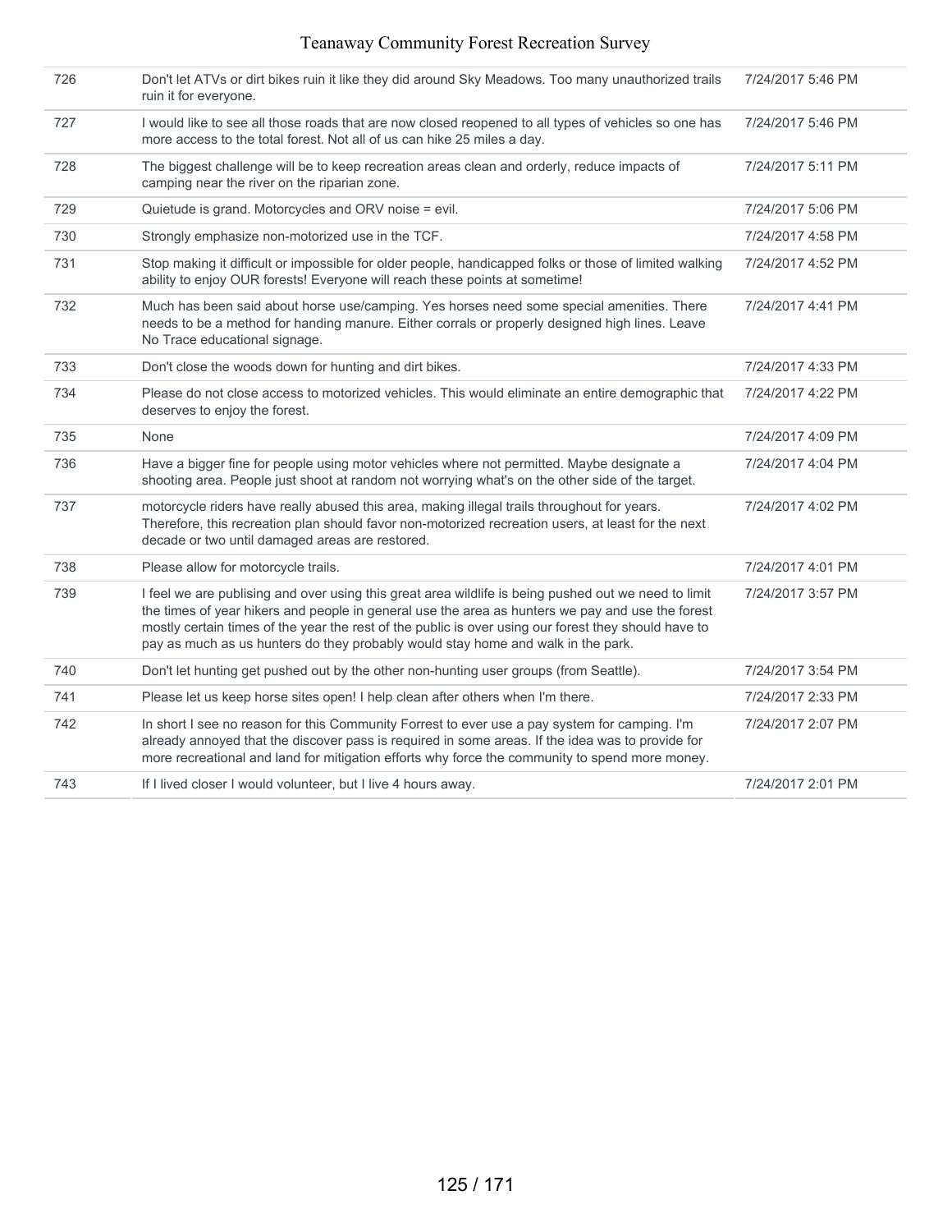| | | |
|---|---|---|
| 726 | Don't let ATVs or dirt bikes ruin it like they did around Sky Meadows. Too many unauthorized trails ruin it for everyone. | 7/24/2017 5:46 PM |
| 727 | I would like to see all those roads that are now closed reopened to all types of vehicles so one has more access to the total forest. Not all of us can hike 25 miles a day. | 7/24/2017 5:46 PM |
| 728 | The biggest challenge will be to keep recreation areas clean and orderly, reduce impacts of camping near the river on the riparian zone. | 7/24/2017 5:11 PM |
| 729 | Quietude is grand. Motorcycles and ORV noise = evil. | 7/24/2017 5:06 PM |
| 730 | Strongly emphasize non-motorized use in the TCF. | 7/24/2017 4:58 PM |
| 731 | Stop making it difficult or impossible for older people, handicapped folks or those of limited walking ability to enjoy OUR forests! Everyone will reach these points at sometime! | 7/24/2017 4:52 PM |
| 732 | Much has been said about horse use/camping. Yes horses need some special amenities. There needs to be a method for handing manure. Either corrals or properly designed high lines. Leave No Trace educational signage. | 7/24/2017 4:41 PM |
| 733 | Don't close the woods down for hunting and dirt bikes. | 7/24/2017 4:33 PM |
| 734 | Please do not close access to motorized vehicles. This would eliminate an entire demographic that deserves to enjoy the forest. | 7/24/2017 4:22 PM |
| 735 | None | 7/24/2017 4:09 PM |
| 736 | Have a bigger fine for people using motor vehicles where not permitted. Maybe designate a shooting area. People just shoot at random not worrying what's on the other side of the target. | 7/24/2017 4:04 PM |
| 737 | motorcycle riders have really abused this area, making illegal trails throughout for years. Therefore, this recreation plan should favor non-motorized recreation users, at least for the next decade or two until damaged areas are restored. | 7/24/2017 4:02 PM |
| 738 | Please allow for motorcycle trails. | 7/24/2017 4:01 PM |
| 739 | I feel we are publising and over using this great area wildlife is being pushed out we need to limit the times of year hikers and people in general use the area as hunters we pay and use the forest mostly certain times of the year the rest of the public is over using our forest they should have to pay as much as us hunters do they probably would stay home and walk in the park. | 7/24/2017 3:57 PM |
| 740 | Don't let hunting get pushed out by the other non-hunting user groups (from Seattle). | 7/24/2017 3:54 PM |
| 741 | Please let us keep horse sites open! I help clean after others when I'm there. | 7/24/2017 2:33 PM |
| 742 | In short I see no reason for this Community Forrest to ever use a pay system for camping. I'm already annoyed that the discover pass is required in some areas. If the idea was to provide for more recreational and land for mitigation efforts why force the community to spend more money. | 7/24/2017 2:07 PM |
| 743 | If I lived closer I would volunteer, but I live 4 hours away. | 7/24/2017 2:01 PM |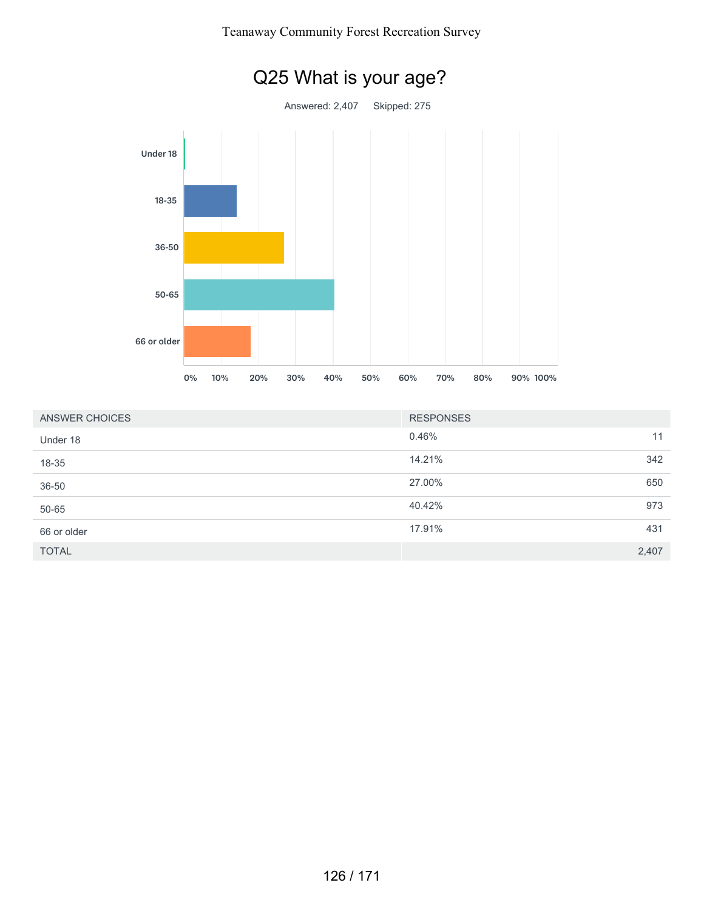## Q25 What is your age?

Answered: 2,407 Skipped: 275

| ANSWER CHOICES | RESPONSES | |
|---|---|---|
| Under 18 | 0.46% | 11 |
| 18-35 | 14.21% | 342 |
| 36-50 | 27.00% | 650 |
| 50-65 | 40.42% | 973 |
| 66 or older | 17.91% | 431 |
| TOTAL | | 2,407 |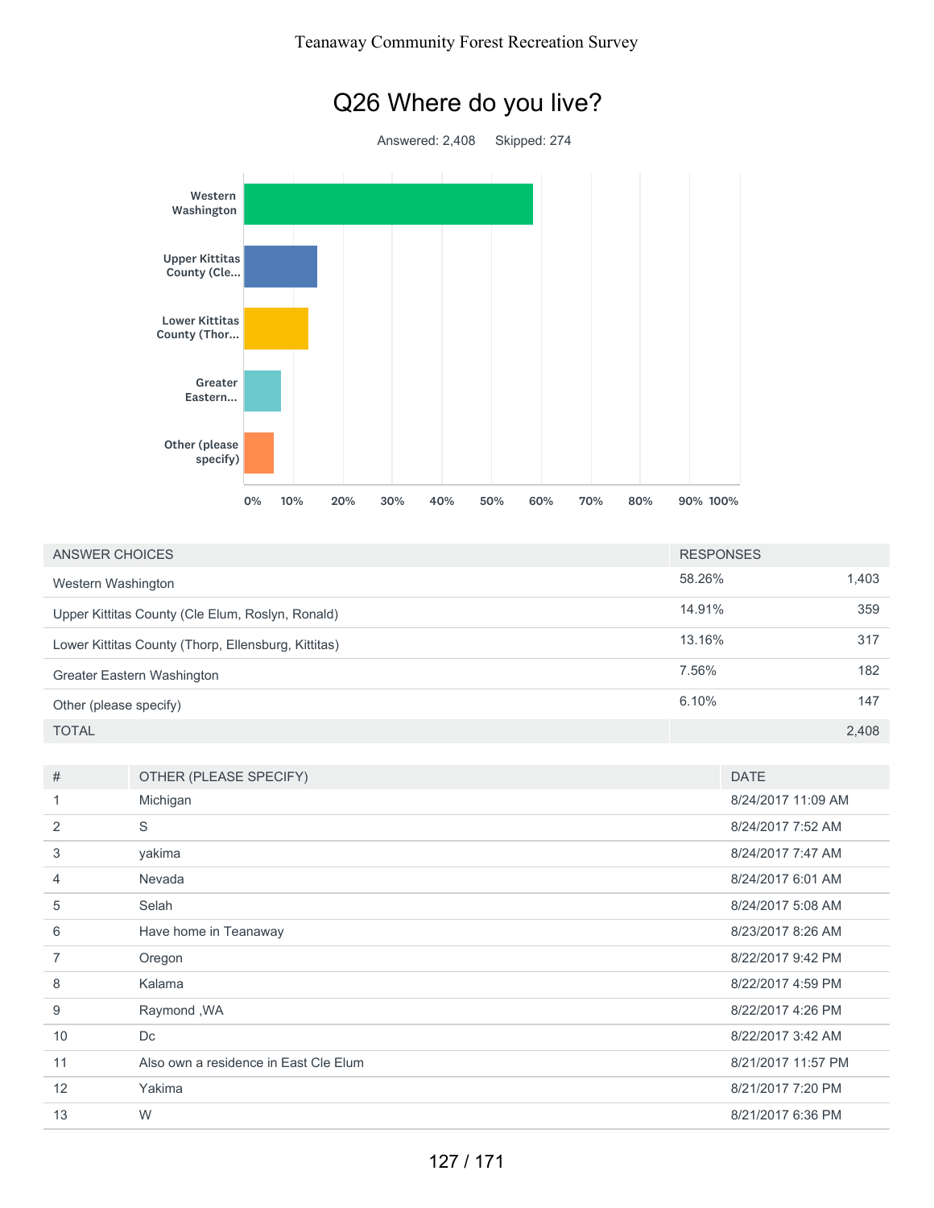# Q26 Where do you live?

Answered: 2,408 Skipped: 274

| ANSWER CHOICES | RESPONSES | |
|---|---|---|
| Western Washington | 58.26% | 1,403 |
| Upper Kittitas County (Cle Elum, Roslyn, Ronald) | 14.91% | 359 |
| Lower Kittitas County (Thorp, Ellensburg, Kittitas) | 13.16% | 317 |
| Greater Eastern Washington | 7.56% | 182 |
| Other (please specify) | 6.10% | 147 |
| TOTAL | | 2,408 |

| # | OTHER (PLEASE SPECIFY) | DATE |
|---|---|---|
| 1 | Michigan | 8/24/2017 11:09 AM |
| 2 | S | 8/24/2017 7:52 AM |
| 3 | yakima | 8/24/2017 7:47 AM |
| 4 | Nevada | 8/24/2017 6:01 AM |
| 5 | Selah | 8/24/2017 5:08 AM |
| 6 | Have home in Teanaway | 8/23/2017 8:26 AM |
| 7 | Oregon | 8/22/2017 9:42 PM |
| 8 | Kalama | 8/22/2017 4:59 PM |
| 9 | Raymond ,WA | 8/22/2017 4:26 PM |
| 10 | Dc | 8/22/2017 3:42 AM |
| 11 | Also own a residence in East Cle Elum | 8/21/2017 11:57 PM |
| 12 | Yakima | 8/21/2017 7:20 PM |
| 13 | W | 8/21/2017 6:36 PM |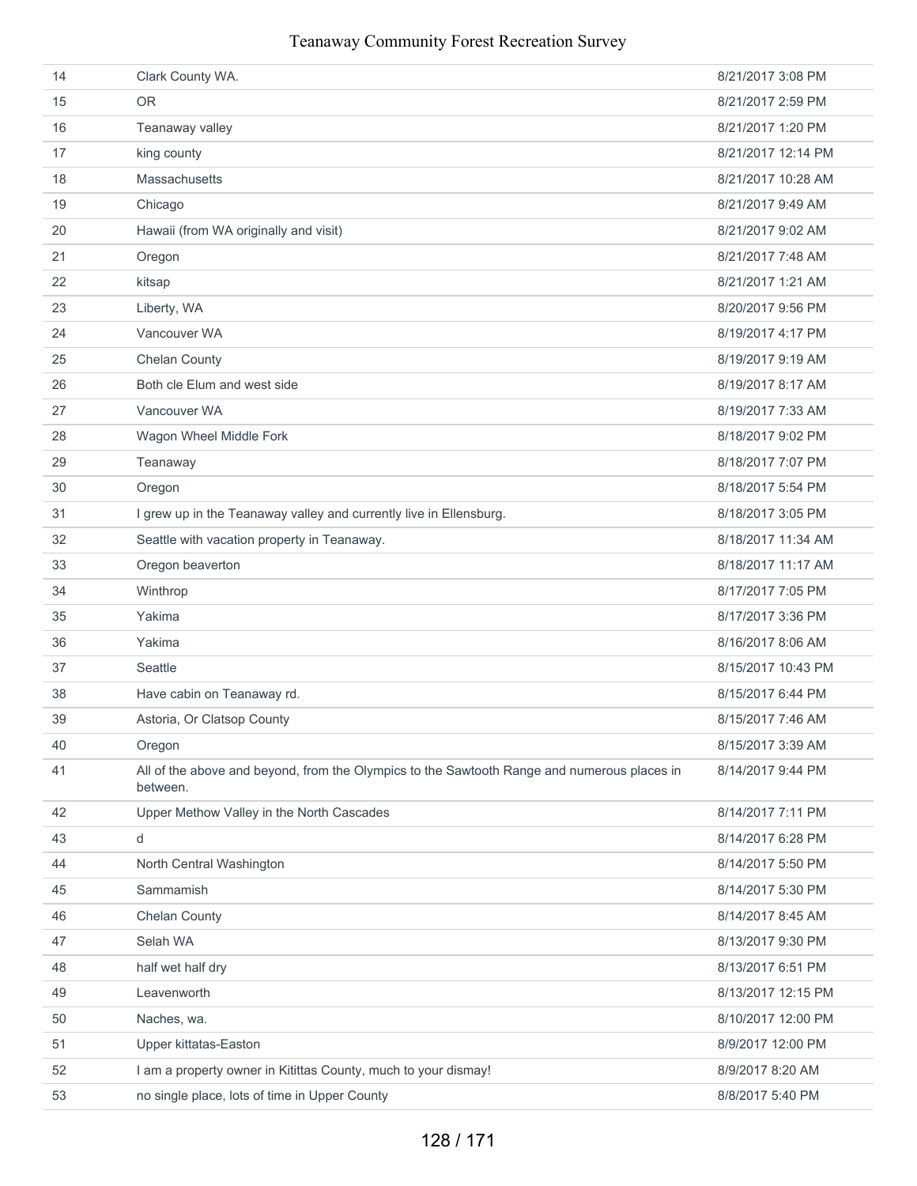| | | |
|---|---|---|
| 14 | Clark County WA. | 8/21/2017 3:08 PM |
| 15 | OR | 8/21/2017 2:59 PM |
| 16 | Teanaway valley | 8/21/2017 1:20 PM |
| 17 | king county | 8/21/2017 12:14 PM |
| 18 | Massachusetts | 8/21/2017 10:28 AM |
| 19 | Chicago | 8/21/2017 9:49 AM |
| 20 | Hawaii (from WA originally and visit) | 8/21/2017 9:02 AM |
| 21 | Oregon | 8/21/2017 7:48 AM |
| 22 | kitsap | 8/21/2017 1:21 AM |
| 23 | Liberty, WA | 8/20/2017 9:56 PM |
| 24 | Vancouver WA | 8/19/2017 4:17 PM |
| 25 | Chelan County | 8/19/2017 9:19 AM |
| 26 | Both cle Elum and west side | 8/19/2017 8:17 AM |
| 27 | Vancouver WA | 8/19/2017 7:33 AM |
| 28 | Wagon Wheel Middle Fork | 8/18/2017 9:02 PM |
| 29 | Teanaway | 8/18/2017 7:07 PM |
| 30 | Oregon | 8/18/2017 5:54 PM |
| 31 | I grew up in the Teanaway valley and currently live in Ellensburg. | 8/18/2017 3:05 PM |
| 32 | Seattle with vacation property in Teanaway. | 8/18/2017 11:34 AM |
| 33 | Oregon beaverton | 8/18/2017 11:17 AM |
| 34 | Winthrop | 8/17/2017 7:05 PM |
| 35 | Yakima | 8/17/2017 3:36 PM |
| 36 | Yakima | 8/16/2017 8:06 AM |
| 37 | Seattle | 8/15/2017 10:43 PM |
| 38 | Have cabin on Teanaway rd. | 8/15/2017 6:44 PM |
| 39 | Astoria, Or Clatsop County | 8/15/2017 7:46 AM |
| 40 | Oregon | 8/15/2017 3:39 AM |
| 41 | All of the above and beyond, from the Olympics to the Sawtooth Range and numerous places in between. | 8/14/2017 9:44 PM |
| 42 | Upper Methow Valley in the North Cascades | 8/14/2017 7:11 PM |
| 43 | d | 8/14/2017 6:28 PM |
| 44 | North Central Washington | 8/14/2017 5:50 PM |
| 45 | Sammamish | 8/14/2017 5:30 PM |
| 46 | Chelan County | 8/14/2017 8:45 AM |
| 47 | Selah WA | 8/13/2017 9:30 PM |
| 48 | half wet half dry | 8/13/2017 6:51 PM |
| 49 | Leavenworth | 8/13/2017 12:15 PM |
| 50 | Naches, wa. | 8/10/2017 12:00 PM |
| 51 | Upper kittatas-Easton | 8/9/2017 12:00 PM |
| 52 | I am a property owner in Kititas County, much to your dismay! | 8/9/2017 8:20 AM |
| 53 | no single place, lots of time in Upper County | 8/8/2017 5:40 PM |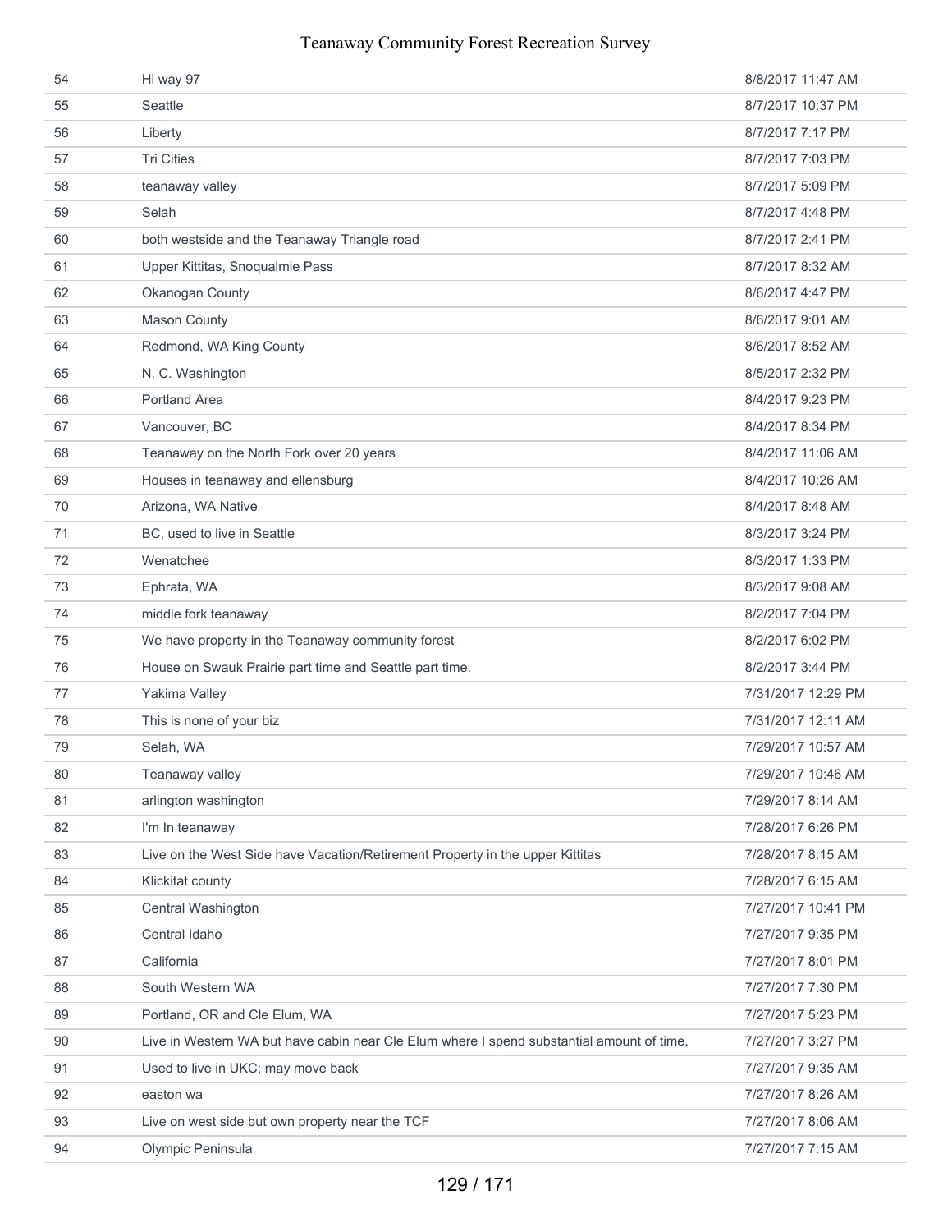| | | |
|---|---|---|
| 54 | Hi way 97 | 8/8/2017 11:47 AM |
| 55 | Seattle | 8/7/2017 10:37 PM |
| 56 | Liberty | 8/7/2017 7:17 PM |
| 57 | Tri Cities | 8/7/2017 7:03 PM |
| 58 | teanaway valley | 8/7/2017 5:09 PM |
| 59 | Selah | 8/7/2017 4:48 PM |
| 60 | both westside and the Teanaway Triangle road | 8/7/2017 2:41 PM |
| 61 | Upper Kittitas, Snoqualmie Pass | 8/7/2017 8:32 AM |
| 62 | Okanogan County | 8/6/2017 4:47 PM |
| 63 | Mason County | 8/6/2017 9:01 AM |
| 64 | Redmond, WA King County | 8/6/2017 8:52 AM |
| 65 | N. C. Washington | 8/5/2017 2:32 PM |
| 66 | Portland Area | 8/4/2017 9:23 PM |
| 67 | Vancouver, BC | 8/4/2017 8:34 PM |
| 68 | Teanaway on the North Fork over 20 years | 8/4/2017 11:06 AM |
| 69 | Houses in teanaway and ellensburg | 8/4/2017 10:26 AM |
| 70 | Arizona, WA Native | 8/4/2017 8:48 AM |
| 71 | BC, used to live in Seattle | 8/3/2017 3:24 PM |
| 72 | Wenatchee | 8/3/2017 1:33 PM |
| 73 | Ephrata, WA | 8/3/2017 9:08 AM |
| 74 | middle fork teanaway | 8/2/2017 7:04 PM |
| 75 | We have property in the Teanaway community forest | 8/2/2017 6:02 PM |
| 76 | House on Swauk Prairie part time and Seattle part time. | 8/2/2017 3:44 PM |
| 77 | Yakima Valley | 7/31/2017 12:29 PM |
| 78 | This is none of your biz | 7/31/2017 12:11 AM |
| 79 | Selah, WA | 7/29/2017 10:57 AM |
| 80 | Teanaway valley | 7/29/2017 10:46 AM |
| 81 | arlington washington | 7/29/2017 8:14 AM |
| 82 | I'm In teanaway | 7/28/2017 6:26 PM |
| 83 | Live on the West Side have Vacation/Retirement Property in the upper Kittitas | 7/28/2017 8:15 AM |
| 84 | Klickitat county | 7/28/2017 6:15 AM |
| 85 | Central Washington | 7/27/2017 10:41 PM |
| 86 | Central Idaho | 7/27/2017 9:35 PM |
| 87 | California | 7/27/2017 8:01 PM |
| 88 | South Western WA | 7/27/2017 7:30 PM |
| 89 | Portland, OR and Cle Elum, WA | 7/27/2017 5:23 PM |
| 90 | Live in Western WA but have cabin near Cle Elum where I spend substantial amount of time. | 7/27/2017 3:27 PM |
| 91 | Used to live in UKC; may move back | 7/27/2017 9:35 AM |
| 92 | easton wa | 7/27/2017 8:26 AM |
| 93 | Live on west side but own property near the TCF | 7/27/2017 8:06 AM |
| 94 | Olympic Peninsula | 7/27/2017 7:15 AM |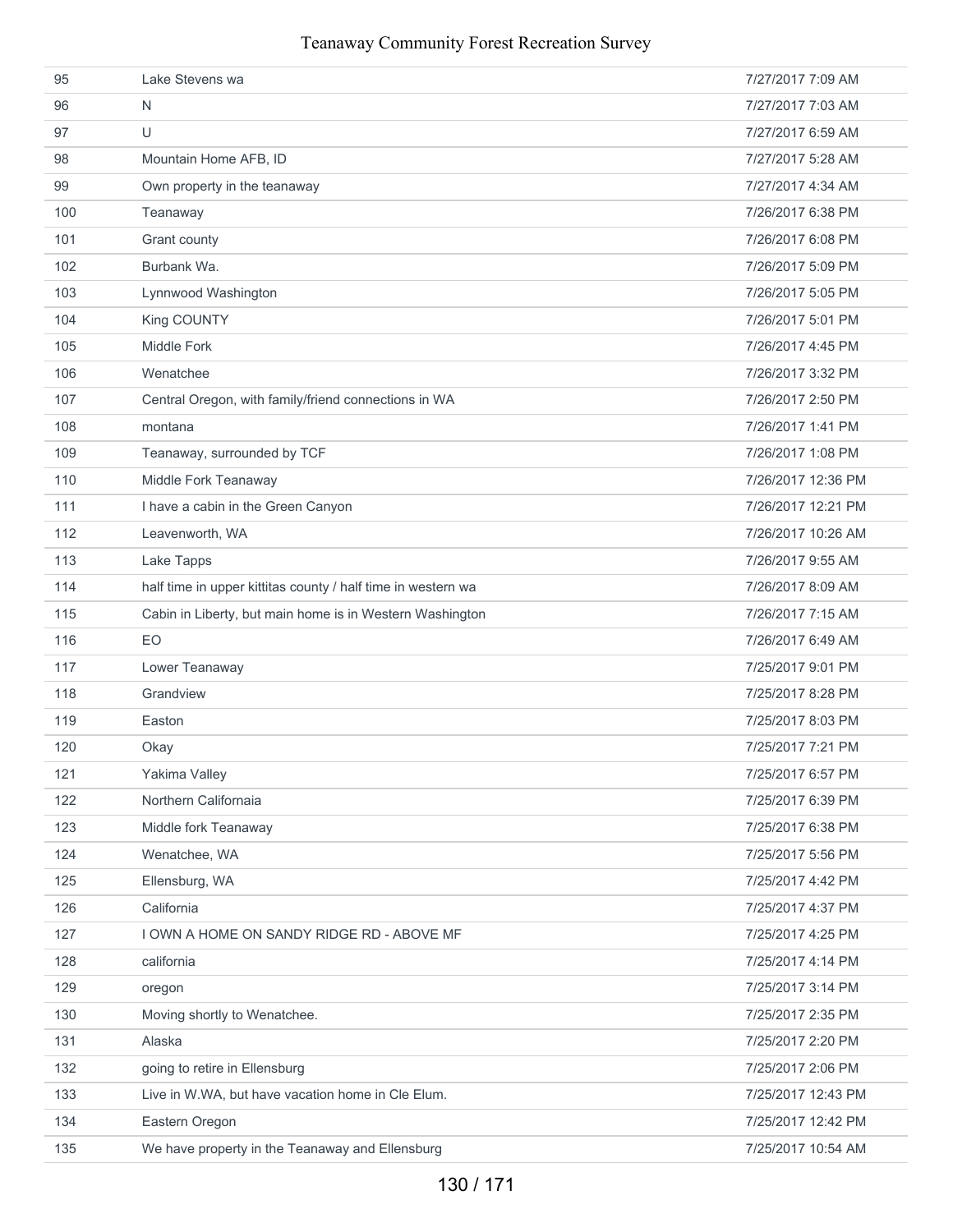| | | |
|---|---|---|
| 95 | Lake Stevens wa | 7/27/2017 7:09 AM |
| 96 | N | 7/27/2017 7:03 AM |
| 97 | U | 7/27/2017 6:59 AM |
| 98 | Mountain Home AFB, ID | 7/27/2017 5:28 AM |
| 99 | Own property in the teanaway | 7/27/2017 4:34 AM |
| 100 | Teanaway | 7/26/2017 6:38 PM |
| 101 | Grant county | 7/26/2017 6:08 PM |
| 102 | Burbank Wa. | 7/26/2017 5:09 PM |
| 103 | Lynnwood Washington | 7/26/2017 5:05 PM |
| 104 | King COUNTY | 7/26/2017 5:01 PM |
| 105 | Middle Fork | 7/26/2017 4:45 PM |
| 106 | Wenatchee | 7/26/2017 3:32 PM |
| 107 | Central Oregon, with family/friend connections in WA | 7/26/2017 2:50 PM |
| 108 | montana | 7/26/2017 1:41 PM |
| 109 | Teanaway, surrounded by TCF | 7/26/2017 1:08 PM |
| 110 | Middle Fork Teanaway | 7/26/2017 12:36 PM |
| 111 | I have a cabin in the Green Canyon | 7/26/2017 12:21 PM |
| 112 | Leavenworth, WA | 7/26/2017 10:26 AM |
| 113 | Lake Tapps | 7/26/2017 9:55 AM |
| 114 | half time in upper kittitas county / half time in western wa | 7/26/2017 8:09 AM |
| 115 | Cabin in Liberty, but main home is in Western Washington | 7/26/2017 7:15 AM |
| 116 | EO | 7/26/2017 6:49 AM |
| 117 | Lower Teanaway | 7/25/2017 9:01 PM |
| 118 | Grandview | 7/25/2017 8:28 PM |
| 119 | Easton | 7/25/2017 8:03 PM |
| 120 | Okay | 7/25/2017 7:21 PM |
| 121 | Yakima Valley | 7/25/2017 6:57 PM |
| 122 | Northern Californaia | 7/25/2017 6:39 PM |
| 123 | Middle fork Teanaway | 7/25/2017 6:38 PM |
| 124 | Wenatchee, WA | 7/25/2017 5:56 PM |
| 125 | Ellensburg, WA | 7/25/2017 4:42 PM |
| 126 | California | 7/25/2017 4:37 PM |
| 127 | I OWN A HOME ON SANDY RIDGE RD - ABOVE MF | 7/25/2017 4:25 PM |
| 128 | california | 7/25/2017 4:14 PM |
| 129 | oregon | 7/25/2017 3:14 PM |
| 130 | Moving shortly to Wenatchee. | 7/25/2017 2:35 PM |
| 131 | Alaska | 7/25/2017 2:20 PM |
| 132 | going to retire in Ellensburg | 7/25/2017 2:06 PM |
| 133 | Live in W.WA, but have vacation home in Cle Elum. | 7/25/2017 12:43 PM |
| 134 | Eastern Oregon | 7/25/2017 12:42 PM |
| 135 | We have property in the Teanaway and Ellensburg | 7/25/2017 10:54 AM |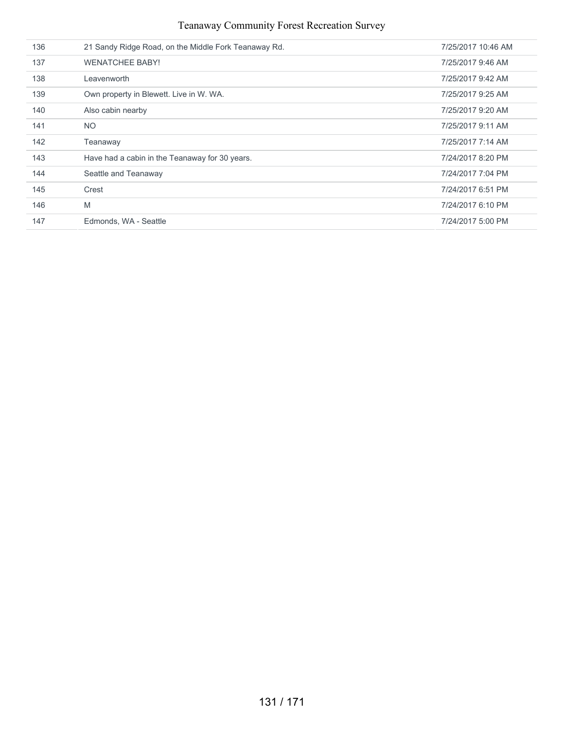| | | |
|---|---|---|
| 136 | 21 Sandy Ridge Road, on the Middle Fork Teanaway Rd. | 7/25/2017 10:46 AM |
| 137 | WENATCHEE BABY! | 7/25/2017 9:46 AM |
| 138 | Leavenworth | 7/25/2017 9:42 AM |
| 139 | Own property in Blewett. Live in W. WA. | 7/25/2017 9:25 AM |
| 140 | Also cabin nearby | 7/25/2017 9:20 AM |
| 141 | NO | 7/25/2017 9:11 AM |
| 142 | Teanaway | 7/25/2017 7:14 AM |
| 143 | Have had a cabin in the Teanaway for 30 years. | 7/24/2017 8:20 PM |
| 144 | Seattle and Teanaway | 7/24/2017 7:04 PM |
| 145 | Crest | 7/24/2017 6:51 PM |
| 146 | M | 7/24/2017 6:10 PM |
| 147 | Edmonds, WA - Seattle | 7/24/2017 5:00 PM |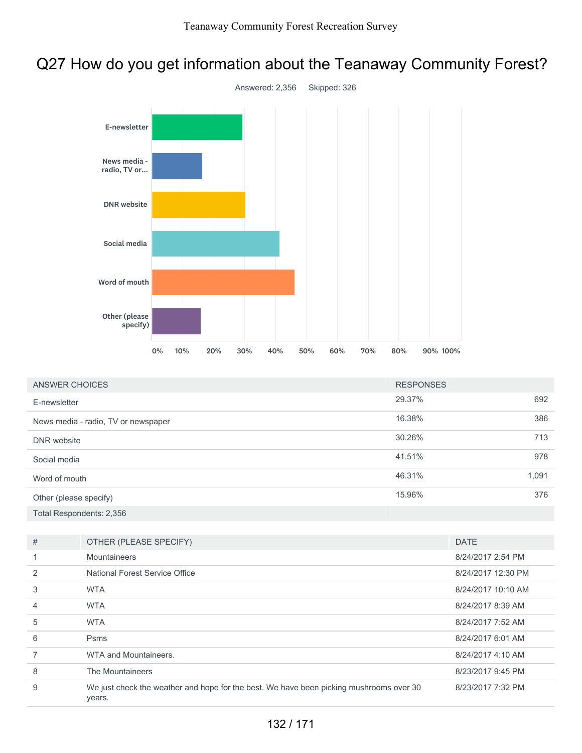## Q27 How do you get information about the Teanaway Community Forest?

Answered: 2,356 Skipped: 326

| ANSWER CHOICES | RESPONSES | |
|---|---|---|
| E-newsletter | 29.37% | 692 |
| News media - radio, TV or newspaper | 16.38% | 386 |
| DNR website | 30.26% | 713 |
| Social media | 41.51% | 978 |
| Word of mouth | 46.31% | 1,091 |
| Other (please specify) | 15.96% | 376 |
| Total Respondents: 2,356 | | |

| # | OTHER (PLEASE SPECIFY) | DATE |
|---|---|---|
| 1 | Mountaineers | 8/24/2017 2:54 PM |
| 2 | National Forest Service Office | 8/24/2017 12:30 PM |
| 3 | WTA | 8/24/2017 10:10 AM |
| 4 | WTA | 8/24/2017 8:39 AM |
| 5 | WTA | 8/24/2017 7:52 AM |
| 6 | Psms | 8/24/2017 6:01 AM |
| 7 | WTA and Mountaineers. | 8/24/2017 4:10 AM |
| 8 | The Mountaineers | 8/23/2017 9:45 PM |
| 9 | We just check the weather and hope for the best. We have been picking mushrooms over 30 years. | 8/23/2017 7:32 PM |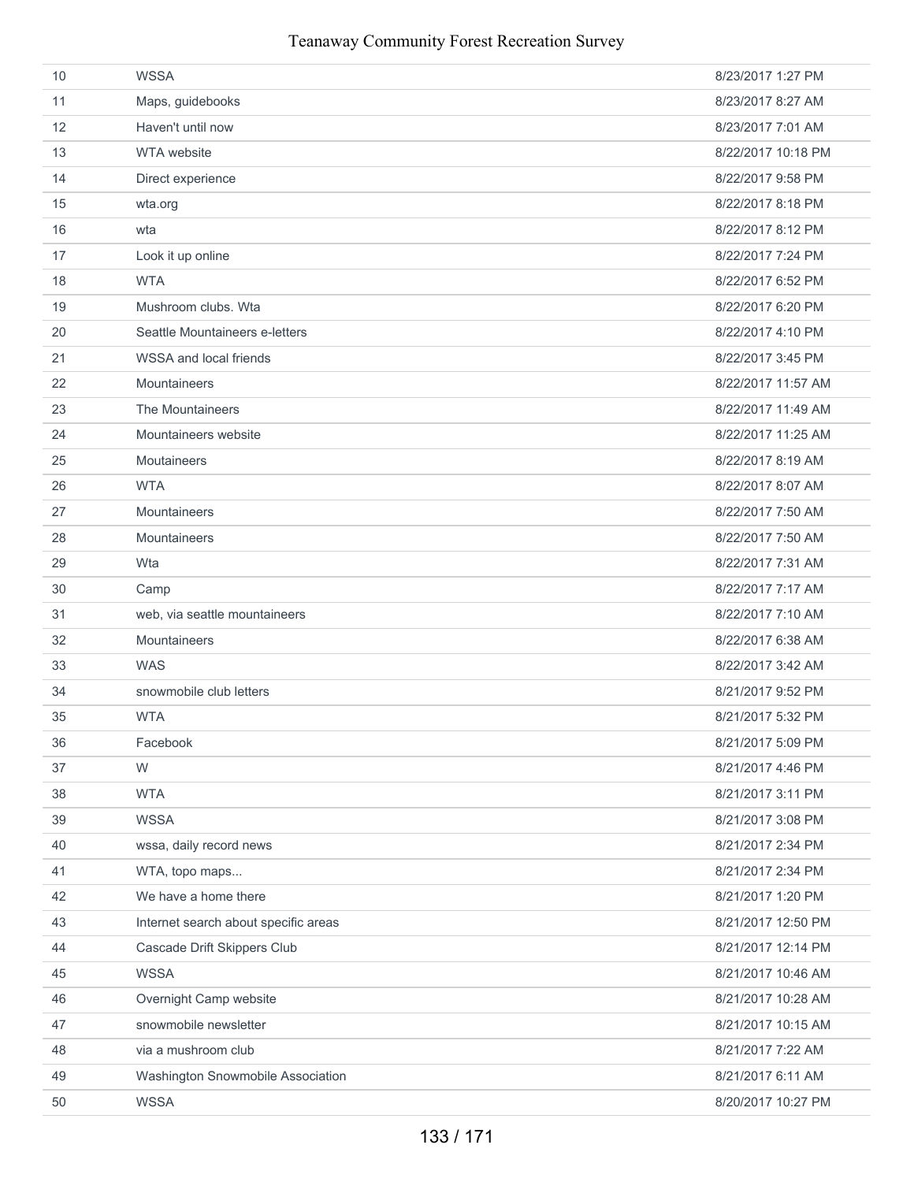| | | |
|---|---|---|
| 10 | WSSA | 8/23/2017 1:27 PM |
| 11 | Maps, guidebooks | 8/23/2017 8:27 AM |
| 12 | Haven't until now | 8/23/2017 7:01 AM |
| 13 | WTA website | 8/22/2017 10:18 PM |
| 14 | Direct experience | 8/22/2017 9:58 PM |
| 15 | wta.org | 8/22/2017 8:18 PM |
| 16 | wta | 8/22/2017 8:12 PM |
| 17 | Look it up online | 8/22/2017 7:24 PM |
| 18 | WTA | 8/22/2017 6:52 PM |
| 19 | Mushroom clubs. Wta | 8/22/2017 6:20 PM |
| 20 | Seattle Mountaineers e-letters | 8/22/2017 4:10 PM |
| 21 | WSSA and local friends | 8/22/2017 3:45 PM |
| 22 | Mountaineers | 8/22/2017 11:57 AM |
| 23 | The Mountaineers | 8/22/2017 11:49 AM |
| 24 | Mountaineers website | 8/22/2017 11:25 AM |
| 25 | Moutaineers | 8/22/2017 8:19 AM |
| 26 | WTA | 8/22/2017 8:07 AM |
| 27 | Mountaineers | 8/22/2017 7:50 AM |
| 28 | Mountaineers | 8/22/2017 7:50 AM |
| 29 | Wta | 8/22/2017 7:31 AM |
| 30 | Camp | 8/22/2017 7:17 AM |
| 31 | web, via seattle mountaineers | 8/22/2017 7:10 AM |
| 32 | Mountaineers | 8/22/2017 6:38 AM |
| 33 | WAS | 8/22/2017 3:42 AM |
| 34 | snowmobile club letters | 8/21/2017 9:52 PM |
| 35 | WTA | 8/21/2017 5:32 PM |
| 36 | Facebook | 8/21/2017 5:09 PM |
| 37 | W | 8/21/2017 4:46 PM |
| 38 | WTA | 8/21/2017 3:11 PM |
| 39 | WSSA | 8/21/2017 3:08 PM |
| 40 | wssa, daily record news | 8/21/2017 2:34 PM |
| 41 | WTA, topo maps... | 8/21/2017 2:34 PM |
| 42 | We have a home there | 8/21/2017 1:20 PM |
| 43 | Internet search about specific areas | 8/21/2017 12:50 PM |
| 44 | Cascade Drift Skippers Club | 8/21/2017 12:14 PM |
| 45 | WSSA | 8/21/2017 10:46 AM |
| 46 | Overnight Camp website | 8/21/2017 10:28 AM |
| 47 | snowmobile newsletter | 8/21/2017 10:15 AM |
| 48 | via a mushroom club | 8/21/2017 7:22 AM |
| 49 | Washington Snowmobile Association | 8/21/2017 6:11 AM |
| 50 | WSSA | 8/20/2017 10:27 PM |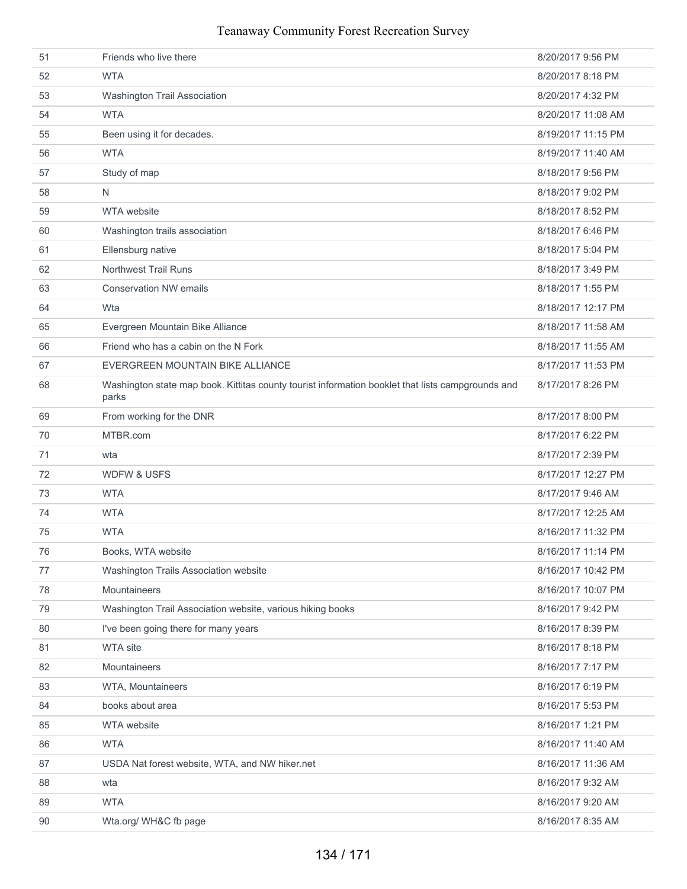| | | |
|---|---|---|
| 51 | Friends who live there | 8/20/2017 9:56 PM |
| 52 | WTA | 8/20/2017 8:18 PM |
| 53 | Washington Trail Association | 8/20/2017 4:32 PM |
| 54 | WTA | 8/20/2017 11:08 AM |
| 55 | Been using it for decades. | 8/19/2017 11:15 PM |
| 56 | WTA | 8/19/2017 11:40 AM |
| 57 | Study of map | 8/18/2017 9:56 PM |
| 58 | N | 8/18/2017 9:02 PM |
| 59 | WTA website | 8/18/2017 8:52 PM |
| 60 | Washington trails association | 8/18/2017 6:46 PM |
| 61 | Ellensburg native | 8/18/2017 5:04 PM |
| 62 | Northwest Trail Runs | 8/18/2017 3:49 PM |
| 63 | Conservation NW emails | 8/18/2017 1:55 PM |
| 64 | Wta | 8/18/2017 12:17 PM |
| 65 | Evergreen Mountain Bike Alliance | 8/18/2017 11:58 AM |
| 66 | Friend who has a cabin on the N Fork | 8/18/2017 11:55 AM |
| 67 | EVERGREEN MOUNTAIN BIKE ALLIANCE | 8/17/2017 11:53 PM |
| 68 | Washington state map book. Kittitas county tourist information booklet that lists campgrounds and parks | 8/17/2017 8:26 PM |
| 69 | From working for the DNR | 8/17/2017 8:00 PM |
| 70 | MTBR.com | 8/17/2017 6:22 PM |
| 71 | wta | 8/17/2017 2:39 PM |
| 72 | WDFW & USFS | 8/17/2017 12:27 PM |
| 73 | WTA | 8/17/2017 9:46 AM |
| 74 | WTA | 8/17/2017 12:25 AM |
| 75 | WTA | 8/16/2017 11:32 PM |
| 76 | Books, WTA website | 8/16/2017 11:14 PM |
| 77 | Washington Trails Association website | 8/16/2017 10:42 PM |
| 78 | Mountaineers | 8/16/2017 10:07 PM |
| 79 | Washington Trail Association website, various hiking books | 8/16/2017 9:42 PM |
| 80 | I've been going there for many years | 8/16/2017 8:39 PM |
| 81 | WTA site | 8/16/2017 8:18 PM |
| 82 | Mountaineers | 8/16/2017 7:17 PM |
| 83 | WTA, Mountaineers | 8/16/2017 6:19 PM |
| 84 | books about area | 8/16/2017 5:53 PM |
| 85 | WTA website | 8/16/2017 1:21 PM |
| 86 | WTA | 8/16/2017 11:40 AM |
| 87 | USDA Nat forest website, WTA, and NW hiker.net | 8/16/2017 11:36 AM |
| 88 | wta | 8/16/2017 9:32 AM |
| 89 | WTA | 8/16/2017 9:20 AM |
| 90 | Wta.org/ WH&C fb page | 8/16/2017 8:35 AM |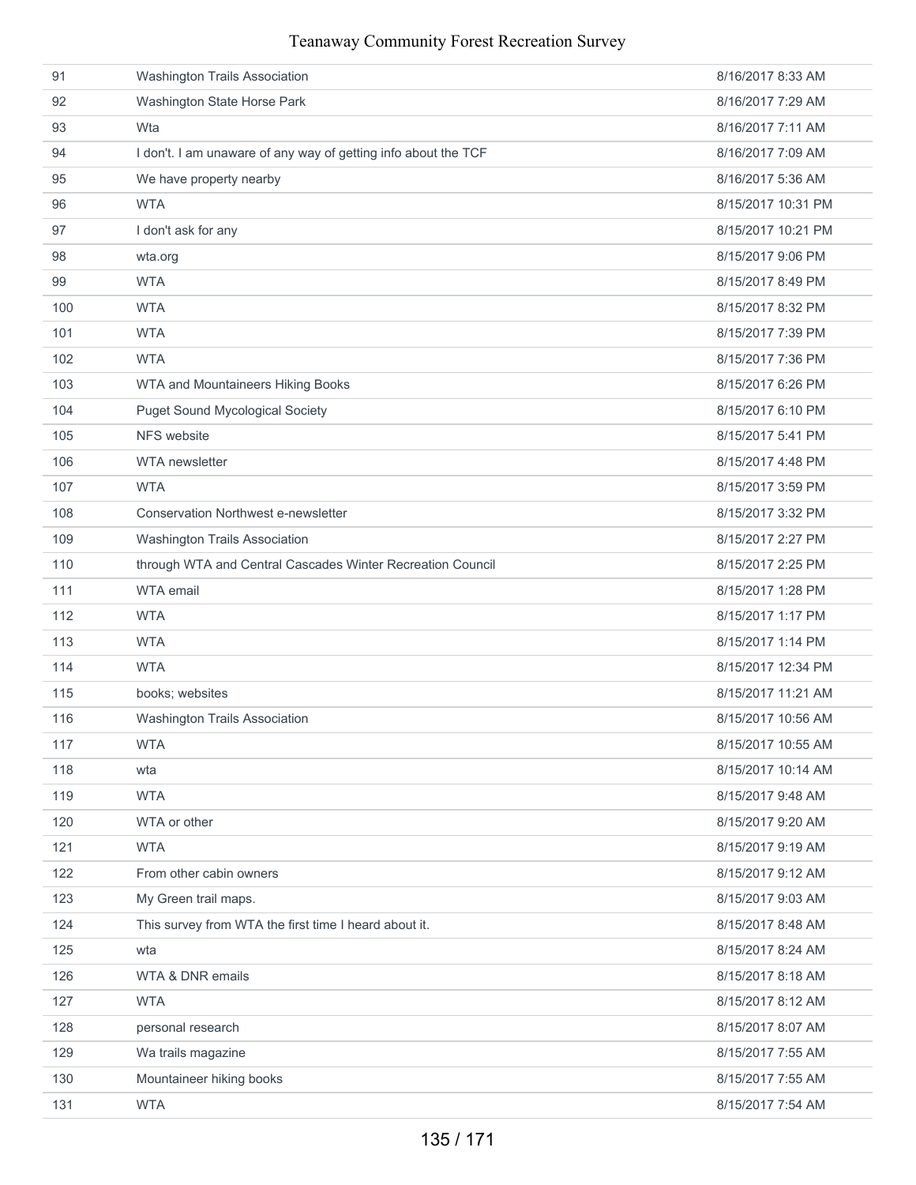| | | |
|---|---|---|
| 91 | Washington Trails Association | 8/16/2017 8:33 AM |
| 92 | Washington State Horse Park | 8/16/2017 7:29 AM |
| 93 | Wta | 8/16/2017 7:11 AM |
| 94 | I don't. I am unaware of any way of getting info about the TCF | 8/16/2017 7:09 AM |
| 95 | We have property nearby | 8/16/2017 5:36 AM |
| 96 | WTA | 8/15/2017 10:31 PM |
| 97 | I don't ask for any | 8/15/2017 10:21 PM |
| 98 | wta.org | 8/15/2017 9:06 PM |
| 99 | WTA | 8/15/2017 8:49 PM |
| 100 | WTA | 8/15/2017 8:32 PM |
| 101 | WTA | 8/15/2017 7:39 PM |
| 102 | WTA | 8/15/2017 7:36 PM |
| 103 | WTA and Mountaineers Hiking Books | 8/15/2017 6:26 PM |
| 104 | Puget Sound Mycological Society | 8/15/2017 6:10 PM |
| 105 | NFS website | 8/15/2017 5:41 PM |
| 106 | WTA newsletter | 8/15/2017 4:48 PM |
| 107 | WTA | 8/15/2017 3:59 PM |
| 108 | Conservation Northwest e-newsletter | 8/15/2017 3:32 PM |
| 109 | Washington Trails Association | 8/15/2017 2:27 PM |
| 110 | through WTA and Central Cascades Winter Recreation Council | 8/15/2017 2:25 PM |
| 111 | WTA email | 8/15/2017 1:28 PM |
| 112 | WTA | 8/15/2017 1:17 PM |
| 113 | WTA | 8/15/2017 1:14 PM |
| 114 | WTA | 8/15/2017 12:34 PM |
| 115 | books; websites | 8/15/2017 11:21 AM |
| 116 | Washington Trails Association | 8/15/2017 10:56 AM |
| 117 | WTA | 8/15/2017 10:55 AM |
| 118 | wta | 8/15/2017 10:14 AM |
| 119 | WTA | 8/15/2017 9:48 AM |
| 120 | WTA or other | 8/15/2017 9:20 AM |
| 121 | WTA | 8/15/2017 9:19 AM |
| 122 | From other cabin owners | 8/15/2017 9:12 AM |
| 123 | My Green trail maps. | 8/15/2017 9:03 AM |
| 124 | This survey from WTA the first time I heard about it. | 8/15/2017 8:48 AM |
| 125 | wta | 8/15/2017 8:24 AM |
| 126 | WTA & DNR emails | 8/15/2017 8:18 AM |
| 127 | WTA | 8/15/2017 8:12 AM |
| 128 | personal research | 8/15/2017 8:07 AM |
| 129 | Wa trails magazine | 8/15/2017 7:55 AM |
| 130 | Mountaineer hiking books | 8/15/2017 7:55 AM |
| 131 | WTA | 8/15/2017 7:54 AM |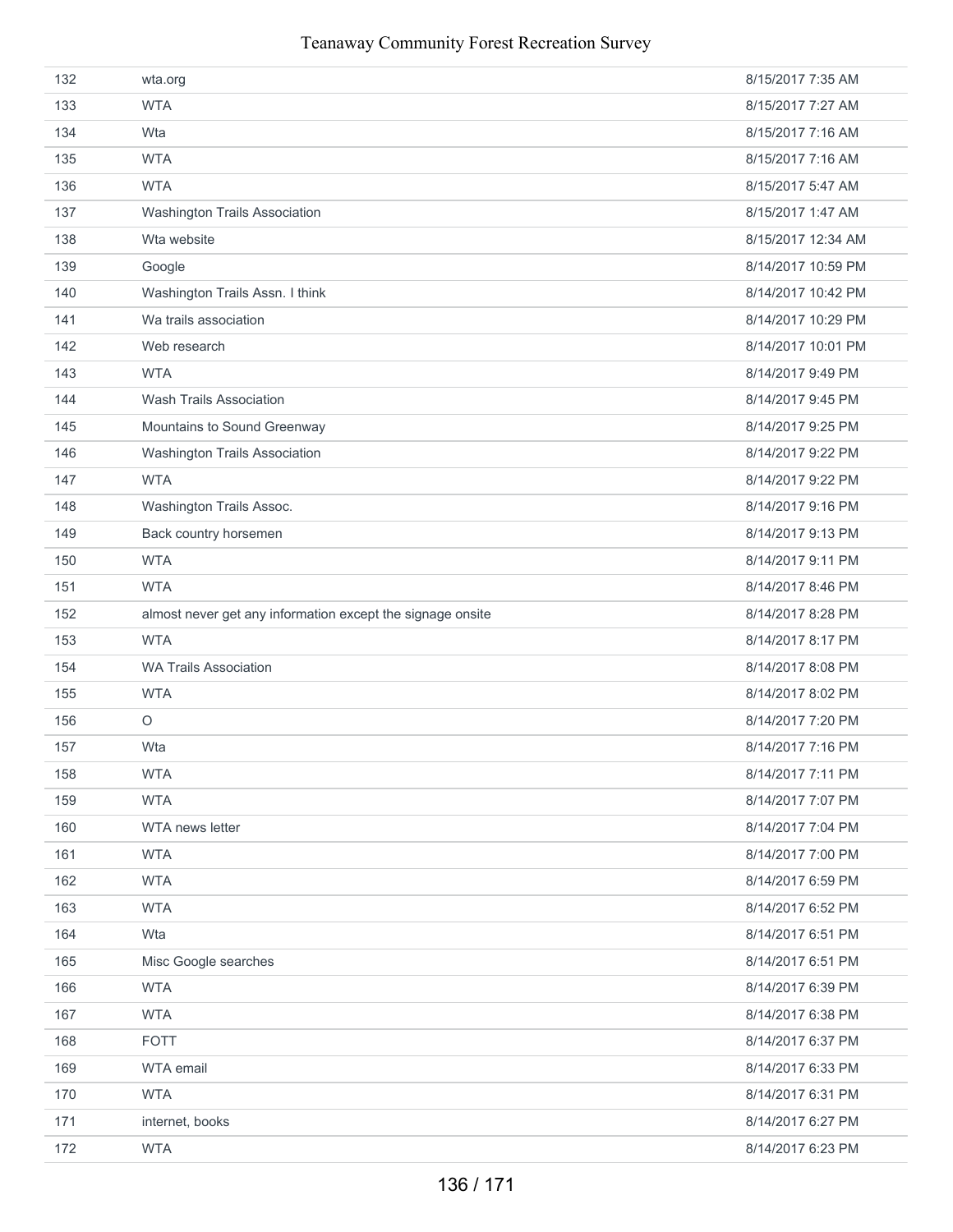| | | |
|---|---|---|
| 132 | wta.org | 8/15/2017 7:35 AM |
| 133 | WTA | 8/15/2017 7:27 AM |
| 134 | Wta | 8/15/2017 7:16 AM |
| 135 | WTA | 8/15/2017 7:16 AM |
| 136 | WTA | 8/15/2017 5:47 AM |
| 137 | Washington Trails Association | 8/15/2017 1:47 AM |
| 138 | Wta website | 8/15/2017 12:34 AM |
| 139 | Google | 8/14/2017 10:59 PM |
| 140 | Washington Trails Assn. I think | 8/14/2017 10:42 PM |
| 141 | Wa trails association | 8/14/2017 10:29 PM |
| 142 | Web research | 8/14/2017 10:01 PM |
| 143 | WTA | 8/14/2017 9:49 PM |
| 144 | Wash Trails Association | 8/14/2017 9:45 PM |
| 145 | Mountains to Sound Greenway | 8/14/2017 9:25 PM |
| 146 | Washington Trails Association | 8/14/2017 9:22 PM |
| 147 | WTA | 8/14/2017 9:22 PM |
| 148 | Washington Trails Assoc. | 8/14/2017 9:16 PM |
| 149 | Back country horsemen | 8/14/2017 9:13 PM |
| 150 | WTA | 8/14/2017 9:11 PM |
| 151 | WTA | 8/14/2017 8:46 PM |
| 152 | almost never get any information except the signage onsite | 8/14/2017 8:28 PM |
| 153 | WTA | 8/14/2017 8:17 PM |
| 154 | WA Trails Association | 8/14/2017 8:08 PM |
| 155 | WTA | 8/14/2017 8:02 PM |
| 156 | O | 8/14/2017 7:20 PM |
| 157 | Wta | 8/14/2017 7:16 PM |
| 158 | WTA | 8/14/2017 7:11 PM |
| 159 | WTA | 8/14/2017 7:07 PM |
| 160 | WTA news letter | 8/14/2017 7:04 PM |
| 161 | WTA | 8/14/2017 7:00 PM |
| 162 | WTA | 8/14/2017 6:59 PM |
| 163 | WTA | 8/14/2017 6:52 PM |
| 164 | Wta | 8/14/2017 6:51 PM |
| 165 | Misc Google searches | 8/14/2017 6:51 PM |
| 166 | WTA | 8/14/2017 6:39 PM |
| 167 | WTA | 8/14/2017 6:38 PM |
| 168 | FOTT | 8/14/2017 6:37 PM |
| 169 | WTA email | 8/14/2017 6:33 PM |
| 170 | WTA | 8/14/2017 6:31 PM |
| 171 | internet, books | 8/14/2017 6:27 PM |
| 172 | WTA | 8/14/2017 6:23 PM |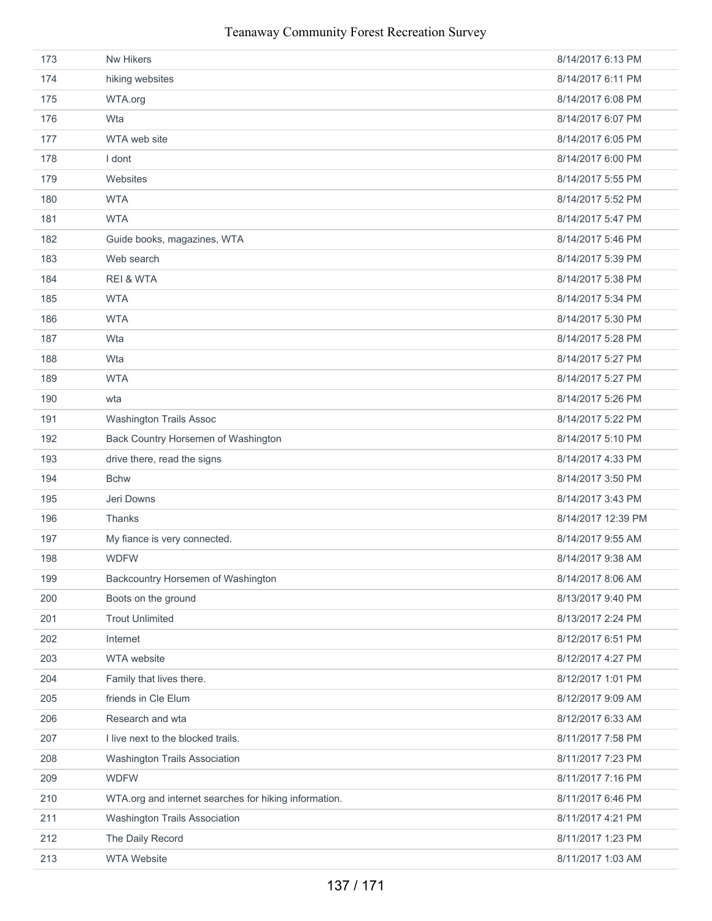| | | |
|---|---|---|
| 173 | Nw Hikers | 8/14/2017 6:13 PM |
| 174 | hiking websites | 8/14/2017 6:11 PM |
| 175 | WTA.org | 8/14/2017 6:08 PM |
| 176 | Wta | 8/14/2017 6:07 PM |
| 177 | WTA web site | 8/14/2017 6:05 PM |
| 178 | I dont | 8/14/2017 6:00 PM |
| 179 | Websites | 8/14/2017 5:55 PM |
| 180 | WTA | 8/14/2017 5:52 PM |
| 181 | WTA | 8/14/2017 5:47 PM |
| 182 | Guide books, magazines, WTA | 8/14/2017 5:46 PM |
| 183 | Web search | 8/14/2017 5:39 PM |
| 184 | REI & WTA | 8/14/2017 5:38 PM |
| 185 | WTA | 8/14/2017 5:34 PM |
| 186 | WTA | 8/14/2017 5:30 PM |
| 187 | Wta | 8/14/2017 5:28 PM |
| 188 | Wta | 8/14/2017 5:27 PM |
| 189 | WTA | 8/14/2017 5:27 PM |
| 190 | wta | 8/14/2017 5:26 PM |
| 191 | Washington Trails Assoc | 8/14/2017 5:22 PM |
| 192 | Back Country Horsemen of Washington | 8/14/2017 5:10 PM |
| 193 | drive there, read the signs | 8/14/2017 4:33 PM |
| 194 | Bchw | 8/14/2017 3:50 PM |
| 195 | Jeri Downs | 8/14/2017 3:43 PM |
| 196 | Thanks | 8/14/2017 12:39 PM |
| 197 | My fiance is very connected. | 8/14/2017 9:55 AM |
| 198 | WDFW | 8/14/2017 9:38 AM |
| 199 | Backcountry Horsemen of Washington | 8/14/2017 8:06 AM |
| 200 | Boots on the ground | 8/13/2017 9:40 PM |
| 201 | Trout Unlimited | 8/13/2017 2:24 PM |
| 202 | Internet | 8/12/2017 6:51 PM |
| 203 | WTA website | 8/12/2017 4:27 PM |
| 204 | Family that lives there. | 8/12/2017 1:01 PM |
| 205 | friends in Cle Elum | 8/12/2017 9:09 AM |
| 206 | Research and wta | 8/12/2017 6:33 AM |
| 207 | I live next to the blocked trails. | 8/11/2017 7:58 PM |
| 208 | Washington Trails Association | 8/11/2017 7:23 PM |
| 209 | WDFW | 8/11/2017 7:16 PM |
| 210 | WTA.org and internet searches for hiking information. | 8/11/2017 6:46 PM |
| 211 | Washington Trails Association | 8/11/2017 4:21 PM |
| 212 | The Daily Record | 8/11/2017 1:23 PM |
| 213 | WTA Website | 8/11/2017 1:03 AM |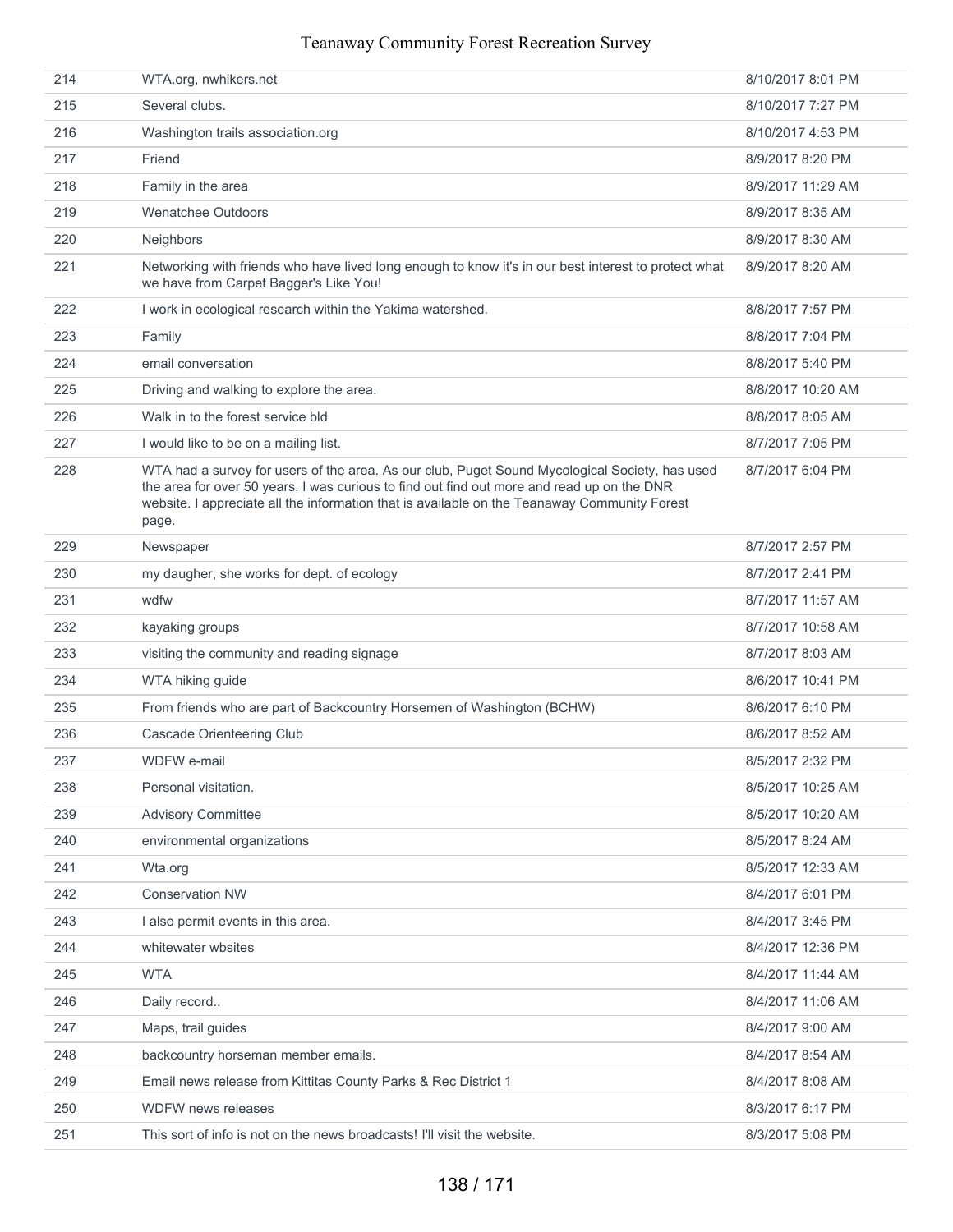| | | |
|---|---|---|
| 214 | WTA.org, nwhikers.net | 8/10/2017 8:01 PM |
| 215 | Several clubs. | 8/10/2017 7:27 PM |
| 216 | Washington trails association.org | 8/10/2017 4:53 PM |
| 217 | Friend | 8/9/2017 8:20 PM |
| 218 | Family in the area | 8/9/2017 11:29 AM |
| 219 | Wenatchee Outdoors | 8/9/2017 8:35 AM |
| 220 | Neighbors | 8/9/2017 8:30 AM |
| 221 | Networking with friends who have lived long enough to know it's in our best interest to protect what we have from Carpet Bagger's Like You! | 8/9/2017 8:20 AM |
| 222 | I work in ecological research within the Yakima watershed. | 8/8/2017 7:57 PM |
| 223 | Family | 8/8/2017 7:04 PM |
| 224 | email conversation | 8/8/2017 5:40 PM |
| 225 | Driving and walking to explore the area. | 8/8/2017 10:20 AM |
| 226 | Walk in to the forest service bld | 8/8/2017 8:05 AM |
| 227 | I would like to be on a mailing list. | 8/7/2017 7:05 PM |
| 228 | WTA had a survey for users of the area. As our club, Puget Sound Mycological Society, has used the area for over 50 years. I was curious to find out find out more and read up on the DNR website. I appreciate all the information that is available on the Teanaway Community Forest page. | 8/7/2017 6:04 PM |
| 229 | Newspaper | 8/7/2017 2:57 PM |
| 230 | my daugher, she works for dept. of ecology | 8/7/2017 2:41 PM |
| 231 | wdfw | 8/7/2017 11:57 AM |
| 232 | kayaking groups | 8/7/2017 10:58 AM |
| 233 | visiting the community and reading signage | 8/7/2017 8:03 AM |
| 234 | WTA hiking guide | 8/6/2017 10:41 PM |
| 235 | From friends who are part of Backcountry Horsemen of Washington (BCHW) | 8/6/2017 6:10 PM |
| 236 | Cascade Orienteering Club | 8/6/2017 8:52 AM |
| 237 | WDFW e-mail | 8/5/2017 2:32 PM |
| 238 | Personal visitation. | 8/5/2017 10:25 AM |
| 239 | Advisory Committee | 8/5/2017 10:20 AM |
| 240 | environmental organizations | 8/5/2017 8:24 AM |
| 241 | Wta.org | 8/5/2017 12:33 AM |
| 242 | Conservation NW | 8/4/2017 6:01 PM |
| 243 | I also permit events in this area. | 8/4/2017 3:45 PM |
| 244 | whitewater wbsites | 8/4/2017 12:36 PM |
| 245 | WTA | 8/4/2017 11:44 AM |
| 246 | Daily record.. | 8/4/2017 11:06 AM |
| 247 | Maps, trail guides | 8/4/2017 9:00 AM |
| 248 | backcountry horseman member emails. | 8/4/2017 8:54 AM |
| 249 | Email news release from Kittitas County Parks & Rec District 1 | 8/4/2017 8:08 AM |
| 250 | WDFW news releases | 8/3/2017 6:17 PM |
| 251 | This sort of info is not on the news broadcasts! I'll visit the website. | 8/3/2017 5:08 PM |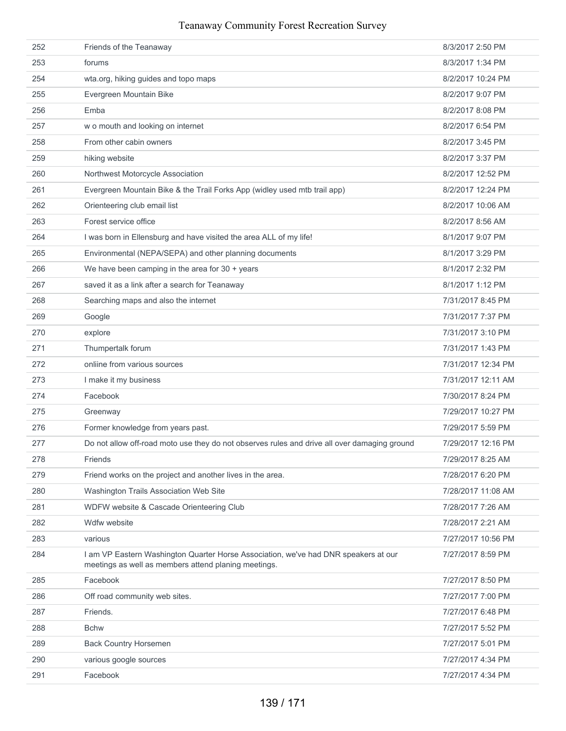| | | |
|---|---|---|
| 252 | Friends of the Teanaway | 8/3/2017 2:50 PM |
| 253 | forums | 8/3/2017 1:34 PM |
| 254 | wta.org, hiking guides and topo maps | 8/2/2017 10:24 PM |
| 255 | Evergreen Mountain Bike | 8/2/2017 9:07 PM |
| 256 | Emba | 8/2/2017 8:08 PM |
| 257 | w o mouth and looking on internet | 8/2/2017 6:54 PM |
| 258 | From other cabin owners | 8/2/2017 3:45 PM |
| 259 | hiking website | 8/2/2017 3:37 PM |
| 260 | Northwest Motorcycle Association | 8/2/2017 12:52 PM |
| 261 | Evergreen Mountain Bike & the Trail Forks App (widley used mtb trail app) | 8/2/2017 12:24 PM |
| 262 | Orienteering club email list | 8/2/2017 10:06 AM |
| 263 | Forest service office | 8/2/2017 8:56 AM |
| 264 | I was born in Ellensburg and have visited the area ALL of my life! | 8/1/2017 9:07 PM |
| 265 | Environmental (NEPA/SEPA) and other planning documents | 8/1/2017 3:29 PM |
| 266 | We have been camping in the area for 30 + years | 8/1/2017 2:32 PM |
| 267 | saved it as a link after a search for Teanaway | 8/1/2017 1:12 PM |
| 268 | Searching maps and also the internet | 7/31/2017 8:45 PM |
| 269 | Google | 7/31/2017 7:37 PM |
| 270 | explore | 7/31/2017 3:10 PM |
| 271 | Thumpertalk forum | 7/31/2017 1:43 PM |
| 272 | onliine from various sources | 7/31/2017 12:34 PM |
| 273 | I make it my business | 7/31/2017 12:11 AM |
| 274 | Facebook | 7/30/2017 8:24 PM |
| 275 | Greenway | 7/29/2017 10:27 PM |
| 276 | Former knowledge from years past. | 7/29/2017 5:59 PM |
| 277 | Do not allow off-road moto use they do not observes rules and drive all over damaging ground | 7/29/2017 12:16 PM |
| 278 | Friends | 7/29/2017 8:25 AM |
| 279 | Friend works on the project and another lives in the area. | 7/28/2017 6:20 PM |
| 280 | Washington Trails Association Web Site | 7/28/2017 11:08 AM |
| 281 | WDFW website & Cascade Orienteering Club | 7/28/2017 7:26 AM |
| 282 | Wdfw website | 7/28/2017 2:21 AM |
| 283 | various | 7/27/2017 10:56 PM |
| 284 | I am VP Eastern Washington Quarter Horse Association, we've had DNR speakers at our meetings as well as members attend planing meetings. | 7/27/2017 8:59 PM |
| 285 | Facebook | 7/27/2017 8:50 PM |
| 286 | Off road community web sites. | 7/27/2017 7:00 PM |
| 287 | Friends. | 7/27/2017 6:48 PM |
| 288 | Bchw | 7/27/2017 5:52 PM |
| 289 | Back Country Horsemen | 7/27/2017 5:01 PM |
| 290 | various google sources | 7/27/2017 4:34 PM |
| 291 | Facebook | 7/27/2017 4:34 PM |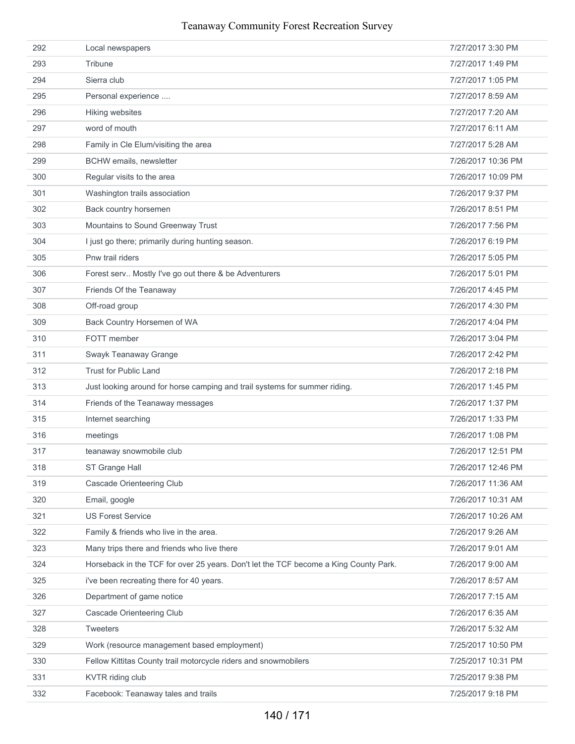| | | |
|---|---|---|
| 292 | Local newspapers | 7/27/2017 3:30 PM |
| 293 | Tribune | 7/27/2017 1:49 PM |
| 294 | Sierra club | 7/27/2017 1:05 PM |
| 295 | Personal experience .... | 7/27/2017 8:59 AM |
| 296 | Hiking websites | 7/27/2017 7:20 AM |
| 297 | word of mouth | 7/27/2017 6:11 AM |
| 298 | Family in Cle Elum/visiting the area | 7/27/2017 5:28 AM |
| 299 | BCHW emails, newsletter | 7/26/2017 10:36 PM |
| 300 | Regular visits to the area | 7/26/2017 10:09 PM |
| 301 | Washington trails association | 7/26/2017 9:37 PM |
| 302 | Back country horsemen | 7/26/2017 8:51 PM |
| 303 | Mountains to Sound Greenway Trust | 7/26/2017 7:56 PM |
| 304 | I just go there; primarily during hunting season. | 7/26/2017 6:19 PM |
| 305 | Pnw trail riders | 7/26/2017 5:05 PM |
| 306 | Forest serv.. Mostly I've go out there & be Adventurers | 7/26/2017 5:01 PM |
| 307 | Friends Of the Teanaway | 7/26/2017 4:45 PM |
| 308 | Off-road group | 7/26/2017 4:30 PM |
| 309 | Back Country Horsemen of WA | 7/26/2017 4:04 PM |
| 310 | FOTT member | 7/26/2017 3:04 PM |
| 311 | Swayk Teanaway Grange | 7/26/2017 2:42 PM |
| 312 | Trust for Public Land | 7/26/2017 2:18 PM |
| 313 | Just looking around for horse camping and trail systems for summer riding. | 7/26/2017 1:45 PM |
| 314 | Friends of the Teanaway messages | 7/26/2017 1:37 PM |
| 315 | Internet searching | 7/26/2017 1:33 PM |
| 316 | meetings | 7/26/2017 1:08 PM |
| 317 | teanaway snowmobile club | 7/26/2017 12:51 PM |
| 318 | ST Grange Hall | 7/26/2017 12:46 PM |
| 319 | Cascade Orienteering Club | 7/26/2017 11:36 AM |
| 320 | Email, google | 7/26/2017 10:31 AM |
| 321 | US Forest Service | 7/26/2017 10:26 AM |
| 322 | Family & friends who live in the area. | 7/26/2017 9:26 AM |
| 323 | Many trips there and friends who live there | 7/26/2017 9:01 AM |
| 324 | Horseback in the TCF for over 25 years. Don't let the TCF become a King County Park. | 7/26/2017 9:00 AM |
| 325 | i've been recreating there for 40 years. | 7/26/2017 8:57 AM |
| 326 | Department of game notice | 7/26/2017 7:15 AM |
| 327 | Cascade Orienteering Club | 7/26/2017 6:35 AM |
| 328 | Tweeters | 7/26/2017 5:32 AM |
| 329 | Work (resource management based employment) | 7/25/2017 10:50 PM |
| 330 | Fellow Kittitas County trail motorcycle riders and snowmobilers | 7/25/2017 10:31 PM |
| 331 | KVTR riding club | 7/25/2017 9:38 PM |
| 332 | Facebook: Teanaway tales and trails | 7/25/2017 9:18 PM |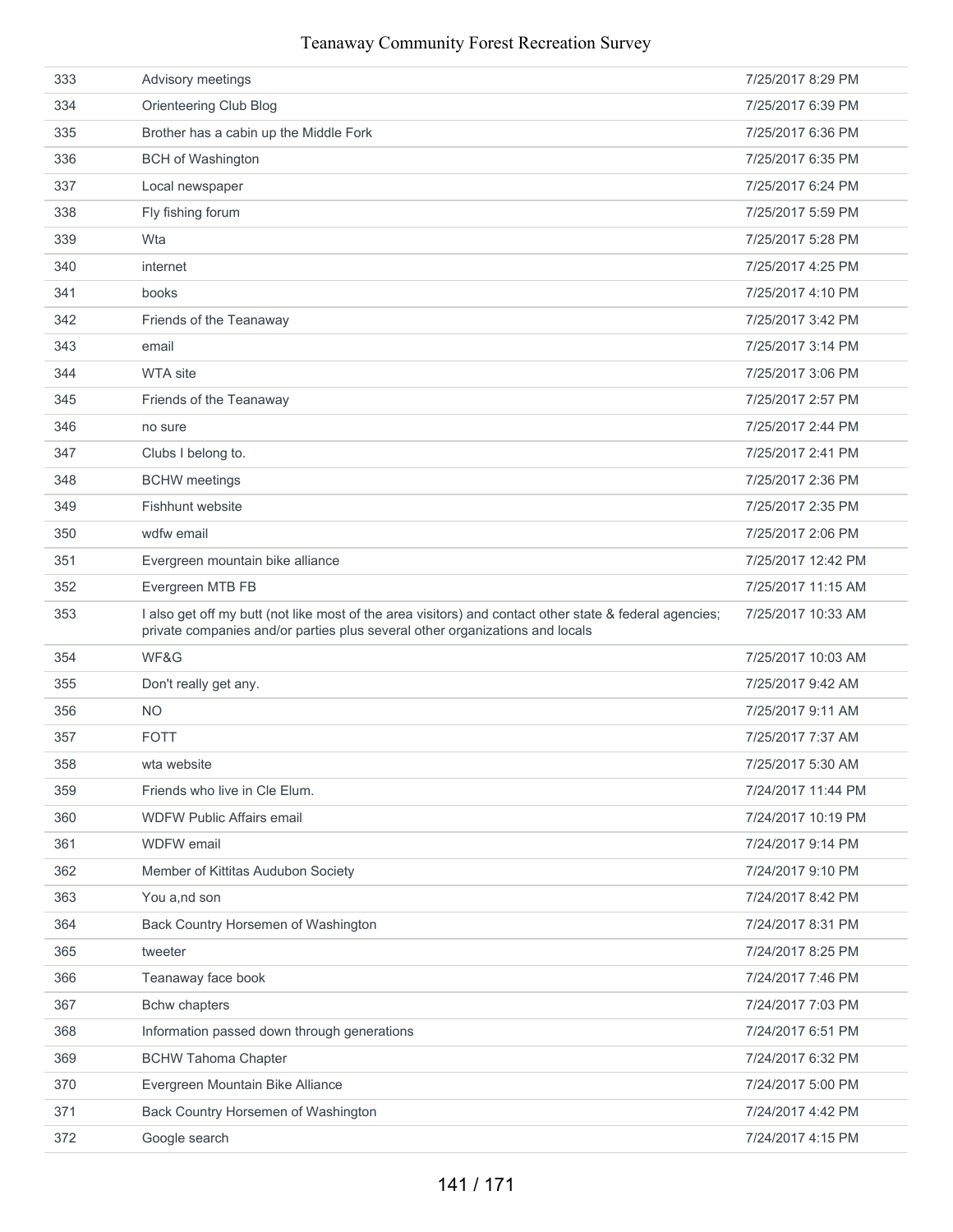| | | |
|---|---|---|
| 333 | Advisory meetings | 7/25/2017 8:29 PM |
| 334 | Orienteering Club Blog | 7/25/2017 6:39 PM |
| 335 | Brother has a cabin up the Middle Fork | 7/25/2017 6:36 PM |
| 336 | BCH of Washington | 7/25/2017 6:35 PM |
| 337 | Local newspaper | 7/25/2017 6:24 PM |
| 338 | Fly fishing forum | 7/25/2017 5:59 PM |
| 339 | Wta | 7/25/2017 5:28 PM |
| 340 | internet | 7/25/2017 4:25 PM |
| 341 | books | 7/25/2017 4:10 PM |
| 342 | Friends of the Teanaway | 7/25/2017 3:42 PM |
| 343 | email | 7/25/2017 3:14 PM |
| 344 | WTA site | 7/25/2017 3:06 PM |
| 345 | Friends of the Teanaway | 7/25/2017 2:57 PM |
| 346 | no sure | 7/25/2017 2:44 PM |
| 347 | Clubs I belong to. | 7/25/2017 2:41 PM |
| 348 | BCHW meetings | 7/25/2017 2:36 PM |
| 349 | Fishhunt website | 7/25/2017 2:35 PM |
| 350 | wdfw email | 7/25/2017 2:06 PM |
| 351 | Evergreen mountain bike alliance | 7/25/2017 12:42 PM |
| 352 | Evergreen MTB FB | 7/25/2017 11:15 AM |
| 353 | I also get off my butt (not like most of the area visitors) and contact other state & federal agencies; private companies and/or parties plus several other organizations and locals | 7/25/2017 10:33 AM |
| 354 | WF&G | 7/25/2017 10:03 AM |
| 355 | Don't really get any. | 7/25/2017 9:42 AM |
| 356 | NO | 7/25/2017 9:11 AM |
| 357 | FOTT | 7/25/2017 7:37 AM |
| 358 | wta website | 7/25/2017 5:30 AM |
| 359 | Friends who live in Cle Elum. | 7/24/2017 11:44 PM |
| 360 | WDFW Public Affairs email | 7/24/2017 10:19 PM |
| 361 | WDFW email | 7/24/2017 9:14 PM |
| 362 | Member of Kittitas Audubon Society | 7/24/2017 9:10 PM |
| 363 | You a,nd son | 7/24/2017 8:42 PM |
| 364 | Back Country Horsemen of Washington | 7/24/2017 8:31 PM |
| 365 | tweeter | 7/24/2017 8:25 PM |
| 366 | Teanaway face book | 7/24/2017 7:46 PM |
| 367 | Bchw chapters | 7/24/2017 7:03 PM |
| 368 | Information passed down through generations | 7/24/2017 6:51 PM |
| 369 | BCHW Tahoma Chapter | 7/24/2017 6:32 PM |
| 370 | Evergreen Mountain Bike Alliance | 7/24/2017 5:00 PM |
| 371 | Back Country Horsemen of Washington | 7/24/2017 4:42 PM |
| 372 | Google search | 7/24/2017 4:15 PM |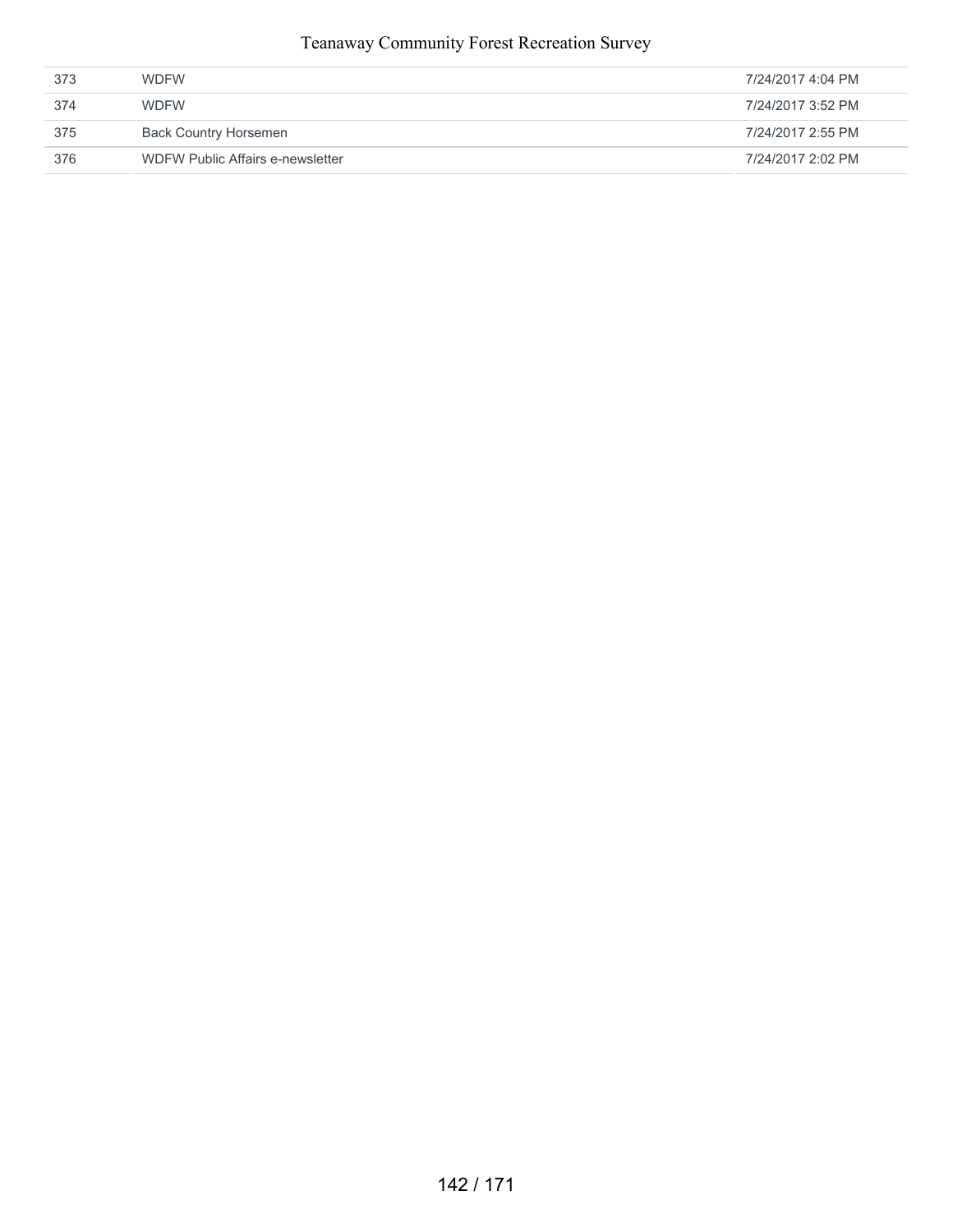| | | |
|---|---|---|
| 373 | WDFW | 7/24/2017 4:04 PM |
| 374 | WDFW | 7/24/2017 3:52 PM |
| 375 | Back Country Horsemen | 7/24/2017 2:55 PM |
| 376 | WDFW Public Affairs e-newsletter | 7/24/2017 2:02 PM |